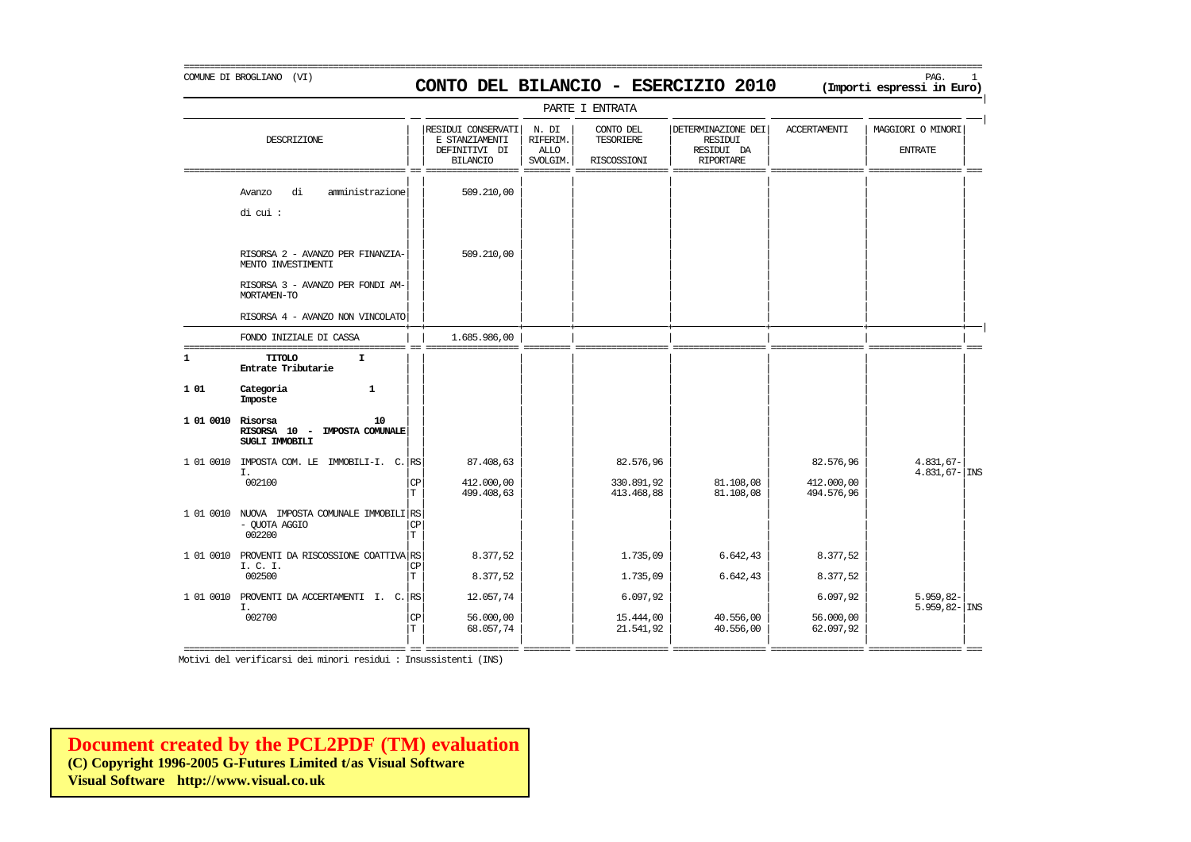COMUNE DI BROGLIANO (VI)

# CONTO DEL BILANCIO - ESERCIZIO 2010

**(Importi espressi in Euro)**

PARTE I ENTRATA

| | DESCRIZIONE | | RESIDUI CONSERVATI E STANZIAMENTI DEFINITIVI DI BILANCIO | N. DI RIFERIM. ALLO SVOLGIM. | CONTO DEL TESORIERE RISCOSSIONI | DETERMINAZIONE DEI RESIDUI RESIDUI DA RIPORTARE | ACCERTAMENTI | MAGGIORI O MINORI ENTRATE | |
|---|---|---|---|---|---|---|---|---|---|
| | Avanzo di amministrazione | | 509.210,00 | | | | | | |
| | di cui : | | | | | | | | |
| | RISORSA 2 - AVANZO PER FINANZIA-MENTO INVESTIMENTI | | 509.210,00 | | | | | | |
| | RISORSA 3 - AVANZO PER FONDI AM-MORTAMEN-TO | | | | | | | | |
| | RISORSA 4 - AVANZO NON VINCOLATO | | | | | | | | |
| | FONDO INIZIALE DI CASSA | | 1.685.986,00 | | | | | | |
| **1** | **TITOLO I Entrate Tributarie** | | | | | | | | |
| **1 01** | **Categoria 1 Imposte** | | | | | | | | |
| **1 01 0010** | **Risorsa 10 RISORSA 10 - IMPOSTA COMUNALE SUGLI IMMOBILI** | | | | | | | | |
| 1 01 0010 | IMPOSTA COM. LE IMMOBILI-I. C. I. | RS | 87.408,63 | | 82.576,96 | | 82.576,96 | 4.831,67- 4.831,67- | INS |
| | 002100 | CP | 412.000,00 | | 330.891,92 | 81.108,08 | 412.000,00 | | |
| | | T | 499.408,63 | | 413.468,88 | 81.108,08 | 494.576,96 | | |
| 1 01 0010 | NUOVA IMPOSTA COMUNALE IMMOBILI - QUOTA AGGIO | RS | | | | | | | |
| | | CP | | | | | | | |
| | 002200 | T | | | | | | | |
| 1 01 0010 | PROVENTI DA RISCOSSIONE COATTIVA I. C. I. | RS | 8.377,52 | | 1.735,09 | 6.642,43 | 8.377,52 | | |
| | | CP | | | | | | | |
| | 002500 | T | 8.377,52 | | 1.735,09 | 6.642,43 | 8.377,52 | | |
| 1 01 0010 | PROVENTI DA ACCERTAMENTI I. C. I. | RS | 12.057,74 | | 6.097,92 | | 6.097,92 | 5.959,82- 5.959,82- | INS |
| | 002700 | CP | 56.000,00 | | 15.444,00 | 40.556,00 | 56.000,00 | | |
| | | T | 68.057,74 | | 21.541,92 | 40.556,00 | 62.097,92 | | |

Motivi del verificarsi dei minori residui : Insussistenti (INS)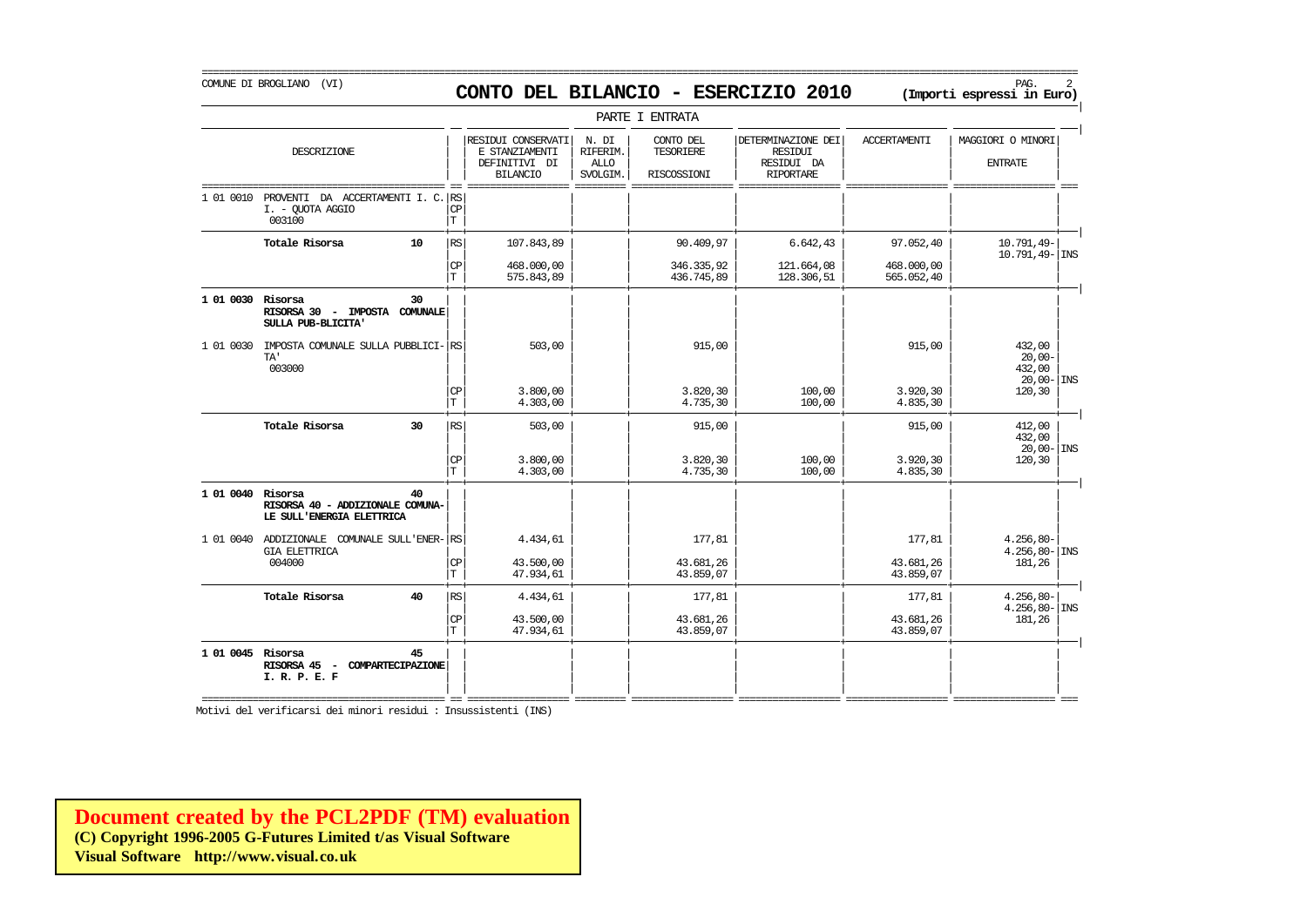COMUNE DI BROGLIANO (VI)

# CONTO DEL BILANCIO - ESERCIZIO 2010

**(Importi espressi in Euro)**

PARTE I ENTRATA

| DESCRIZIONE | | RESIDUI CONSERVATI E STANZIAMENTI DEFINITIVI DI BILANCIO | N. DI RIFERIM. ALLO SVOLGIM. | CONTO DEL TESORIERE RISCOSSIONI | DETERMINAZIONE DEI RESIDUI RESIDUI DA RIPORTARE | ACCERTAMENTI | MAGGIORI O MINORI ENTRATE | |
|---|---|---|---|---|---|---|---|---|
| 1 01 0010 PROVENTI DA ACCERTAMENTI I. C. I. - QUOTA AGGIO 003100 | RS CP T | | | | | | | |
| **Totale Risorsa 10** | RS | 107.843,89 | | 90.409,97 | 6.642,43 | 97.052,40 | 10.791,49- 10.791,49- | INS |
| | CP | 468.000,00 | | 346.335,92 | 121.664,08 | 468.000,00 | | |
| | T | 575.843,89 | | 436.745,89 | 128.306,51 | 565.052,40 | | |
| **1 01 0030 Risorsa 30 RISORSA 30 - IMPOSTA COMUNALE SULLA PUB-BLICITA'** | | | | | | | | |
| 1 01 0030 IMPOSTA COMUNALE SULLA PUBBLICI-TA' 003000 | RS | 503,00 | | 915,00 | | 915,00 | 432,00 20,00- 432,00 20,00- | INS |
| | CP | 3.800,00 | | 3.820,30 | 100,00 | 3.920,30 | 120,30 | |
| | T | 4.303,00 | | 4.735,30 | 100,00 | 4.835,30 | | |
| **Totale Risorsa 30** | RS | 503,00 | | 915,00 | | 915,00 | 412,00 432,00 20,00- | INS |
| | CP | 3.800,00 | | 3.820,30 | 100,00 | 3.920,30 | 120,30 | |
| | T | 4.303,00 | | 4.735,30 | 100,00 | 4.835,30 | | |
| **1 01 0040 Risorsa 40 RISORSA 40 - ADDIZIONALE COMUNA-LE SULL'ENERGIA ELETTRICA** | | | | | | | | |
| 1 01 0040 ADDIZIONALE COMUNALE SULL'ENER-GIA ELETTRICA 004000 | RS | 4.434,61 | | 177,81 | | 177,81 | 4.256,80- 4.256,80- | INS |
| | CP | 43.500,00 | | 43.681,26 | | 43.681,26 | 181,26 | |
| | T | 47.934,61 | | 43.859,07 | | 43.859,07 | | |
| **Totale Risorsa 40** | RS | 4.434,61 | | 177,81 | | 177,81 | 4.256,80- 4.256,80- | INS |
| | CP | 43.500,00 | | 43.681,26 | | 43.681,26 | 181,26 | |
| | T | 47.934,61 | | 43.859,07 | | 43.859,07 | | |
| **1 01 0045 Risorsa 45 RISORSA 45 - COMPARTECIPAZIONE I. R. P. E. F** | | | | | | | | |

Motivi del verificarsi dei minori residui : Insussistenti (INS)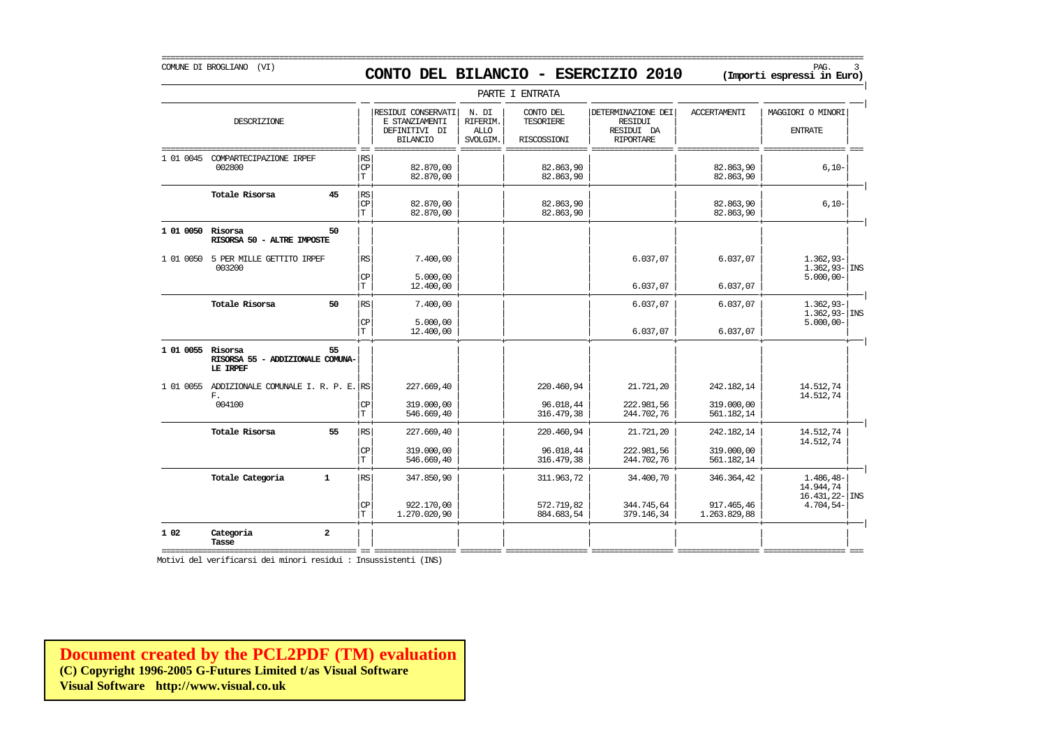COMUNE DI BROGLIANO (VI)

# CONTO DEL BILANCIO - ESERCIZIO 2010

**(Importi espressi in Euro)**

PARTE I ENTRATA

| | DESCRIZIONE | | RESIDUI CONSERVATI E STANZIAMENTI DEFINITIVI DI BILANCIO | N. DI RIFERIM. ALLO SVOLGIM. | CONTO DEL TESORIERE RISCOSSIONI | DETERMINAZIONE DEI RESIDUI RESIDUI DA RIPORTARE | ACCERTAMENTI | MAGGIORI O MINORI ENTRATE | |
|---|---|---|---|---|---|---|---|---|---|
| 1 01 0045 | COMPARTECIPAZIONE IRPEF 002800 | RS | | | | | | | |
| | | CP | 82.870,00 | | 82.863,90 | | 82.863,90 | 6,10- | |
| | | T | 82.870,00 | | 82.863,90 | | 82.863,90 | | |
| | **Totale Risorsa 45** | RS | | | | | | | |
| | | CP | 82.870,00 | | 82.863,90 | | 82.863,90 | 6,10- | |
| | | T | 82.870,00 | | 82.863,90 | | 82.863,90 | | |
| **1 01 0050** | **Risorsa 50** **RISORSA 50 - ALTRE IMPOSTE** | | | | | | | | |
| 1 01 0050 | 5 PER MILLE GETTITO IRPEF 003200 | RS | 7.400,00 | | | 6.037,07 | 6.037,07 | 1.362,93- | |
| | | | | | | | | 1.362,93- | INS |
| | | CP | 5.000,00 | | | | | 5.000,00- | |
| | | T | 12.400,00 | | | 6.037,07 | 6.037,07 | | |
| | **Totale Risorsa 50** | RS | 7.400,00 | | | 6.037,07 | 6.037,07 | 1.362,93- | |
| | | | | | | | | 1.362,93- | INS |
| | | CP | 5.000,00 | | | | | 5.000,00- | |
| | | T | 12.400,00 | | | 6.037,07 | 6.037,07 | | |
| **1 01 0055** | **Risorsa 55** **RISORSA 55 - ADDIZIONALE COMUNALE IRPEF** | | | | | | | | |
| 1 01 0055 | ADDIZIONALE COMUNALE I. R. P. E. F. 004100 | RS | 227.669,40 | | 220.460,94 | 21.721,20 | 242.182,14 | 14.512,74 | |
| | | | | | | | | 14.512,74 | |
| | | CP | 319.000,00 | | 96.018,44 | 222.981,56 | 319.000,00 | | |
| | | T | 546.669,40 | | 316.479,38 | 244.702,76 | 561.182,14 | | |
| | **Totale Risorsa 55** | RS | 227.669,40 | | 220.460,94 | 21.721,20 | 242.182,14 | 14.512,74 | |
| | | | | | | | | 14.512,74 | |
| | | CP | 319.000,00 | | 96.018,44 | 222.981,56 | 319.000,00 | | |
| | | T | 546.669,40 | | 316.479,38 | 244.702,76 | 561.182,14 | | |
| | **Totale Categoria 1** | RS | 347.850,90 | | 311.963,72 | 34.400,70 | 346.364,42 | 1.486,48- | |
| | | | | | | | | 14.944,74 | |
| | | | | | | | | 16.431,22- | INS |
| | | CP | 922.170,00 | | 572.719,82 | 344.745,64 | 917.465,46 | 4.704,54- | |
| | | T | 1.270.020,90 | | 884.683,54 | 379.146,34 | 1.263.829,88 | | |
| **1 02** | **Categoria 2** **Tasse** | | | | | | | | |

Motivi del verificarsi dei minori residui : Insussistenti (INS)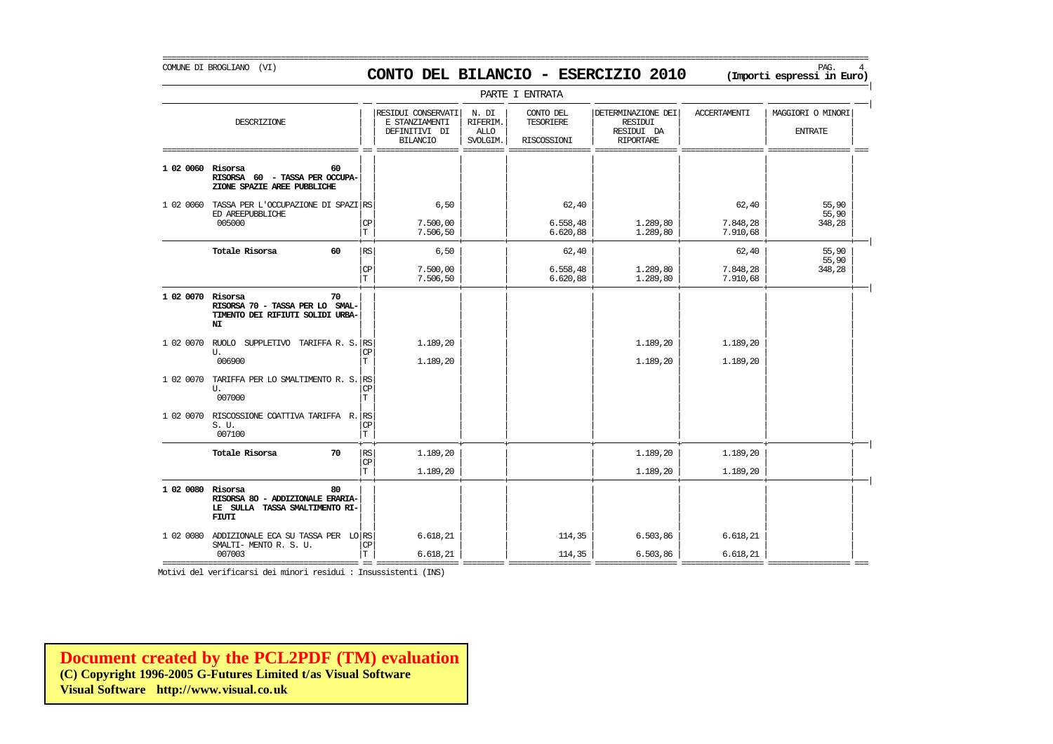COMUNE DI BROGLIANO (VI)

# CONTO DEL BILANCIO - ESERCIZIO 2010

**(Importi espressi in Euro)**

PARTE I ENTRATA

| DESCRIZIONE | | RESIDUI CONSERVATI E STANZIAMENTI DEFINITIVI DI BILANCIO | N. DI RIFERIM. ALLO SVOLGIM. | CONTO DEL TESORIERE RISCOSSIONI | DETERMINAZIONE DEI RESIDUI RESIDUI DA RIPORTARE | ACCERTAMENTI | MAGGIORI O MINORI ENTRATE |
|---|---|---|---|---|---|---|---|
| **1 02 0060 Risorsa 60 RISORSA 60 - TASSA PER OCCUPAZIONE SPAZIE AREE PUBBLICHE** | | | | | | | |
| 1 02 0060 TASSA PER L'OCCUPAZIONE DI SPAZI ED AREEPUBBLICHE 005000 | RS | 6,50 | | 62,40 | | 62,40 | 55,90 |
| | | | | | | | 55,90 |
| | CP | 7.500,00 | | 6.558,48 | 1.289,80 | 7.848,28 | 348,28 |
| | T | 7.506,50 | | 6.620,88 | 1.289,80 | 7.910,68 | |
| **Totale Risorsa 60** | RS | 6,50 | | 62,40 | | 62,40 | 55,90 |
| | | | | | | | 55,90 |
| | CP | 7.500,00 | | 6.558,48 | 1.289,80 | 7.848,28 | 348,28 |
| | T | 7.506,50 | | 6.620,88 | 1.289,80 | 7.910,68 | |
| **1 02 0070 Risorsa 70 RISORSA 70 - TASSA PER LO SMALTIMENTO DEI RIFIUTI SOLIDI URBANI** | | | | | | | |
| 1 02 0070 RUOLO SUPPLETIVO TARIFFA R. S. U. 006900 | RS | 1.189,20 | | | 1.189,20 | 1.189,20 | |
| | CP | | | | | | |
| | T | 1.189,20 | | | 1.189,20 | 1.189,20 | |
| 1 02 0070 TARIFFA PER LO SMALTIMENTO R. S. U. 007000 | RS | | | | | | |
| | CP | | | | | | |
| | T | | | | | | |
| 1 02 0070 RISCOSSIONE COATTIVA TARIFFA R. S. U. 007100 | RS | | | | | | |
| | CP | | | | | | |
| | T | | | | | | |
| **Totale Risorsa 70** | RS | 1.189,20 | | | 1.189,20 | 1.189,20 | |
| | CP | | | | | | |
| | T | 1.189,20 | | | 1.189,20 | 1.189,20 | |
| **1 02 0080 Risorsa 80 RISORSA 80 - ADDIZIONALE ERARIALE SULLA TASSA SMALTIMENTO RIFIUTI** | | | | | | | |
| 1 02 0080 ADDIZIONALE ECA SU TASSA PER LO SMALTI- MENTO R. S. U. 007003 | RS | 6.618,21 | | 114,35 | 6.503,86 | 6.618,21 | |
| | CP | | | | | | |
| | T | 6.618,21 | | 114,35 | 6.503,86 | 6.618,21 | |

Motivi del verificarsi dei minori residui : Insussistenti (INS)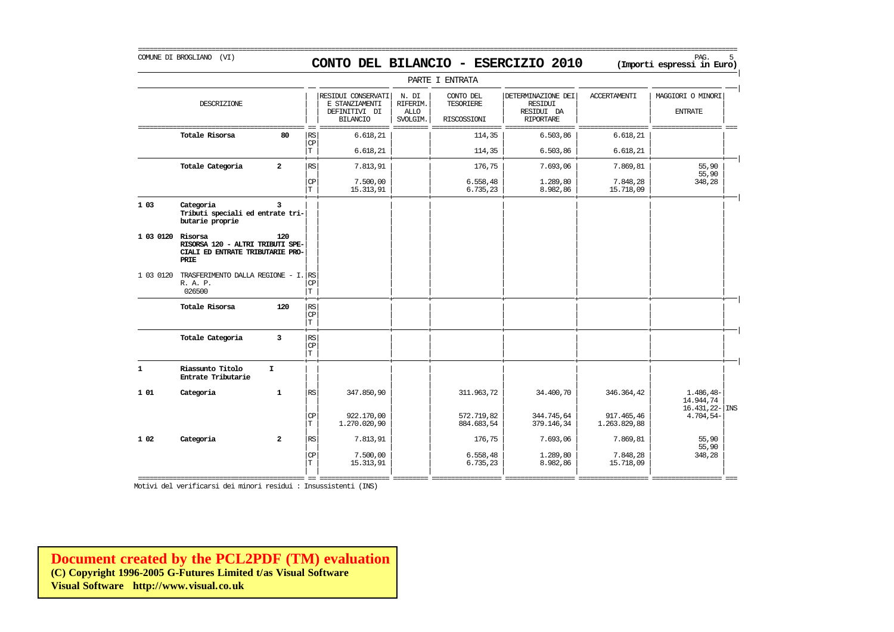COMUNE DI BROGLIANO (VI)

# CONTO DEL BILANCIO - ESERCIZIO 2010

**(Importi espressi in Euro)**

PARTE I ENTRATA

| | DESCRIZIONE | | | RESIDUI CONSERVATI E STANZIAMENTI DEFINITIVI DI BILANCIO | N. DI RIFERIM. ALLO SVOLGIM. | CONTO DEL TESORIERE RISCOSSIONI | DETERMINAZIONE DEI RESIDUI RESIDUI DA RIPORTARE | ACCERTAMENTI | MAGGIORI O MINORI ENTRATE | |
|---|---|---|---|---|---|---|---|---|---|---|
| | **Totale Risorsa** | **80** | RS | 6.618,21 | | 114,35 | 6.503,86 | 6.618,21 | | |
| | | | CP | | | | | | | |
| | | | T | 6.618,21 | | 114,35 | 6.503,86 | 6.618,21 | | |
| | **Totale Categoria** | **2** | RS | 7.813,91 | | 176,75 | 7.693,06 | 7.869,81 | 55,90<br>55,90 | |
| | | | CP | 7.500,00 | | 6.558,48 | 1.289,80 | 7.848,28 | 348,28 | |
| | | | T | 15.313,91 | | 6.735,23 | 8.982,86 | 15.718,09 | | |
| **1 03** | **Categoria**<br>**Tributi speciali ed entrate tributarie proprie** | **3** | | | | | | | | |
| **1 03 0120** | **Risorsa**<br>**RISORSA 120 - ALTRI TRIBUTI SPECIALI ED ENTRATE TRIBUTARIE PROPRIE** | **120** | | | | | | | | |
| 1 03 0120 | TRASFERIMENTO DALLA REGIONE - I. R. A. P.<br>026500 | | RS | | | | | | | |
| | | | CP | | | | | | | |
| | | | T | | | | | | | |
| | **Totale Risorsa** | **120** | RS | | | | | | | |
| | | | CP | | | | | | | |
| | | | T | | | | | | | |
| | **Totale Categoria** | **3** | RS | | | | | | | |
| | | | CP | | | | | | | |
| | | | T | | | | | | | |
| **1** | **Riassunto Titolo**<br>**Entrate Tributarie** | **I** | | | | | | | | |
| **1 01** | **Categoria** | **1** | RS | 347.850,90 | | 311.963,72 | 34.400,70 | 346.364,42 | 1.486,48-<br>14.944,74<br>16.431,22- | INS |
| | | | CP | 922.170,00 | | 572.719,82 | 344.745,64 | 917.465,46 | 4.704,54- | |
| | | | T | 1.270.020,90 | | 884.683,54 | 379.146,34 | 1.263.829,88 | | |
| **1 02** | **Categoria** | **2** | RS | 7.813,91 | | 176,75 | 7.693,06 | 7.869,81 | 55,90<br>55,90 | |
| | | | CP | 7.500,00 | | 6.558,48 | 1.289,80 | 7.848,28 | 348,28 | |
| | | | T | 15.313,91 | | 6.735,23 | 8.982,86 | 15.718,09 | | |

Motivi del verificarsi dei minori residui : Insussistenti (INS)

**Document created by the PCL2PDF (TM) evaluation**
**(C) Copyright 1996-2005 G-Futures Limited t/as Visual Software**
**Visual Software http://www.visual.co.uk**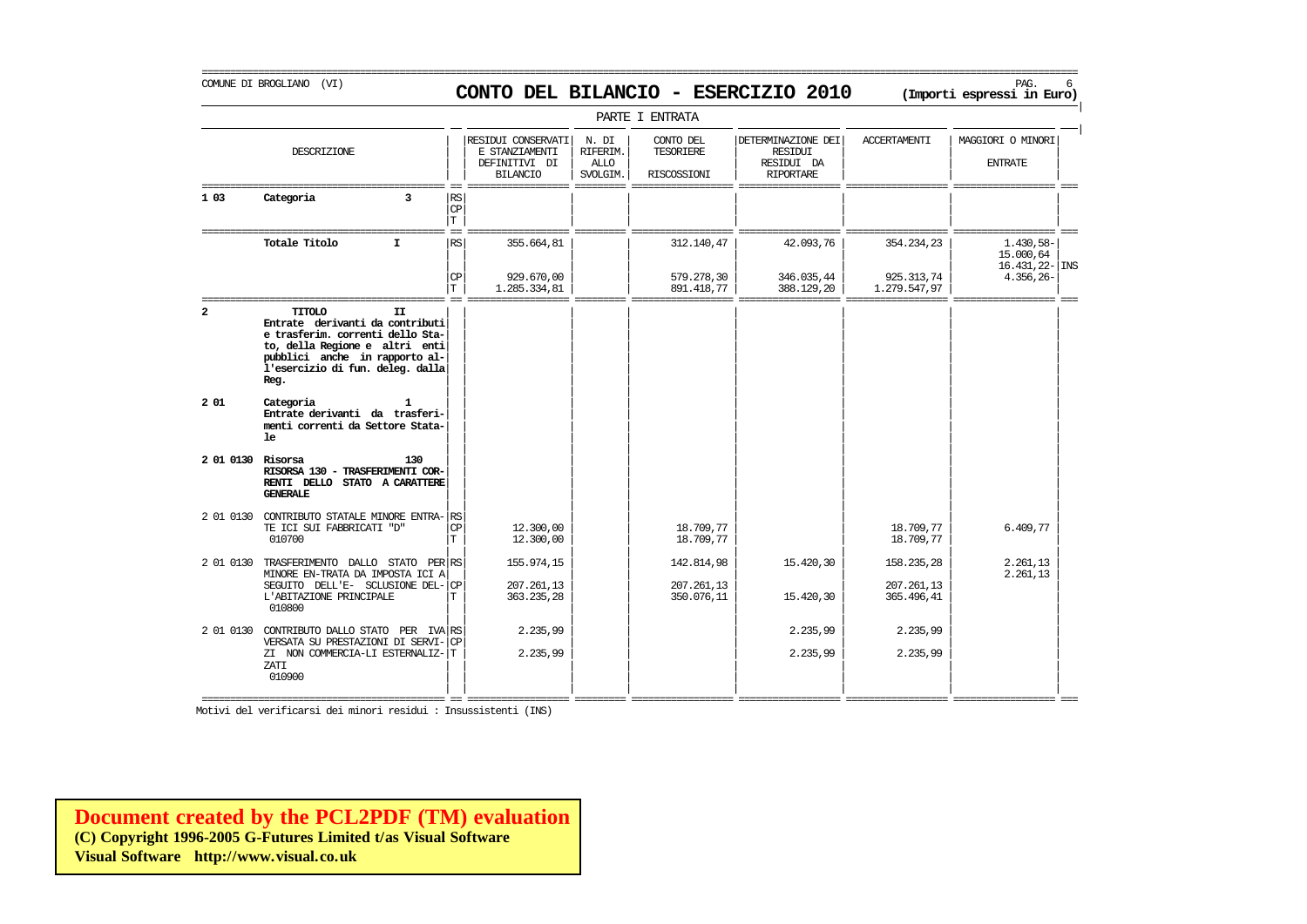COMUNE DI BROGLIANO (VI)

# CONTO DEL BILANCIO - ESERCIZIO 2010

**(Importi espressi in Euro)**

PARTE I ENTRATA

| | DESCRIZIONE | | RESIDUI CONSERVATI E STANZIAMENTI DEFINITIVI DI BILANCIO | N. DI RIFERIM. ALLO SVOLGIM. | CONTO DEL TESORIERE RISCOSSIONI | DETERMINAZIONE DEI RESIDUI RESIDUI DA RIPORTARE | ACCERTAMENTI | MAGGIORI O MINORI ENTRATE | |
|---|---|---|---|---|---|---|---|---|---|
| **1 03** | **Categoria 3** | RS<br>CP<br>T | | | | | | | |
| | **Totale Titolo I** | RS | 355.664,81 | | 312.140,47 | 42.093,76 | 354.234,23 | 1.430,58-<br>15.000,64<br>16.431,22- | <br><br>INS |
| | | CP | 929.670,00 | | 579.278,30 | 346.035,44 | 925.313,74 | 4.356,26- | |
| | | T | 1.285.334,81 | | 891.418,77 | 388.129,20 | 1.279.547,97 | | |
| **2** | **TITOLO II**<br>**Entrate derivanti da contributi e trasferim. correnti dello Stato, della Regione e altri enti pubblici anche in rapporto all'esercizio di fun. deleg. dalla Reg.** | | | | | | | | |
| **2 01** | **Categoria 1**<br>**Entrate derivanti da trasferimenti correnti da Settore Statale** | | | | | | | | |
| **2 01 0130** | **Risorsa 130**<br>**RISORSA 130 - TRASFERIMENTI CORRENTI DELLO STATO A CARATTERE GENERALE** | | | | | | | | |
| 2 01 0130 | CONTRIBUTO STATALE MINORE ENTRATE ICI SUI FABBRICATI "D"<br>010700 | RS | | | | | | | |
| | | CP | 12.300,00 | | 18.709,77 | | 18.709,77 | 6.409,77 | |
| | | T | 12.300,00 | | 18.709,77 | | 18.709,77 | | |
| 2 01 0130 | TRASFERIMENTO DALLO STATO PER MINORE EN-TRATA DA IMPOSTA ICI A SEGUITO DELL'E- SCLUSIONE DELL'ABITAZIONE PRINCIPALE<br>010800 | RS | 155.974,15 | | 142.814,98 | 15.420,30 | 158.235,28 | 2.261,13<br>2.261,13 | |
| | | CP | 207.261,13 | | 207.261,13 | | 207.261,13 | | |
| | | T | 363.235,28 | | 350.076,11 | 15.420,30 | 365.496,41 | | |
| 2 01 0130 | CONTRIBUTO DALLO STATO PER IVA VERSATA SU PRESTAZIONI DI SERVIZI NON COMMERCIA-LI ESTERNALIZZATI<br>010900 | RS | 2.235,99 | | | 2.235,99 | 2.235,99 | | |
| | | CP | | | | | | | |
| | | T | 2.235,99 | | | 2.235,99 | 2.235,99 | | |

Motivi del verificarsi dei minori residui : Insussistenti (INS)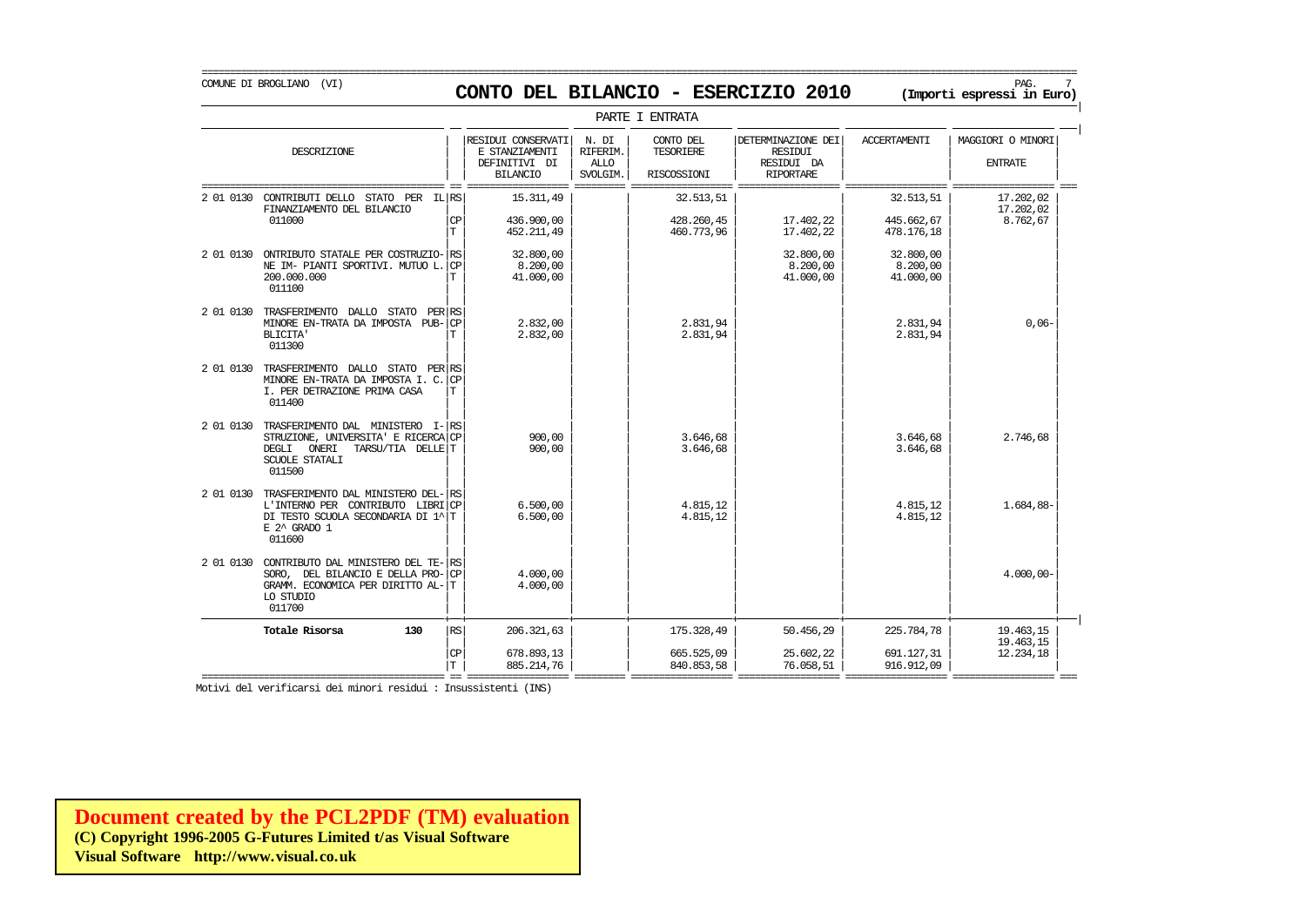COMUNE DI BROGLIANO (VI)

# CONTO DEL BILANCIO - ESERCIZIO 2010

**(Importi espressi in Euro)**

PARTE I ENTRATA

| DESCRIZIONE | | RESIDUI CONSERVATI E STANZIAMENTI DEFINITIVI DI BILANCIO | N. DI RIFERIM. ALLO SVOLGIM. | CONTO DEL TESORIERE RISCOSSIONI | DETERMINAZIONE DEI RESIDUI DA RIPORTARE | ACCERTAMENTI | MAGGIORI O MINORI ENTRATE |
|---|---|---|---|---|---|---|---|
| 2 01 0130 CONTRIBUTI DELLO STATO PER IL FINANZIAMENTO DEL BILANCIO 011000 | RS | 15.311,49 | | 32.513,51 | | 32.513,51 | 17.202,02 / 17.202,02 |
| | CP | 436.900,00 | | 428.260,45 | 17.402,22 | 445.662,67 | 8.762,67 |
| | T | 452.211,49 | | 460.773,96 | 17.402,22 | 478.176,18 | |
| 2 01 0130 ONTRIBUTO STATALE PER COSTRUZIONE IM- PIANTI SPORTIVI. MUTUO L. 200.000.000 011100 | RS | 32.800,00 | | | 32.800,00 | 32.800,00 | |
| | CP | 8.200,00 | | | 8.200,00 | 8.200,00 | |
| | T | 41.000,00 | | | 41.000,00 | 41.000,00 | |
| 2 01 0130 TRASFERIMENTO DALLO STATO PER MINORE EN-TRATA DA IMPOSTA PUBBLICITA' 011300 | RS | | | | | | |
| | CP | 2.832,00 | | 2.831,94 | | 2.831,94 | 0,06- |
| | T | 2.832,00 | | 2.831,94 | | 2.831,94 | |
| 2 01 0130 TRASFERIMENTO DALLO STATO PER MINORE EN-TRATA DA IMPOSTA I. C. I. PER DETRAZIONE PRIMA CASA 011400 | RS | | | | | | |
| | CP | | | | | | |
| | T | | | | | | |
| 2 01 0130 TRASFERIMENTO DAL MINISTERO I-STRUZIONE, UNIVERSITA' E RICERCA DEGLI ONERI TARSU/TIA DELLE SCUOLE STATALI 011500 | RS | | | | | | |
| | CP | 900,00 | | 3.646,68 | | 3.646,68 | 2.746,68 |
| | T | 900,00 | | 3.646,68 | | 3.646,68 | |
| 2 01 0130 TRASFERIMENTO DAL MINISTERO DEL-L'INTERNO PER CONTRIBUTO LIBRI DI TESTO SCUOLA SECONDARIA DI 1^ E 2^ GRADO 1 011600 | RS | | | | | | |
| | CP | 6.500,00 | | 4.815,12 | | 4.815,12 | 1.684,88- |
| | T | 6.500,00 | | 4.815,12 | | 4.815,12 | |
| 2 01 0130 CONTRIBUTO DAL MINISTERO DEL TE-SORO, DEL BILANCIO E DELLA PRO-GRAMM. ECONOMICA PER DIRITTO AL-LO STUDIO 011700 | RS | | | | | | |
| | CP | 4.000,00 | | | | | 4.000,00- |
| | T | 4.000,00 | | | | | |
| **Totale Risorsa 130** | RS | 206.321,63 | | 175.328,49 | 50.456,29 | 225.784,78 | 19.463,15 / 19.463,15 |
| | CP | 678.893,13 | | 665.525,09 | 25.602,22 | 691.127,31 | 12.234,18 |
| | T | 885.214,76 | | 840.853,58 | 76.058,51 | 916.912,09 | |

Motivi del verificarsi dei minori residui : Insussistenti (INS)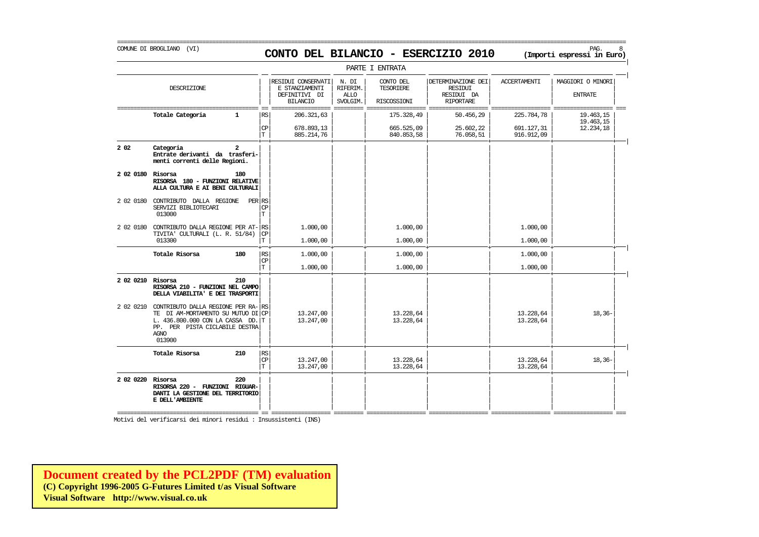COMUNE DI BROGLIANO (VI)

# CONTO DEL BILANCIO - ESERCIZIO 2010

(Importi espressi in Euro)

PARTE I ENTRATA

| | DESCRIZIONE | | RESIDUI CONSERVATI E STANZIAMENTI DEFINITIVI DI BILANCIO | N. DI RIFERIM. ALLO SVOLGIM. | CONTO DEL TESORIERE RISCOSSIONI | DETERMINAZIONE DEI RESIDUI RESIDUI DA RIPORTARE | ACCERTAMENTI | MAGGIORI O MINORI ENTRATE |
|---|---|---|---|---|---|---|---|---|
| | **Totale Categoria 1** | RS | 206.321,63 | | 175.328,49 | 50.456,29 | 225.784,78 | 19.463,15 19.463,15 |
| | | CP | 678.893,13 | | 665.525,09 | 25.602,22 | 691.127,31 | 12.234,18 |
| | | T | 885.214,76 | | 840.853,58 | 76.058,51 | 916.912,09 | |
| **2 02** | **Categoria 2 Entrate derivanti da trasferimenti correnti delle Regioni.** | | | | | | | |
| **2 02 0180** | **Risorsa 180 RISORSA 180 - FUNZIONI RELATIVE ALLA CULTURA E AI BENI CULTURALI** | | | | | | | |
| 2 02 0180 | CONTRIBUTO DALLA REGIONE PER SERVIZI BIBLIOTECARI 013000 | RS | | | | | | |
| | | CP | | | | | | |
| | | T | | | | | | |
| 2 02 0180 | CONTRIBUTO DALLA REGIONE PER ATTIVITA' CULTURALI (L. R. 51/84) 013300 | RS | 1.000,00 | | 1.000,00 | | 1.000,00 | |
| | | CP | | | | | | |
| | | T | 1.000,00 | | 1.000,00 | | 1.000,00 | |
| | **Totale Risorsa 180** | RS | 1.000,00 | | 1.000,00 | | 1.000,00 | |
| | | CP | | | | | | |
| | | T | 1.000,00 | | 1.000,00 | | 1.000,00 | |
| **2 02 0210** | **Risorsa 210 RISORSA 210 - FUNZIONI NEL CAMPO DELLA VIABILITA' E DEI TRASPORTI** | | | | | | | |
| 2 02 0210 | CONTRIBUTO DALLA REGIONE PER RATE DI AM-MORTAMENTO SU MUTUO DI L. 436.800.000 CON LA CASSA DD. PP. PER PISTA CICLABILE DESTRA AGNO 013900 | RS | | | | | | |
| | | CP | 13.247,00 | | 13.228,64 | | 13.228,64 | 18,36- |
| | | T | 13.247,00 | | 13.228,64 | | 13.228,64 | |
| | **Totale Risorsa 210** | RS | | | | | | |
| | | CP | 13.247,00 | | 13.228,64 | | 13.228,64 | 18,36- |
| | | T | 13.247,00 | | 13.228,64 | | 13.228,64 | |
| **2 02 0220** | **Risorsa 220 RISORSA 220 - FUNZIONI RIGUARDANTI LA GESTIONE DEL TERRITORIO E DELL'AMBIENTE** | | | | | | | |

Motivi del verificarsi dei minori residui : Insussistenti (INS)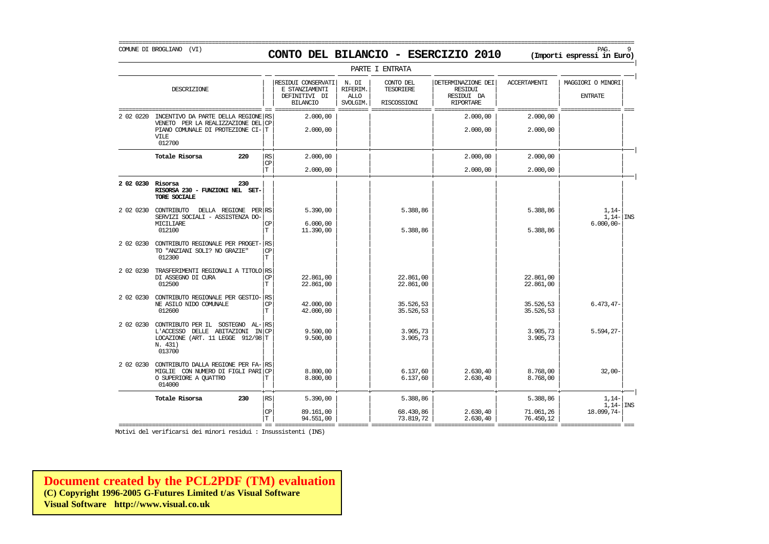COMUNE DI BROGLIANO (VI)

# CONTO DEL BILANCIO - ESERCIZIO 2010

**(Importi espressi in Euro)**

PARTE I ENTRATA

| | DESCRIZIONE | | RESIDUI CONSERVATI E STANZIAMENTI DEFINITIVI DI BILANCIO | N. DI RIFERIM. ALLO SVOLGIM. | CONTO DEL TESORIERE RISCOSSIONI | DETERMINAZIONE DEI RESIDUI RESIDUI DA RIPORTARE | ACCERTAMENTI | MAGGIORI O MINORI ENTRATE | |
|---|---|---|---|---|---|---|---|---|---|
| 2 02 0220 | INCENTIVO DA PARTE DELLA REGIONE VENETO PER LA REALIZZAZIONE DEL PIANO COMUNALE DI PROTEZIONE CIVILE 012700 | RS | | | | | | | |
| | | CP | 2.000,00 | | | 2.000,00 | 2.000,00 | | |
| | | T | 2.000,00 | | | 2.000,00 | 2.000,00 | | |
| | **Totale Risorsa 220** | RS | | | | | | | |
| | | CP | 2.000,00 | | | 2.000,00 | 2.000,00 | | |
| | | T | 2.000,00 | | | 2.000,00 | 2.000,00 | | |
| **2 02 0230** | **Risorsa 230 RISORSA 230 - FUNZIONI NEL SETTORE SOCIALE** | | | | | | | | |
| 2 02 0230 | CONTRIBUTO DELLA REGIONE PER SERVIZI SOCIALI - ASSISTENZA DOMICILIARE 012100 | RS | 5.390,00 | | 5.388,86 | | 5.388,86 | 1,14- | |
| | | | | | | | | 1,14- | INS |
| | | CP | 6.000,00 | | | | | 6.000,00- | |
| | | T | 11.390,00 | | 5.388,86 | | 5.388,86 | | |
| 2 02 0230 | CONTRIBUTO REGIONALE PER PROGETTO "ANZIANI SOLI? NO GRAZIE" 012300 | RS | | | | | | | |
| | | CP | | | | | | | |
| | | T | | | | | | | |
| 2 02 0230 | TRASFERIMENTI REGIONALI A TITOLO DI ASSEGNO DI CURA 012500 | RS | | | | | | | |
| | | CP | 22.861,00 | | 22.861,00 | | 22.861,00 | | |
| | | T | 22.861,00 | | 22.861,00 | | 22.861,00 | | |
| 2 02 0230 | CONTRIBUTO REGIONALE PER GESTIONE ASILO NIDO COMUNALE 012600 | RS | | | | | | | |
| | | CP | 42.000,00 | | 35.526,53 | | 35.526,53 | 6.473,47- | |
| | | T | 42.000,00 | | 35.526,53 | | 35.526,53 | | |
| 2 02 0230 | CONTRIBUTO PER IL SOSTEGNO ALL'ACCESSO DELLE ABITAZIONI IN LOCAZIONE (ART. 11 LEGGE 912/98 N. 431) 013700 | RS | | | | | | | |
| | | CP | 9.500,00 | | 3.905,73 | | 3.905,73 | 5.594,27- | |
| | | T | 9.500,00 | | 3.905,73 | | 3.905,73 | | |
| 2 02 0230 | CONTRIBUTO DALLA REGIONE PER FAMIGLIE CON NUMERO DI FIGLI PARI O SUPERIORE A QUATTRO 014000 | RS | | | | | | | |
| | | CP | 8.800,00 | | 6.137,60 | 2.630,40 | 8.768,00 | 32,00- | |
| | | T | 8.800,00 | | 6.137,60 | 2.630,40 | 8.768,00 | | |
| | **Totale Risorsa 230** | RS | 5.390,00 | | 5.388,86 | | 5.388,86 | 1,14- | |
| | | | | | | | | 1,14- | INS |
| | | CP | 89.161,00 | | 68.430,86 | 2.630,40 | 71.061,26 | 18.099,74- | |
| | | T | 94.551,00 | | 73.819,72 | 2.630,40 | 76.450,12 | | |

Motivi del verificarsi dei minori residui : Insussistenti (INS)

**Document created by the PCL2PDF (TM) evaluation**
**(C) Copyright 1996-2005 G-Futures Limited t/as Visual Software**
**Visual Software http://www.visual.co.uk**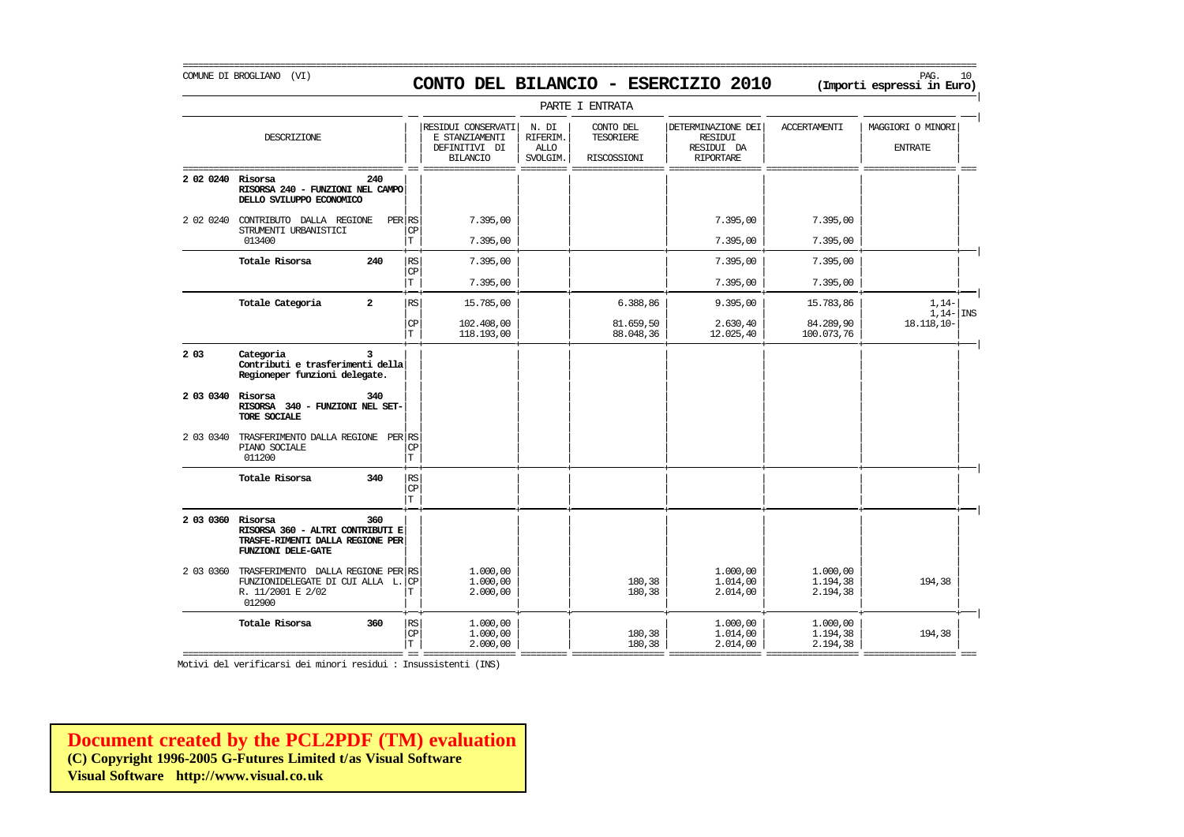COMUNE DI BROGLIANO (VI)

# CONTO DEL BILANCIO - ESERCIZIO 2010

**(Importi espressi in Euro)**

PARTE I ENTRATA

| | DESCRIZIONE | | RESIDUI CONSERVATI E STANZIAMENTI DEFINITIVI DI BILANCIO | N. DI RIFERIM. ALLO SVOLGIM. | CONTO DEL TESORIERE RISCOSSIONI | DETERMINAZIONE DEI RESIDUI RESIDUI DA RIPORTARE | ACCERTAMENTI | MAGGIORI O MINORI ENTRATE | |
|---|---|---|---|---|---|---|---|---|---|
| **2 02 0240** | **Risorsa 240 RISORSA 240 - FUNZIONI NEL CAMPO DELLO SVILUPPO ECONOMICO** | | | | | | | | |
| 2 02 0240 | CONTRIBUTO DALLA REGIONE PER STRUMENTI URBANISTICI 013400 | RS | 7.395,00 | | | 7.395,00 | 7.395,00 | | |
| | | CP | | | | | | | |
| | | T | 7.395,00 | | | 7.395,00 | 7.395,00 | | |
| | **Totale Risorsa 240** | RS | 7.395,00 | | | 7.395,00 | 7.395,00 | | |
| | | CP | | | | | | | |
| | | T | 7.395,00 | | | 7.395,00 | 7.395,00 | | |
| | **Totale Categoria 2** | RS | 15.785,00 | | 6.388,86 | 9.395,00 | 15.783,86 | 1,14- | |
| | | | | | | | | 1,14- | INS |
| | | CP | 102.408,00 | | 81.659,50 | 2.630,40 | 84.289,90 | 18.118,10- | |
| | | T | 118.193,00 | | 88.048,36 | 12.025,40 | 100.073,76 | | |
| **2 03** | **Categoria 3 Contributi e trasferimenti della Regioneper funzioni delegate.** | | | | | | | | |
| **2 03 0340** | **Risorsa 340 RISORSA 340 - FUNZIONI NEL SETTORE SOCIALE** | | | | | | | | |
| 2 03 0340 | TRASFERIMENTO DALLA REGIONE PER PIANO SOCIALE 011200 | RS | | | | | | | |
| | | CP | | | | | | | |
| | | T | | | | | | | |
| | **Totale Risorsa 340** | RS | | | | | | | |
| | | CP | | | | | | | |
| | | T | | | | | | | |
| **2 03 0360** | **Risorsa 360 RISORSA 360 - ALTRI CONTRIBUTI E TRASFE-RIMENTI DALLA REGIONE PER FUNZIONI DELE-GATE** | | | | | | | | |
| 2 03 0360 | TRASFERIMENTO DALLA REGIONE PER FUNZIONIDELEGATE DI CUI ALLA L. R. 11/2001 E 2/02 012900 | RS | 1.000,00 | | | 1.000,00 | 1.000,00 | | |
| | | CP | 1.000,00 | | 180,38 | 1.014,00 | 1.194,38 | 194,38 | |
| | | T | 2.000,00 | | 180,38 | 2.014,00 | 2.194,38 | | |
| | **Totale Risorsa 360** | RS | 1.000,00 | | | 1.000,00 | 1.000,00 | | |
| | | CP | 1.000,00 | | 180,38 | 1.014,00 | 1.194,38 | 194,38 | |
| | | T | 2.000,00 | | 180,38 | 2.014,00 | 2.194,38 | | |

Motivi del verificarsi dei minori residui : Insussistenti (INS)

**Document created by the PCL2PDF (TM) evaluation**
**(C) Copyright 1996-2005 G-Futures Limited t/as Visual Software**
**Visual Software http://www.visual.co.uk**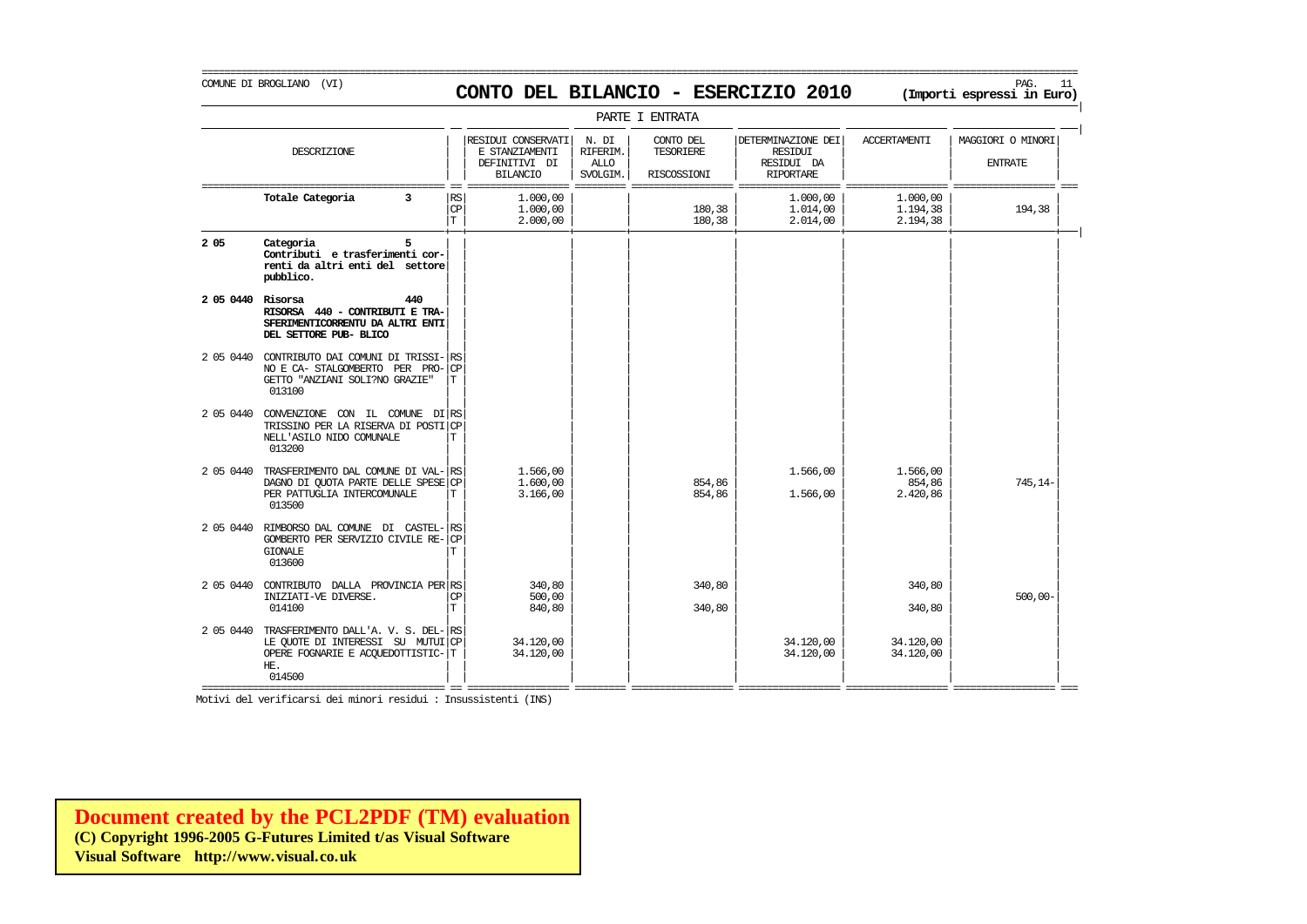COMUNE DI BROGLIANO (VI)

# CONTO DEL BILANCIO - ESERCIZIO 2010

**(Importi espressi in Euro)**

PARTE I ENTRATA

| | DESCRIZIONE | | RESIDUI CONSERVATI E STANZIAMENTI DEFINITIVI DI BILANCIO | N. DI RIFERIM. ALLO SVOLGIM. | CONTO DEL TESORIERE RISCOSSIONI | DETERMINAZIONE DEI RESIDUI RESIDUI DA RIPORTARE | ACCERTAMENTI | MAGGIORI O MINORI ENTRATE |
|---|---|---|---|---|---|---|---|---|
| | **Totale Categoria 3** | RS | 1.000,00 | | | 1.000,00 | 1.000,00 | |
| | | CP | 1.000,00 | | 180,38 | 1.014,00 | 1.194,38 | 194,38 |
| | | T | 2.000,00 | | 180,38 | 2.014,00 | 2.194,38 | |
| **2 05** | **Categoria 5 Contributi e trasferimenti correnti da altri enti del settore pubblico.** | | | | | | | |
| **2 05 0440** | **Risorsa 440 RISORSA 440 - CONTRIBUTI E TRASFERIMENTICORRENTU DA ALTRI ENTI DEL SETTORE PUB- BLICO** | | | | | | | |
| 2 05 0440 | CONTRIBUTO DAI COMUNI DI TRISSINO E CA- STALGOMBERTO PER PROGETTO "ANZIANI SOLI?NO GRAZIE" 013100 | RS | | | | | | |
| | | CP | | | | | | |
| | | T | | | | | | |
| 2 05 0440 | CONVENZIONE CON IL COMUNE DI TRISSINO PER LA RISERVA DI POSTI NELL'ASILO NIDO COMUNALE 013200 | RS | | | | | | |
| | | CP | | | | | | |
| | | T | | | | | | |
| 2 05 0440 | TRASFERIMENTO DAL COMUNE DI VALDAGNO DI QUOTA PARTE DELLE SPESE PER PATTUGLIA INTERCOMUNALE 013500 | RS | 1.566,00 | | | 1.566,00 | 1.566,00 | |
| | | CP | 1.600,00 | | 854,86 | | 854,86 | 745,14- |
| | | T | 3.166,00 | | 854,86 | 1.566,00 | 2.420,86 | |
| 2 05 0440 | RIMBORSO DAL COMUNE DI CASTELGOMBERTO PER SERVIZIO CIVILE REGIONALE 013600 | RS | | | | | | |
| | | CP | | | | | | |
| | | T | | | | | | |
| 2 05 0440 | CONTRIBUTO DALLA PROVINCIA PER INIZIATI-VE DIVERSE. 014100 | RS | 340,80 | | 340,80 | | 340,80 | |
| | | CP | 500,00 | | | | | 500,00- |
| | | T | 840,80 | | 340,80 | | 340,80 | |
| 2 05 0440 | TRASFERIMENTO DALL'A. V. S. DELLE QUOTE DI INTERESSI SU MUTUI OPERE FOGNARIE E ACQUEDOTTISTICHE. 014500 | RS | | | | | | |
| | | CP | 34.120,00 | | | 34.120,00 | 34.120,00 | |
| | | T | 34.120,00 | | | 34.120,00 | 34.120,00 | |

Motivi del verificarsi dei minori residui : Insussistenti (INS)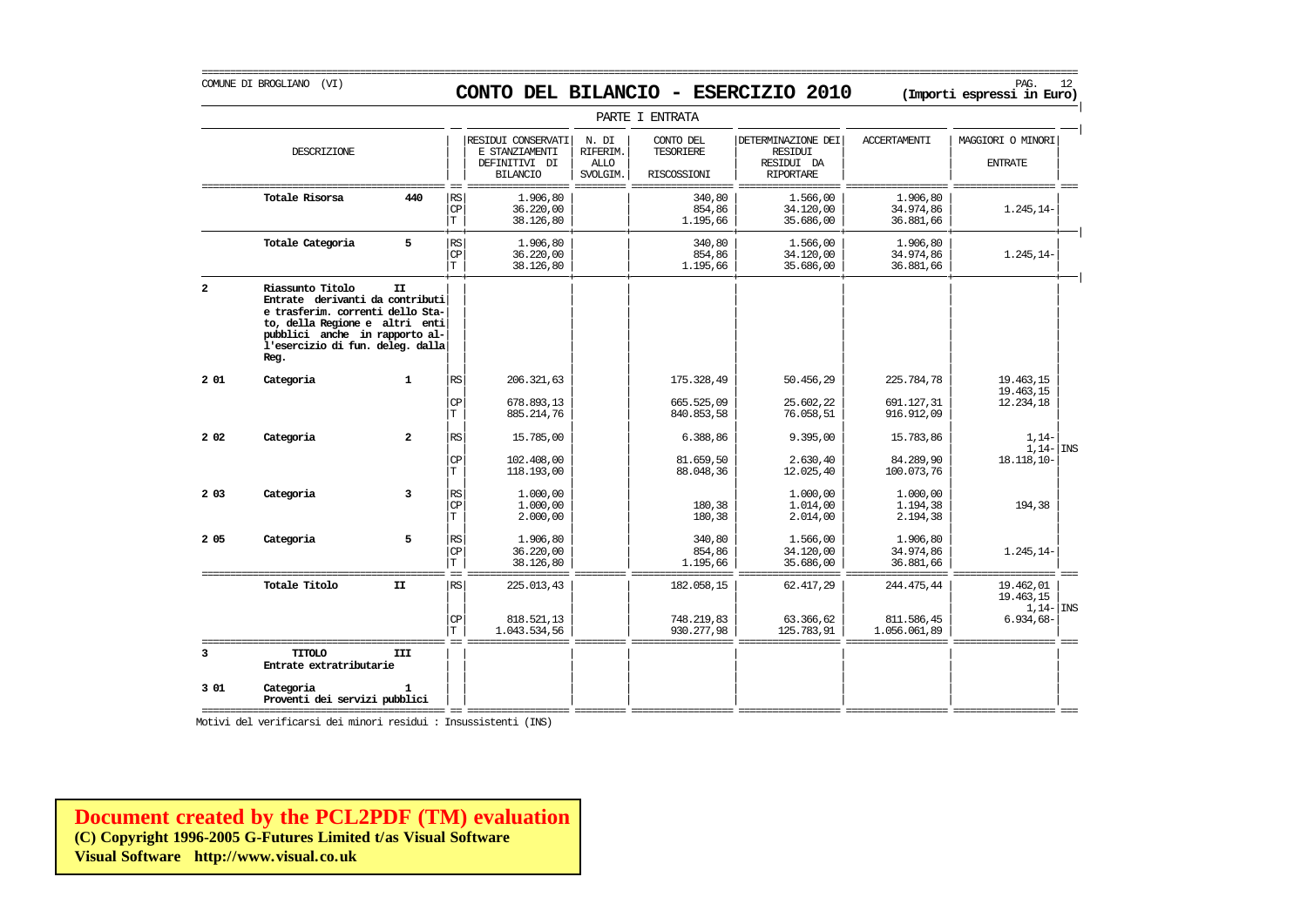COMUNE DI BROGLIANO (VI)

# CONTO DEL BILANCIO - ESERCIZIO 2010

**(Importi espressi in Euro)**

PARTE I ENTRATA

| | DESCRIZIONE | | | RESIDUI CONSERVATI E STANZIAMENTI DEFINITIVI DI BILANCIO | N. DI RIFERIM. ALLO SVOLGIM. | CONTO DEL TESORIERE RISCOSSIONI | DETERMINAZIONE DEI RESIDUI RESIDUI DA RIPORTARE | ACCERTAMENTI | MAGGIORI O MINORI ENTRATE | |
|---|---|---|---|---|---|---|---|---|---|---|
| | **Totale Risorsa** | **440** | RS | 1.906,80 | | 340,80 | 1.566,00 | 1.906,80 | | |
| | | | CP | 36.220,00 | | 854,86 | 34.120,00 | 34.974,86 | 1.245,14- | |
| | | | T | 38.126,80 | | 1.195,66 | 35.686,00 | 36.881,66 | | |
| | **Totale Categoria** | **5** | RS | 1.906,80 | | 340,80 | 1.566,00 | 1.906,80 | | |
| | | | CP | 36.220,00 | | 854,86 | 34.120,00 | 34.974,86 | 1.245,14- | |
| | | | T | 38.126,80 | | 1.195,66 | 35.686,00 | 36.881,66 | | |
| **2** | **Riassunto Titolo** **Entrate derivanti da contributi e trasferim. correnti dello Stato, della Regione e altri enti pubblici anche in rapporto all'esercizio di fun. deleg. dalla Reg.** | **II** | | | | | | | | |
| **2 01** | **Categoria** | **1** | RS | 206.321,63 | | 175.328,49 | 50.456,29 | 225.784,78 | 19.463,15 | |
| | | | | | | | | | 19.463,15 | |
| | | | CP | 678.893,13 | | 665.525,09 | 25.602,22 | 691.127,31 | 12.234,18 | |
| | | | T | 885.214,76 | | 840.853,58 | 76.058,51 | 916.912,09 | | |
| **2 02** | **Categoria** | **2** | RS | 15.785,00 | | 6.388,86 | 9.395,00 | 15.783,86 | 1,14- | |
| | | | | | | | | | 1,14- | INS |
| | | | CP | 102.408,00 | | 81.659,50 | 2.630,40 | 84.289,90 | 18.118,10- | |
| | | | T | 118.193,00 | | 88.048,36 | 12.025,40 | 100.073,76 | | |
| **2 03** | **Categoria** | **3** | RS | 1.000,00 | | | 1.000,00 | 1.000,00 | | |
| | | | CP | 1.000,00 | | 180,38 | 1.014,00 | 1.194,38 | 194,38 | |
| | | | T | 2.000,00 | | 180,38 | 2.014,00 | 2.194,38 | | |
| **2 05** | **Categoria** | **5** | RS | 1.906,80 | | 340,80 | 1.566,00 | 1.906,80 | | |
| | | | CP | 36.220,00 | | 854,86 | 34.120,00 | 34.974,86 | 1.245,14- | |
| | | | T | 38.126,80 | | 1.195,66 | 35.686,00 | 36.881,66 | | |
| | **Totale Titolo** | **II** | RS | 225.013,43 | | 182.058,15 | 62.417,29 | 244.475,44 | 19.462,01 | |
| | | | | | | | | | 19.463,15 | |
| | | | | | | | | | 1,14- | INS |
| | | | CP | 818.521,13 | | 748.219,83 | 63.366,62 | 811.586,45 | 6.934,68- | |
| | | | T | 1.043.534,56 | | 930.277,98 | 125.783,91 | 1.056.061,89 | | |
| **3** | **TITOLO** **Entrate extratributarie** | **III** | | | | | | | | |
| **3 01** | **Categoria** **Proventi dei servizi pubblici** | **1** | | | | | | | | |

Motivi del verificarsi dei minori residui : Insussistenti (INS)

**Document created by the PCL2PDF (TM) evaluation**
**(C) Copyright 1996-2005 G-Futures Limited t/as Visual Software**
**Visual Software http://www.visual.co.uk**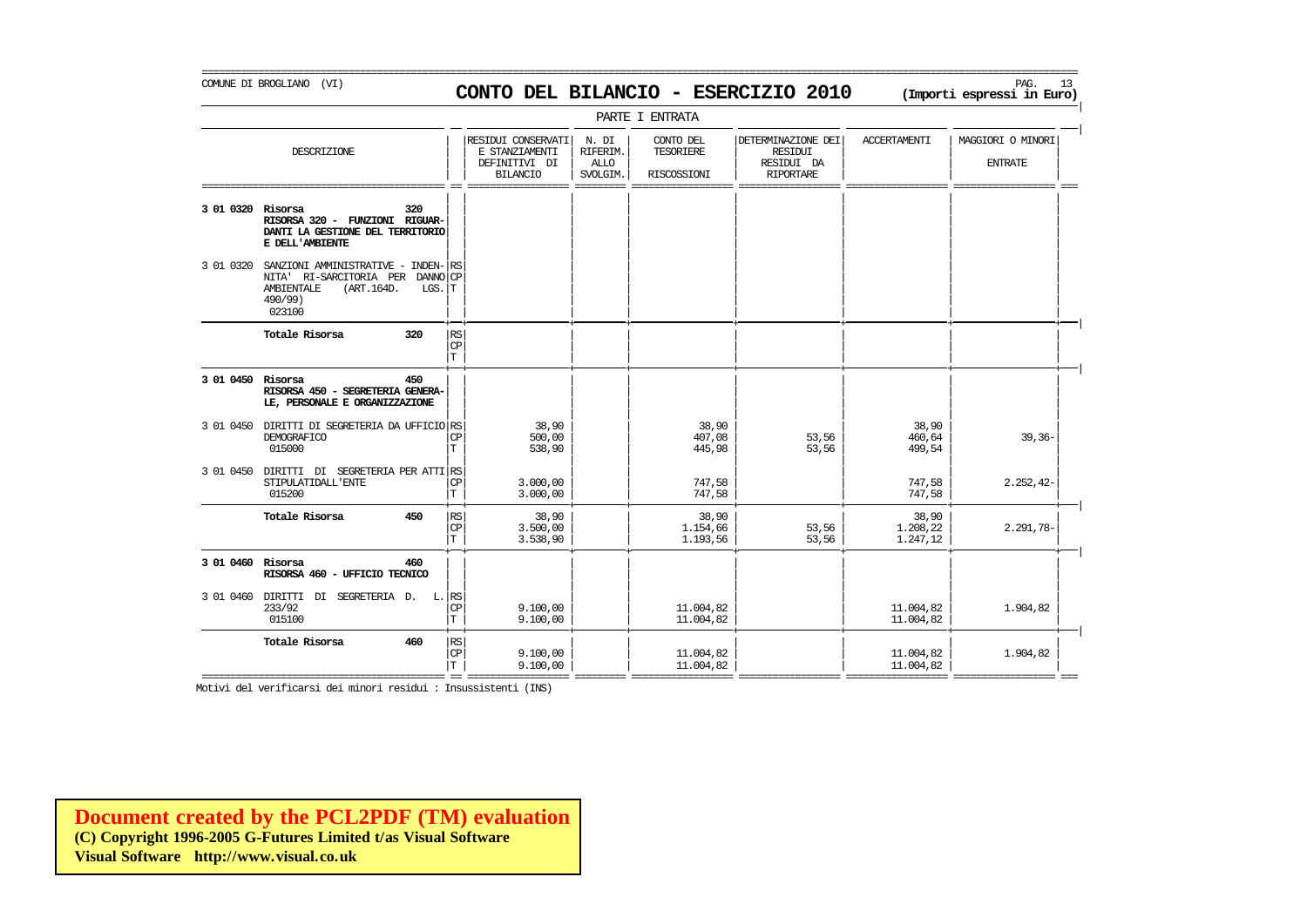COMUNE DI BROGLIANO (VI)

# CONTO DEL BILANCIO - ESERCIZIO 2010

**(Importi espressi in Euro)**

PARTE I ENTRATA

| DESCRIZIONE | | RESIDUI CONSERVATI E STANZIAMENTI DEFINITIVI DI BILANCIO | N. DI RIFERIM. ALLO SVOLGIM. | CONTO DEL TESORIERE RISCOSSIONI | DETERMINAZIONE DEI RESIDUI RESIDUI DA RIPORTARE | ACCERTAMENTI | MAGGIORI O MINORI ENTRATE |
|---|---|---|---|---|---|---|---|
| **3 01 0320 Risorsa 320 RISORSA 320 - FUNZIONI RIGUARDANTI LA GESTIONE DEL TERRITORIO E DELL'AMBIENTE** | | | | | | | |
| 3 01 0320 SANZIONI AMMINISTRATIVE - INDENNITA' RI-SARCITORIA PER DANNO AMBIENTALE (ART.164D. LGS. 490/99) 023100 | RS CP T | | | | | | |
| **Totale Risorsa 320** | RS CP T | | | | | | |
| **3 01 0450 Risorsa 450 RISORSA 450 - SEGRETERIA GENERALE, PERSONALE E ORGANIZZAZIONE** | | | | | | | |
| 3 01 0450 DIRITTI DI SEGRETERIA DA UFFICIO DEMOGRAFICO 015000 | RS | 38,90 | | 38,90 | | 38,90 | |
| | CP | 500,00 | | 407,08 | 53,56 | 460,64 | 39,36- |
| | T | 538,90 | | 445,98 | 53,56 | 499,54 | |
| 3 01 0450 DIRITTI DI SEGRETERIA PER ATTI STIPULATIDALL'ENTE 015200 | RS | | | | | | |
| | CP | 3.000,00 | | 747,58 | | 747,58 | 2.252,42- |
| | T | 3.000,00 | | 747,58 | | 747,58 | |
| **Totale Risorsa 450** | RS | 38,90 | | 38,90 | | 38,90 | |
| | CP | 3.500,00 | | 1.154,66 | 53,56 | 1.208,22 | 2.291,78- |
| | T | 3.538,90 | | 1.193,56 | 53,56 | 1.247,12 | |
| **3 01 0460 Risorsa 460 RISORSA 460 - UFFICIO TECNICO** | | | | | | | |
| 3 01 0460 DIRITTI DI SEGRETERIA D. L. 233/92 015100 | RS | | | | | | |
| | CP | 9.100,00 | | 11.004,82 | | 11.004,82 | 1.904,82 |
| | T | 9.100,00 | | 11.004,82 | | 11.004,82 | |
| **Totale Risorsa 460** | RS | | | | | | |
| | CP | 9.100,00 | | 11.004,82 | | 11.004,82 | 1.904,82 |
| | T | 9.100,00 | | 11.004,82 | | 11.004,82 | |

Motivi del verificarsi dei minori residui : Insussistenti (INS)

**Document created by the PCL2PDF (TM) evaluation**
**(C) Copyright 1996-2005 G-Futures Limited t/as Visual Software**
**Visual Software http://www.visual.co.uk**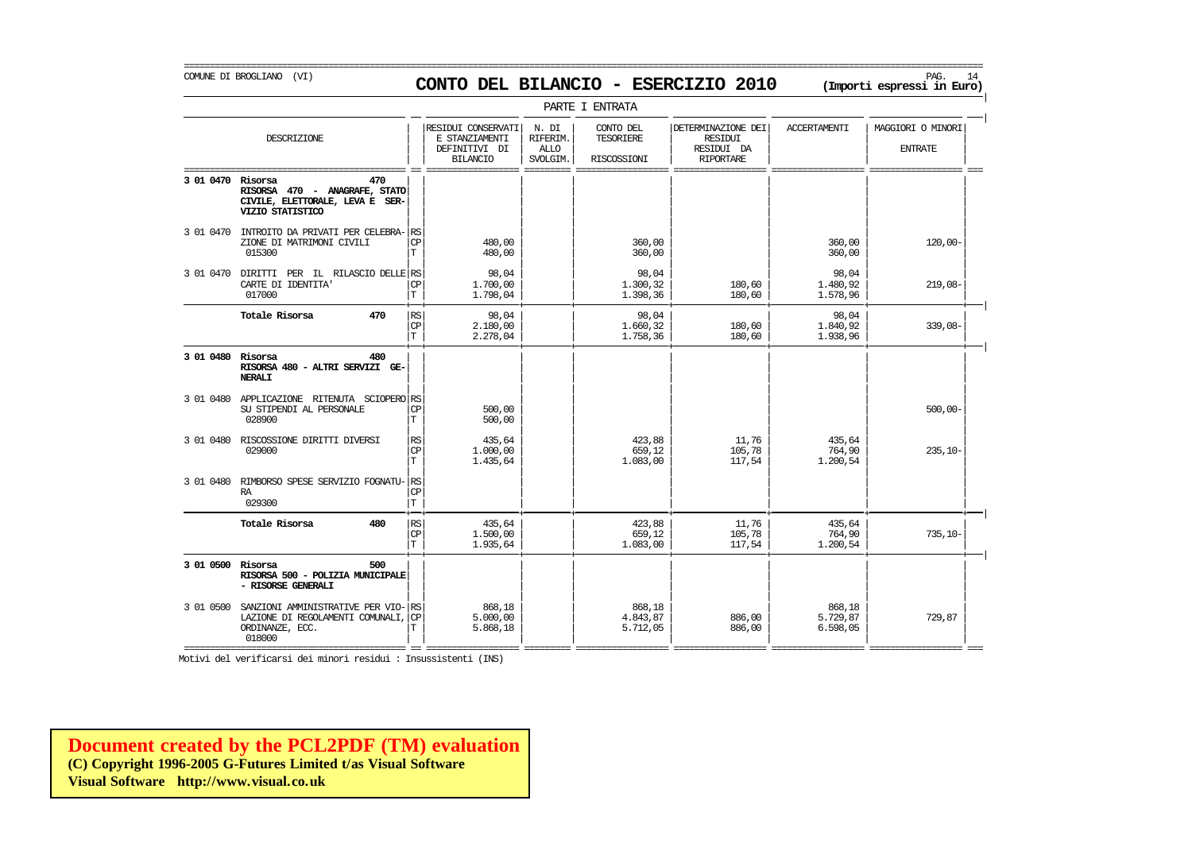COMUNE DI BROGLIANO (VI)

# CONTO DEL BILANCIO - ESERCIZIO 2010

**(Importi espressi in Euro)**

PARTE I ENTRATA

| | DESCRIZIONE | | RESIDUI CONSERVATI E STANZIAMENTI DEFINITIVI DI BILANCIO | N. DI RIFERIM. ALLO SVOLGIM. | CONTO DEL TESORIERE RISCOSSIONI | DETERMINAZIONE DEI RESIDUI DA RIPORTARE | ACCERTAMENTI | MAGGIORI O MINORI ENTRATE |
|---|---|---|---|---|---|---|---|---|
| **3 01 0470** | **Risorsa 470 RISORSA 470 - ANAGRAFE, STATO CIVILE, ELETTORALE, LEVA E SERVIZIO STATISTICO** | | | | | | | |
| 3 01 0470 | INTROITO DA PRIVATI PER CELEBRAZIONE DI MATRIMONI CIVILI 015300 | RS | | | | | | |
| | | CP | 480,00 | | 360,00 | | 360,00 | 120,00- |
| | | T | 480,00 | | 360,00 | | 360,00 | |
| 3 01 0470 | DIRITTI PER IL RILASCIO DELLE CARTE DI IDENTITA' 017000 | RS | 98,04 | | 98,04 | | 98,04 | |
| | | CP | 1.700,00 | | 1.300,32 | 180,60 | 1.480,92 | 219,08- |
| | | T | 1.798,04 | | 1.398,36 | 180,60 | 1.578,96 | |
| | **Totale Risorsa 470** | RS | 98,04 | | 98,04 | | 98,04 | |
| | | CP | 2.180,00 | | 1.660,32 | 180,60 | 1.840,92 | 339,08- |
| | | T | 2.278,04 | | 1.758,36 | 180,60 | 1.938,96 | |
| **3 01 0480** | **Risorsa 480 RISORSA 480 - ALTRI SERVIZI GENERALI** | | | | | | | |
| 3 01 0480 | APPLICAZIONE RITENUTA SCIOPERO SU STIPENDI AL PERSONALE 028900 | RS | | | | | | |
| | | CP | 500,00 | | | | | 500,00- |
| | | T | 500,00 | | | | | |
| 3 01 0480 | RISCOSSIONE DIRITTI DIVERSI 029000 | RS | 435,64 | | 423,88 | 11,76 | 435,64 | |
| | | CP | 1.000,00 | | 659,12 | 105,78 | 764,90 | 235,10- |
| | | T | 1.435,64 | | 1.083,00 | 117,54 | 1.200,54 | |
| 3 01 0480 | RIMBORSO SPESE SERVIZIO FOGNATURA 029300 | RS | | | | | | |
| | | CP | | | | | | |
| | | T | | | | | | |
| | **Totale Risorsa 480** | RS | 435,64 | | 423,88 | 11,76 | 435,64 | |
| | | CP | 1.500,00 | | 659,12 | 105,78 | 764,90 | 735,10- |
| | | T | 1.935,64 | | 1.083,00 | 117,54 | 1.200,54 | |
| **3 01 0500** | **Risorsa 500 RISORSA 500 - POLIZIA MUNICIPALE - RISORSE GENERALI** | | | | | | | |
| 3 01 0500 | SANZIONI AMMINISTRATIVE PER VIOLAZIONE DI REGOLAMENTI COMUNALI, ORDINANZE, ECC. 018000 | RS | 868,18 | | 868,18 | | 868,18 | |
| | | CP | 5.000,00 | | 4.843,87 | 886,00 | 5.729,87 | 729,87 |
| | | T | 5.868,18 | | 5.712,05 | 886,00 | 6.598,05 | |

Motivi del verificarsi dei minori residui : Insussistenti (INS)

**Document created by the PCL2PDF (TM) evaluation**
**(C) Copyright 1996-2005 G-Futures Limited t/as Visual Software**
**Visual Software http://www.visual.co.uk**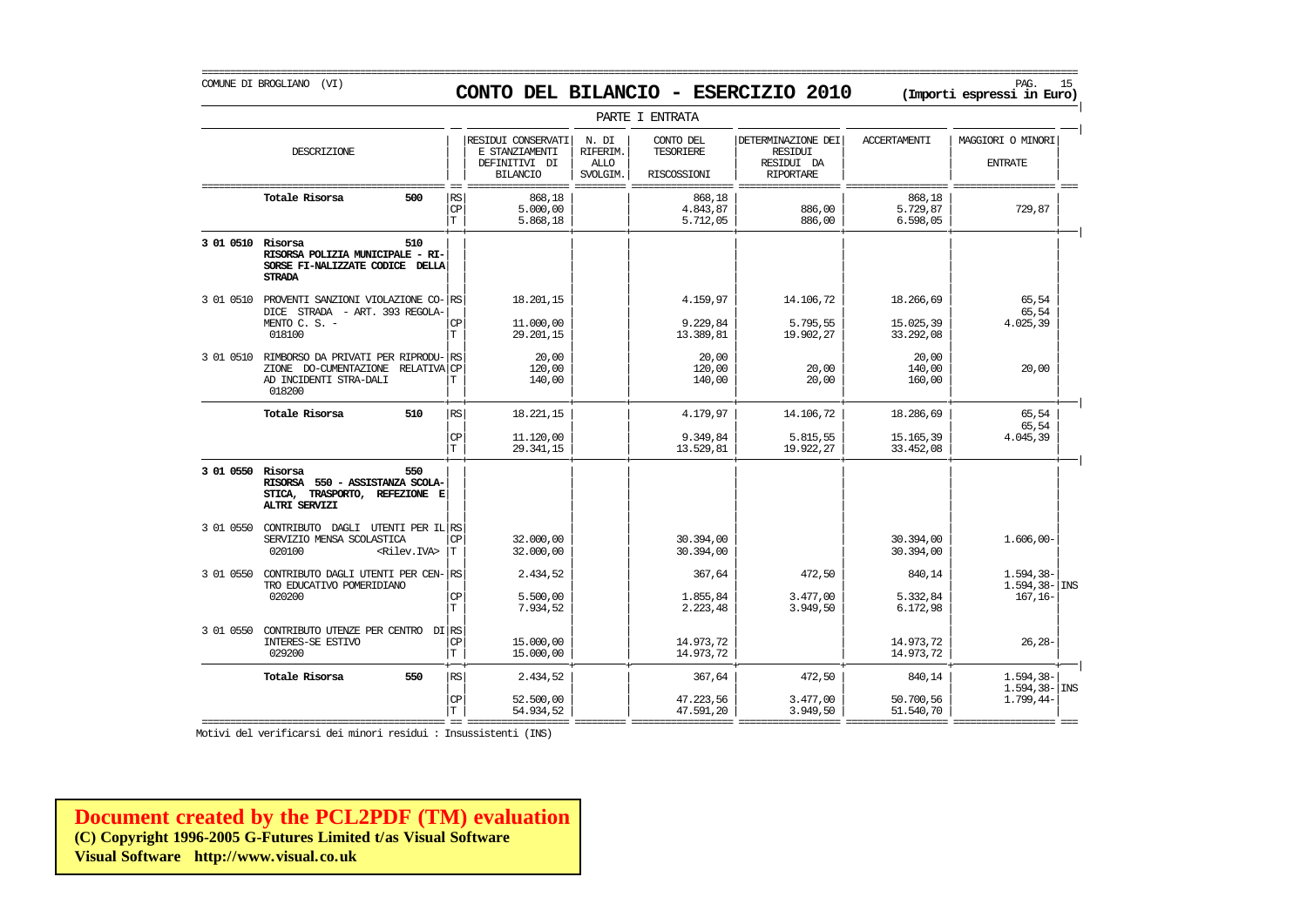COMUNE DI BROGLIANO (VI)

# CONTO DEL BILANCIO - ESERCIZIO 2010

**(Importi espressi in Euro)**

PARTE I ENTRATA

| | DESCRIZIONE | | RESIDUI CONSERVATI E STANZIAMENTI DEFINITIVI DI BILANCIO | N. DI RIFERIM. ALLO SVOLGIM. | CONTO DEL TESORIERE RISCOSSIONI | DETERMINAZIONE DEI RESIDUI RESIDUI DA RIPORTARE | ACCERTAMENTI | MAGGIORI O MINORI ENTRATE | |
|---|---|---|---|---|---|---|---|---|---|
| | **Totale Risorsa 500** | RS | 868,18 | | 868,18 | | 868,18 | | |
| | | CP | 5.000,00 | | 4.843,87 | 886,00 | 5.729,87 | 729,87 | |
| | | T | 5.868,18 | | 5.712,05 | 886,00 | 6.598,05 | | |
| **3 01 0510** | **Risorsa 510 RISORSA POLIZIA MUNICIPALE - RISORSE FI-NALIZZATE CODICE DELLA STRADA** | | | | | | | | |
| 3 01 0510 | PROVENTI SANZIONI VIOLAZIONE CODICE STRADA - ART. 393 REGOLAMENTO C. S. - 018100 | RS | 18.201,15 | | 4.159,97 | 14.106,72 | 18.266,69 | 65,54 65,54 | |
| | | CP | 11.000,00 | | 9.229,84 | 5.795,55 | 15.025,39 | 4.025,39 | |
| | | T | 29.201,15 | | 13.389,81 | 19.902,27 | 33.292,08 | | |
| 3 01 0510 | RIMBORSO DA PRIVATI PER RIPRODUZIONE DO-CUMENTAZIONE RELATIVA AD INCIDENTI STRA-DALI 018200 | RS | 20,00 | | 20,00 | | 20,00 | | |
| | | CP | 120,00 | | 120,00 | 20,00 | 140,00 | 20,00 | |
| | | T | 140,00 | | 140,00 | 20,00 | 160,00 | | |
| | **Totale Risorsa 510** | RS | 18.221,15 | | 4.179,97 | 14.106,72 | 18.286,69 | 65,54 65,54 | |
| | | CP | 11.120,00 | | 9.349,84 | 5.815,55 | 15.165,39 | 4.045,39 | |
| | | T | 29.341,15 | | 13.529,81 | 19.922,27 | 33.452,08 | | |
| **3 01 0550** | **Risorsa 550 RISORSA 550 - ASSISTANZA SCOLASTICA, TRASPORTO, REFEZIONE E ALTRI SERVIZI** | | | | | | | | |
| 3 01 0550 | CONTRIBUTO DAGLI UTENTI PER IL SERVIZIO MENSA SCOLASTICA 020100 <Rilev.IVA> | RS | | | | | | | |
| | | CP | 32.000,00 | | 30.394,00 | | 30.394,00 | 1.606,00- | |
| | | T | 32.000,00 | | 30.394,00 | | 30.394,00 | | |
| 3 01 0550 | CONTRIBUTO DAGLI UTENTI PER CENTRO EDUCATIVO POMERIDIANO 020200 | RS | 2.434,52 | | 367,64 | 472,50 | 840,14 | 1.594,38- 1.594,38- | INS |
| | | CP | 5.500,00 | | 1.855,84 | 3.477,00 | 5.332,84 | 167,16- | |
| | | T | 7.934,52 | | 2.223,48 | 3.949,50 | 6.172,98 | | |
| 3 01 0550 | CONTRIBUTO UTENZE PER CENTRO DI INTERES-SE ESTIVO 029200 | RS | | | | | | | |
| | | CP | 15.000,00 | | 14.973,72 | | 14.973,72 | 26,28- | |
| | | T | 15.000,00 | | 14.973,72 | | 14.973,72 | | |
| | **Totale Risorsa 550** | RS | 2.434,52 | | 367,64 | 472,50 | 840,14 | 1.594,38- 1.594,38- | INS |
| | | CP | 52.500,00 | | 47.223,56 | 3.477,00 | 50.700,56 | 1.799,44- | |
| | | T | 54.934,52 | | 47.591,20 | 3.949,50 | 51.540,70 | | |

Motivi del verificarsi dei minori residui : Insussistenti (INS)

**Document created by the PCL2PDF (TM) evaluation**
**(C) Copyright 1996-2005 G-Futures Limited t/as Visual Software**
**Visual Software http://www.visual.co.uk**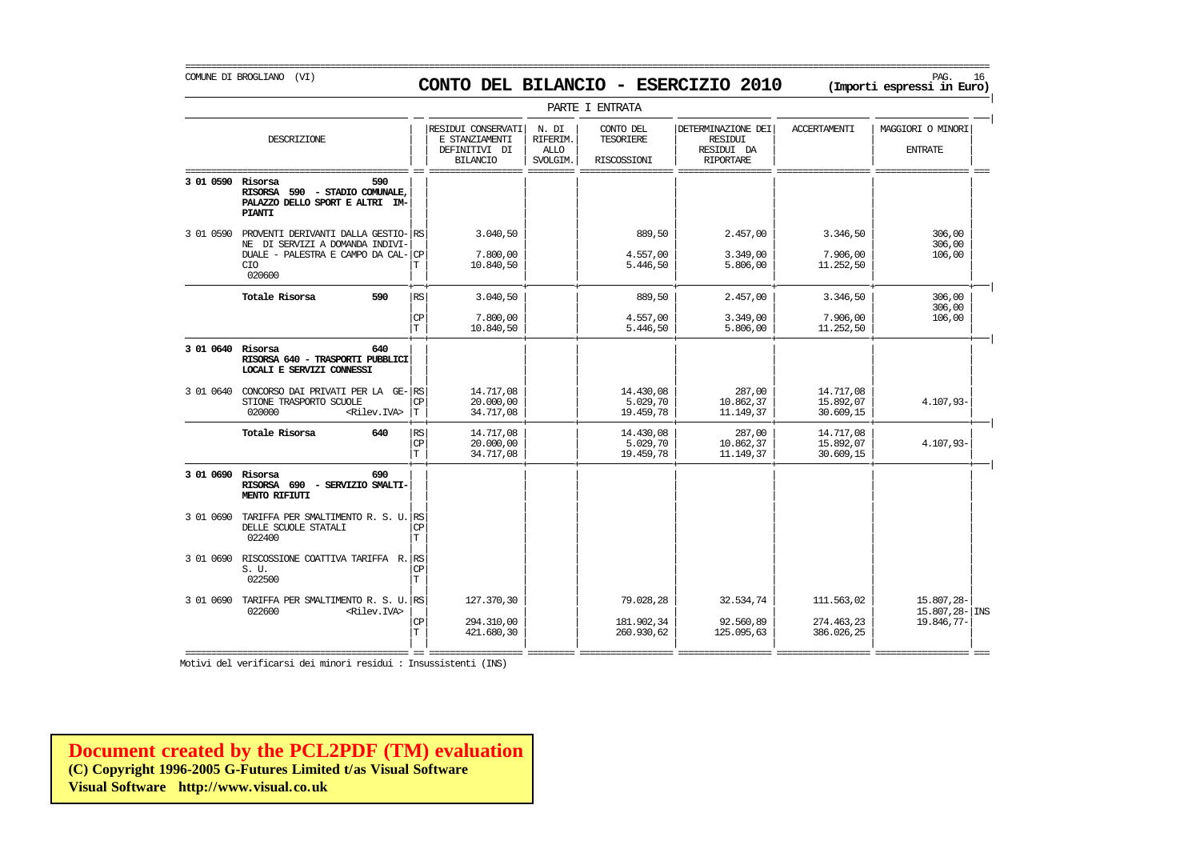COMUNE DI BROGLIANO (VI)

# CONTO DEL BILANCIO - ESERCIZIO 2010

**(Importi espressi in Euro)**

PARTE I ENTRATA

| | DESCRIZIONE | | RESIDUI CONSERVATI E STANZIAMENTI DEFINITIVI DI BILANCIO | N. DI RIFERIM. ALLO SVOLGIM. | CONTO DEL TESORIERE RISCOSSIONI | DETERMINAZIONE DEI RESIDUI RESIDUI DA RIPORTARE | ACCERTAMENTI | MAGGIORI O MINORI ENTRATE | |
|---|---|---|---|---|---|---|---|---|---|
| **3 01 0590** | **Risorsa 590 RISORSA 590 - STADIO COMUNALE, PALAZZO DELLO SPORT E ALTRI IM-PIANTI** | | | | | | | | |
| 3 01 0590 | PROVENTI DERIVANTI DALLA GESTIO-NE DI SERVIZI A DOMANDA INDIVI-DUALE - PALESTRA E CAMPO DA CAL-CIO 020600 | RS | 3.040,50 | | 889,50 | 2.457,00 | 3.346,50 | 306,00 306,00 | |
| | | CP | 7.800,00 | | 4.557,00 | 3.349,00 | 7.906,00 | 106,00 | |
| | | T | 10.840,50 | | 5.446,50 | 5.806,00 | 11.252,50 | | |
| | **Totale Risorsa 590** | RS | 3.040,50 | | 889,50 | 2.457,00 | 3.346,50 | 306,00 306,00 | |
| | | CP | 7.800,00 | | 4.557,00 | 3.349,00 | 7.906,00 | 106,00 | |
| | | T | 10.840,50 | | 5.446,50 | 5.806,00 | 11.252,50 | | |
| **3 01 0640** | **Risorsa 640 RISORSA 640 - TRASPORTI PUBBLICI LOCALI E SERVIZI CONNESSI** | | | | | | | | |
| 3 01 0640 | CONCORSO DAI PRIVATI PER LA GE-STIONE TRASPORTO SCUOLE 020000 <Rilev.IVA> | RS | 14.717,08 | | 14.430,08 | 287,00 | 14.717,08 | | |
| | | CP | 20.000,00 | | 5.029,70 | 10.862,37 | 15.892,07 | 4.107,93- | |
| | | T | 34.717,08 | | 19.459,78 | 11.149,37 | 30.609,15 | | |
| | **Totale Risorsa 640** | RS | 14.717,08 | | 14.430,08 | 287,00 | 14.717,08 | | |
| | | CP | 20.000,00 | | 5.029,70 | 10.862,37 | 15.892,07 | 4.107,93- | |
| | | T | 34.717,08 | | 19.459,78 | 11.149,37 | 30.609,15 | | |
| **3 01 0690** | **Risorsa 690 RISORSA 690 - SERVIZIO SMALTI-MENTO RIFIUTI** | | | | | | | | |
| 3 01 0690 | TARIFFA PER SMALTIMENTO R. S. U. DELLE SCUOLE STATALI 022400 | RS | | | | | | | |
| | | CP | | | | | | | |
| | | T | | | | | | | |
| 3 01 0690 | RISCOSSIONE COATTIVA TARIFFA R. S. U. 022500 | RS | | | | | | | |
| | | CP | | | | | | | |
| | | T | | | | | | | |
| 3 01 0690 | TARIFFA PER SMALTIMENTO R. S. U. 022600 <Rilev.IVA> | RS | 127.370,30 | | 79.028,28 | 32.534,74 | 111.563,02 | 15.807,28- 15.807,28- | INS |
| | | CP | 294.310,00 | | 181.902,34 | 92.560,89 | 274.463,23 | 19.846,77- | |
| | | T | 421.680,30 | | 260.930,62 | 125.095,63 | 386.026,25 | | |

Motivi del verificarsi dei minori residui : Insussistenti (INS)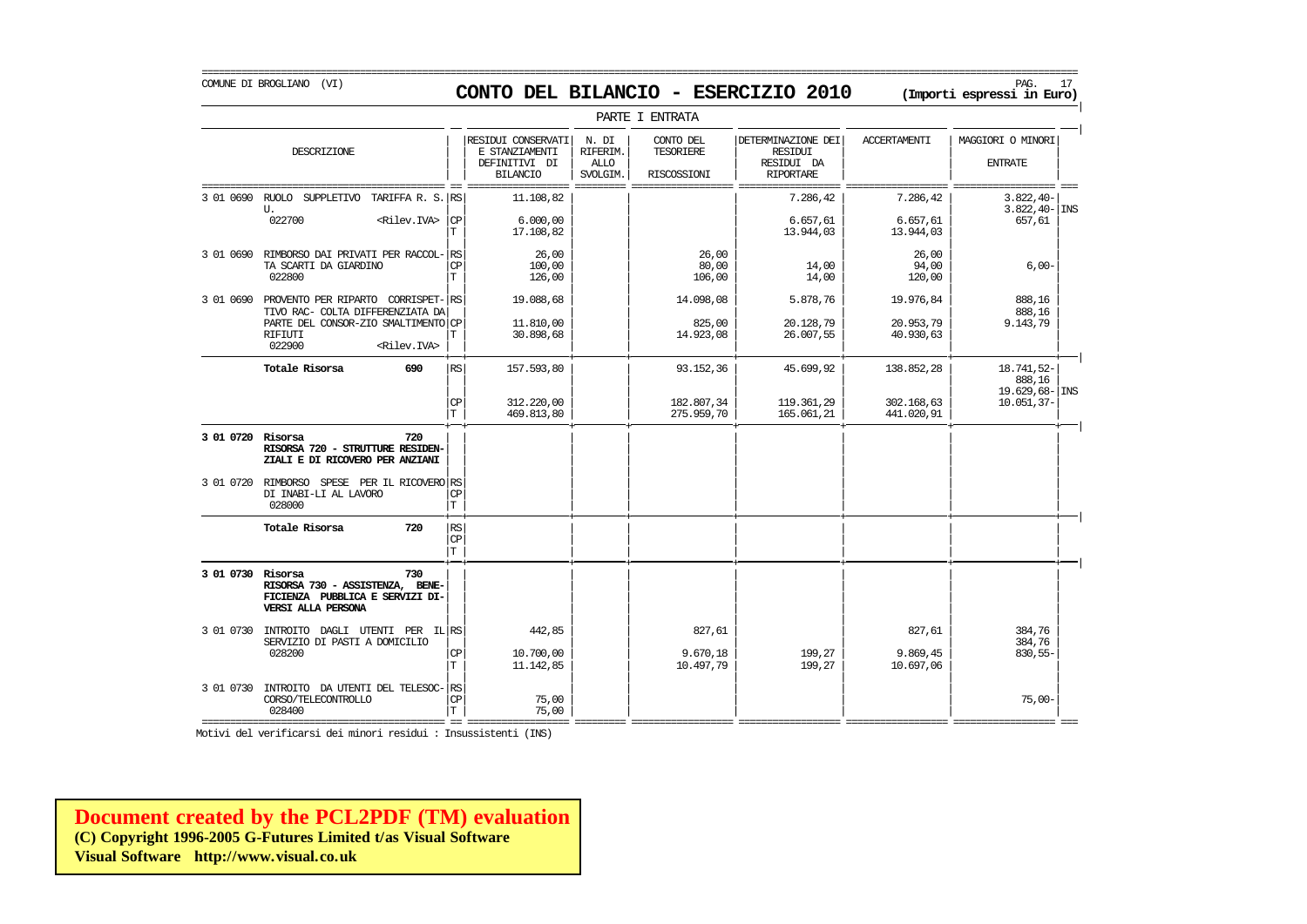COMUNE DI BROGLIANO (VI)

# CONTO DEL BILANCIO - ESERCIZIO 2010

**(Importi espressi in Euro)**

PARTE I ENTRATA

| | DESCRIZIONE | | RESIDUI CONSERVATI E STANZIAMENTI DEFINITIVI DI BILANCIO | N. DI RIFERIM. ALLO SVOLGIM. | CONTO DEL TESORIERE RISCOSSIONI | DETERMINAZIONE DEI RESIDUI RESIDUI DA RIPORTARE | ACCERTAMENTI | MAGGIORI O MINORI ENTRATE | |
|---|---|---|---|---|---|---|---|---|---|
| 3 01 0690 | RUOLO SUPPLETIVO TARIFFA R. S. U. | RS | 11.108,82 | | | 7.286,42 | 7.286,42 | 3.822,40- | |
| | | | | | | | | 3.822,40- | INS |
| | 022700 <Rilev.IVA> | CP | 6.000,00 | | | 6.657,61 | 6.657,61 | 657,61 | |
| | | T | 17.108,82 | | | 13.944,03 | 13.944,03 | | |
| 3 01 0690 | RIMBORSO DAI PRIVATI PER RACCOL-TA SCARTI DA GIARDINO | RS | 26,00 | | 26,00 | | 26,00 | | |
| | | CP | 100,00 | | 80,00 | 14,00 | 94,00 | 6,00- | |
| | 022800 | T | 126,00 | | 106,00 | 14,00 | 120,00 | | |
| 3 01 0690 | PROVENTO PER RIPARTO CORRISPET-TIVO RAC- COLTA DIFFERENZIATA DA PARTE DEL CONSOR-ZIO SMALTIMENTO RIFIUTI | RS | 19.088,68 | | 14.098,08 | 5.878,76 | 19.976,84 | 888,16 | |
| | | | | | | | | 888,16 | |
| | | CP | 11.810,00 | | 825,00 | 20.128,79 | 20.953,79 | 9.143,79 | |
| | | T | 30.898,68 | | 14.923,08 | 26.007,55 | 40.930,63 | | |
| | 022900 <Rilev.IVA> | | | | | | | | |
| | **Totale Risorsa 690** | RS | 157.593,80 | | 93.152,36 | 45.699,92 | 138.852,28 | 18.741,52- | |
| | | | | | | | | 888,16 | |
| | | | | | | | | 19.629,68- | INS |
| | | CP | 312.220,00 | | 182.807,34 | 119.361,29 | 302.168,63 | 10.051,37- | |
| | | T | 469.813,80 | | 275.959,70 | 165.061,21 | 441.020,91 | | |
| **3 01 0720** | **Risorsa 720 RISORSA 720 - STRUTTURE RESIDEN-ZIALI E DI RICOVERO PER ANZIANI** | | | | | | | | |
| 3 01 0720 | RIMBORSO SPESE PER IL RICOVERO DI INABI-LI AL LAVORO | RS | | | | | | | |
| | | CP | | | | | | | |
| | 028000 | T | | | | | | | |
| | **Totale Risorsa 720** | RS | | | | | | | |
| | | CP | | | | | | | |
| | | T | | | | | | | |
| **3 01 0730** | **Risorsa 730 RISORSA 730 - ASSISTENZA, BENE-FICIENZA PUBBLICA E SERVIZI DI-VERSI ALLA PERSONA** | | | | | | | | |
| 3 01 0730 | INTROITO DAGLI UTENTI PER IL SERVIZIO DI PASTI A DOMICILIO | RS | 442,85 | | 827,61 | | 827,61 | 384,76 | |
| | | | | | | | | 384,76 | |
| | 028200 | CP | 10.700,00 | | 9.670,18 | 199,27 | 9.869,45 | 830,55- | |
| | | T | 11.142,85 | | 10.497,79 | 199,27 | 10.697,06 | | |
| 3 01 0730 | INTROITO DA UTENTI DEL TELESOC-CORSO/TELECONTROLLO | RS | | | | | | | |
| | | CP | 75,00 | | | | | 75,00- | |
| | 028400 | T | 75,00 | | | | | | |

Motivi del verificarsi dei minori residui : Insussistenti (INS)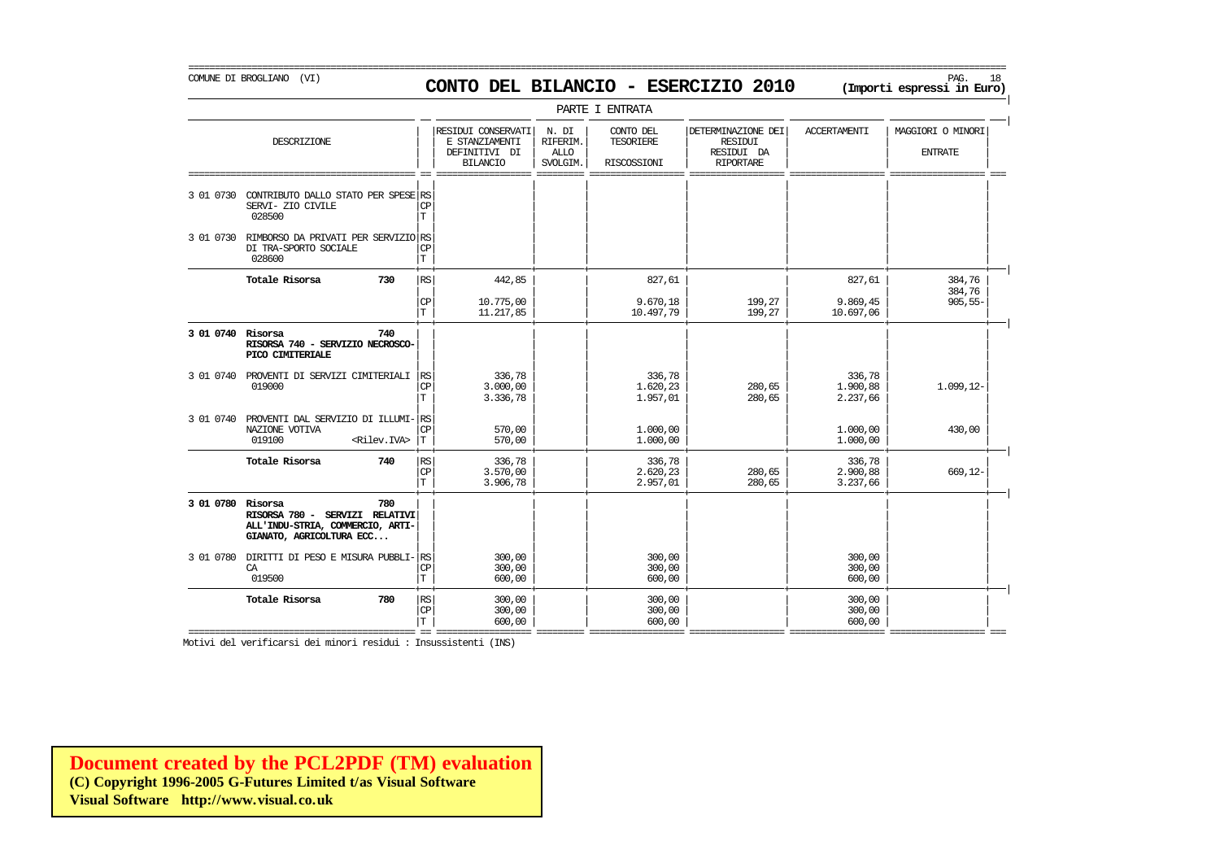COMUNE DI BROGLIANO (VI)

# CONTO DEL BILANCIO - ESERCIZIO 2010

(Importi espressi in Euro)

PARTE I ENTRATA

| | DESCRIZIONE | | RESIDUI CONSERVATI E STANZIAMENTI DEFINITIVI DI BILANCIO | N. DI RIFERIM. ALLO SVOLGIM. | CONTO DEL TESORIERE RISCOSSIONI | DETERMINAZIONE DEI RESIDUI RESIDUI DA RIPORTARE | ACCERTAMENTI | MAGGIORI O MINORI ENTRATE |
|---|---|---|---|---|---|---|---|---|
| 3 01 0730 | CONTRIBUTO DALLO STATO PER SPESE SERVI- ZIO CIVILE 028500 | RS CP T | | | | | | |
| 3 01 0730 | RIMBORSO DA PRIVATI PER SERVIZIO DI TRA-SPORTO SOCIALE 028600 | RS CP T | | | | | | |
| | **Totale Risorsa 730** | RS | 442,85 | | 827,61 | | 827,61 | 384,76 |
| | | | | | | | | 384,76 |
| | | CP | 10.775,00 | | 9.670,18 | 199,27 | 9.869,45 | 905,55- |
| | | T | 11.217,85 | | 10.497,79 | 199,27 | 10.697,06 | |
| **3 01 0740** | **Risorsa 740 RISORSA 740 - SERVIZIO NECROSCO-PICO CIMITERIALE** | | | | | | | |
| 3 01 0740 | PROVENTI DI SERVIZI CIMITERIALI 019000 | RS | 336,78 | | 336,78 | | 336,78 | |
| | | CP | 3.000,00 | | 1.620,23 | 280,65 | 1.900,88 | 1.099,12- |
| | | T | 3.336,78 | | 1.957,01 | 280,65 | 2.237,66 | |
| 3 01 0740 | PROVENTI DAL SERVIZIO DI ILLUMI- NAZIONE VOTIVA 019100 <Rilev.IVA> | RS | | | | | | |
| | | CP | 570,00 | | 1.000,00 | | 1.000,00 | 430,00 |
| | | T | 570,00 | | 1.000,00 | | 1.000,00 | |
| | **Totale Risorsa 740** | RS | 336,78 | | 336,78 | | 336,78 | |
| | | CP | 3.570,00 | | 2.620,23 | 280,65 | 2.900,88 | 669,12- |
| | | T | 3.906,78 | | 2.957,01 | 280,65 | 3.237,66 | |
| **3 01 0780** | **Risorsa 780 RISORSA 780 - SERVIZI RELATIVI ALL'INDU-STRIA, COMMERCIO, ARTI-GIANATO, AGRICOLTURA ECC...** | | | | | | | |
| 3 01 0780 | DIRITTI DI PESO E MISURA PUBBLI- CA 019500 | RS | 300,00 | | 300,00 | | 300,00 | |
| | | CP | 300,00 | | 300,00 | | 300,00 | |
| | | T | 600,00 | | 600,00 | | 600,00 | |
| | **Totale Risorsa 780** | RS | 300,00 | | 300,00 | | 300,00 | |
| | | CP | 300,00 | | 300,00 | | 300,00 | |
| | | T | 600,00 | | 600,00 | | 600,00 | |

Motivi del verificarsi dei minori residui : Insussistenti (INS)

**Document created by the PCL2PDF (TM) evaluation**
**(C) Copyright 1996-2005 G-Futures Limited t/as Visual Software**
**Visual Software http://www.visual.co.uk**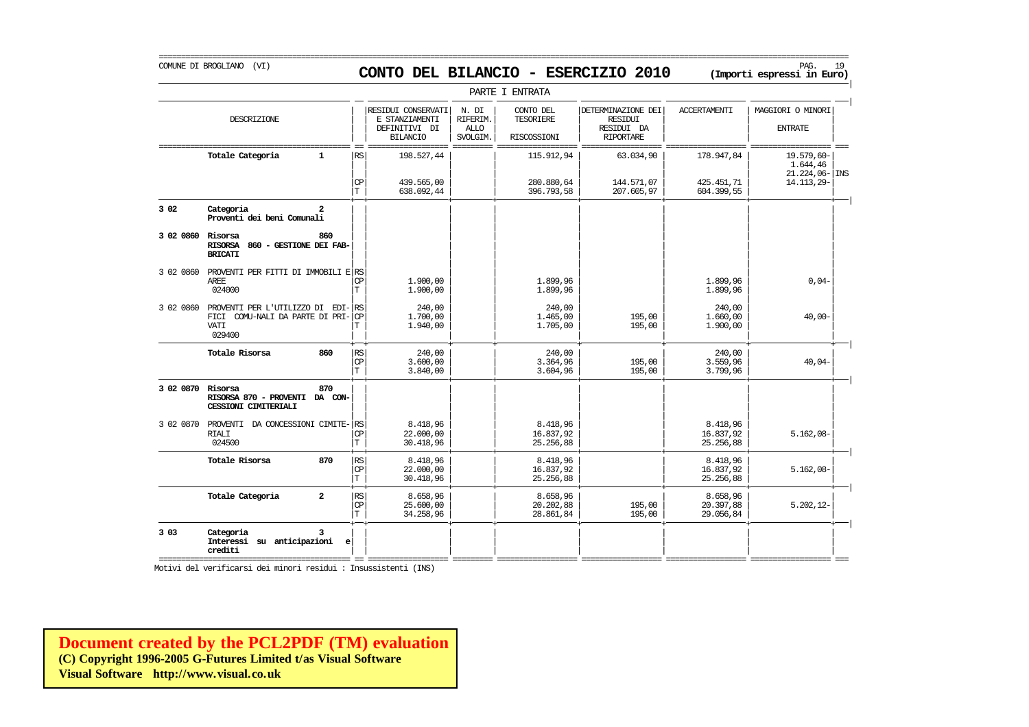COMUNE DI BROGLIANO (VI)

# CONTO DEL BILANCIO - ESERCIZIO 2010

**(Importi espressi in Euro)**

PARTE I ENTRATA

| | DESCRIZIONE | | RESIDUI CONSERVATI E STANZIAMENTI DEFINITIVI DI BILANCIO | N. DI RIFERIM. ALLO SVOLGIM. | CONTO DEL TESORIERE RISCOSSIONI | DETERMINAZIONE DEI RESIDUI RESIDUI DA RIPORTARE | ACCERTAMENTI | MAGGIORI O MINORI ENTRATE | |
|---|---|---|---|---|---|---|---|---|---|
| | **Totale Categoria 1** | RS | 198.527,44 | | 115.912,94 | 63.034,90 | 178.947,84 | 19.579,60- 1.644,46 21.224,06- | INS |
| | | CP | 439.565,00 | | 280.880,64 | 144.571,07 | 425.451,71 | 14.113,29- | |
| | | T | 638.092,44 | | 396.793,58 | 207.605,97 | 604.399,55 | | |
| **3 02** | **Categoria 2 Proventi dei beni Comunali** | | | | | | | | |
| **3 02 0860** | **Risorsa 860 RISORSA 860 - GESTIONE DEI FABBRICATI** | | | | | | | | |
| 3 02 0860 | PROVENTI PER FITTI DI IMMOBILI E AREE 024000 | RS | | | | | | | |
| | | CP | 1.900,00 | | 1.899,96 | | 1.899,96 | 0,04- | |
| | | T | 1.900,00 | | 1.899,96 | | 1.899,96 | | |
| 3 02 0860 | PROVENTI PER L'UTILIZZO DI EDIFICI COMU-NALI DA PARTE DI PRIVATI 029400 | RS | 240,00 | | 240,00 | | 240,00 | | |
| | | CP | 1.700,00 | | 1.465,00 | 195,00 | 1.660,00 | 40,00- | |
| | | T | 1.940,00 | | 1.705,00 | 195,00 | 1.900,00 | | |
| | **Totale Risorsa 860** | RS | 240,00 | | 240,00 | | 240,00 | | |
| | | CP | 3.600,00 | | 3.364,96 | 195,00 | 3.559,96 | 40,04- | |
| | | T | 3.840,00 | | 3.604,96 | 195,00 | 3.799,96 | | |
| **3 02 0870** | **Risorsa 870 RISORSA 870 - PROVENTI DA CONCESSIONI CIMITERIALI** | | | | | | | | |
| 3 02 0870 | PROVENTI DA CONCESSIONI CIMITERIALI 024500 | RS | 8.418,96 | | 8.418,96 | | 8.418,96 | | |
| | | CP | 22.000,00 | | 16.837,92 | | 16.837,92 | 5.162,08- | |
| | | T | 30.418,96 | | 25.256,88 | | 25.256,88 | | |
| | **Totale Risorsa 870** | RS | 8.418,96 | | 8.418,96 | | 8.418,96 | | |
| | | CP | 22.000,00 | | 16.837,92 | | 16.837,92 | 5.162,08- | |
| | | T | 30.418,96 | | 25.256,88 | | 25.256,88 | | |
| | **Totale Categoria 2** | RS | 8.658,96 | | 8.658,96 | | 8.658,96 | | |
| | | CP | 25.600,00 | | 20.202,88 | 195,00 | 20.397,88 | 5.202,12- | |
| | | T | 34.258,96 | | 28.861,84 | 195,00 | 29.056,84 | | |
| **3 03** | **Categoria 3 Interessi su anticipazioni e crediti** | | | | | | | | |

Motivi del verificarsi dei minori residui : Insussistenti (INS)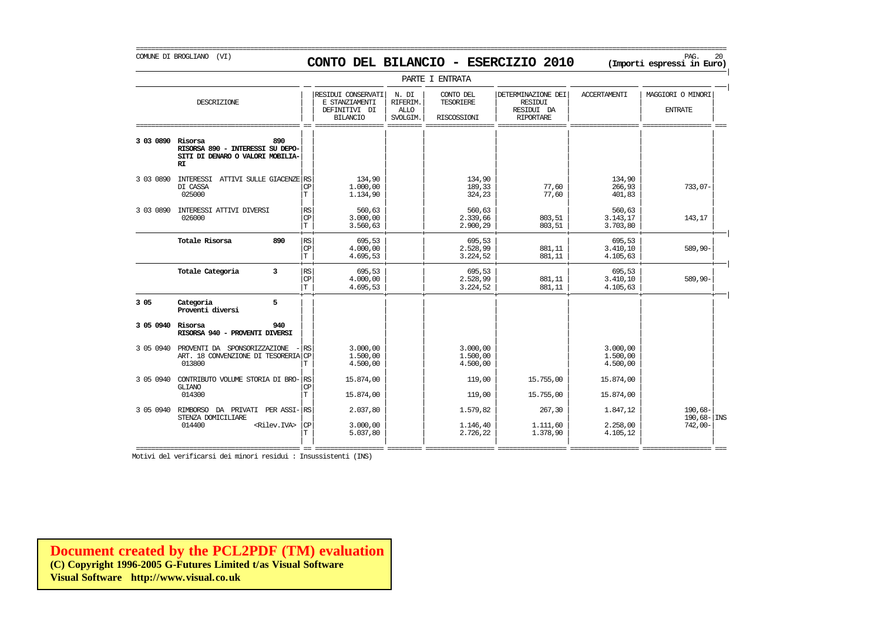COMUNE DI BROGLIANO (VI)

# CONTO DEL BILANCIO - ESERCIZIO 2010

**(Importi espressi in Euro)**

PARTE I ENTRATA

| | DESCRIZIONE | | RESIDUI CONSERVATI E STANZIAMENTI DEFINITIVI DI BILANCIO | N. DI RIFERIM. ALLO SVOLGIM. | CONTO DEL TESORIERE RISCOSSIONI | DETERMINAZIONE DEI RESIDUI RESIDUI DA RIPORTARE | ACCERTAMENTI | MAGGIORI O MINORI ENTRATE | |
|---|---|---|---|---|---|---|---|---|---|
| **3 03 0890** | **Risorsa 890 RISORSA 890 - INTERESSI SU DEPOSITI DI DENARO O VALORI MOBILIARI** | | | | | | | | |
| 3 03 0890 | INTERESSI ATTIVI SULLE GIACENZE DI CASSA 025000 | RS | 134,90 | | 134,90 | | 134,90 | | |
| | | CP | 1.000,00 | | 189,33 | 77,60 | 266,93 | 733,07- | |
| | | T | 1.134,90 | | 324,23 | 77,60 | 401,83 | | |
| 3 03 0890 | INTERESSI ATTIVI DIVERSI 026000 | RS | 560,63 | | 560,63 | | 560,63 | | |
| | | CP | 3.000,00 | | 2.339,66 | 803,51 | 3.143,17 | 143,17 | |
| | | T | 3.560,63 | | 2.900,29 | 803,51 | 3.703,80 | | |
| | **Totale Risorsa 890** | RS | 695,53 | | 695,53 | | 695,53 | | |
| | | CP | 4.000,00 | | 2.528,99 | 881,11 | 3.410,10 | 589,90- | |
| | | T | 4.695,53 | | 3.224,52 | 881,11 | 4.105,63 | | |
| | **Totale Categoria 3** | RS | 695,53 | | 695,53 | | 695,53 | | |
| | | CP | 4.000,00 | | 2.528,99 | 881,11 | 3.410,10 | 589,90- | |
| | | T | 4.695,53 | | 3.224,52 | 881,11 | 4.105,63 | | |
| **3 05** | **Categoria 5 Proventi diversi** | | | | | | | | |
| **3 05 0940** | **Risorsa 940 RISORSA 940 - PROVENTI DIVERSI** | | | | | | | | |
| 3 05 0940 | PROVENTI DA SPONSORIZZAZIONE - ART. 18 CONVENZIONE DI TESORERIA 013800 | RS | 3.000,00 | | 3.000,00 | | 3.000,00 | | |
| | | CP | 1.500,00 | | 1.500,00 | | 1.500,00 | | |
| | | T | 4.500,00 | | 4.500,00 | | 4.500,00 | | |
| 3 05 0940 | CONTRIBUTO VOLUME STORIA DI BROGLIANO 014300 | RS | 15.874,00 | | 119,00 | 15.755,00 | 15.874,00 | | |
| | | CP | | | | | | | |
| | | T | 15.874,00 | | 119,00 | 15.755,00 | 15.874,00 | | |
| 3 05 0940 | RIMBORSO DA PRIVATI PER ASSISTENZA DOMICILIARE 014400 <Rilev.IVA> | RS | 2.037,80 | | 1.579,82 | 267,30 | 1.847,12 | 190,68- 190,68- | INS |
| | | CP | 3.000,00 | | 1.146,40 | 1.111,60 | 2.258,00 | 742,00- | |
| | | T | 5.037,80 | | 2.726,22 | 1.378,90 | 4.105,12 | | |

Motivi del verificarsi dei minori residui : Insussistenti (INS)

**Document created by the PCL2PDF (TM) evaluation**
**(C) Copyright 1996-2005 G-Futures Limited t/as Visual Software**
**Visual Software http://www.visual.co.uk**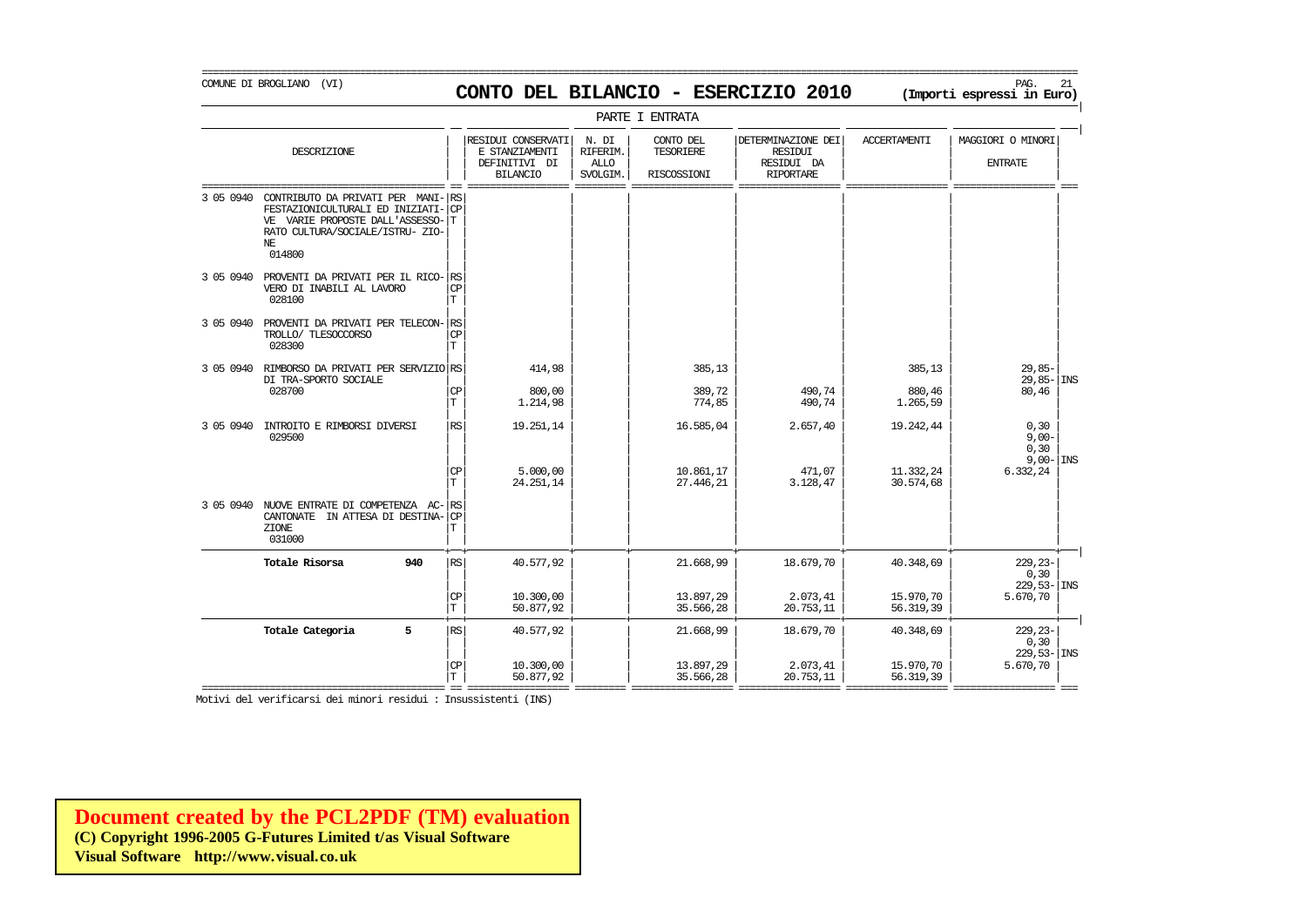COMUNE DI BROGLIANO (VI)

# CONTO DEL BILANCIO - ESERCIZIO 2010

**(Importi espressi in Euro)**

PARTE I ENTRATA

| | DESCRIZIONE | | RESIDUI CONSERVATI E STANZIAMENTI DEFINITIVI DI BILANCIO | N. DI RIFERIM. ALLO SVOLGIM. | CONTO DEL TESORIERE RISCOSSIONI | DETERMINAZIONE DEI RESIDUI RESIDUI DA RIPORTARE | ACCERTAMENTI | MAGGIORI O MINORI ENTRATE | |
|---|---|---|---|---|---|---|---|---|---|
| 3 05 0940 | CONTRIBUTO DA PRIVATI PER MANI-FESTAZIONICULTURALI ED INIZIATI-VE VARIE PROPOSTE DALL'ASSESSO-RATO CULTURA/SOCIALE/ISTRU- ZIO-NE 014800 | RS | | | | | | | |
| | | CP | | | | | | | |
| | | T | | | | | | | |
| 3 05 0940 | PROVENTI DA PRIVATI PER IL RICO-VERO DI INABILI AL LAVORO 028100 | RS | | | | | | | |
| | | CP | | | | | | | |
| | | T | | | | | | | |
| 3 05 0940 | PROVENTI DA PRIVATI PER TELECON-TROLLO/ TLESOCCORSO 028300 | RS | | | | | | | |
| | | CP | | | | | | | |
| | | T | | | | | | | |
| 3 05 0940 | RIMBORSO DA PRIVATI PER SERVIZIO DI TRA-SPORTO SOCIALE 028700 | RS | 414,98 | | 385,13 | | 385,13 | 29,85- 29,85- | INS |
| | | CP | 800,00 | | 389,72 | 490,74 | 880,46 | 80,46 | |
| | | T | 1.214,98 | | 774,85 | 490,74 | 1.265,59 | | |
| 3 05 0940 | INTROITO E RIMBORSI DIVERSI 029500 | RS | 19.251,14 | | 16.585,04 | 2.657,40 | 19.242,44 | 0,30 9,00- 0,30 9,00- | INS |
| | | CP | 5.000,00 | | 10.861,17 | 471,07 | 11.332,24 | 6.332,24 | |
| | | T | 24.251,14 | | 27.446,21 | 3.128,47 | 30.574,68 | | |
| 3 05 0940 | NUOVE ENTRATE DI COMPETENZA AC-CANTONATE IN ATTESA DI DESTINA-ZIONE 031000 | RS | | | | | | | |
| | | CP | | | | | | | |
| | | T | | | | | | | |
| | **Totale Risorsa 940** | RS | 40.577,92 | | 21.668,99 | 18.679,70 | 40.348,69 | 229,23- 0,30 229,53- | INS |
| | | CP | 10.300,00 | | 13.897,29 | 2.073,41 | 15.970,70 | 5.670,70 | |
| | | T | 50.877,92 | | 35.566,28 | 20.753,11 | 56.319,39 | | |
| | **Totale Categoria 5** | RS | 40.577,92 | | 21.668,99 | 18.679,70 | 40.348,69 | 229,23- 0,30 229,53- | INS |
| | | CP | 10.300,00 | | 13.897,29 | 2.073,41 | 15.970,70 | 5.670,70 | |
| | | T | 50.877,92 | | 35.566,28 | 20.753,11 | 56.319,39 | | |

Motivi del verificarsi dei minori residui : Insussistenti (INS)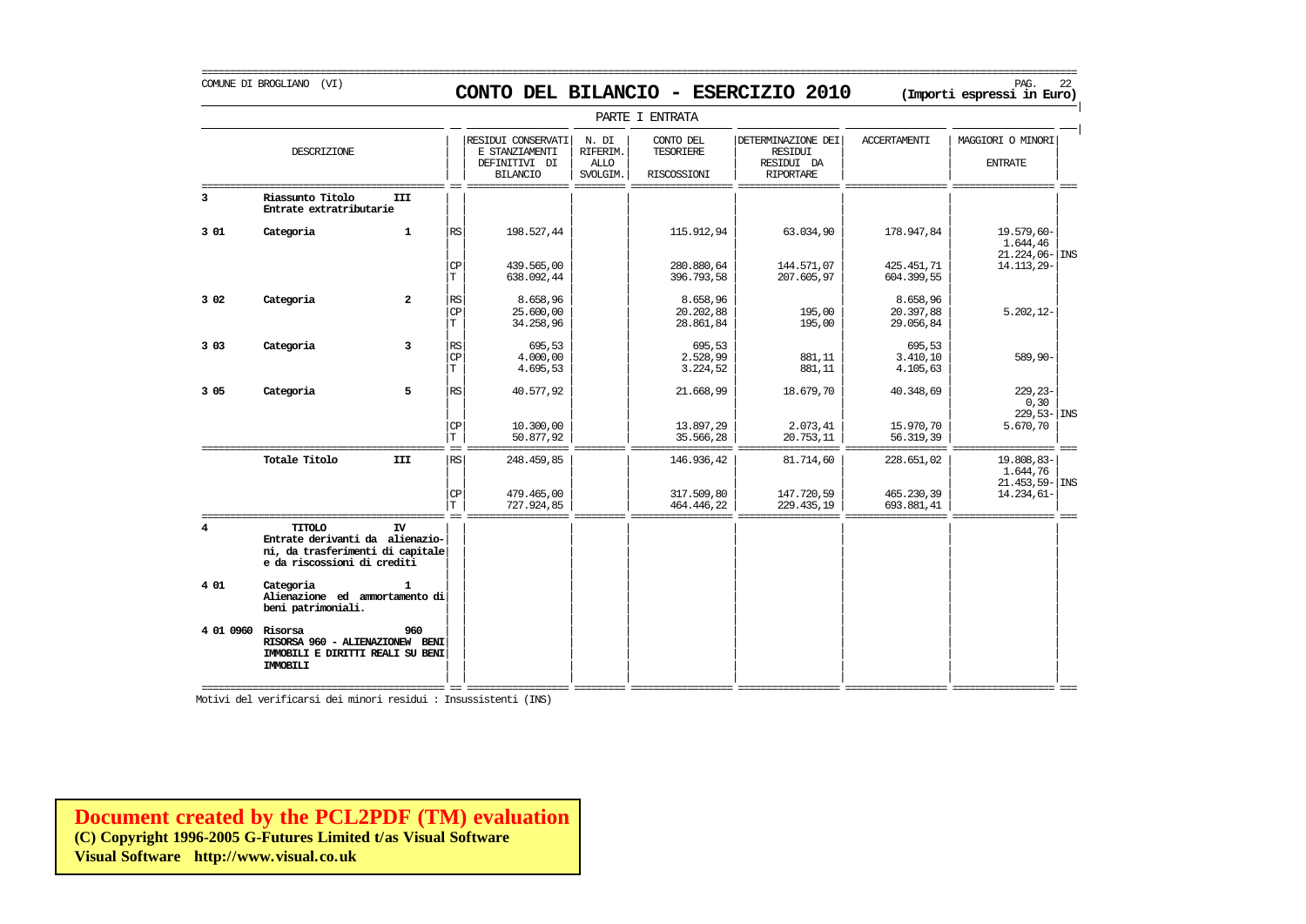COMUNE DI BROGLIANO (VI)

# CONTO DEL BILANCIO - ESERCIZIO 2010

**(Importi espressi in Euro)**

PARTE I ENTRATA

| | DESCRIZIONE | | | RESIDUI CONSERVATI E STANZIAMENTI DEFINITIVI DI BILANCIO | N. DI RIFERIM. ALLO SVOLGIM. | CONTO DEL TESORIERE RISCOSSIONI | DETERMINAZIONE DEI RESIDUI RESIDUI DA RIPORTARE | ACCERTAMENTI | MAGGIORI O MINORI ENTRATE | |
|---|---|---|---|---|---|---|---|---|---|---|
| **3** | **Riassunto Titolo Entrate extratributarie** | **III** | | | | | | | | |
| **3 01** | **Categoria** | **1** | RS | 198.527,44 | | 115.912,94 | 63.034,90 | 178.947,84 | 19.579,60-<br>1.644,46<br>21.224,06- | INS |
| | | | CP | 439.565,00 | | 280.880,64 | 144.571,07 | 425.451,71 | 14.113,29- | |
| | | | T | 638.092,44 | | 396.793,58 | 207.605,97 | 604.399,55 | | |
| **3 02** | **Categoria** | **2** | RS | 8.658,96 | | 8.658,96 | | 8.658,96 | | |
| | | | CP | 25.600,00 | | 20.202,88 | 195,00 | 20.397,88 | 5.202,12- | |
| | | | T | 34.258,96 | | 28.861,84 | 195,00 | 29.056,84 | | |
| **3 03** | **Categoria** | **3** | RS | 695,53 | | 695,53 | | 695,53 | | |
| | | | CP | 4.000,00 | | 2.528,99 | 881,11 | 3.410,10 | 589,90- | |
| | | | T | 4.695,53 | | 3.224,52 | 881,11 | 4.105,63 | | |
| **3 05** | **Categoria** | **5** | RS | 40.577,92 | | 21.668,99 | 18.679,70 | 40.348,69 | 229,23-<br>0,30<br>229,53- | INS |
| | | | CP | 10.300,00 | | 13.897,29 | 2.073,41 | 15.970,70 | 5.670,70 | |
| | | | T | 50.877,92 | | 35.566,28 | 20.753,11 | 56.319,39 | | |
| | **Totale Titolo** | **III** | RS | 248.459,85 | | 146.936,42 | 81.714,60 | 228.651,02 | 19.808,83-<br>1.644,76<br>21.453,59- | INS |
| | | | CP | 479.465,00 | | 317.509,80 | 147.720,59 | 465.230,39 | 14.234,61- | |
| | | | T | 727.924,85 | | 464.446,22 | 229.435,19 | 693.881,41 | | |
| **4** | **TITOLO Entrate derivanti da alienazioni, da trasferimenti di capitale e da riscossioni di crediti** | **IV** | | | | | | | | |
| **4 01** | **Categoria Alienazione ed ammortamento di beni patrimoniali.** | **1** | | | | | | | | |
| **4 01 0960** | **Risorsa RISORSA 960 - ALIENAZIONEW BENI IMMOBILI E DIRITTI REALI SU BENI IMMOBILI** | **960** | | | | | | | | |

Motivi del verificarsi dei minori residui : Insussistenti (INS)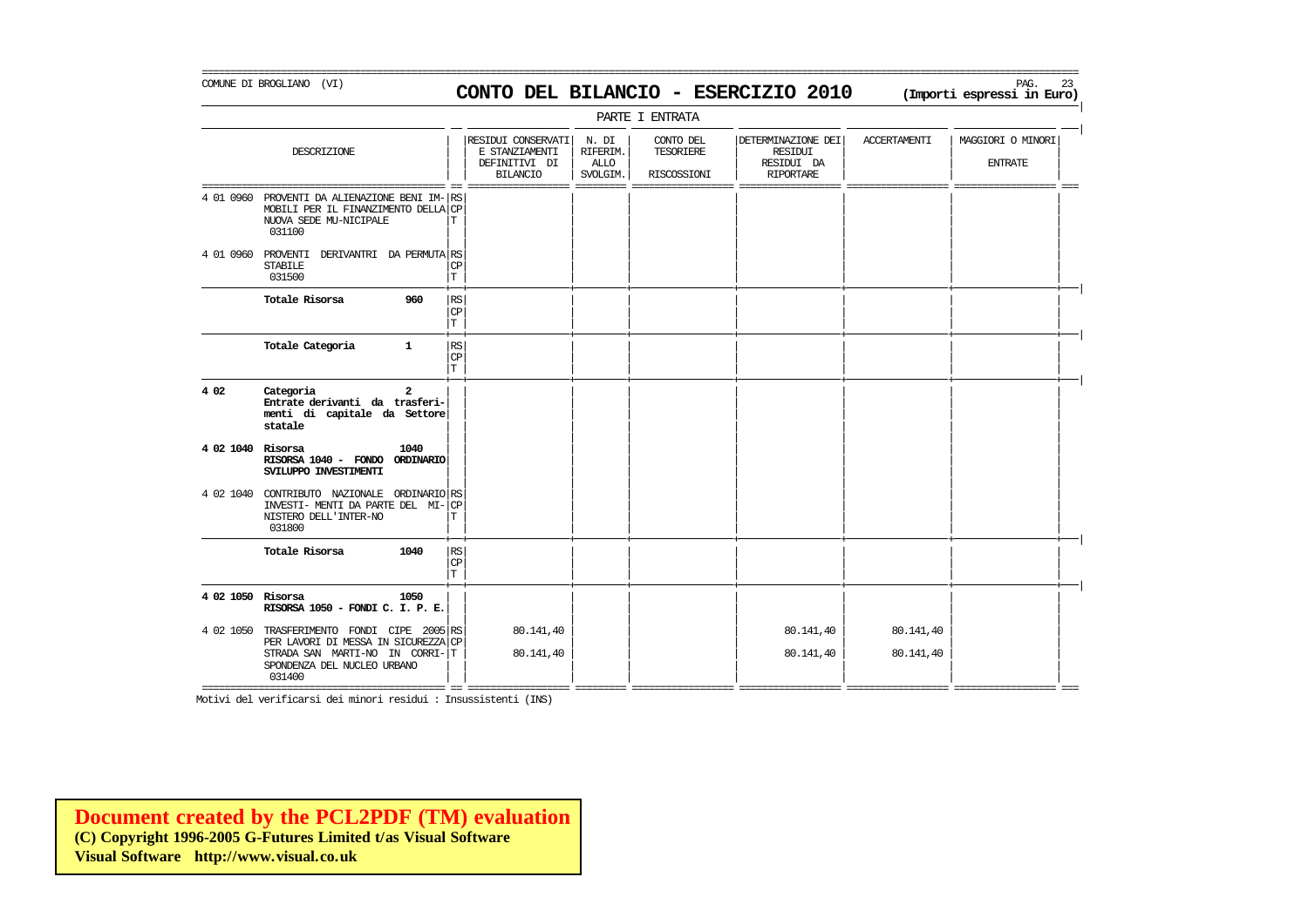COMUNE DI BROGLIANO (VI)

# CONTO DEL BILANCIO - ESERCIZIO 2010

(Importi espressi in Euro)

PARTE I ENTRATA

| | DESCRIZIONE | | RESIDUI CONSERVATI E STANZIAMENTI DEFINITIVI DI BILANCIO | N. DI RIFERIM. ALLO SVOLGIM. | CONTO DEL TESORIERE RISCOSSIONI | DETERMINAZIONE DEI RESIDUI DA RIPORTARE | ACCERTAMENTI | MAGGIORI O MINORI ENTRATE |
|---|---|---|---|---|---|---|---|---|
| 4 01 0960 | PROVENTI DA ALIENAZIONE BENI IM-MOBILI PER IL FINANZIMENTO DELLA NUOVA SEDE MU-NICIPALE 031100 | RS<br>CP<br>T | | | | | | |
| 4 01 0960 | PROVENTI DERIVANTRI DA PERMUTA STABILE 031500 | RS<br>CP<br>T | | | | | | |
| | **Totale Risorsa 960** | RS<br>CP<br>T | | | | | | |
| | **Totale Categoria 1** | RS<br>CP<br>T | | | | | | |
| **4 02** | **Categoria 2**<br>**Entrate derivanti da trasferi-menti di capitale da Settore statale** | | | | | | | |
| **4 02 1040** | **Risorsa 1040**<br>**RISORSA 1040 - FONDO ORDINARIO SVILUPPO INVESTIMENTI** | | | | | | | |
| 4 02 1040 | CONTRIBUTO NAZIONALE ORDINARIO INVESTI- MENTI DA PARTE DEL MI-NISTERO DELL'INTER-NO 031800 | RS<br>CP<br>T | | | | | | |
| | **Totale Risorsa 1040** | RS<br>CP<br>T | | | | | | |
| **4 02 1050** | **Risorsa 1050**<br>**RISORSA 1050 - FONDI C. I. P. E.** | | | | | | | |
| 4 02 1050 | TRASFERIMENTO FONDI CIPE 2005 PER LAVORI DI MESSA IN SICUREZZA STRADA SAN MARTI-NO IN CORRI-SPONDENZA DEL NUCLEO URBANO 031400 | RS<br>CP<br>T | 80.141,40<br><br>80.141,40 | | | 80.141,40<br><br>80.141,40 | 80.141,40<br><br>80.141,40 | |

Motivi del verificarsi dei minori residui : Insussistenti (INS)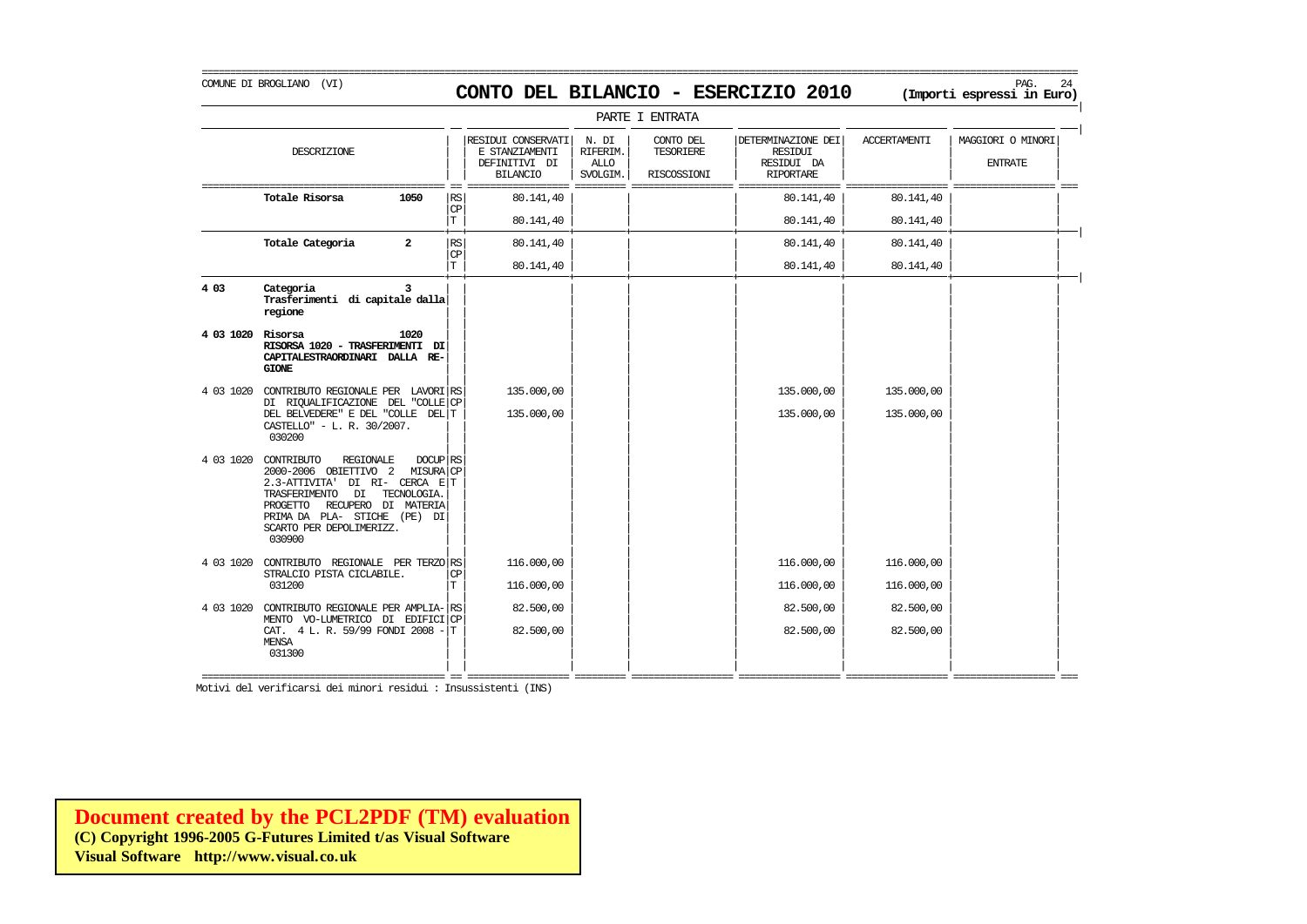COMUNE DI BROGLIANO (VI)

# CONTO DEL BILANCIO - ESERCIZIO 2010

**(Importi espressi in Euro)**

PARTE I ENTRATA

| | DESCRIZIONE | | RESIDUI CONSERVATI E STANZIAMENTI DEFINITIVI DI BILANCIO | N. DI RIFERIM. ALLO SVOLGIM. | CONTO DEL TESORIERE RISCOSSIONI | DETERMINAZIONE DEI RESIDUI RESIDUI DA RIPORTARE | ACCERTAMENTI | MAGGIORI O MINORI ENTRATE |
|---|---|---|---|---|---|---|---|---|
| | **Totale Risorsa 1050** | RS | 80.141,40 | | | 80.141,40 | 80.141,40 | |
| | | CP | | | | | | |
| | | T | 80.141,40 | | | 80.141,40 | 80.141,40 | |
| | **Totale Categoria 2** | RS | 80.141,40 | | | 80.141,40 | 80.141,40 | |
| | | CP | | | | | | |
| | | T | 80.141,40 | | | 80.141,40 | 80.141,40 | |
| **4 03** | **Categoria 3 Trasferimenti di capitale dalla regione** | | | | | | | |
| **4 03 1020** | **Risorsa 1020 RISORSA 1020 - TRASFERIMENTI DI CAPITALESTRAORDINARI DALLA RE-GIONE** | | | | | | | |
| 4 03 1020 | CONTRIBUTO REGIONALE PER LAVORI DI RIQUALIFICAZIONE DEL "COLLE DEL BELVEDERE" E DEL "COLLE DEL CASTELLO" - L. R. 30/2007. 030200 | RS | 135.000,00 | | | 135.000,00 | 135.000,00 | |
| | | CP | | | | | | |
| | | T | 135.000,00 | | | 135.000,00 | 135.000,00 | |
| 4 03 1020 | CONTRIBUTO REGIONALE DOCUP 2000-2006 OBIETTIVO 2 MISURA 2.3-ATTIVITA' DI RI- CERCA E TRASFERIMENTO DI TECNOLOGIA. PROGETTO RECUPERO DI MATERIA PRIMA DA PLA- STICHE (PE) DI SCARTO PER DEPOLIMERIZZ. 030900 | RS | | | | | | |
| | | CP | | | | | | |
| | | T | | | | | | |
| 4 03 1020 | CONTRIBUTO REGIONALE PER TERZO STRALCIO PISTA CICLABILE. 031200 | RS | 116.000,00 | | | 116.000,00 | 116.000,00 | |
| | | CP | | | | | | |
| | | T | 116.000,00 | | | 116.000,00 | 116.000,00 | |
| 4 03 1020 | CONTRIBUTO REGIONALE PER AMPLIA- MENTO VO-LUMETRICO DI EDIFICI CAT. 4 L. R. 59/99 FONDI 2008 - MENSA 031300 | RS | 82.500,00 | | | 82.500,00 | 82.500,00 | |
| | | CP | | | | | | |
| | | T | 82.500,00 | | | 82.500,00 | 82.500,00 | |

Motivi del verificarsi dei minori residui : Insussistenti (INS)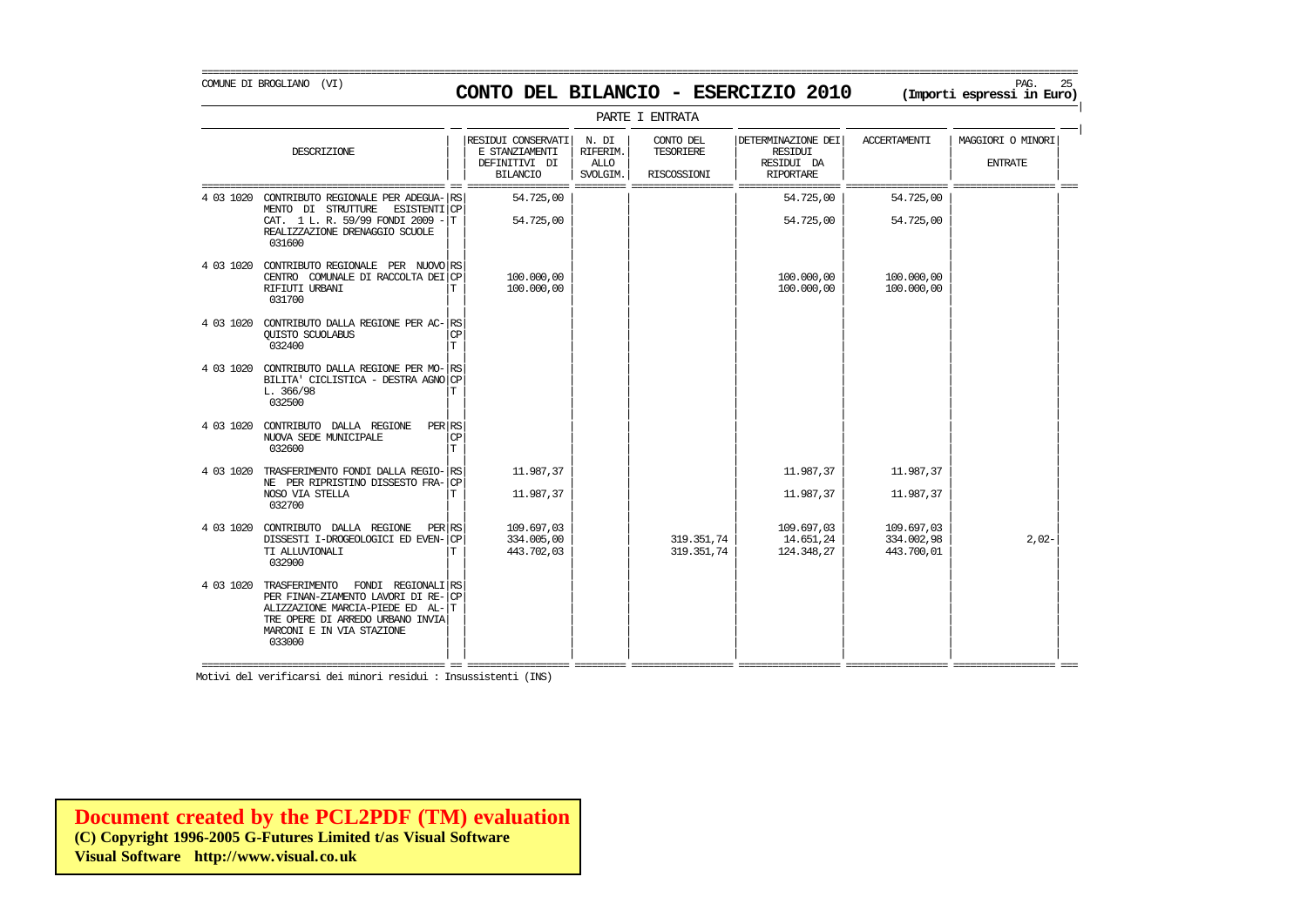COMUNE DI BROGLIANO (VI)

# CONTO DEL BILANCIO - ESERCIZIO 2010

**(Importi espressi in Euro)**

PARTE I ENTRATA

| | DESCRIZIONE | | RESIDUI CONSERVATI E STANZIAMENTI DEFINITIVI DI BILANCIO | N. DI RIFERIM. ALLO SVOLGIM. | CONTO DEL TESORIERE RISCOSSIONI | DETERMINAZIONE DEI RESIDUI RESIDUI DA RIPORTARE | ACCERTAMENTI | MAGGIORI O MINORI ENTRATE |
|---|---|---|---|---|---|---|---|---|
| 4 03 1020 | CONTRIBUTO REGIONALE PER ADEGUA-MENTO DI STRUTTURE ESISTENTI CAT. 1 L. R. 59/99 FONDI 2009 - REALIZZAZIONE DRENAGGIO SCUOLE 031600 | RS | 54.725,00 | | | 54.725,00 | 54.725,00 | |
| | | CP | | | | | | |
| | | T | 54.725,00 | | | 54.725,00 | 54.725,00 | |
| 4 03 1020 | CONTRIBUTO REGIONALE PER NUOVO CENTRO COMUNALE DI RACCOLTA DEI RIFIUTI URBANI 031700 | RS | | | | | | |
| | | CP | 100.000,00 | | | 100.000,00 | 100.000,00 | |
| | | T | 100.000,00 | | | 100.000,00 | 100.000,00 | |
| 4 03 1020 | CONTRIBUTO DALLA REGIONE PER AC-QUISTO SCUOLABUS 032400 | RS | | | | | | |
| | | CP | | | | | | |
| | | T | | | | | | |
| 4 03 1020 | CONTRIBUTO DALLA REGIONE PER MO-BILITA' CICLISTICA - DESTRA AGNO L. 366/98 032500 | RS | | | | | | |
| | | CP | | | | | | |
| | | T | | | | | | |
| 4 03 1020 | CONTRIBUTO DALLA REGIONE PER NUOVA SEDE MUNICIPALE 032600 | RS | | | | | | |
| | | CP | | | | | | |
| | | T | | | | | | |
| 4 03 1020 | TRASFERIMENTO FONDI DALLA REGIO-NE PER RIPRISTINO DISSESTO FRA-NOSO VIA STELLA 032700 | RS | 11.987,37 | | | 11.987,37 | 11.987,37 | |
| | | CP | | | | | | |
| | | T | 11.987,37 | | | 11.987,37 | 11.987,37 | |
| 4 03 1020 | CONTRIBUTO DALLA REGIONE PER DISSESTI I-DROGEOLOGICI ED EVEN-TI ALLUVIONALI 032900 | RS | 109.697,03 | | | 109.697,03 | 109.697,03 | |
| | | CP | 334.005,00 | | 319.351,74 | 14.651,24 | 334.002,98 | 2,02- |
| | | T | 443.702,03 | | 319.351,74 | 124.348,27 | 443.700,01 | |
| 4 03 1020 | TRASFERIMENTO FONDI REGIONALI PER FINAN-ZIAMENTO LAVORI DI RE-ALIZZAZIONE MARCIA-PIEDE ED AL-TRE OPERE DI ARREDO URBANO INVIA MARCONI E IN VIA STAZIONE 033000 | RS | | | | | | |
| | | CP | | | | | | |
| | | T | | | | | | |

Motivi del verificarsi dei minori residui : Insussistenti (INS)

**Document created by the PCL2PDF (TM) evaluation**
**(C) Copyright 1996-2005 G-Futures Limited t/as Visual Software**
**Visual Software http://www.visual.co.uk**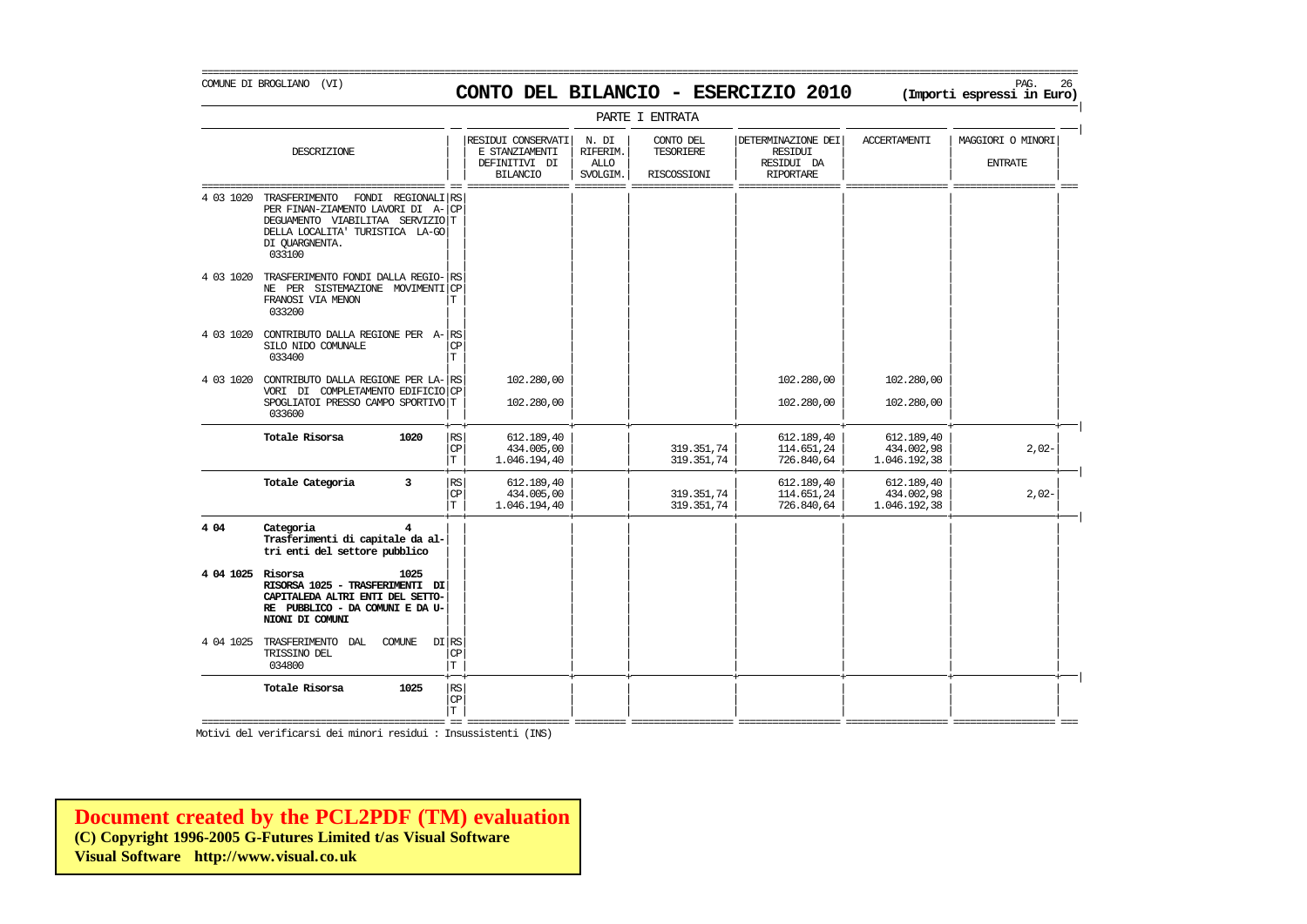COMUNE DI BROGLIANO (VI)

# CONTO DEL BILANCIO - ESERCIZIO 2010

**(Importi espressi in Euro)**

PARTE I ENTRATA

| | DESCRIZIONE | | RESIDUI CONSERVATI E STANZIAMENTI DEFINITIVI DI BILANCIO | N. DI RIFERIM. ALLO SVOLGIM. | CONTO DEL TESORIERE RISCOSSIONI | DETERMINAZIONE DEI RESIDUI RESIDUI DA RIPORTARE | ACCERTAMENTI | MAGGIORI O MINORI ENTRATE |
|---|---|---|---|---|---|---|---|---|
| 4 03 1020 | TRASFERIMENTO FONDI REGIONALI PER FINAN-ZIAMENTO LAVORI DI A-DEGUAMENTO VIABILITAA SERVIZIO DELLA LOCALITA' TURISTICA LA-GO DI QUARGNENTA. 033100 | RS<br>CP<br>T | | | | | | |
| 4 03 1020 | TRASFERIMENTO FONDI DALLA REGIO-NE PER SISTEMAZIONE MOVIMENTI FRANOSI VIA MENON 033200 | RS<br>CP<br>T | | | | | | |
| 4 03 1020 | CONTRIBUTO DALLA REGIONE PER A-SILO NIDO COMUNALE 033400 | RS<br>CP<br>T | | | | | | |
| 4 03 1020 | CONTRIBUTO DALLA REGIONE PER LA-VORI DI COMPLETAMENTO EDIFICIO SPOGLIATOI PRESSO CAMPO SPORTIVO 033600 | RS<br>CP<br>T | 102.280,00<br><br>102.280,00 | | | 102.280,00<br><br>102.280,00 | 102.280,00<br><br>102.280,00 | |
| | **Totale Risorsa 1020** | RS<br>CP<br>T | 612.189,40<br>434.005,00<br>1.046.194,40 | | <br>319.351,74<br>319.351,74 | 612.189,40<br>114.651,24<br>726.840,64 | 612.189,40<br>434.002,98<br>1.046.192,38 | <br>2,02-<br> |
| | **Totale Categoria 3** | RS<br>CP<br>T | 612.189,40<br>434.005,00<br>1.046.194,40 | | <br>319.351,74<br>319.351,74 | 612.189,40<br>114.651,24<br>726.840,64 | 612.189,40<br>434.002,98<br>1.046.192,38 | <br>2,02-<br> |
| **4 04** | **Categoria 4 Trasferimenti di capitale da altri enti del settore pubblico** | | | | | | | |
| **4 04 1025** | **Risorsa 1025 RISORSA 1025 - TRASFERIMENTI DI CAPITALEDA ALTRI ENTI DEL SETTO-RE PUBBLICO - DA COMUNI E DA U-NIONI DI COMUNI** | | | | | | | |
| 4 04 1025 | TRASFERIMENTO DAL COMUNE DI TRISSINO DEL 034800 | RS<br>CP<br>T | | | | | | |
| | **Totale Risorsa 1025** | RS<br>CP<br>T | | | | | | |

Motivi del verificarsi dei minori residui : Insussistenti (INS)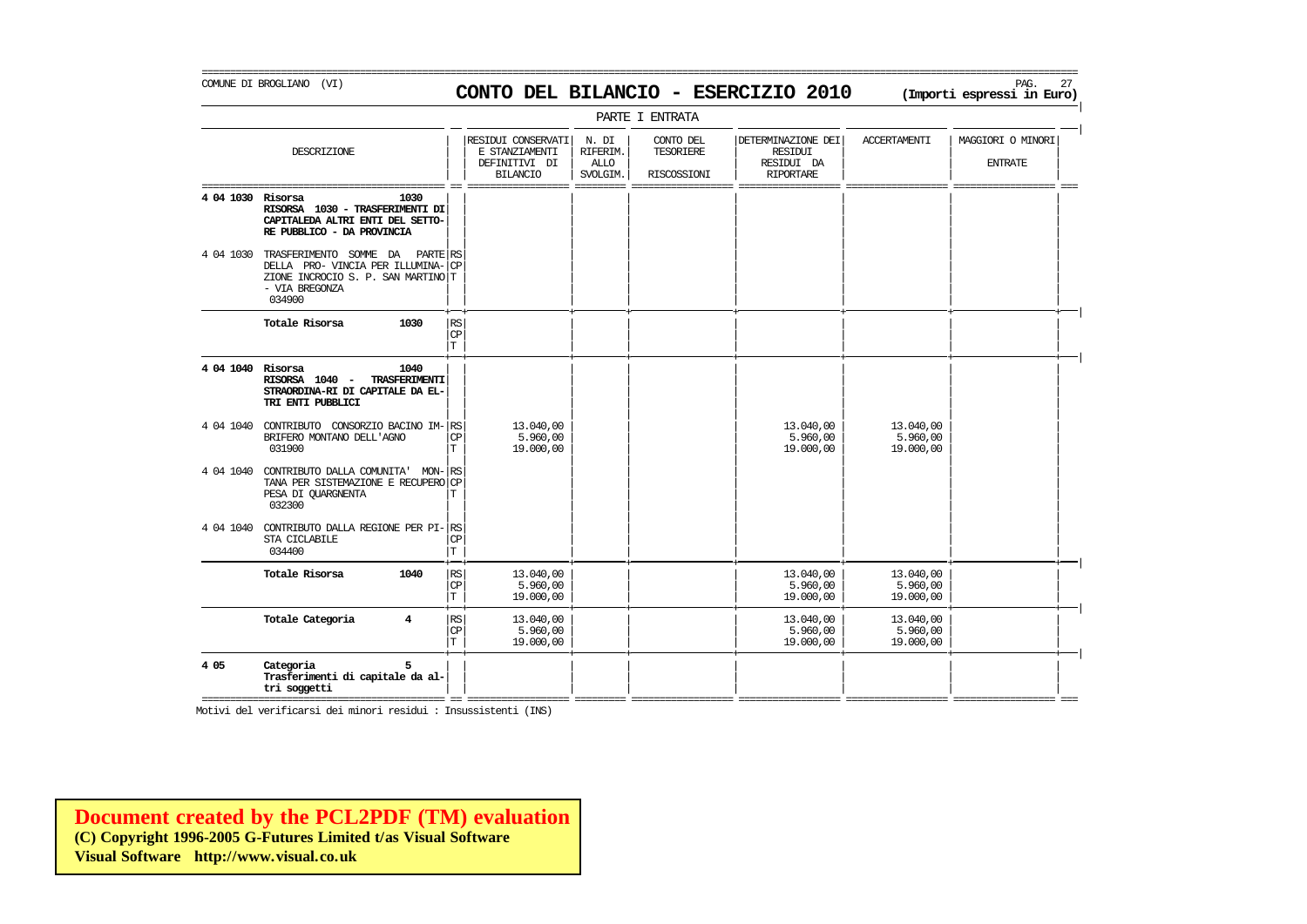COMUNE DI BROGLIANO (VI)

# CONTO DEL BILANCIO - ESERCIZIO 2010

**(Importi espressi in Euro)**

PARTE I ENTRATA

| | DESCRIZIONE | | RESIDUI CONSERVATI E STANZIAMENTI DEFINITIVI DI BILANCIO | N. DI RIFERIM. ALLO SVOLGIM. | CONTO DEL TESORIERE RISCOSSIONI | DETERMINAZIONE DEI RESIDUI RESIDUI DA RIPORTARE | ACCERTAMENTI | MAGGIORI O MINORI ENTRATE |
|---|---|---|---|---|---|---|---|---|
| **4 04 1030** | **Risorsa 1030**<br>**RISORSA 1030 - TRASFERIMENTI DI CAPITALEDA ALTRI ENTI DEL SETTORE PUBBLICO - DA PROVINCIA** | | | | | | | |
| 4 04 1030 | TRASFERIMENTO SOMME DA PARTE DELLA PRO- VINCIA PER ILLUMINAZIONE INCROCIO S. P. SAN MARTINO - VIA BREGONZA<br>034900 | RS<br>CP<br>T | | | | | | |
| | **Totale Risorsa 1030** | RS<br>CP<br>T | | | | | | |
| **4 04 1040** | **Risorsa 1040**<br>**RISORSA 1040 - TRASFERIMENTI STRAORDINA-RI DI CAPITALE DA ALTRI ENTI PUBBLICI** | | | | | | | |
| 4 04 1040 | CONTRIBUTO CONSORZIO BACINO IMBRIFERO MONTANO DELL'AGNO<br>031900 | RS<br>CP<br>T | 13.040,00<br>5.960,00<br>19.000,00 | | | 13.040,00<br>5.960,00<br>19.000,00 | 13.040,00<br>5.960,00<br>19.000,00 | |
| 4 04 1040 | CONTRIBUTO DALLA COMUNITA' MONTANA PER SISTEMAZIONE E RECUPERO PESA DI QUARGNENTA<br>032300 | RS<br>CP<br>T | | | | | | |
| 4 04 1040 | CONTRIBUTO DALLA REGIONE PER PISTA CICLABILE<br>034400 | RS<br>CP<br>T | | | | | | |
| | **Totale Risorsa 1040** | RS<br>CP<br>T | 13.040,00<br>5.960,00<br>19.000,00 | | | 13.040,00<br>5.960,00<br>19.000,00 | 13.040,00<br>5.960,00<br>19.000,00 | |
| | **Totale Categoria 4** | RS<br>CP<br>T | 13.040,00<br>5.960,00<br>19.000,00 | | | 13.040,00<br>5.960,00<br>19.000,00 | 13.040,00<br>5.960,00<br>19.000,00 | |
| **4 05** | **Categoria 5**<br>**Trasferimenti di capitale da altri soggetti** | | | | | | | |

Motivi del verificarsi dei minori residui : Insussistenti (INS)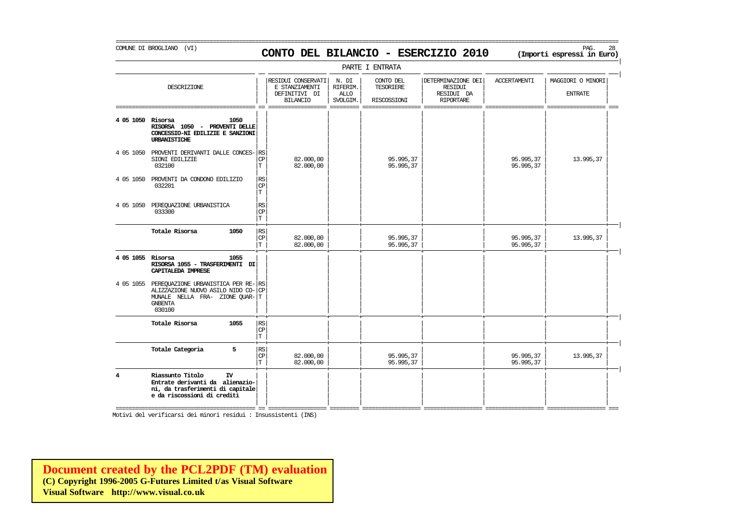COMUNE DI BROGLIANO (VI)

# CONTO DEL BILANCIO - ESERCIZIO 2010

**(Importi espressi in Euro)**

PARTE I ENTRATA

| | DESCRIZIONE | | RESIDUI CONSERVATI E STANZIAMENTI DEFINITIVI DI BILANCIO | N. DI RIFERIM. ALLO SVOLGIM. | CONTO DEL TESORIERE RISCOSSIONI | DETERMINAZIONE DEI RESIDUI RESIDUI DA RIPORTARE | ACCERTAMENTI | MAGGIORI O MINORI ENTRATE |
|---|---|---|---|---|---|---|---|---|
| **4 05 1050** | **Risorsa 1050 RISORSA 1050 - PROVENTI DELLE CONCESSIO-NI EDILIZIE E SANZIONI URBANISTICHE** | | | | | | | |
| 4 05 1050 | PROVENTI DERIVANTI DALLE CONCESSIONI EDILIZIE 032100 | RS | | | | | | |
| | | CP | 82.000,00 | | 95.995,37 | | 95.995,37 | 13.995,37 |
| | | T | 82.000,00 | | 95.995,37 | | 95.995,37 | |
| 4 05 1050 | PROVENTI DA CONDONO EDILIZIO 032201 | RS | | | | | | |
| | | CP | | | | | | |
| | | T | | | | | | |
| 4 05 1050 | PEREQUAZIONE URBANISTICA 033300 | RS | | | | | | |
| | | CP | | | | | | |
| | | T | | | | | | |
| | **Totale Risorsa 1050** | RS | | | | | | |
| | | CP | 82.000,00 | | 95.995,37 | | 95.995,37 | 13.995,37 |
| | | T | 82.000,00 | | 95.995,37 | | 95.995,37 | |
| **4 05 1055** | **Risorsa 1055 RISORSA 1055 - TRASFERIMENTI DI CAPITALEDA IMPRESE** | | | | | | | |
| 4 05 1055 | PEREQUAZIONE URBANISTICA PER RE-ALIZZAZIONE NUOVO ASILO NIDO CO-MUNALE NELLA FRA- ZIONE QUAR-GNBENTA 030100 | RS | | | | | | |
| | | CP | | | | | | |
| | | T | | | | | | |
| | **Totale Risorsa 1055** | RS | | | | | | |
| | | CP | | | | | | |
| | | T | | | | | | |
| | **Totale Categoria 5** | RS | | | | | | |
| | | CP | 82.000,00 | | 95.995,37 | | 95.995,37 | 13.995,37 |
| | | T | 82.000,00 | | 95.995,37 | | 95.995,37 | |
| **4** | **Riassunto Titolo IV Entrate derivanti da alienazioni, da trasferimenti di capitale e da riscossioni di crediti** | | | | | | | |

Motivi del verificarsi dei minori residui : Insussistenti (INS)

**Document created by the PCL2PDF (TM) evaluation**
**(C) Copyright 1996-2005 G-Futures Limited t/as Visual Software**
**Visual Software http://www.visual.co.uk**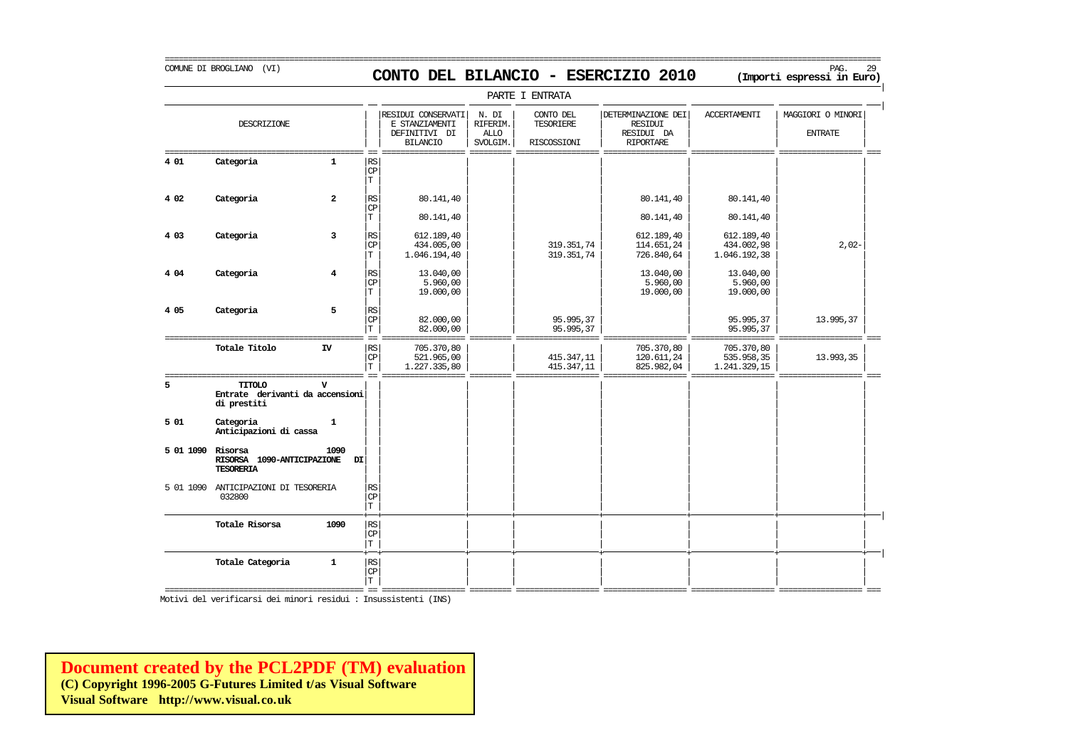COMUNE DI BROGLIANO (VI)

# CONTO DEL BILANCIO - ESERCIZIO 2010

**(Importi espressi in Euro)**

PARTE I ENTRATA

| | DESCRIZIONE | | | RESIDUI CONSERVATI E STANZIAMENTI DEFINITIVI DI BILANCIO | N. DI RIFERIM. ALLO SVOLGIM. | CONTO DEL TESORIERE RISCOSSIONI | DETERMINAZIONE DEI RESIDUI RESIDUI DA RIPORTARE | ACCERTAMENTI | MAGGIORI O MINORI ENTRATE |
|---|---|---|---|---|---|---|---|---|---|
| **4 01** | **Categoria** | **1** | RS | | | | | | |
| | | | CP | | | | | | |
| | | | T | | | | | | |
| **4 02** | **Categoria** | **2** | RS | 80.141,40 | | | 80.141,40 | 80.141,40 | |
| | | | CP | | | | | | |
| | | | T | 80.141,40 | | | 80.141,40 | 80.141,40 | |
| **4 03** | **Categoria** | **3** | RS | 612.189,40 | | | 612.189,40 | 612.189,40 | |
| | | | CP | 434.005,00 | | 319.351,74 | 114.651,24 | 434.002,98 | 2,02- |
| | | | T | 1.046.194,40 | | 319.351,74 | 726.840,64 | 1.046.192,38 | |
| **4 04** | **Categoria** | **4** | RS | 13.040,00 | | | 13.040,00 | 13.040,00 | |
| | | | CP | 5.960,00 | | | 5.960,00 | 5.960,00 | |
| | | | T | 19.000,00 | | | 19.000,00 | 19.000,00 | |
| **4 05** | **Categoria** | **5** | RS | | | | | | |
| | | | CP | 82.000,00 | | 95.995,37 | | 95.995,37 | 13.995,37 |
| | | | T | 82.000,00 | | 95.995,37 | | 95.995,37 | |
| | **Totale Titolo** | **IV** | RS | 705.370,80 | | | 705.370,80 | 705.370,80 | |
| | | | CP | 521.965,00 | | 415.347,11 | 120.611,24 | 535.958,35 | 13.993,35 |
| | | | T | 1.227.335,80 | | 415.347,11 | 825.982,04 | 1.241.329,15 | |
| **5** | **TITOLO** Entrate derivanti da accensioni di prestiti | **V** | | | | | | | |
| **5 01** | **Categoria** Anticipazioni di cassa | **1** | | | | | | | |
| **5 01 1090** | **Risorsa** RISORSA 1090-ANTICIPAZIONE DI TESORERIA | **1090** | | | | | | | |
| 5 01 1090 | ANTICIPAZIONI DI TESORERIA 032800 | | RS | | | | | | |
| | | | CP | | | | | | |
| | | | T | | | | | | |
| | **Totale Risorsa** | **1090** | RS | | | | | | |
| | | | CP | | | | | | |
| | | | T | | | | | | |
| | **Totale Categoria** | **1** | RS | | | | | | |
| | | | CP | | | | | | |
| | | | T | | | | | | |

Motivi del verificarsi dei minori residui : Insussistenti (INS)

**Document created by the PCL2PDF (TM) evaluation**
**(C) Copyright 1996-2005 G-Futures Limited t/as Visual Software**
**Visual Software http://www.visual.co.uk**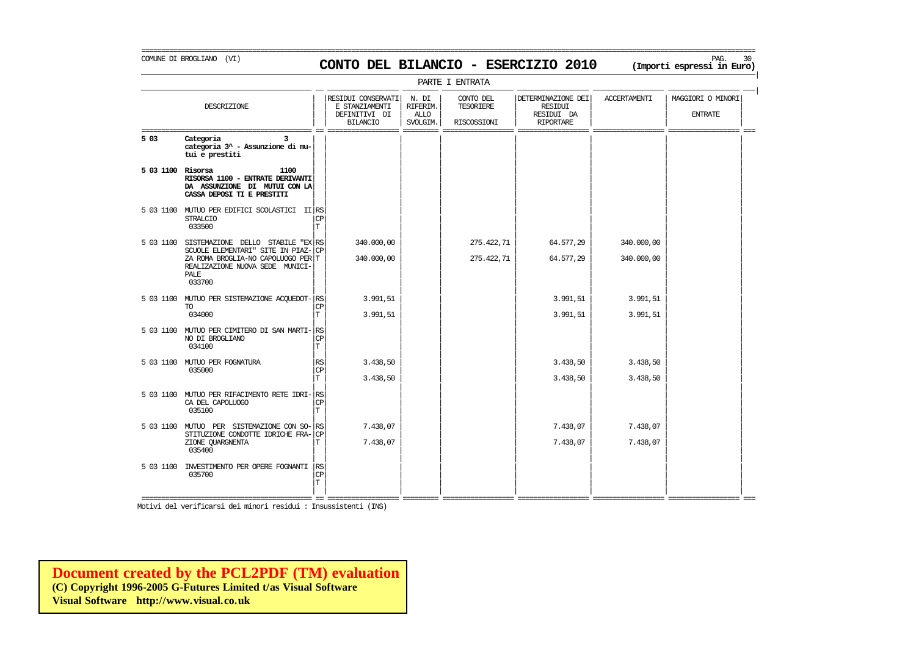COMUNE DI BROGLIANO (VI)

# CONTO DEL BILANCIO - ESERCIZIO 2010

**(Importi espressi in Euro)**

PARTE I ENTRATA

| | DESCRIZIONE | | RESIDUI CONSERVATI E STANZIAMENTI DEFINITIVI DI BILANCIO | N. DI RIFERIM. ALLO SVOLGIM. | CONTO DEL TESORIERE RISCOSSIONI | DETERMINAZIONE DEI RESIDUI RESIDUI DA RIPORTARE | ACCERTAMENTI | MAGGIORI O MINORI ENTRATE |
|---|---|---|---|---|---|---|---|---|
| **5 03** | **Categoria 3 categoria 3^ - Assunzione di mutui e prestiti** | | | | | | | |
| **5 03 1100** | **Risorsa 1100 RISORSA 1100 - ENTRATE DERIVANTI DA ASSUNZIONE DI MUTUI CON LA CASSA DEPOSI TI E PRESTITI** | | | | | | | |
| 5 03 1100 | MUTUO PER EDIFICI SCOLASTICI II STRALCIO 033500 | RS | | | | | | |
| | | CP | | | | | | |
| | | T | | | | | | |
| 5 03 1100 | SISTEMAZIONE DELLO STABILE "EX SCUOLE ELEMENTARI" SITE IN PIAZZA ROMA BROGLIA-NO CAPOLUOGO PER REALIZZAZIONE NUOVA SEDE MUNICIPALE 033700 | RS | 340.000,00 | | 275.422,71 | 64.577,29 | 340.000,00 | |
| | | CP | | | | | | |
| | | T | 340.000,00 | | 275.422,71 | 64.577,29 | 340.000,00 | |
| 5 03 1100 | MUTUO PER SISTEMAZIONE ACQUEDOTTO 034000 | RS | 3.991,51 | | | 3.991,51 | 3.991,51 | |
| | | CP | | | | | | |
| | | T | 3.991,51 | | | 3.991,51 | 3.991,51 | |
| 5 03 1100 | MUTUO PER CIMITERO DI SAN MARTINO DI BROGLIANO 034100 | RS | | | | | | |
| | | CP | | | | | | |
| | | T | | | | | | |
| 5 03 1100 | MUTUO PER FOGNATURA 035000 | RS | 3.438,50 | | | 3.438,50 | 3.438,50 | |
| | | CP | | | | | | |
| | | T | 3.438,50 | | | 3.438,50 | 3.438,50 | |
| 5 03 1100 | MUTUO PER RIFACIMENTO RETE IDRICA DEL CAPOLUOGO 035100 | RS | | | | | | |
| | | CP | | | | | | |
| | | T | | | | | | |
| 5 03 1100 | MUTUO PER SISTEMAZIONE CON SOSTITUZIONE CONDOTTE IDRICHE FRAZIONE QUARGNENTA 035400 | RS | 7.438,07 | | | 7.438,07 | 7.438,07 | |
| | | CP | | | | | | |
| | | T | 7.438,07 | | | 7.438,07 | 7.438,07 | |
| 5 03 1100 | INVESTIMENTO PER OPERE FOGNANTI 035700 | RS | | | | | | |
| | | CP | | | | | | |
| | | T | | | | | | |

Motivi del verificarsi dei minori residui : Insussistenti (INS)

**Document created by the PCL2PDF (TM) evaluation**
**(C) Copyright 1996-2005 G-Futures Limited t/as Visual Software**
**Visual Software http://www.visual.co.uk**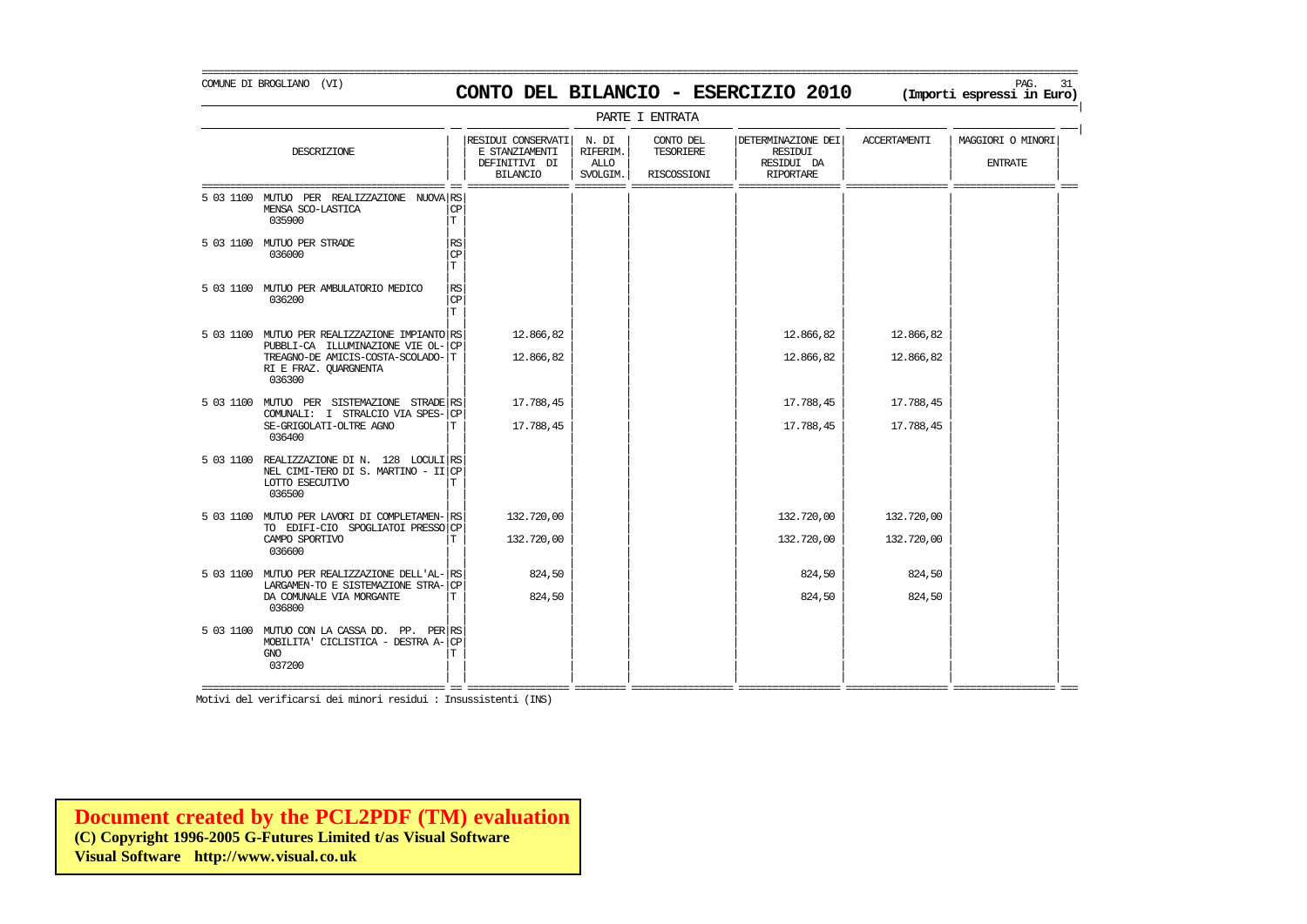COMUNE DI BROGLIANO (VI)

# CONTO DEL BILANCIO - ESERCIZIO 2010

**(Importi espressi in Euro)**

PARTE I ENTRATA

| DESCRIZIONE | | RESIDUI CONSERVATI E STANZIAMENTI DEFINITIVI DI BILANCIO | N. DI RIFERIM. ALLO SVOLGIM. | CONTO DEL TESORIERE RISCOSSIONI | DETERMINAZIONE DEI RESIDUI RESIDUI DA RIPORTARE | ACCERTAMENTI | MAGGIORI O MINORI ENTRATE |
|---|---|---|---|---|---|---|---|
| 5 03 1100 MUTUO PER REALIZZAZIONE NUOVA MENSA SCO-LASTICA 035900 | RS CP T | | | | | | |
| 5 03 1100 MUTUO PER STRADE 036000 | RS CP T | | | | | | |
| 5 03 1100 MUTUO PER AMBULATORIO MEDICO 036200 | RS CP T | | | | | | |
| 5 03 1100 MUTUO PER REALIZZAZIONE IMPIANTO PUBBLI-CA ILLUMINAZIONE VIE OL-TREAGNO-DE AMICIS-COSTA-SCOLADO-RI E FRAZ. QUARGNENTA 036300 | RS | 12.866,82 | | | 12.866,82 | 12.866,82 | |
| | CP | | | | | | |
| | T | 12.866,82 | | | 12.866,82 | 12.866,82 | |
| 5 03 1100 MUTUO PER SISTEMAZIONE STRADE COMUNALI: I STRALCIO VIA SPES-SE-GRIGOLATI-OLTRE AGNO 036400 | RS | 17.788,45 | | | 17.788,45 | 17.788,45 | |
| | CP | | | | | | |
| | T | 17.788,45 | | | 17.788,45 | 17.788,45 | |
| 5 03 1100 REALIZZAZIONE DI N. 128 LOCULI NEL CIMI-TERO DI S. MARTINO - II LOTTO ESECUTIVO 036500 | RS CP T | | | | | | |
| 5 03 1100 MUTUO PER LAVORI DI COMPLETAMEN-TO EDIFI-CIO SPOGLIATOI PRESSO CAMPO SPORTIVO 036600 | RS | 132.720,00 | | | 132.720,00 | 132.720,00 | |
| | CP | | | | | | |
| | T | 132.720,00 | | | 132.720,00 | 132.720,00 | |
| 5 03 1100 MUTUO PER REALIZZAZIONE DELL'AL-LARGAMEN-TO E SISTEMAZIONE STRA-DA COMUNALE VIA MORGANTE 036800 | RS | 824,50 | | | 824,50 | 824,50 | |
| | CP | | | | | | |
| | T | 824,50 | | | 824,50 | 824,50 | |
| 5 03 1100 MUTUO CON LA CASSA DD. PP. PER MOBILITA' CICLISTICA - DESTRA A-GNO 037200 | RS CP T | | | | | | |

Motivi del verificarsi dei minori residui : Insussistenti (INS)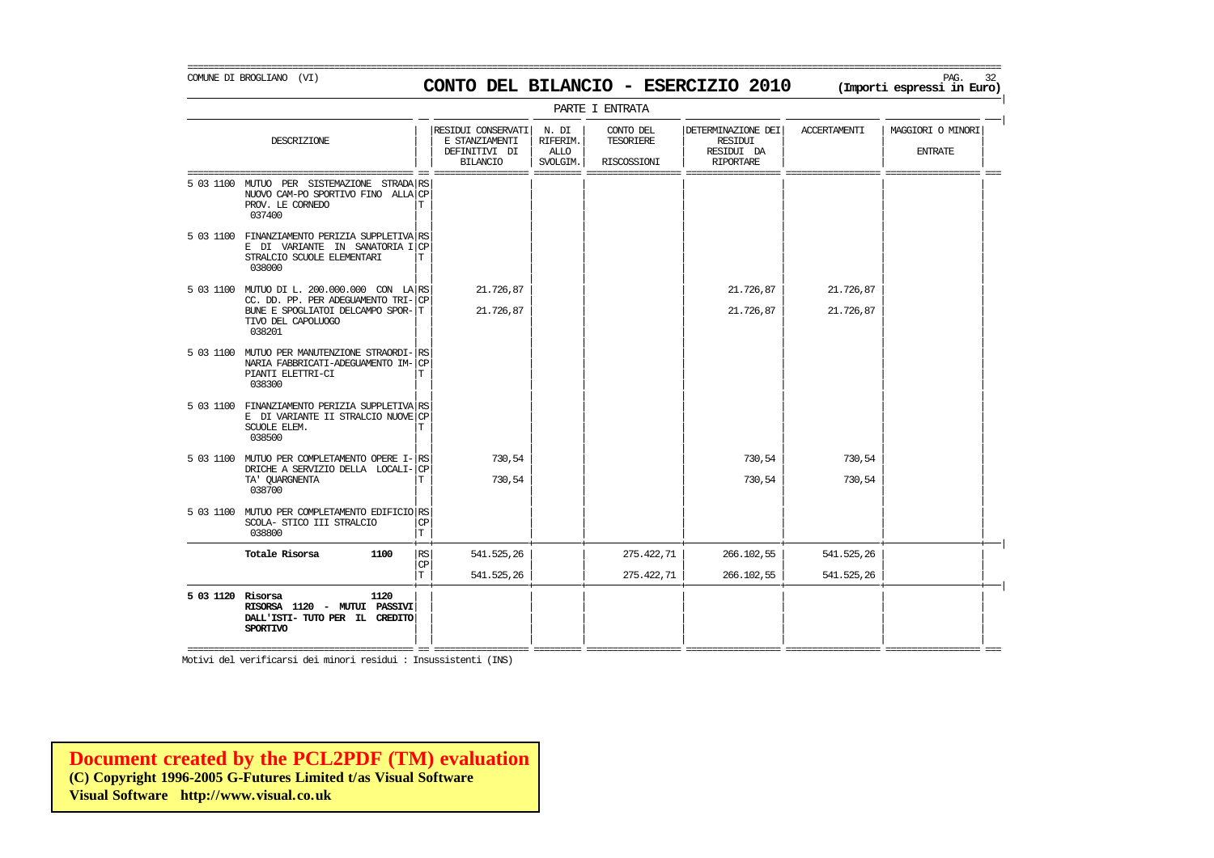COMUNE DI BROGLIANO (VI)

# CONTO DEL BILANCIO - ESERCIZIO 2010

**(Importi espressi in Euro)**

PARTE I ENTRATA

| DESCRIZIONE | | RESIDUI CONSERVATI E STANZIAMENTI DEFINITIVI DI BILANCIO | N. DI RIFERIM. ALLO SVOLGIM. | CONTO DEL TESORIERE RISCOSSIONI | DETERMINAZIONE DEI RESIDUI DA RIPORTARE | ACCERTAMENTI | MAGGIORI O MINORI ENTRATE |
|---|---|---|---|---|---|---|---|
| 5 03 1100 MUTUO PER SISTEMAZIONE STRADA NUOVO CAM-PO SPORTIVO FINO ALLA PROV. LE CORNEDO 037400 | RS<br>CP<br>T | | | | | | |
| 5 03 1100 FINANZIAMENTO PERIZIA SUPPLETIVA E DI VARIANTE IN SANATORIA I STRALCIO SCUOLE ELEMENTARI 038000 | RS<br>CP<br>T | | | | | | |
| 5 03 1100 MUTUO DI L. 200.000.000 CON LA CC. DD. PP. PER ADEGUAMENTO TRI-BUNE E SPOGLIATOI DELCAMPO SPOR-TIVO DEL CAPOLUOGO 038201 | RS<br>CP<br>T | 21.726,87<br><br>21.726,87 | | | 21.726,87<br><br>21.726,87 | 21.726,87<br><br>21.726,87 | |
| 5 03 1100 MUTUO PER MANUTENZIONE STRAORDI-NARIA FABBRICATI-ADEGUAMENTO IM-PIANTI ELETTRI-CI 038300 | RS<br>CP<br>T | | | | | | |
| 5 03 1100 FINANZIAMENTO PERIZIA SUPPLETIVA E DI VARIANTE II STRALCIO NUOVE SCUOLE ELEM. 038500 | RS<br>CP<br>T | | | | | | |
| 5 03 1100 MUTUO PER COMPLETAMENTO OPERE I-DRICHE A SERVIZIO DELLA LOCALI-TA' QUARGNENTA 038700 | RS<br>CP<br>T | 730,54<br><br>730,54 | | | 730,54<br><br>730,54 | 730,54<br><br>730,54 | |
| 5 03 1100 MUTUO PER COMPLETAMENTO EDIFICIO SCOLA- STICO III STRALCIO 038800 | RS<br>CP<br>T | | | | | | |
| **Totale Risorsa 1100** | RS<br>CP<br>T | 541.525,26<br><br>541.525,26 | | 275.422,71<br><br>275.422,71 | 266.102,55<br><br>266.102,55 | 541.525,26<br><br>541.525,26 | |
| **5 03 1120 Risorsa 1120 RISORSA 1120 - MUTUI PASSIVI DALL'ISTI- TUTO PER IL CREDITO SPORTIVO** | | | | | | | |

Motivi del verificarsi dei minori residui : Insussistenti (INS)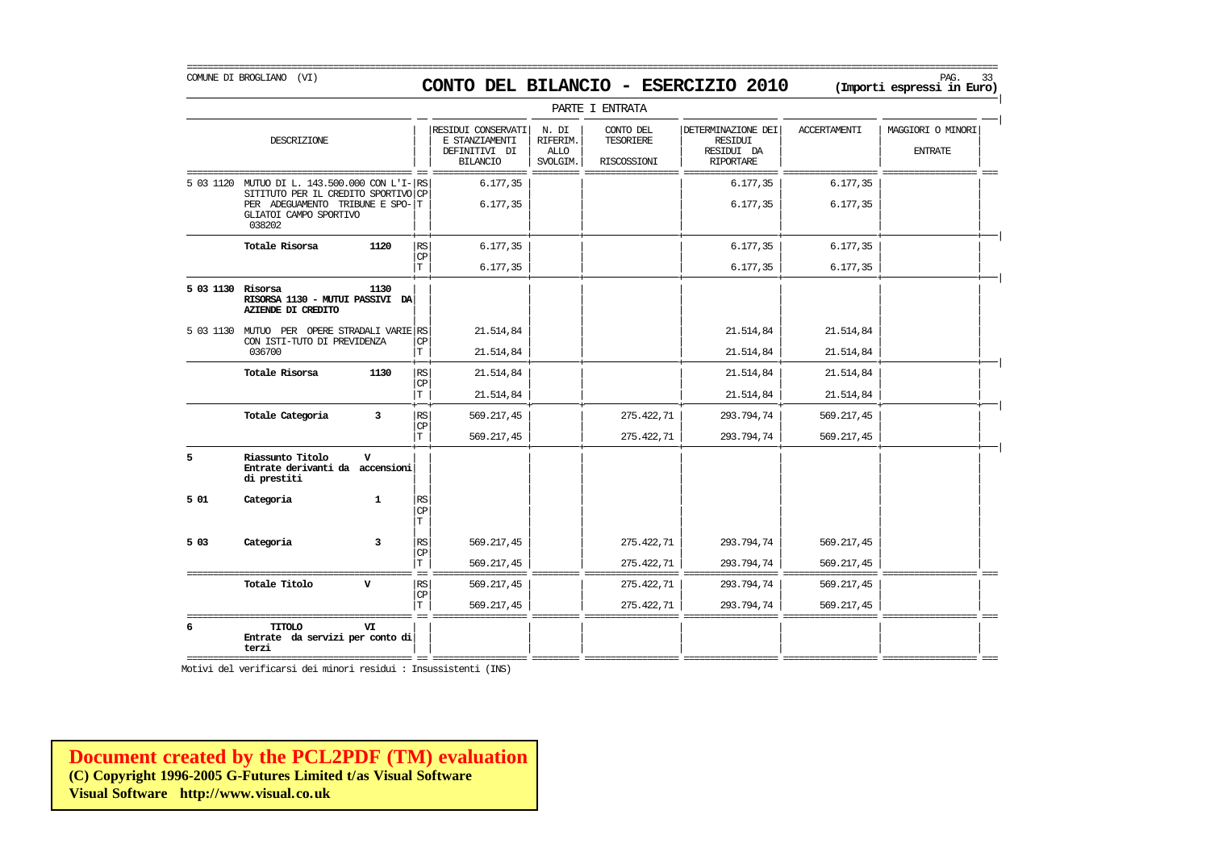COMUNE DI BROGLIANO (VI)

# CONTO DEL BILANCIO - ESERCIZIO 2010

**(Importi espressi in Euro)**

PARTE I ENTRATA

| | DESCRIZIONE | | | RESIDUI CONSERVATI E STANZIAMENTI DEFINITIVI DI BILANCIO | N. DI RIFERIM. ALLO SVOLGIM. | CONTO DEL TESORIERE RISCOSSIONI | DETERMINAZIONE DEI RESIDUI RESIDUI DA RIPORTARE | ACCERTAMENTI | MAGGIORI O MINORI ENTRATE |
|---|---|---|---|---|---|---|---|---|---|
| 5 03 1120 | MUTUO DI L. 143.500.000 CON L'I-SITITUTO PER IL CREDITO SPORTIVO PER ADEGUAMENTO TRIBUNE E SPO-GLIATOI CAMPO SPORTIVO 038202 | | RS | 6.177,35 | | | 6.177,35 | 6.177,35 | |
| | | | CP | | | | | | |
| | | | T | 6.177,35 | | | 6.177,35 | 6.177,35 | |
| | **Totale Risorsa** | **1120** | RS | 6.177,35 | | | 6.177,35 | 6.177,35 | |
| | | | CP | | | | | | |
| | | | T | 6.177,35 | | | 6.177,35 | 6.177,35 | |
| **5 03 1130** | **Risorsa RISORSA 1130 - MUTUI PASSIVI DA AZIENDE DI CREDITO** | **1130** | | | | | | | |
| 5 03 1130 | MUTUO PER OPERE STRADALI VARIE CON ISTI-TUTO DI PREVIDENZA 036700 | | RS | 21.514,84 | | | 21.514,84 | 21.514,84 | |
| | | | CP | | | | | | |
| | | | T | 21.514,84 | | | 21.514,84 | 21.514,84 | |
| | **Totale Risorsa** | **1130** | RS | 21.514,84 | | | 21.514,84 | 21.514,84 | |
| | | | CP | | | | | | |
| | | | T | 21.514,84 | | | 21.514,84 | 21.514,84 | |
| | **Totale Categoria** | **3** | RS | 569.217,45 | | 275.422,71 | 293.794,74 | 569.217,45 | |
| | | | CP | | | | | | |
| | | | T | 569.217,45 | | 275.422,71 | 293.794,74 | 569.217,45 | |
| **5** | **Riassunto Titolo Entrate derivanti da accensioni di prestiti** | **V** | | | | | | | |
| **5 01** | **Categoria** | **1** | RS | | | | | | |
| | | | CP | | | | | | |
| | | | T | | | | | | |
| **5 03** | **Categoria** | **3** | RS | 569.217,45 | | 275.422,71 | 293.794,74 | 569.217,45 | |
| | | | CP | | | | | | |
| | | | T | 569.217,45 | | 275.422,71 | 293.794,74 | 569.217,45 | |
| | **Totale Titolo** | **V** | RS | 569.217,45 | | 275.422,71 | 293.794,74 | 569.217,45 | |
| | | | CP | | | | | | |
| | | | T | 569.217,45 | | 275.422,71 | 293.794,74 | 569.217,45 | |
| **6** | **TITOLO Entrate da servizi per conto di terzi** | **VI** | | | | | | | |

Motivi del verificarsi dei minori residui : Insussistenti (INS)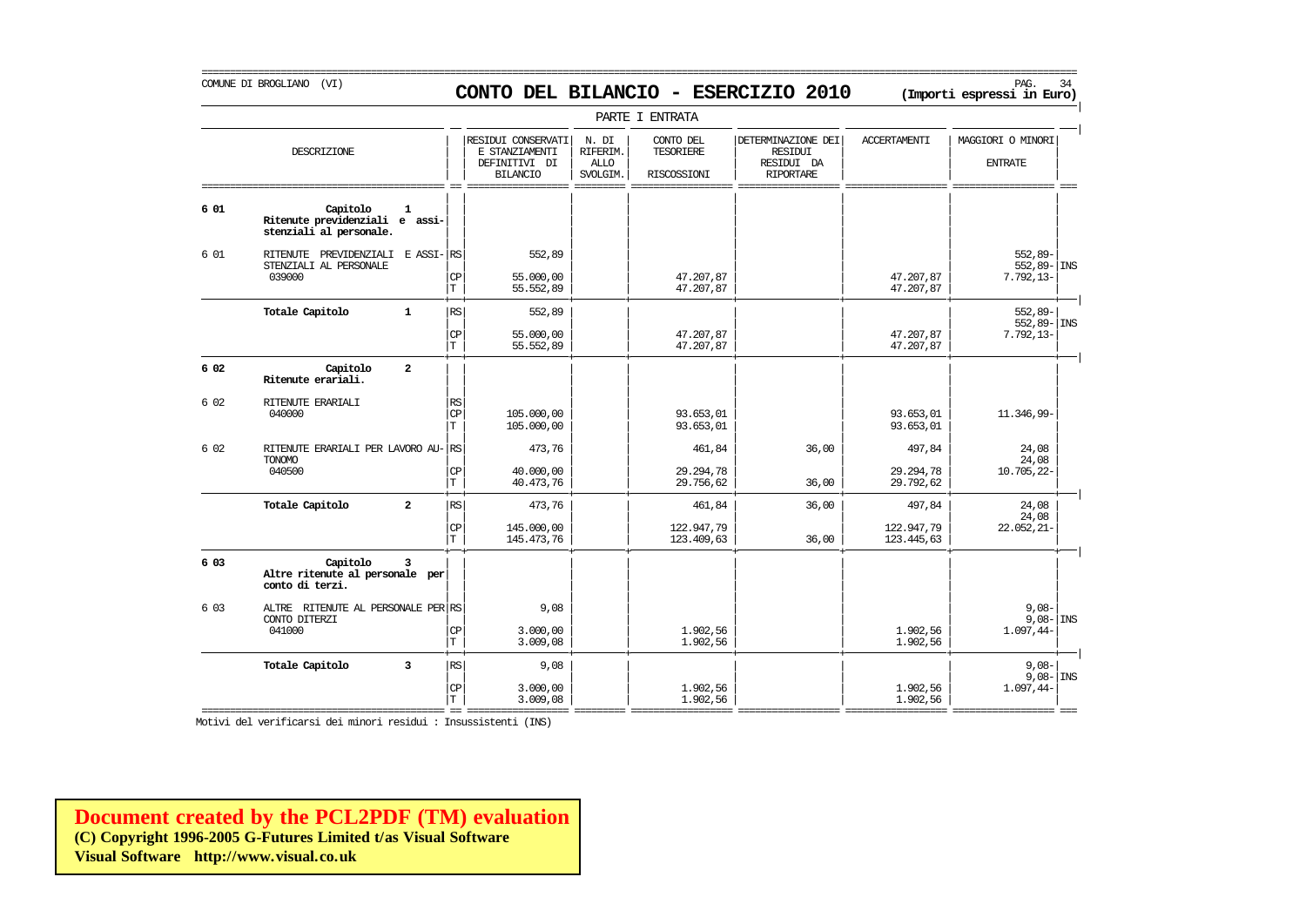COMUNE DI BROGLIANO (VI)

# CONTO DEL BILANCIO - ESERCIZIO 2010

**(Importi espressi in Euro)**

PARTE I ENTRATA

| | DESCRIZIONE | | RESIDUI CONSERVATI E STANZIAMENTI DEFINITIVI DI BILANCIO | N. DI RIFERIM. ALLO SVOLGIM. | CONTO DEL TESORIERE RISCOSSIONI | DETERMINAZIONE DEI RESIDUI RESIDUI DA RIPORTARE | ACCERTAMENTI | MAGGIORI O MINORI ENTRATE | |
|---|---|---|---|---|---|---|---|---|---|
| **6 01** | **Capitolo 1 Ritenute previdenziali e assistenziali al personale.** | | | | | | | | |
| 6 01 | RITENUTE PREVIDENZIALI E ASSISTENZIALI AL PERSONALE 039000 | RS | 552,89 | | | | | 552,89- 552,89- | INS |
| | | CP | 55.000,00 | | 47.207,87 | | 47.207,87 | 7.792,13- | |
| | | T | 55.552,89 | | 47.207,87 | | 47.207,87 | | |
| | **Totale Capitolo 1** | RS | 552,89 | | | | | 552,89- 552,89- | INS |
| | | CP | 55.000,00 | | 47.207,87 | | 47.207,87 | 7.792,13- | |
| | | T | 55.552,89 | | 47.207,87 | | 47.207,87 | | |
| **6 02** | **Capitolo 2 Ritenute erariali.** | | | | | | | | |
| 6 02 | RITENUTE ERARIALI 040000 | RS | | | | | | | |
| | | CP | 105.000,00 | | 93.653,01 | | 93.653,01 | 11.346,99- | |
| | | T | 105.000,00 | | 93.653,01 | | 93.653,01 | | |
| 6 02 | RITENUTE ERARIALI PER LAVORO AUTONOMO 040500 | RS | 473,76 | | 461,84 | 36,00 | 497,84 | 24,08 24,08 | |
| | | CP | 40.000,00 | | 29.294,78 | | 29.294,78 | 10.705,22- | |
| | | T | 40.473,76 | | 29.756,62 | 36,00 | 29.792,62 | | |
| | **Totale Capitolo 2** | RS | 473,76 | | 461,84 | 36,00 | 497,84 | 24,08 24,08 | |
| | | CP | 145.000,00 | | 122.947,79 | | 122.947,79 | 22.052,21- | |
| | | T | 145.473,76 | | 123.409,63 | 36,00 | 123.445,63 | | |
| **6 03** | **Capitolo 3 Altre ritenute al personale per conto di terzi.** | | | | | | | | |
| 6 03 | ALTRE RITENUTE AL PERSONALE PER CONTO DITERZI 041000 | RS | 9,08 | | | | | 9,08- 9,08- | INS |
| | | CP | 3.000,00 | | 1.902,56 | | 1.902,56 | 1.097,44- | |
| | | T | 3.009,08 | | 1.902,56 | | 1.902,56 | | |
| | **Totale Capitolo 3** | RS | 9,08 | | | | | 9,08- 9,08- | INS |
| | | CP | 3.000,00 | | 1.902,56 | | 1.902,56 | 1.097,44- | |
| | | T | 3.009,08 | | 1.902,56 | | 1.902,56 | | |

Motivi del verificarsi dei minori residui : Insussistenti (INS)

**Document created by the PCL2PDF (TM) evaluation**
**(C) Copyright 1996-2005 G-Futures Limited t/as Visual Software**
**Visual Software http://www.visual.co.uk**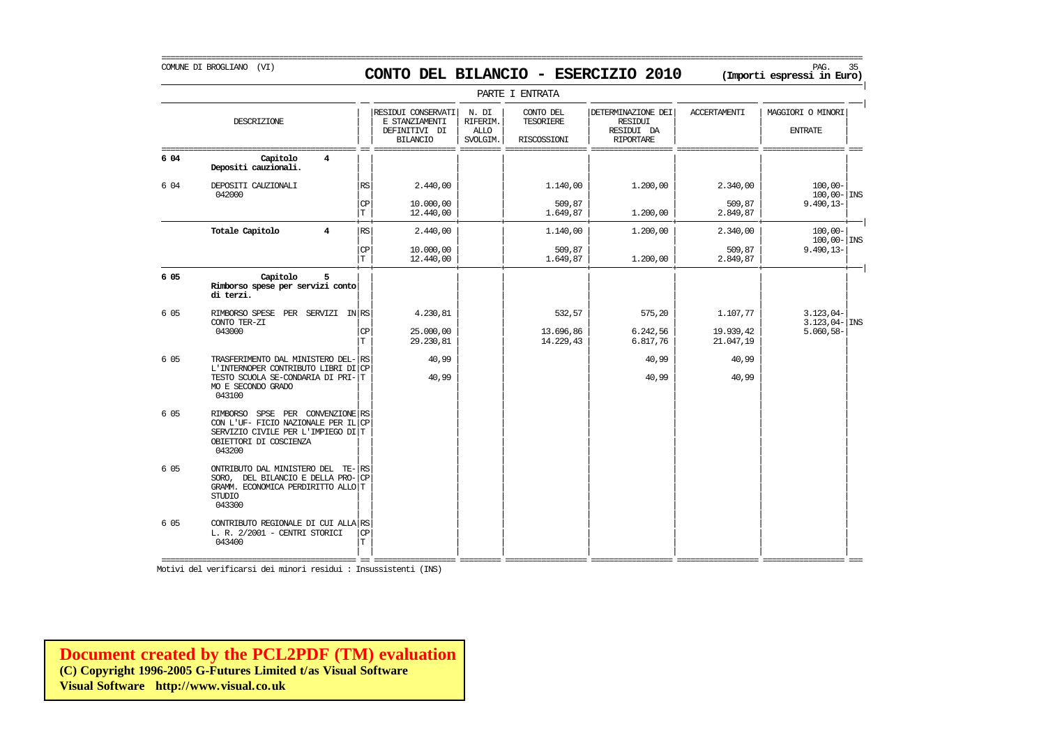COMUNE DI BROGLIANO (VI)

# CONTO DEL BILANCIO - ESERCIZIO 2010

(Importi espressi in Euro)

PARTE I ENTRATA

| | DESCRIZIONE | | RESIDUI CONSERVATI E STANZIAMENTI DEFINITIVI DI BILANCIO | N. DI RIFERIM. ALLO SVOLGIM. | CONTO DEL TESORIERE RISCOSSIONI | DETERMINAZIONE DEI RESIDUI RESIDUI DA RIPORTARE | ACCERTAMENTI | MAGGIORI O MINORI ENTRATE | |
|---|---|---|---|---|---|---|---|---|---|
| **6 04** | **Capitolo 4** **Depositi cauzionali.** | | | | | | | | |
| 6 04 | DEPOSITI CAUZIONALI 042000 | RS | 2.440,00 | | 1.140,00 | 1.200,00 | 2.340,00 | 100,00- | |
| | | | | | | | | 100,00- | INS |
| | | CP | 10.000,00 | | 509,87 | | 509,87 | 9.490,13- | |
| | | T | 12.440,00 | | 1.649,87 | 1.200,00 | 2.849,87 | | |
| | **Totale Capitolo 4** | RS | 2.440,00 | | 1.140,00 | 1.200,00 | 2.340,00 | 100,00- | |
| | | | | | | | | 100,00- | INS |
| | | CP | 10.000,00 | | 509,87 | | 509,87 | 9.490,13- | |
| | | T | 12.440,00 | | 1.649,87 | 1.200,00 | 2.849,87 | | |
| **6 05** | **Capitolo 5** **Rimborso spese per servizi conto di terzi.** | | | | | | | | |
| 6 05 | RIMBORSO SPESE PER SERVIZI IN CONTO TER-ZI 043000 | RS | 4.230,81 | | 532,57 | 575,20 | 1.107,77 | 3.123,04- | |
| | | | | | | | | 3.123,04- | INS |
| | | CP | 25.000,00 | | 13.696,86 | 6.242,56 | 19.939,42 | 5.060,58- | |
| | | T | 29.230,81 | | 14.229,43 | 6.817,76 | 21.047,19 | | |
| 6 05 | TRASFERIMENTO DAL MINISTERO DEL-L'INTERNOPER CONTRIBUTO LIBRI DI TESTO SCUOLA SE-CONDARIA DI PRI-MO E SECONDO GRADO 043100 | RS | 40,99 | | | 40,99 | 40,99 | | |
| | | CP | | | | | | | |
| | | T | 40,99 | | | 40,99 | 40,99 | | |
| 6 05 | RIMBORSO SPSE PER CONVENZIONE CON L'UF- FICIO NAZIONALE PER IL SERVIZIO CIVILE PER L'IMPIEGO DI OBIETTORI DI COSCIENZA 043200 | RS | | | | | | | |
| | | CP | | | | | | | |
| | | T | | | | | | | |
| 6 05 | ONTRIBUTO DAL MINISTERO DEL TE-SORO, DEL BILANCIO E DELLA PRO-GRAMM. ECONOMICA PERDIRITTO ALLO STUDIO 043300 | RS | | | | | | | |
| | | CP | | | | | | | |
| | | T | | | | | | | |
| 6 05 | CONTRIBUTO REGIONALE DI CUI ALLA L. R. 2/2001 - CENTRI STORICI 043400 | RS | | | | | | | |
| | | CP | | | | | | | |
| | | T | | | | | | | |

Motivi del verificarsi dei minori residui : Insussistenti (INS)

**Document created by the PCL2PDF (TM) evaluation**
**(C) Copyright 1996-2005 G-Futures Limited t/as Visual Software**
**Visual Software http://www.visual.co.uk**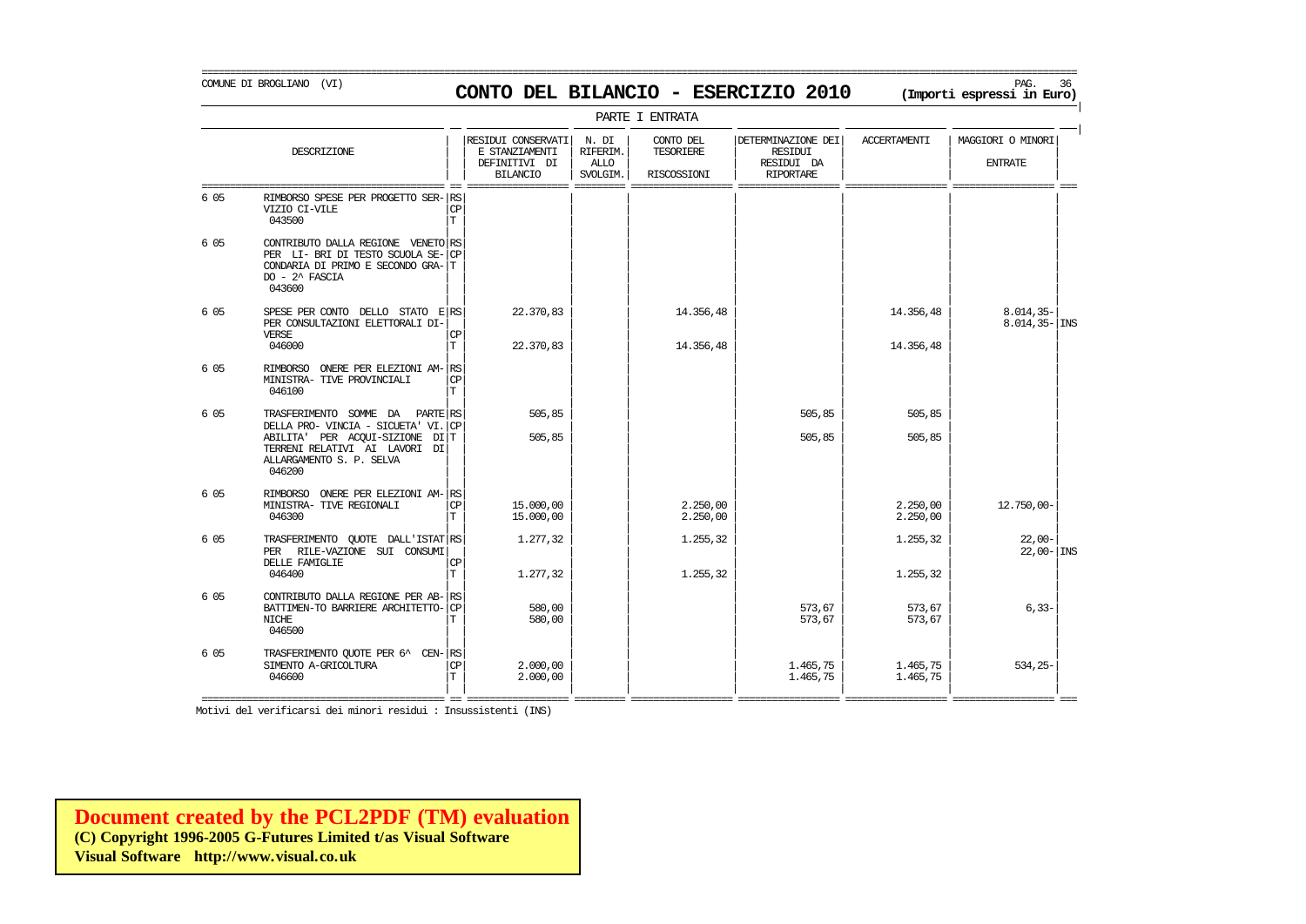COMUNE DI BROGLIANO (VI)

# CONTO DEL BILANCIO - ESERCIZIO 2010

**(Importi espressi in Euro)**

PARTE I ENTRATA

| | DESCRIZIONE | | RESIDUI CONSERVATI E STANZIAMENTI DEFINITIVI DI BILANCIO | N. DI RIFERIM. ALLO SVOLGIM. | CONTO DEL TESORIERE RISCOSSIONI | DETERMINAZIONE DEI RESIDUI RESIDUI DA RIPORTARE | ACCERTAMENTI | MAGGIORI O MINORI ENTRATE | |
|---|---|---|---|---|---|---|---|---|---|
| 6 05 | RIMBORSO SPESE PER PROGETTO SER-VIZIO CI-VILE 043500 | RS | | | | | | | |
| | | CP | | | | | | | |
| | | T | | | | | | | |
| 6 05 | CONTRIBUTO DALLA REGIONE VENETO PER LI- BRI DI TESTO SCUOLA SE-CONDARIA DI PRIMO E SECONDO GRA-DO - 2^ FASCIA 043600 | RS | | | | | | | |
| | | CP | | | | | | | |
| | | T | | | | | | | |
| 6 05 | SPESE PER CONTO DELLO STATO E PER CONSULTAZIONI ELETTORALI DI-VERSE 046000 | RS | 22.370,83 | | 14.356,48 | | 14.356,48 | 8.014,35- | |
| | | | | | | | | 8.014,35- | INS |
| | | CP | | | | | | | |
| | | T | 22.370,83 | | 14.356,48 | | 14.356,48 | | |
| 6 05 | RIMBORSO ONERE PER ELEZIONI AM-MINISTRA- TIVE PROVINCIALI 046100 | RS | | | | | | | |
| | | CP | | | | | | | |
| | | T | | | | | | | |
| 6 05 | TRASFERIMENTO SOMME DA PARTE DELLA PRO- VINCIA - SICUETA' VI. ABILITA' PER ACQUI-SIZIONE DI TERRENI RELATIVI AI LAVORI DI ALLARGAMENTO S. P. SELVA 046200 | RS | 505,85 | | | 505,85 | 505,85 | | |
| | | CP | | | | | | | |
| | | T | 505,85 | | | 505,85 | 505,85 | | |
| 6 05 | RIMBORSO ONERE PER ELEZIONI AM-MINISTRA- TIVE REGIONALI 046300 | RS | | | | | | | |
| | | CP | 15.000,00 | | 2.250,00 | | 2.250,00 | 12.750,00- | |
| | | T | 15.000,00 | | 2.250,00 | | 2.250,00 | | |
| 6 05 | TRASFERIMENTO QUOTE DALL'ISTAT PER RILE-VAZIONE SUI CONSUMI DELLE FAMIGLIE 046400 | RS | 1.277,32 | | 1.255,32 | | 1.255,32 | 22,00- | |
| | | | | | | | | 22,00- | INS |
| | | CP | | | | | | | |
| | | T | 1.277,32 | | 1.255,32 | | 1.255,32 | | |
| 6 05 | CONTRIBUTO DALLA REGIONE PER AB-BATTIMEN-TO BARRIERE ARCHITETTO-NICHE 046500 | RS | | | | | | | |
| | | CP | 580,00 | | | 573,67 | 573,67 | 6,33- | |
| | | T | 580,00 | | | 573,67 | 573,67 | | |
| 6 05 | TRASFERIMENTO QUOTE PER 6^ CEN-SIMENTO A-GRICOLTURA 046600 | RS | | | | | | | |
| | | CP | 2.000,00 | | | 1.465,75 | 1.465,75 | 534,25- | |
| | | T | 2.000,00 | | | 1.465,75 | 1.465,75 | | |

Motivi del verificarsi dei minori residui : Insussistenti (INS)

**Document created by the PCL2PDF (TM) evaluation**
**(C) Copyright 1996-2005 G-Futures Limited t/as Visual Software**
**Visual Software http://www.visual.co.uk**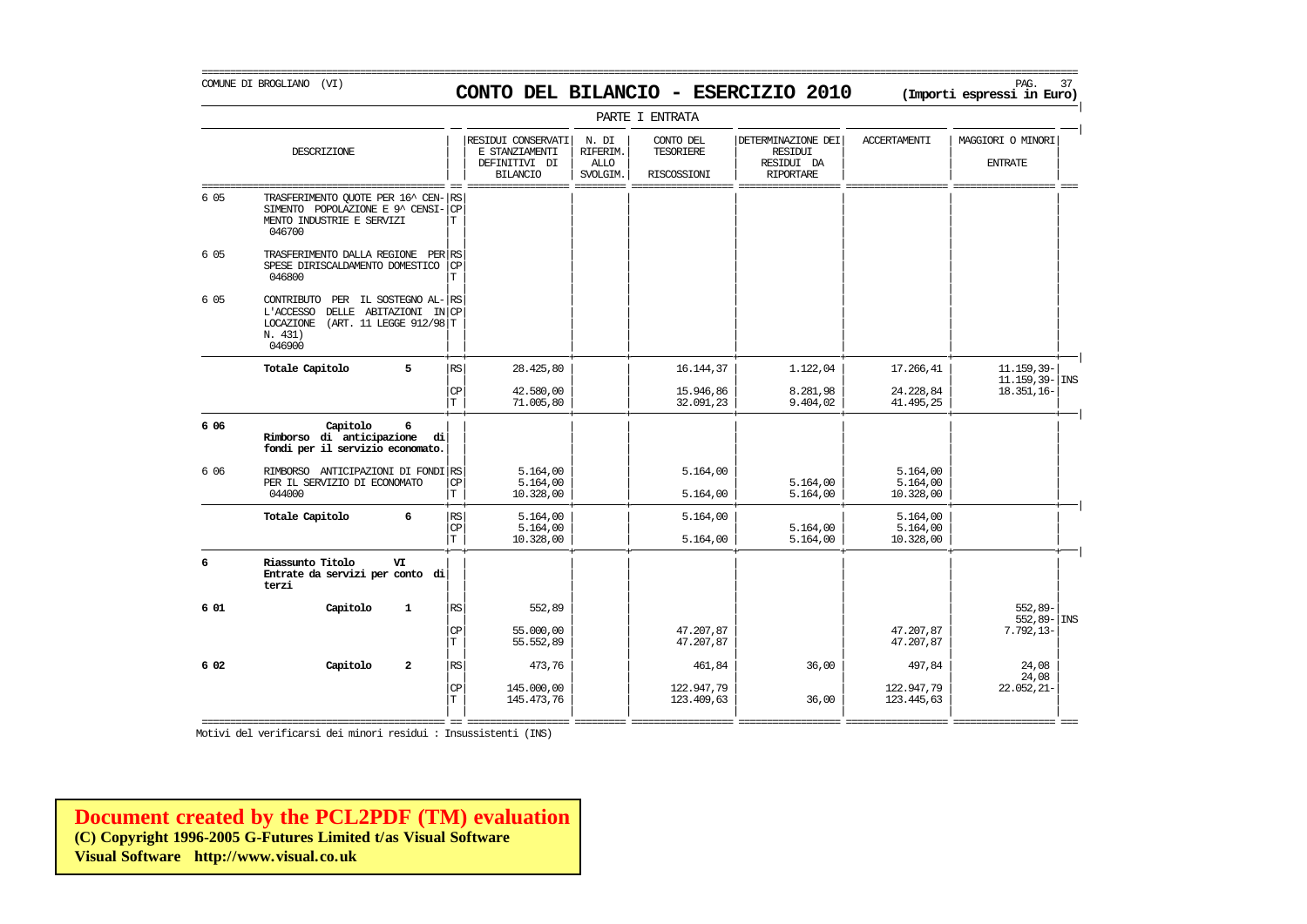COMUNE DI BROGLIANO (VI)

# CONTO DEL BILANCIO - ESERCIZIO 2010

**(Importi espressi in Euro)**

PARTE I ENTRATA

| | DESCRIZIONE | | RESIDUI CONSERVATI E STANZIAMENTI DEFINITIVI DI BILANCIO | N. DI RIFERIM. ALLO SVOLGIM. | CONTO DEL TESORIERE RISCOSSIONI | DETERMINAZIONE DEI RESIDUI RESIDUI DA RIPORTARE | ACCERTAMENTI | MAGGIORI O MINORI ENTRATE | |
|---|---|---|---|---|---|---|---|---|---|
| 6 05 | TRASFERIMENTO QUOTE PER 16^ CENSIMENTO POPOLAZIONE E 9^ CENSIMENTO INDUSTRIE E SERVIZI 046700 | RS CP T | | | | | | | |
| 6 05 | TRASFERIMENTO DALLA REGIONE PER SPESE DIRISCALDAMENTO DOMESTICO 046800 | RS CP T | | | | | | | |
| 6 05 | CONTRIBUTO PER IL SOSTEGNO ALL'ACCESSO DELLE ABITAZIONI IN LOCAZIONE (ART. 11 LEGGE 912/98 N. 431) 046900 | RS CP T | | | | | | | |
| | **Totale Capitolo 5** | RS | 28.425,80 | | 16.144,37 | 1.122,04 | 17.266,41 | 11.159,39- | |
| | | | | | | | | 11.159,39- | INS |
| | | CP | 42.580,00 | | 15.946,86 | 8.281,98 | 24.228,84 | 18.351,16- | |
| | | T | 71.005,80 | | 32.091,23 | 9.404,02 | 41.495,25 | | |
| **6 06** | **Capitolo 6 Rimborso di anticipazione di fondi per il servizio economato.** | | | | | | | | |
| 6 06 | RIMBORSO ANTICIPAZIONI DI FONDI PER IL SERVIZIO DI ECONOMATO 044000 | RS | 5.164,00 | | 5.164,00 | | 5.164,00 | | |
| | | CP | 5.164,00 | | | 5.164,00 | 5.164,00 | | |
| | | T | 10.328,00 | | 5.164,00 | 5.164,00 | 10.328,00 | | |
| | **Totale Capitolo 6** | RS | 5.164,00 | | 5.164,00 | | 5.164,00 | | |
| | | CP | 5.164,00 | | | 5.164,00 | 5.164,00 | | |
| | | T | 10.328,00 | | 5.164,00 | 5.164,00 | 10.328,00 | | |
| **6** | **Riassunto Titolo VI Entrate da servizi per conto di terzi** | | | | | | | | |
| **6 01** | **Capitolo 1** | RS | 552,89 | | | | | 552,89- | |
| | | | | | | | | 552,89- | INS |
| | | CP | 55.000,00 | | 47.207,87 | | 47.207,87 | 7.792,13- | |
| | | T | 55.552,89 | | 47.207,87 | | 47.207,87 | | |
| **6 02** | **Capitolo 2** | RS | 473,76 | | 461,84 | 36,00 | 497,84 | 24,08 | |
| | | | | | | | | 24,08 | |
| | | CP | 145.000,00 | | 122.947,79 | | 122.947,79 | 22.052,21- | |
| | | T | 145.473,76 | | 123.409,63 | 36,00 | 123.445,63 | | |

Motivi del verificarsi dei minori residui : Insussistenti (INS)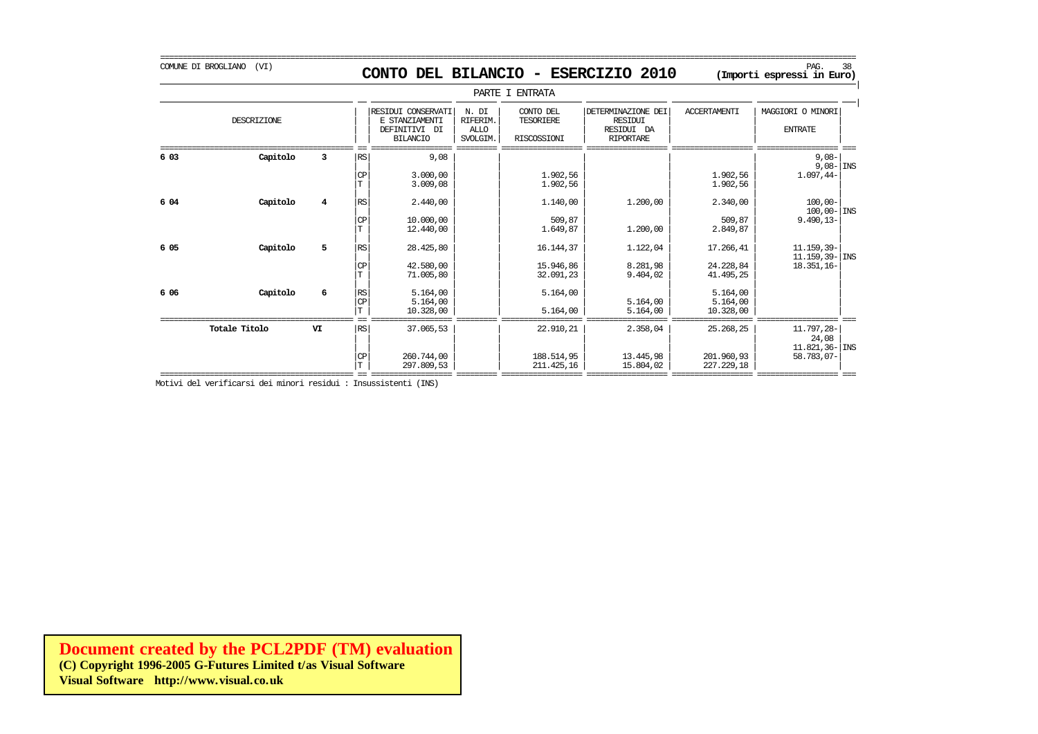COMUNE DI BROGLIANO (VI)

# CONTO DEL BILANCIO - ESERCIZIO 2010

**(Importi espressi in Euro)**

PARTE I ENTRATA

| DESCRIZIONE | | | | RESIDUI CONSERVATI E STANZIAMENTI DEFINITIVI DI BILANCIO | N. DI RIFERIM. ALLO SVOLGIM. | CONTO DEL TESORIERE RISCOSSIONI | DETERMINAZIONE DEI RESIDUI RESIDUI DA RIPORTARE | ACCERTAMENTI | MAGGIORI O MINORI ENTRATE | |
|---|---|---|---|---|---|---|---|---|---|---|
| 6 03 | Capitolo | 3 | RS | 9,08 | | | | | 9,08- | |
| | | | | | | | | | 9,08- | INS |
| | | | CP | 3.000,00 | | 1.902,56 | | 1.902,56 | 1.097,44- | |
| | | | T | 3.009,08 | | 1.902,56 | | 1.902,56 | | |
| 6 04 | Capitolo | 4 | RS | 2.440,00 | | 1.140,00 | 1.200,00 | 2.340,00 | 100,00- | |
| | | | | | | | | | 100,00- | INS |
| | | | CP | 10.000,00 | | 509,87 | | 509,87 | 9.490,13- | |
| | | | T | 12.440,00 | | 1.649,87 | 1.200,00 | 2.849,87 | | |
| 6 05 | Capitolo | 5 | RS | 28.425,80 | | 16.144,37 | 1.122,04 | 17.266,41 | 11.159,39- | |
| | | | | | | | | | 11.159,39- | INS |
| | | | CP | 42.580,00 | | 15.946,86 | 8.281,98 | 24.228,84 | 18.351,16- | |
| | | | T | 71.005,80 | | 32.091,23 | 9.404,02 | 41.495,25 | | |
| 6 06 | Capitolo | 6 | RS | 5.164,00 | | 5.164,00 | | 5.164,00 | | |
| | | | CP | 5.164,00 | | | 5.164,00 | 5.164,00 | | |
| | | | T | 10.328,00 | | 5.164,00 | 5.164,00 | 10.328,00 | | |
| | Totale Titolo | VI | RS | 37.065,53 | | 22.910,21 | 2.358,04 | 25.268,25 | 11.797,28- | |
| | | | | | | | | | 24,08 | |
| | | | | | | | | | 11.821,36- | INS |
| | | | CP | 260.744,00 | | 188.514,95 | 13.445,98 | 201.960,93 | 58.783,07- | |
| | | | T | 297.809,53 | | 211.425,16 | 15.804,02 | 227.229,18 | | |

Motivi del verificarsi dei minori residui : Insussistenti (INS)

**Document created by the PCL2PDF (TM) evaluation**
**(C) Copyright 1996-2005 G-Futures Limited t/as Visual Software**
**Visual Software http://www.visual.co.uk**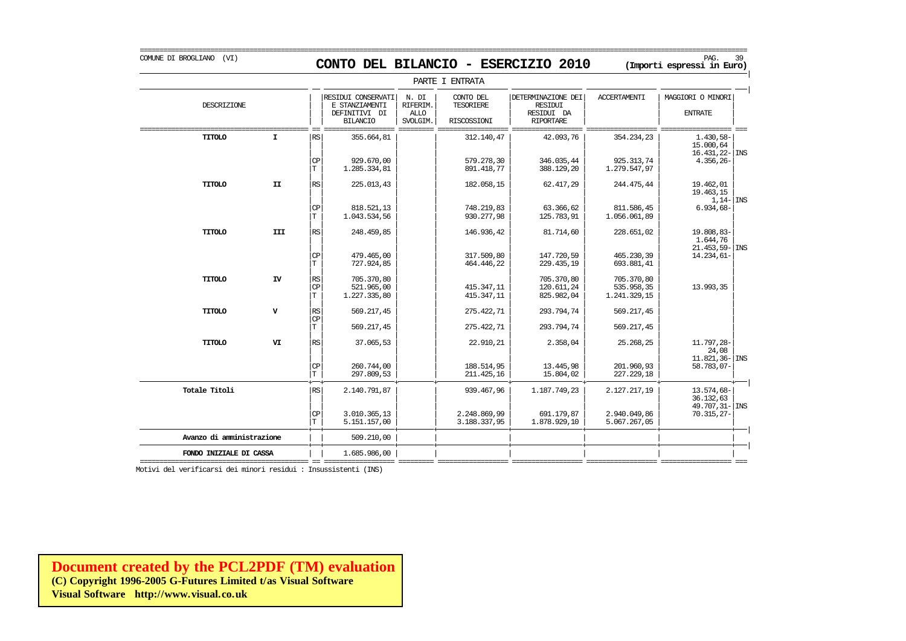COMUNE DI BROGLIANO (VI)

# CONTO DEL BILANCIO - ESERCIZIO 2010

**(Importi espressi in Euro)**

PARTE I ENTRATA

| DESCRIZIONE | | | RESIDUI CONSERVATI E STANZIAMENTI DEFINITIVI DI BILANCIO | N. DI RIFERIM. ALLO SVOLGIM. | CONTO DEL TESORIERE RISCOSSIONI | DETERMINAZIONE DEI RESIDUI RESIDUI DA RIPORTARE | ACCERTAMENTI | MAGGIORI O MINORI ENTRATE | |
|---|---|---|---|---|---|---|---|---|---|
| **TITOLO** | **I** | RS | 355.664,81 | | 312.140,47 | 42.093,76 | 354.234,23 | 1.430,58-<br>15.000,64<br>16.431,22- | INS |
| | | CP | 929.670,00 | | 579.278,30 | 346.035,44 | 925.313,74 | 4.356,26- | |
| | | T | 1.285.334,81 | | 891.418,77 | 388.129,20 | 1.279.547,97 | | |
| **TITOLO** | **II** | RS | 225.013,43 | | 182.058,15 | 62.417,29 | 244.475,44 | 19.462,01<br>19.463,15<br>1,14- | INS |
| | | CP | 818.521,13 | | 748.219,83 | 63.366,62 | 811.586,45 | 6.934,68- | |
| | | T | 1.043.534,56 | | 930.277,98 | 125.783,91 | 1.056.061,89 | | |
| **TITOLO** | **III** | RS | 248.459,85 | | 146.936,42 | 81.714,60 | 228.651,02 | 19.808,83-<br>1.644,76<br>21.453,59- | INS |
| | | CP | 479.465,00 | | 317.509,80 | 147.720,59 | 465.230,39 | 14.234,61- | |
| | | T | 727.924,85 | | 464.446,22 | 229.435,19 | 693.881,41 | | |
| **TITOLO** | **IV** | RS | 705.370,80 | | | 705.370,80 | 705.370,80 | | |
| | | CP | 521.965,00 | | 415.347,11 | 120.611,24 | 535.958,35 | 13.993,35 | |
| | | T | 1.227.335,80 | | 415.347,11 | 825.982,04 | 1.241.329,15 | | |
| **TITOLO** | **V** | RS | 569.217,45 | | 275.422,71 | 293.794,74 | 569.217,45 | | |
| | | CP | | | | | | | |
| | | T | 569.217,45 | | 275.422,71 | 293.794,74 | 569.217,45 | | |
| **TITOLO** | **VI** | RS | 37.065,53 | | 22.910,21 | 2.358,04 | 25.268,25 | 11.797,28-<br>24,08<br>11.821,36- | INS |
| | | CP | 260.744,00 | | 188.514,95 | 13.445,98 | 201.960,93 | 58.783,07- | |
| | | T | 297.809,53 | | 211.425,16 | 15.804,02 | 227.229,18 | | |
| **Totale Titoli** | | RS | 2.140.791,87 | | 939.467,96 | 1.187.749,23 | 2.127.217,19 | 13.574,68-<br>36.132,63<br>49.707,31- | INS |
| | | CP | 3.010.365,13 | | 2.248.869,99 | 691.179,87 | 2.940.049,86 | 70.315,27- | |
| | | T | 5.151.157,00 | | 3.188.337,95 | 1.878.929,10 | 5.067.267,05 | | |
| **Avanzo di amministrazione** | | | 509.210,00 | | | | | | |
| **FONDO INIZIALE DI CASSA** | | | 1.685.986,00 | | | | | | |

Motivi del verificarsi dei minori residui : Insussistenti (INS)

**Document created by the PCL2PDF (TM) evaluation**
**(C) Copyright 1996-2005 G-Futures Limited t/as Visual Software**
**Visual Software http://www.visual.co.uk**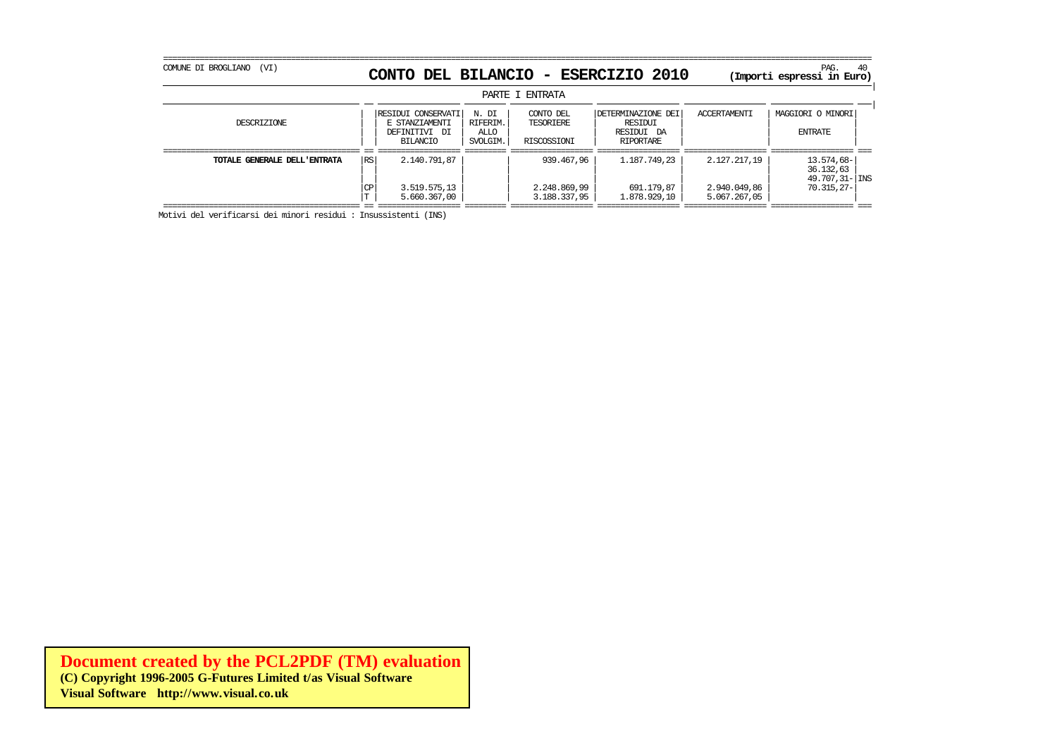COMUNE DI BROGLIANO (VI)

## CONTO DEL BILANCIO - ESERCIZIO 2010

(Importi espressi in Euro)

PARTE I ENTRATA

| DESCRIZIONE | | RESIDUI CONSERVATI E STANZIAMENTI DEFINITIVI DI BILANCIO | N. DI RIFERIM. ALLO SVOLGIM. | CONTO DEL TESORIERE RISCOSSIONI | DETERMINAZIONE DEI RESIDUI DA RIPORTARE | ACCERTAMENTI | MAGGIORI O MINORI ENTRATE | |
|---|---|---|---|---|---|---|---|---|
| **TOTALE GENERALE DELL'ENTRATA** | RS | 2.140.791,87 | | 939.467,96 | 1.187.749,23 | 2.127.217,19 | 13.574,68-<br>36.132,63<br>49.707,31- | INS |
| | CP | 3.519.575,13 | | 2.248.869,99 | 691.179,87 | 2.940.049,86 | 70.315,27- | |
| | T | 5.660.367,00 | | 3.188.337,95 | 1.878.929,10 | 5.067.267,05 | | |

Motivi del verificarsi dei minori residui : Insussistenti (INS)

**Document created by the PCL2PDF (TM) evaluation**
**(C) Copyright 1996-2005 G-Futures Limited t/as Visual Software**
**Visual Software http://www.visual.co.uk**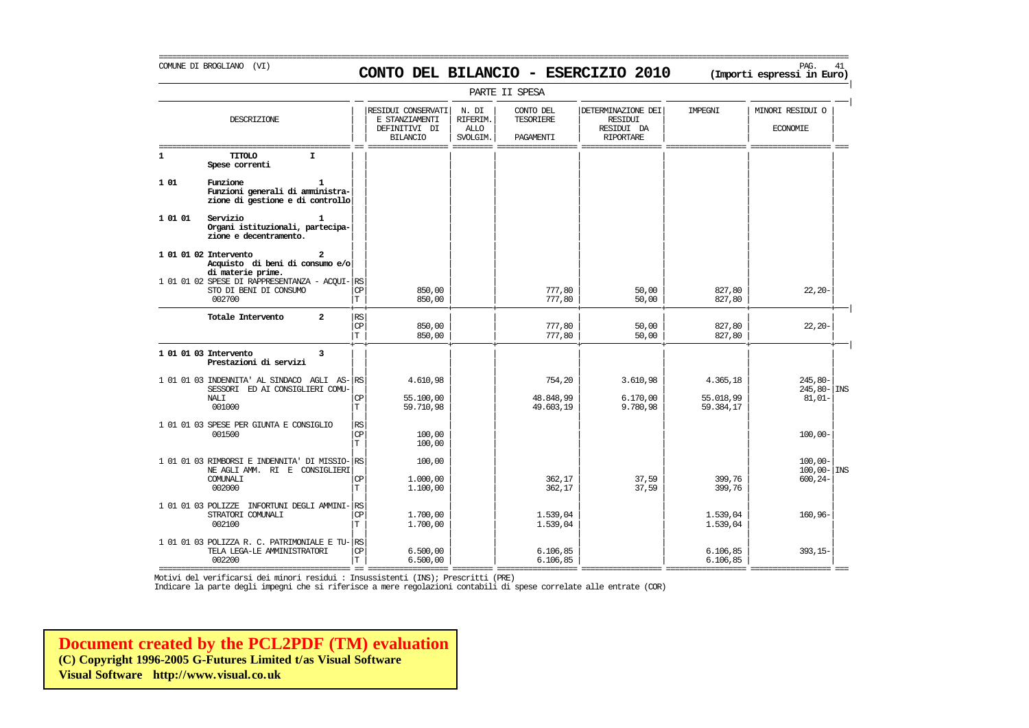COMUNE DI BROGLIANO (VI)

# CONTO DEL BILANCIO - ESERCIZIO 2010

(Importi espressi in Euro)

PARTE II SPESA

| DESCRIZIONE | | RESIDUI CONSERVATI E STANZIAMENTI DEFINITIVI DI BILANCIO | N. DI RIFERIM. ALLO SVOLGIM. | CONTO DEL TESORIERE PAGAMENTI | DETERMINAZIONE DEI RESIDUI RESIDUI DA RIPORTARE | IMPEGNI | MINORI RESIDUI O ECONOMIE | |
|---|---|---|---|---|---|---|---|---|
| 1 **TITOLO I** **Spese correnti** | | | | | | | | |
| 1 01 **Funzione 1** **Funzioni generali di amministrazione di gestione e di controllo** | | | | | | | | |
| 1 01 01 **Servizio 1** **Organi istituzionali, partecipazione e decentramento.** | | | | | | | | |
| **1 01 01 02 Intervento 2** **Acquisto di beni di consumo e/o di materie prime.** | | | | | | | | |
| 1 01 01 02 SPESE DI RAPPRESENTANZA - ACQUISTO DI BENI DI CONSUMO | RS | | | | | | | |
| | CP | 850,00 | | 777,80 | 50,00 | 827,80 | 22,20- | |
| 002700 | T | 850,00 | | 777,80 | 50,00 | 827,80 | | |
| **Totale Intervento 2** | RS | | | | | | | |
| | CP | 850,00 | | 777,80 | 50,00 | 827,80 | 22,20- | |
| | T | 850,00 | | 777,80 | 50,00 | 827,80 | | |
| **1 01 01 03 Intervento 3** **Prestazioni di servizi** | | | | | | | | |
| 1 01 01 03 INDENNITA' AL SINDACO AGLI ASSESSORI ED AI CONSIGLIERI COMUNALI | RS | 4.610,98 | | 754,20 | 3.610,98 | 4.365,18 | 245,80- | |
| | | | | | | | 245,80- | INS |
| | CP | 55.100,00 | | 48.848,99 | 6.170,00 | 55.018,99 | 81,01- | |
| 001000 | T | 59.710,98 | | 49.603,19 | 9.780,98 | 59.384,17 | | |
| 1 01 01 03 SPESE PER GIUNTA E CONSIGLIO | RS | | | | | | | |
| 001500 | CP | 100,00 | | | | | 100,00- | |
| | T | 100,00 | | | | | | |
| 1 01 01 03 RIMBORSI E INDENNITA' DI MISSIONE AGLI AMM. RI E CONSIGLIERI COMUNALI | RS | 100,00 | | | | | 100,00- | |
| | | | | | | | 100,00- | INS |
| | CP | 1.000,00 | | 362,17 | 37,59 | 399,76 | 600,24- | |
| 002000 | T | 1.100,00 | | 362,17 | 37,59 | 399,76 | | |
| 1 01 01 03 POLIZZE INFORTUNI DEGLI AMMINISTRATORI COMUNALI | RS | | | | | | | |
| | CP | 1.700,00 | | 1.539,04 | | 1.539,04 | 160,96- | |
| 002100 | T | 1.700,00 | | 1.539,04 | | 1.539,04 | | |
| 1 01 01 03 POLIZZA R. C. PATRIMONIALE E TUTELA LEGA-LE AMMINISTRATORI | RS | | | | | | | |
| | CP | 6.500,00 | | 6.106,85 | | 6.106,85 | 393,15- | |
| 002200 | T | 6.500,00 | | 6.106,85 | | 6.106,85 | | |

Motivi del verificarsi dei minori residui : Insussistenti (INS); Prescritti (PRE)

Indicare la parte degli impegni che si riferisce a mere regolazioni contabili di spese correlate alle entrate (COR)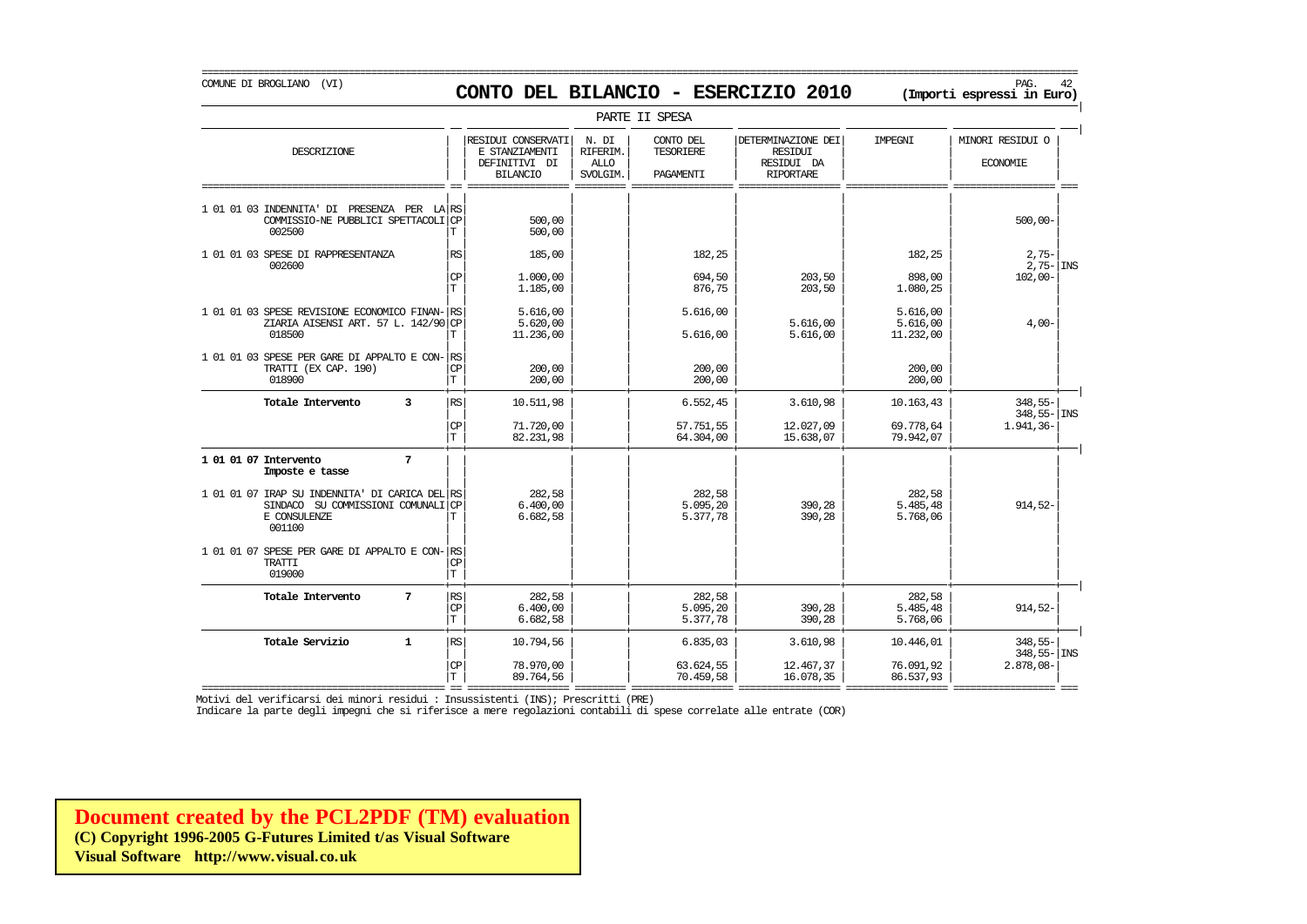COMUNE DI BROGLIANO (VI)

# CONTO DEL BILANCIO - ESERCIZIO 2010

**(Importi espressi in Euro)**

PARTE II SPESA

| DESCRIZIONE | | RESIDUI CONSERVATI E STANZIAMENTI DEFINITIVI DI BILANCIO | N. DI RIFERIM. ALLO SVOLGIM. | CONTO DEL TESORIERE PAGAMENTI | DETERMINAZIONE DEI RESIDUI RESIDUI DA RIPORTARE | IMPEGNI | MINORI RESIDUI O ECONOMIE | |
|---|---|---|---|---|---|---|---|---|
| 1 01 01 03 INDENNITA' DI PRESENZA PER LA COMMISSIO-NE PUBBLICI SPETTACOLI 002500 | RS | | | | | | | |
| | CP | 500,00 | | | | | 500,00- | |
| | T | 500,00 | | | | | | |
| 1 01 01 03 SPESE DI RAPPRESENTANZA 002600 | RS | 185,00 | | 182,25 | | 182,25 | 2,75- | |
| | | | | | | | 2,75- | INS |
| | CP | 1.000,00 | | 694,50 | 203,50 | 898,00 | 102,00- | |
| | T | 1.185,00 | | 876,75 | 203,50 | 1.080,25 | | |
| 1 01 01 03 SPESE REVISIONE ECONOMICO FINAN-ZIARIA AISENSI ART. 57 L. 142/90 018500 | RS | 5.616,00 | | 5.616,00 | | 5.616,00 | | |
| | CP | 5.620,00 | | | 5.616,00 | 5.616,00 | 4,00- | |
| | T | 11.236,00 | | 5.616,00 | 5.616,00 | 11.232,00 | | |
| 1 01 01 03 SPESE PER GARE DI APPALTO E CON-TRATTI (EX CAP. 190) 018900 | RS | | | | | | | |
| | CP | 200,00 | | 200,00 | | 200,00 | | |
| | T | 200,00 | | 200,00 | | 200,00 | | |
| **Totale Intervento 3** | RS | 10.511,98 | | 6.552,45 | 3.610,98 | 10.163,43 | 348,55- | |
| | | | | | | | 348,55- | INS |
| | CP | 71.720,00 | | 57.751,55 | 12.027,09 | 69.778,64 | 1.941,36- | |
| | T | 82.231,98 | | 64.304,00 | 15.638,07 | 79.942,07 | | |
| **1 01 01 07 Intervento 7 Imposte e tasse** | | | | | | | | |
| 1 01 01 07 IRAP SU INDENNITA' DI CARICA DEL SINDACO SU COMMISSIONI COMUNALI E CONSULENZE 001100 | RS | 282,58 | | 282,58 | | 282,58 | | |
| | CP | 6.400,00 | | 5.095,20 | 390,28 | 5.485,48 | 914,52- | |
| | T | 6.682,58 | | 5.377,78 | 390,28 | 5.768,06 | | |
| 1 01 01 07 SPESE PER GARE DI APPALTO E CON-TRATTI 019000 | RS | | | | | | | |
| | CP | | | | | | | |
| | T | | | | | | | |
| **Totale Intervento 7** | RS | 282,58 | | 282,58 | | 282,58 | | |
| | CP | 6.400,00 | | 5.095,20 | 390,28 | 5.485,48 | 914,52- | |
| | T | 6.682,58 | | 5.377,78 | 390,28 | 5.768,06 | | |
| **Totale Servizio 1** | RS | 10.794,56 | | 6.835,03 | 3.610,98 | 10.446,01 | 348,55- | |
| | | | | | | | 348,55- | INS |
| | CP | 78.970,00 | | 63.624,55 | 12.467,37 | 76.091,92 | 2.878,08- | |
| | T | 89.764,56 | | 70.459,58 | 16.078,35 | 86.537,93 | | |

Motivi del verificarsi dei minori residui : Insussistenti (INS); Prescritti (PRE)
Indicare la parte degli impegni che si riferisce a mere regolazioni contabili di spese correlate alle entrate (COR)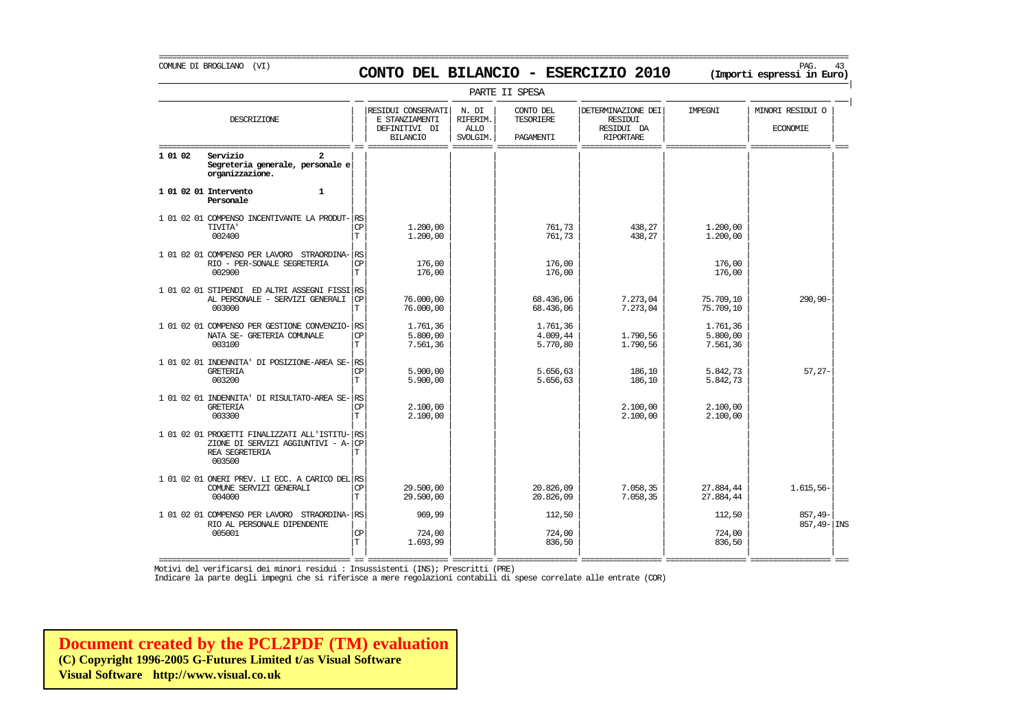COMUNE DI BROGLIANO (VI)

# CONTO DEL BILANCIO - ESERCIZIO 2010

**(Importi espressi in Euro)**

PARTE II SPESA

| DESCRIZIONE | | RESIDUI CONSERVATI E STANZIAMENTI DEFINITIVI DI BILANCIO | N. DI RIFERIM. ALLO SVOLGIM. | CONTO DEL TESORIERE PAGAMENTI | DETERMINAZIONE DEI RESIDUI RESIDUI DA RIPORTARE | IMPEGNI | MINORI RESIDUI O ECONOMIE | |
|---|---|---|---|---|---|---|---|---|
| **1 01 02 Servizio 2 Segreteria generale, personale e organizzazione.** | | | | | | | | |
| **1 01 02 01 Intervento 1 Personale** | | | | | | | | |
| 1 01 02 01 COMPENSO INCENTIVANTE LA PRODUTTIVITA' 002400 | RS | | | | | | | |
| | CP | 1.200,00 | | 761,73 | 438,27 | 1.200,00 | | |
| | T | 1.200,00 | | 761,73 | 438,27 | 1.200,00 | | |
| 1 01 02 01 COMPENSO PER LAVORO STRAORDINARIO - PER-SONALE SEGRETERIA 002900 | RS | | | | | | | |
| | CP | 176,00 | | 176,00 | | 176,00 | | |
| | T | 176,00 | | 176,00 | | 176,00 | | |
| 1 01 02 01 STIPENDI ED ALTRI ASSEGNI FISSI AL PERSONALE - SERVIZI GENERALI 003000 | RS | | | | | | | |
| | CP | 76.000,00 | | 68.436,06 | 7.273,04 | 75.709,10 | 290,90- | |
| | T | 76.000,00 | | 68.436,06 | 7.273,04 | 75.709,10 | | |
| 1 01 02 01 COMPENSO PER GESTIONE CONVENZIONATA SE- GRETERIA COMUNALE 003100 | RS | 1.761,36 | | 1.761,36 | | 1.761,36 | | |
| | CP | 5.800,00 | | 4.009,44 | 1.790,56 | 5.800,00 | | |
| | T | 7.561,36 | | 5.770,80 | 1.790,56 | 7.561,36 | | |
| 1 01 02 01 INDENNITA' DI POSIZIONE-AREA SEGRETERIA 003200 | RS | | | | | | | |
| | CP | 5.900,00 | | 5.656,63 | 186,10 | 5.842,73 | 57,27- | |
| | T | 5.900,00 | | 5.656,63 | 186,10 | 5.842,73 | | |
| 1 01 02 01 INDENNITA' DI RISULTATO-AREA SEGRETERIA 003300 | RS | | | | | | | |
| | CP | 2.100,00 | | | 2.100,00 | 2.100,00 | | |
| | T | 2.100,00 | | | 2.100,00 | 2.100,00 | | |
| 1 01 02 01 PROGETTI FINALIZZATI ALL'ISTITUZIONE DI SERVIZI AGGIUNTIVI - AREA SEGRETERIA 003500 | RS | | | | | | | |
| | CP | | | | | | | |
| | T | | | | | | | |
| 1 01 02 01 ONERI PREV. LI ECC. A CARICO DEL COMUNE SERVIZI GENERALI 004000 | RS | | | | | | | |
| | CP | 29.500,00 | | 20.826,09 | 7.058,35 | 27.884,44 | 1.615,56- | |
| | T | 29.500,00 | | 20.826,09 | 7.058,35 | 27.884,44 | | |
| 1 01 02 01 COMPENSO PER LAVORO STRAORDINARIO AL PERSONALE DIPENDENTE 005001 | RS | 969,99 | | 112,50 | | 112,50 | 857,49- | |
| | | | | | | | 857,49- | INS |
| | CP | 724,00 | | 724,00 | | 724,00 | | |
| | T | 1.693,99 | | 836,50 | | 836,50 | | |

Motivi del verificarsi dei minori residui : Insussistenti (INS); Prescritti (PRE)

Indicare la parte degli impegni che si riferisce a mere regolazioni contabili di spese correlate alle entrate (COR)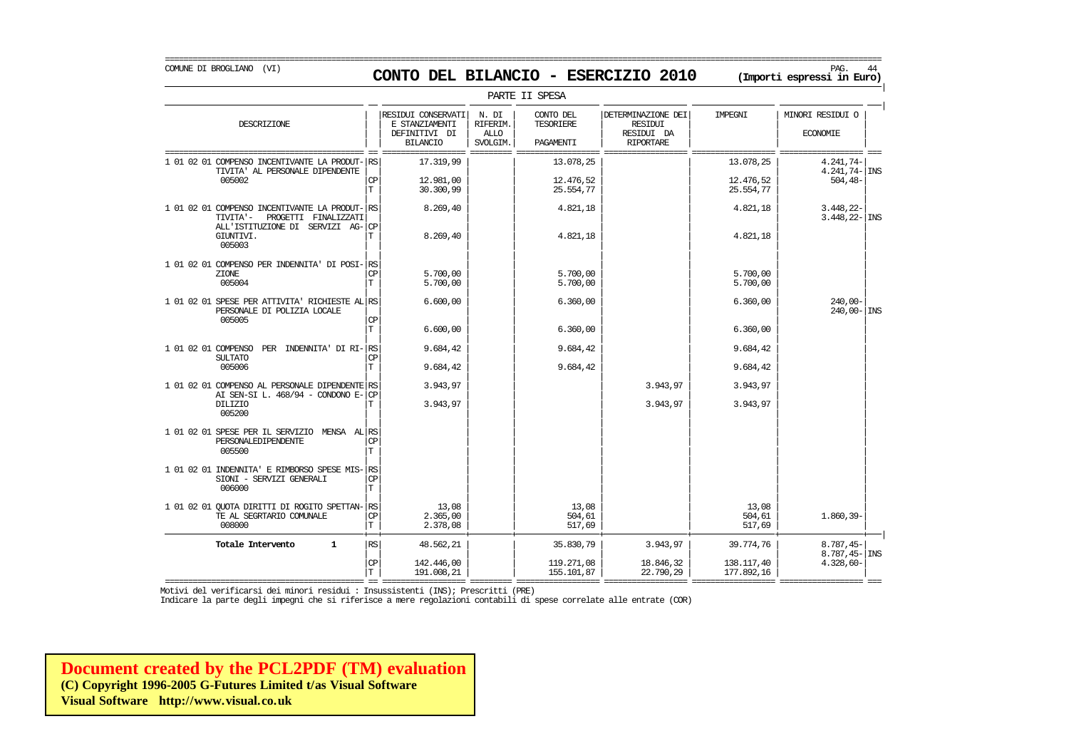COMUNE DI BROGLIANO (VI)

# CONTO DEL BILANCIO - ESERCIZIO 2010

**(Importi espressi in Euro)**

PARTE II SPESA

| DESCRIZIONE | | RESIDUI CONSERVATI E STANZIAMENTI DEFINITIVI DI BILANCIO | N. DI RIFERIM. ALLO SVOLGIM. | CONTO DEL TESORIERE PAGAMENTI | DETERMINAZIONE DEI RESIDUI RESIDUI DA RIPORTARE | IMPEGNI | MINORI RESIDUI O ECONOMIE | |
|---|---|---|---|---|---|---|---|---|
| 1 01 02 01 COMPENSO INCENTIVANTE LA PRODUT-TIVITA' AL PERSONALE DIPENDENTE 005002 | RS | 17.319,99 | | 13.078,25 | | 13.078,25 | 4.241,74- 4.241,74- | INS |
| | CP | 12.981,00 | | 12.476,52 | | 12.476,52 | 504,48- | |
| | T | 30.300,99 | | 25.554,77 | | 25.554,77 | | |
| 1 01 02 01 COMPENSO INCENTIVANTE LA PRODUT-TIVITA'- PROGETTI FINALIZZATI ALL'ISTITUZIONE DI SERVIZI AG-GIUNTIVI. 005003 | RS | 8.269,40 | | 4.821,18 | | 4.821,18 | 3.448,22- 3.448,22- | INS |
| | CP | | | | | | | |
| | T | 8.269,40 | | 4.821,18 | | 4.821,18 | | |
| 1 01 02 01 COMPENSO PER INDENNITA' DI POSI-ZIONE 005004 | RS | | | | | | | |
| | CP | 5.700,00 | | 5.700,00 | | 5.700,00 | | |
| | T | 5.700,00 | | 5.700,00 | | 5.700,00 | | |
| 1 01 02 01 SPESE PER ATTIVITA' RICHIESTE AL PERSONALE DI POLIZIA LOCALE 005005 | RS | 6.600,00 | | 6.360,00 | | 6.360,00 | 240,00- 240,00- | INS |
| | CP | | | | | | | |
| | T | 6.600,00 | | 6.360,00 | | 6.360,00 | | |
| 1 01 02 01 COMPENSO PER INDENNITA' DI RI-SULTATO 005006 | RS | 9.684,42 | | 9.684,42 | | 9.684,42 | | |
| | CP | | | | | | | |
| | T | 9.684,42 | | 9.684,42 | | 9.684,42 | | |
| 1 01 02 01 COMPENSO AL PERSONALE DIPENDENTE AI SEN-SI L. 468/94 - CONDONO E-DILIZIO 005200 | RS | 3.943,97 | | | 3.943,97 | 3.943,97 | | |
| | CP | | | | | | | |
| | T | 3.943,97 | | | 3.943,97 | 3.943,97 | | |
| 1 01 02 01 SPESE PER IL SERVIZIO MENSA AL PERSONALEDIPENDENTE 005500 | RS | | | | | | | |
| | CP | | | | | | | |
| | T | | | | | | | |
| 1 01 02 01 INDENNITA' E RIMBORSO SPESE MIS-SIONI - SERVIZI GENERALI 006000 | RS | | | | | | | |
| | CP | | | | | | | |
| | T | | | | | | | |
| 1 01 02 01 QUOTA DIRITTI DI ROGITO SPETTAN-TE AL SEGRTARIO COMUNALE 008000 | RS | 13,08 | | 13,08 | | 13,08 | | |
| | CP | 2.365,00 | | 504,61 | | 504,61 | 1.860,39- | |
| | T | 2.378,08 | | 517,69 | | 517,69 | | |
| **Totale Intervento 1** | RS | 48.562,21 | | 35.830,79 | 3.943,97 | 39.774,76 | 8.787,45- 8.787,45- | INS |
| | CP | 142.446,00 | | 119.271,08 | 18.846,32 | 138.117,40 | 4.328,60- | |
| | T | 191.008,21 | | 155.101,87 | 22.790,29 | 177.892,16 | | |

Motivi del verificarsi dei minori residui : Insussistenti (INS); Prescritti (PRE)
Indicare la parte degli impegni che si riferisce a mere regolazioni contabili di spese correlate alle entrate (COR)

**Document created by the PCL2PDF (TM) evaluation**
**(C) Copyright 1996-2005 G-Futures Limited t/as Visual Software**
**Visual Software http://www.visual.co.uk**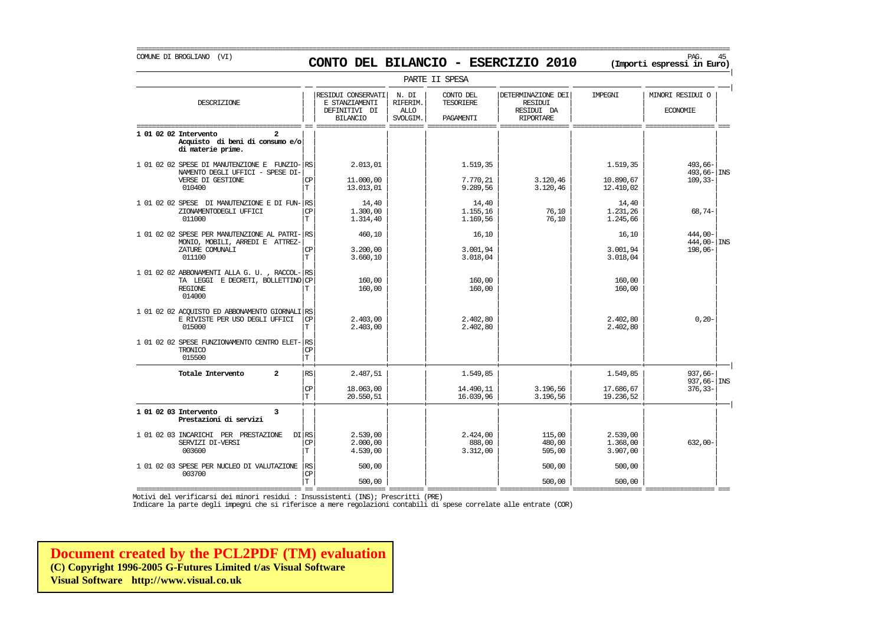COMUNE DI BROGLIANO (VI)

# CONTO DEL BILANCIO - ESERCIZIO 2010

**(Importi espressi in Euro)**

PARTE II SPESA

| DESCRIZIONE | | RESIDUI CONSERVATI E STANZIAMENTI DEFINITIVI DI BILANCIO | N. DI RIFERIM. ALLO SVOLGIM. | CONTO DEL TESORIERE PAGAMENTI | DETERMINAZIONE DEI RESIDUI RESIDUI DA RIPORTARE | IMPEGNI | MINORI RESIDUI O ECONOMIE | |
|---|---|---|---|---|---|---|---|---|
| **1 01 02 02 Intervento 2 Acquisto di beni di consumo e/o di materie prime.** | | | | | | | | |
| 1 01 02 02 SPESE DI MANUTENZIONE E FUNZIO-NAMENTO DEGLI UFFICI - SPESE DI-VERSE DI GESTIONE 010400 | RS | 2.013,01 | | 1.519,35 | | 1.519,35 | 493,66- | |
| | | | | | | | 493,66- | INS |
| | CP | 11.000,00 | | 7.770,21 | 3.120,46 | 10.890,67 | 109,33- | |
| | T | 13.013,01 | | 9.289,56 | 3.120,46 | 12.410,02 | | |
| 1 01 02 02 SPESE DI MANUTENZIONE E DI FUN-ZIONAMENTODEGLI UFFICI 011000 | RS | 14,40 | | 14,40 | | 14,40 | | |
| | CP | 1.300,00 | | 1.155,16 | 76,10 | 1.231,26 | 68,74- | |
| | T | 1.314,40 | | 1.169,56 | 76,10 | 1.245,66 | | |
| 1 01 02 02 SPESE PER MANUTENZIONE AL PATRI-MONIO, MOBILI, ARREDI E ATTREZ-ZATURE COMUNALI 011100 | RS | 460,10 | | 16,10 | | 16,10 | 444,00- | |
| | | | | | | | 444,00- | INS |
| | CP | 3.200,00 | | 3.001,94 | | 3.001,94 | 198,06- | |
| | T | 3.660,10 | | 3.018,04 | | 3.018,04 | | |
| 1 01 02 02 ABBONAMENTI ALLA G. U. , RACCOL-TA LEGGI E DECRETI, BOLLETTINO REGIONE 014000 | RS | | | | | | | |
| | CP | 160,00 | | 160,00 | | 160,00 | | |
| | T | 160,00 | | 160,00 | | 160,00 | | |
| 1 01 02 02 ACQUISTO ED ABBONAMENTO GIORNALI E RIVISTE PER USO DEGLI UFFICI 015000 | RS | | | | | | | |
| | CP | 2.403,00 | | 2.402,80 | | 2.402,80 | 0,20- | |
| | T | 2.403,00 | | 2.402,80 | | 2.402,80 | | |
| 1 01 02 02 SPESE FUNZIONAMENTO CENTRO ELET-TRONICO 015500 | RS | | | | | | | |
| | CP | | | | | | | |
| | T | | | | | | | |
| **Totale Intervento 2** | RS | 2.487,51 | | 1.549,85 | | 1.549,85 | 937,66- | |
| | | | | | | | 937,66- | INS |
| | CP | 18.063,00 | | 14.490,11 | 3.196,56 | 17.686,67 | 376,33- | |
| | T | 20.550,51 | | 16.039,96 | 3.196,56 | 19.236,52 | | |
| **1 01 02 03 Intervento 3 Prestazioni di servizi** | | | | | | | | |
| 1 01 02 03 INCARICHI PER PRESTAZIONE DI SERVIZI DI-VERSI 003600 | RS | 2.539,00 | | 2.424,00 | 115,00 | 2.539,00 | | |
| | CP | 2.000,00 | | 888,00 | 480,00 | 1.368,00 | 632,00- | |
| | T | 4.539,00 | | 3.312,00 | 595,00 | 3.907,00 | | |
| 1 01 02 03 SPESE PER NUCLEO DI VALUTAZIONE 003700 | RS | 500,00 | | | 500,00 | 500,00 | | |
| | CP | | | | | | | |
| | T | 500,00 | | | 500,00 | 500,00 | | |

Motivi del verificarsi dei minori residui : Insussistenti (INS); Prescritti (PRE)

Indicare la parte degli impegni che si riferisce a mere regolazioni contabili di spese correlate alle entrate (COR)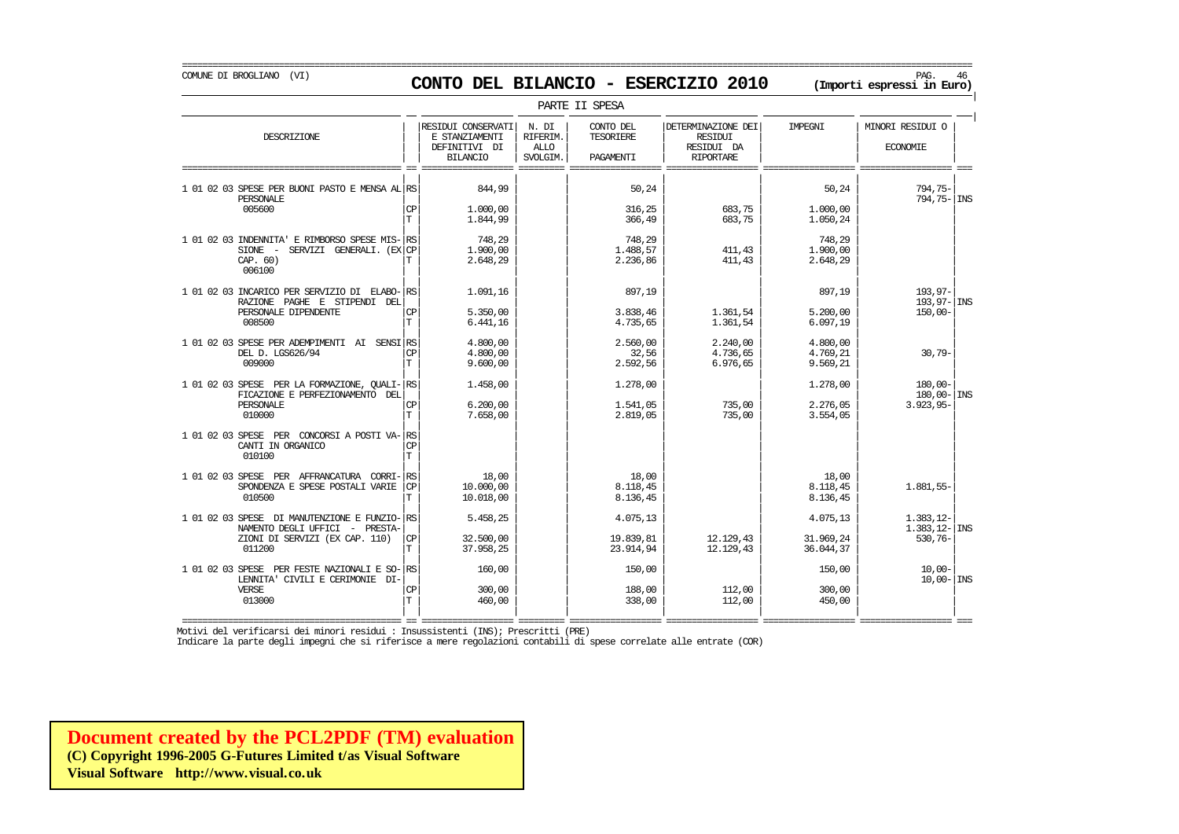COMUNE DI BROGLIANO (VI)

# CONTO DEL BILANCIO - ESERCIZIO 2010

**(Importi espressi in Euro)**

PARTE II SPESA

| DESCRIZIONE | | RESIDUI CONSERVATI E STANZIAMENTI DEFINITIVI DI BILANCIO | N. DI RIFERIM. ALLO SVOLGIM. | CONTO DEL TESORIERE PAGAMENTI | DETERMINAZIONE DEI RESIDUI DA RIPORTARE | IMPEGNI | MINORI RESIDUI O ECONOMIE | |
|---|---|---|---|---|---|---|---|---|
| 1 01 02 03 SPESE PER BUONI PASTO E MENSA AL PERSONALE | RS | 844,99 | | 50,24 | | 50,24 | 794,75- | |
| | | | | | | | 794,75- | INS |
| 005600 | CP | 1.000,00 | | 316,25 | 683,75 | 1.000,00 | | |
| | T | 1.844,99 | | 366,49 | 683,75 | 1.050,24 | | |
| 1 01 02 03 INDENNITA' E RIMBORSO SPESE MISSIONE - SERVIZI GENERALI. (EX CAP. 60) | RS | 748,29 | | 748,29 | | 748,29 | | |
| | CP | 1.900,00 | | 1.488,57 | 411,43 | 1.900,00 | | |
| 006100 | T | 2.648,29 | | 2.236,86 | 411,43 | 2.648,29 | | |
| 1 01 02 03 INCARICO PER SERVIZIO DI ELABORAZIONE PAGHE E STIPENDI DEL PERSONALE DIPENDENTE | RS | 1.091,16 | | 897,19 | | 897,19 | 193,97- | |
| | | | | | | | 193,97- | INS |
| | CP | 5.350,00 | | 3.838,46 | 1.361,54 | 5.200,00 | 150,00- | |
| 008500 | T | 6.441,16 | | 4.735,65 | 1.361,54 | 6.097,19 | | |
| 1 01 02 03 SPESE PER ADEMPIMENTI AI SENSI DEL D. LGS626/94 | RS | 4.800,00 | | 2.560,00 | 2.240,00 | 4.800,00 | | |
| | CP | 4.800,00 | | 32,56 | 4.736,65 | 4.769,21 | 30,79- | |
| 009000 | T | 9.600,00 | | 2.592,56 | 6.976,65 | 9.569,21 | | |
| 1 01 02 03 SPESE PER LA FORMAZIONE, QUALIFICAZIONE E PERFEZIONAMENTO DEL PERSONALE | RS | 1.458,00 | | 1.278,00 | | 1.278,00 | 180,00- | |
| | | | | | | | 180,00- | INS |
| | CP | 6.200,00 | | 1.541,05 | 735,00 | 2.276,05 | 3.923,95- | |
| 010000 | T | 7.658,00 | | 2.819,05 | 735,00 | 3.554,05 | | |
| 1 01 02 03 SPESE PER CONCORSI A POSTI VACANTI IN ORGANICO | RS | | | | | | | |
| | CP | | | | | | | |
| 010100 | T | | | | | | | |
| 1 01 02 03 SPESE PER AFFRANCATURA CORRISPONDENZA E SPESE POSTALI VARIE | RS | 18,00 | | 18,00 | | 18,00 | | |
| | CP | 10.000,00 | | 8.118,45 | | 8.118,45 | 1.881,55- | |
| 010500 | T | 10.018,00 | | 8.136,45 | | 8.136,45 | | |
| 1 01 02 03 SPESE DI MANUTENZIONE E FUNZIONAMENTO DEGLI UFFICI - PRESTAZIONI DI SERVIZI (EX CAP. 110) | RS | 5.458,25 | | 4.075,13 | | 4.075,13 | 1.383,12- | |
| | | | | | | | 1.383,12- | INS |
| | CP | 32.500,00 | | 19.839,81 | 12.129,43 | 31.969,24 | 530,76- | |
| 011200 | T | 37.958,25 | | 23.914,94 | 12.129,43 | 36.044,37 | | |
| 1 01 02 03 SPESE PER FESTE NAZIONALI E SOLENNITA' CIVILI E CERIMONIE DIVERSE | RS | 160,00 | | 150,00 | | 150,00 | 10,00- | |
| | | | | | | | 10,00- | INS |
| | CP | 300,00 | | 188,00 | 112,00 | 300,00 | | |
| 013000 | T | 460,00 | | 338,00 | 112,00 | 450,00 | | |

Motivi del verificarsi dei minori residui : Insussistenti (INS); Prescritti (PRE)

Indicare la parte degli impegni che si riferisce a mere regolazioni contabili di spese correlate alle entrate (COR)

**Document created by the PCL2PDF (TM) evaluation**
**(C) Copyright 1996-2005 G-Futures Limited t/as Visual Software**
**Visual Software http://www.visual.co.uk**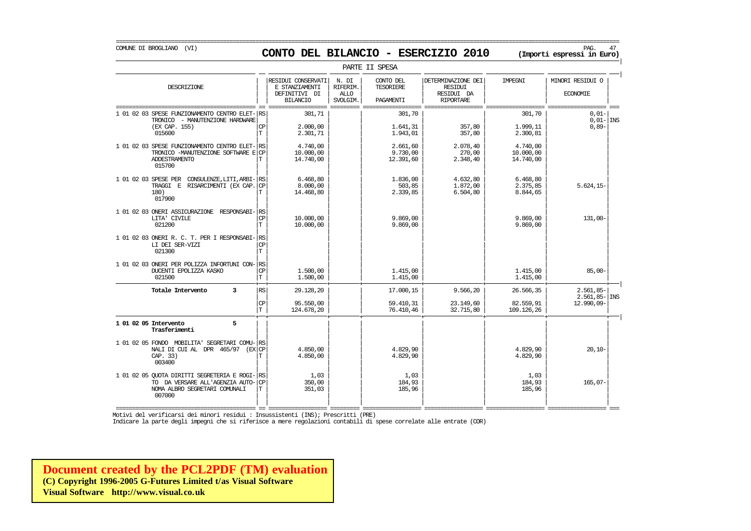COMUNE DI BROGLIANO (VI)

# CONTO DEL BILANCIO - ESERCIZIO 2010

**(Importi espressi in Euro)**

PARTE II SPESA

| DESCRIZIONE | | RESIDUI CONSERVATI E STANZIAMENTI DEFINITIVI DI BILANCIO | N. DI RIFERIM. ALLO SVOLGIM. | CONTO DEL TESORIERE PAGAMENTI | DETERMINAZIONE DEI RESIDUI RESIDUI DA RIPORTARE | IMPEGNI | MINORI RESIDUI O ECONOMIE | |
|---|---|---|---|---|---|---|---|---|
| 1 01 02 03 SPESE FUNZIONAMENTO CENTRO ELET- TRONICO - MANUTENZIONE HARDWARE (EX CAP. 155) 015600 | RS | 301,71 | | 301,70 | | 301,70 | 0,01- | |
| | | | | | | | 0,01- | INS |
| | CP | 2.000,00 | | 1.641,31 | 357,80 | 1.999,11 | 0,89- | |
| | T | 2.301,71 | | 1.943,01 | 357,80 | 2.300,81 | | |
| 1 01 02 03 SPESE FUNZIONAMENTO CENTRO ELET- TRONICO -MANUTENZIONE SOFTWARE E ADDESTRAMENTO 015700 | RS | 4.740,00 | | 2.661,60 | 2.078,40 | 4.740,00 | | |
| | CP | 10.000,00 | | 9.730,00 | 270,00 | 10.000,00 | | |
| | T | 14.740,00 | | 12.391,60 | 2.348,40 | 14.740,00 | | |
| 1 01 02 03 SPESE PER CONSULENZE,LITI,ARBI- TRAGGI E RISARCIMENTI (EX CAP. 180) 017900 | RS | 6.468,80 | | 1.836,00 | 4.632,80 | 6.468,80 | | |
| | CP | 8.000,00 | | 503,85 | 1.872,00 | 2.375,85 | 5.624,15- | |
| | T | 14.468,80 | | 2.339,85 | 6.504,80 | 8.844,65 | | |
| 1 01 02 03 ONERI ASSICURAZIONE RESPONSABI- LITA' CIVILE 021200 | RS | | | | | | | |
| | CP | 10.000,00 | | 9.869,00 | | 9.869,00 | 131,00- | |
| | T | 10.000,00 | | 9.869,00 | | 9.869,00 | | |
| 1 01 02 03 ONERI R. C. T. PER I RESPONSABI- LI DEI SER-VIZI 021300 | RS | | | | | | | |
| | CP | | | | | | | |
| | T | | | | | | | |
| 1 01 02 03 ONERI PER POLIZZA INFORTUNI CON- DUCENTI EPOLIZZA KASKO 021500 | RS | | | | | | | |
| | CP | 1.500,00 | | 1.415,00 | | 1.415,00 | 85,00- | |
| | T | 1.500,00 | | 1.415,00 | | 1.415,00 | | |
| **Totale Intervento 3** | RS | 29.128,20 | | 17.000,15 | 9.566,20 | 26.566,35 | 2.561,85- | |
| | | | | | | | 2.561,85- | INS |
| | CP | 95.550,00 | | 59.410,31 | 23.149,60 | 82.559,91 | 12.990,09- | |
| | T | 124.678,20 | | 76.410,46 | 32.715,80 | 109.126,26 | | |
| **1 01 02 05 Intervento 5 Trasferimenti** | | | | | | | | |
| 1 01 02 05 FONDO MOBILITA' SEGRETARI COMU- NALI DI CUI AL DPR 465/97 (EX CAP. 33) 003400 | RS | | | | | | | |
| | CP | 4.850,00 | | 4.829,90 | | 4.829,90 | 20,10- | |
| | T | 4.850,00 | | 4.829,90 | | 4.829,90 | | |
| 1 01 02 05 QUOTA DIRITTI SEGRETERIA E ROGI- TO DA VERSARE ALL'AGENZIA AUTO- NOMA ALBRO SEGRETARI COMUNALI 007000 | RS | 1,03 | | 1,03 | | 1,03 | | |
| | CP | 350,00 | | 184,93 | | 184,93 | 165,07- | |
| | T | 351,03 | | 185,96 | | 185,96 | | |

Motivi del verificarsi dei minori residui : Insussistenti (INS); Prescritti (PRE)

Indicare la parte degli impegni che si riferisce a mere regolazioni contabili di spese correlate alle entrate (COR)

**Document created by the PCL2PDF (TM) evaluation**
**(C) Copyright 1996-2005 G-Futures Limited t/as Visual Software**
**Visual Software http://www.visual.co.uk**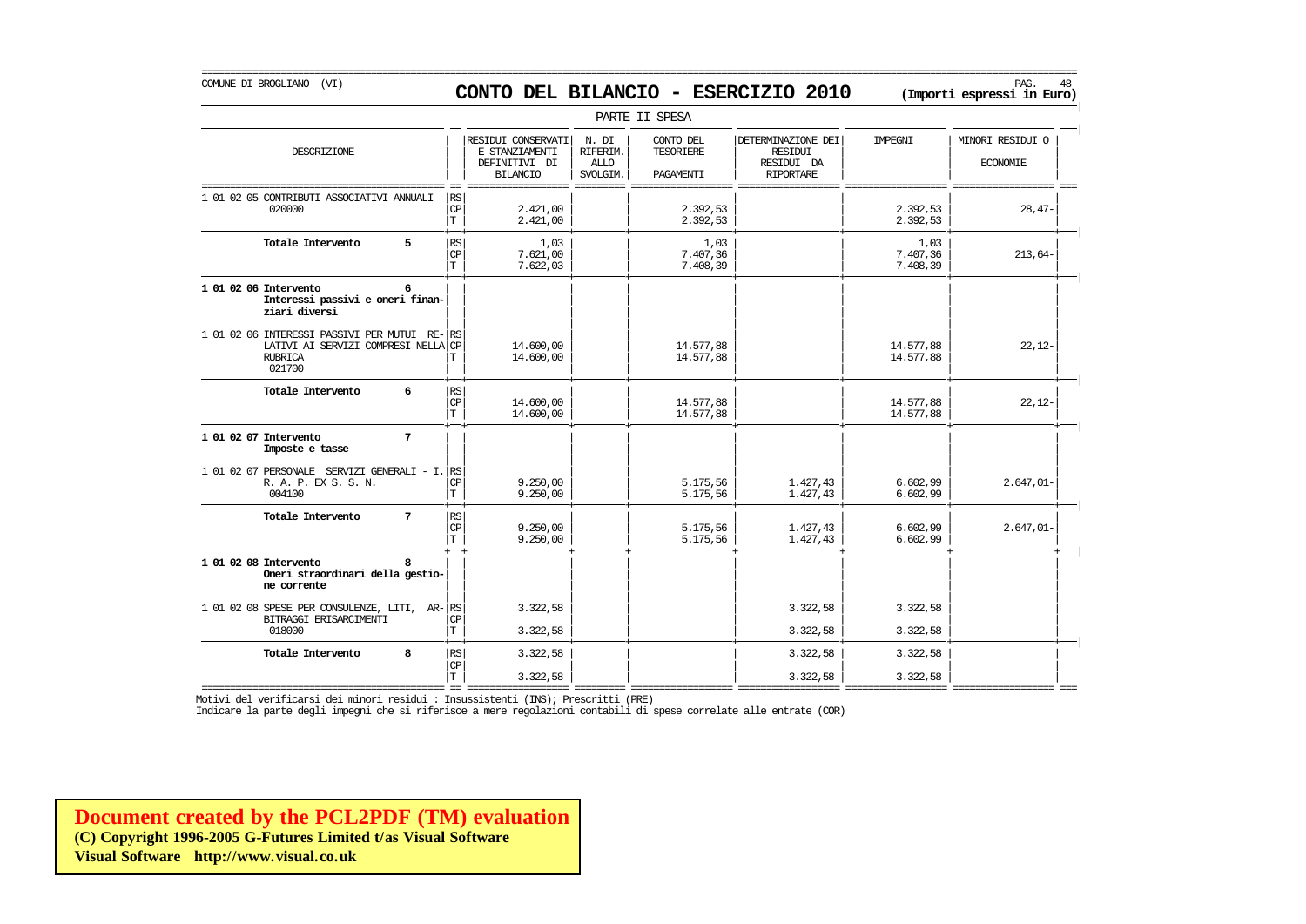COMUNE DI BROGLIANO (VI)

# CONTO DEL BILANCIO - ESERCIZIO 2010

**(Importi espressi in Euro)**

PARTE II SPESA

| DESCRIZIONE | | RESIDUI CONSERVATI E STANZIAMENTI DEFINITIVI DI BILANCIO | N. DI RIFERIM. ALLO SVOLGIM. | CONTO DEL TESORIERE PAGAMENTI | DETERMINAZIONE DEI RESIDUI RESIDUI DA RIPORTARE | IMPEGNI | MINORI RESIDUI O ECONOMIE |
|---|---|---|---|---|---|---|---|
| 1 01 02 05 CONTRIBUTI ASSOCIATIVI ANNUALI 020000 | RS | | | | | | |
| | CP | 2.421,00 | | 2.392,53 | | 2.392,53 | 28,47- |
| | T | 2.421,00 | | 2.392,53 | | 2.392,53 | |
| **Totale Intervento 5** | RS | 1,03 | | 1,03 | | 1,03 | |
| | CP | 7.621,00 | | 7.407,36 | | 7.407,36 | 213,64- |
| | T | 7.622,03 | | 7.408,39 | | 7.408,39 | |
| **1 01 02 06 Intervento 6 Interessi passivi e oneri finanziari diversi** | | | | | | | |
| 1 01 02 06 INTERESSI PASSIVI PER MUTUI RELATIVI AI SERVIZI COMPRESI NELLA RUBRICA 021700 | RS | | | | | | |
| | CP | 14.600,00 | | 14.577,88 | | 14.577,88 | 22,12- |
| | T | 14.600,00 | | 14.577,88 | | 14.577,88 | |
| **Totale Intervento 6** | RS | | | | | | |
| | CP | 14.600,00 | | 14.577,88 | | 14.577,88 | 22,12- |
| | T | 14.600,00 | | 14.577,88 | | 14.577,88 | |
| **1 01 02 07 Intervento 7 Imposte e tasse** | | | | | | | |
| 1 01 02 07 PERSONALE SERVIZI GENERALI - I. R. A. P. EX S. S. N. 004100 | RS | | | | | | |
| | CP | 9.250,00 | | 5.175,56 | 1.427,43 | 6.602,99 | 2.647,01- |
| | T | 9.250,00 | | 5.175,56 | 1.427,43 | 6.602,99 | |
| **Totale Intervento 7** | RS | | | | | | |
| | CP | 9.250,00 | | 5.175,56 | 1.427,43 | 6.602,99 | 2.647,01- |
| | T | 9.250,00 | | 5.175,56 | 1.427,43 | 6.602,99 | |
| **1 01 02 08 Intervento 8 Oneri straordinari della gestione corrente** | | | | | | | |
| 1 01 02 08 SPESE PER CONSULENZE, LITI, ARBITRAGGI ERISARCIMENTI 018000 | RS | 3.322,58 | | | 3.322,58 | 3.322,58 | |
| | CP | | | | | | |
| | T | 3.322,58 | | | 3.322,58 | 3.322,58 | |
| **Totale Intervento 8** | RS | 3.322,58 | | | 3.322,58 | 3.322,58 | |
| | CP | | | | | | |
| | T | 3.322,58 | | | 3.322,58 | 3.322,58 | |

Motivi del verificarsi dei minori residui : Insussistenti (INS); Prescritti (PRE)

Indicare la parte degli impegni che si riferisce a mere regolazioni contabili di spese correlate alle entrate (COR)

**Document created by the PCL2PDF (TM) evaluation**
**(C) Copyright 1996-2005 G-Futures Limited t/as Visual Software**
**Visual Software http://www.visual.co.uk**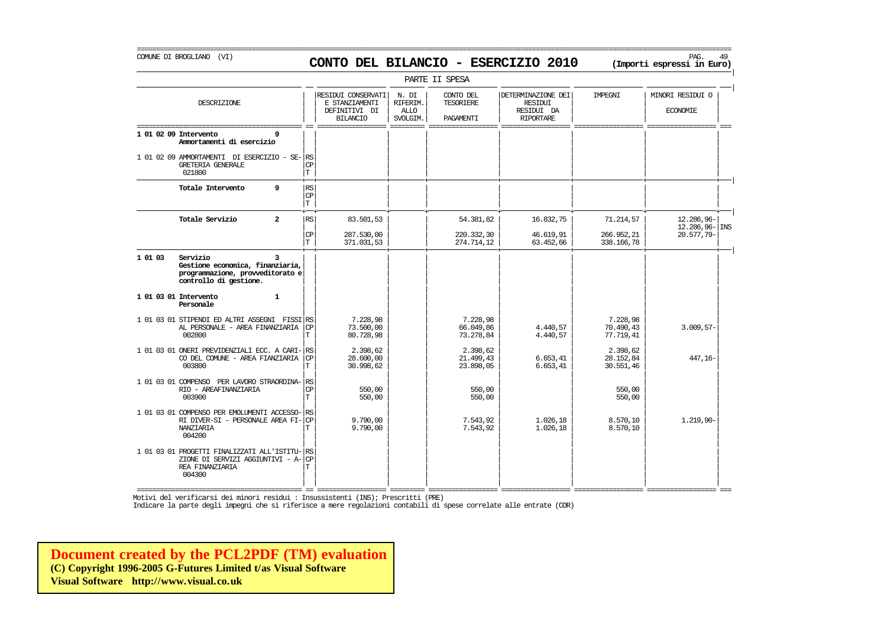COMUNE DI BROGLIANO (VI)

# CONTO DEL BILANCIO - ESERCIZIO 2010

**(Importi espressi in Euro)**

PARTE II SPESA

| DESCRIZIONE | | RESIDUI CONSERVATI E STANZIAMENTI DEFINITIVI DI BILANCIO | N. DI RIFERIM. ALLO SVOLGIM. | CONTO DEL TESORIERE PAGAMENTI | DETERMINAZIONE DEI RESIDUI RESIDUI DA RIPORTARE | IMPEGNI | MINORI RESIDUI O ECONOMIE | |
|---|---|---|---|---|---|---|---|---|
| **1 01 02 09 Intervento 9 Ammortamenti di esercizio** | | | | | | | | |
| 1 01 02 09 AMMORTAMENTI DI ESERCIZIO - SEGRETERIA GENERALE 021800 | RS | | | | | | | |
| | CP | | | | | | | |
| | T | | | | | | | |
| **Totale Intervento 9** | RS | | | | | | | |
| | CP | | | | | | | |
| | T | | | | | | | |
| **Totale Servizio 2** | RS | 83.501,53 | | 54.381,82 | 16.832,75 | 71.214,57 | 12.286,96- | |
| | | | | | | | 12.286,96- | INS |
| | CP | 287.530,00 | | 220.332,30 | 46.619,91 | 266.952,21 | 20.577,79- | |
| | T | 371.031,53 | | 274.714,12 | 63.452,66 | 338.166,78 | | |
| **1 01 03 Servizio 3 Gestione economica, finanziaria, programmazione, provveditorato e controllo di gestione.** | | | | | | | | |
| **1 01 03 01 Intervento 1 Personale** | | | | | | | | |
| 1 01 03 01 STIPENDI ED ALTRI ASSEGNI FISSI AL PERSONALE - AREA FINANZIARIA 002800 | RS | 7.228,98 | | 7.228,98 | | 7.228,98 | | |
| | CP | 73.500,00 | | 66.049,86 | 4.440,57 | 70.490,43 | 3.009,57- | |
| | T | 80.728,98 | | 73.278,84 | 4.440,57 | 77.719,41 | | |
| 1 01 03 01 ONERI PREVIDENZIALI ECC. A CARICO DEL COMUNE - AREA FIANZIARIA 003800 | RS | 2.398,62 | | 2.398,62 | | 2.398,62 | | |
| | CP | 28.600,00 | | 21.499,43 | 6.653,41 | 28.152,84 | 447,16- | |
| | T | 30.998,62 | | 23.898,05 | 6.653,41 | 30.551,46 | | |
| 1 01 03 01 COMPENSO PER LAVORO STRAORDINARIO - AREAFINANZIARIA 003900 | RS | | | | | | | |
| | CP | 550,00 | | 550,00 | | 550,00 | | |
| | T | 550,00 | | 550,00 | | 550,00 | | |
| 1 01 03 01 COMPENSO PER EMOLUMENTI ACCESSORI DIVER-SI - PERSONALE AREA FINANZIARIA 004200 | RS | | | | | | | |
| | CP | 9.790,00 | | 7.543,92 | 1.026,18 | 8.570,10 | 1.219,90- | |
| | T | 9.790,00 | | 7.543,92 | 1.026,18 | 8.570,10 | | |
| 1 01 03 01 PROGETTI FINALIZZATI ALL'ISTITUZIONE DI SERVIZI AGGIUNTIVI - AREA FINANZIARIA 004300 | RS | | | | | | | |
| | CP | | | | | | | |
| | T | | | | | | | |

Motivi del verificarsi dei minori residui : Insussistenti (INS); Prescritti (PRE)

Indicare la parte degli impegni che si riferisce a mere regolazioni contabili di spese correlate alle entrate (COR)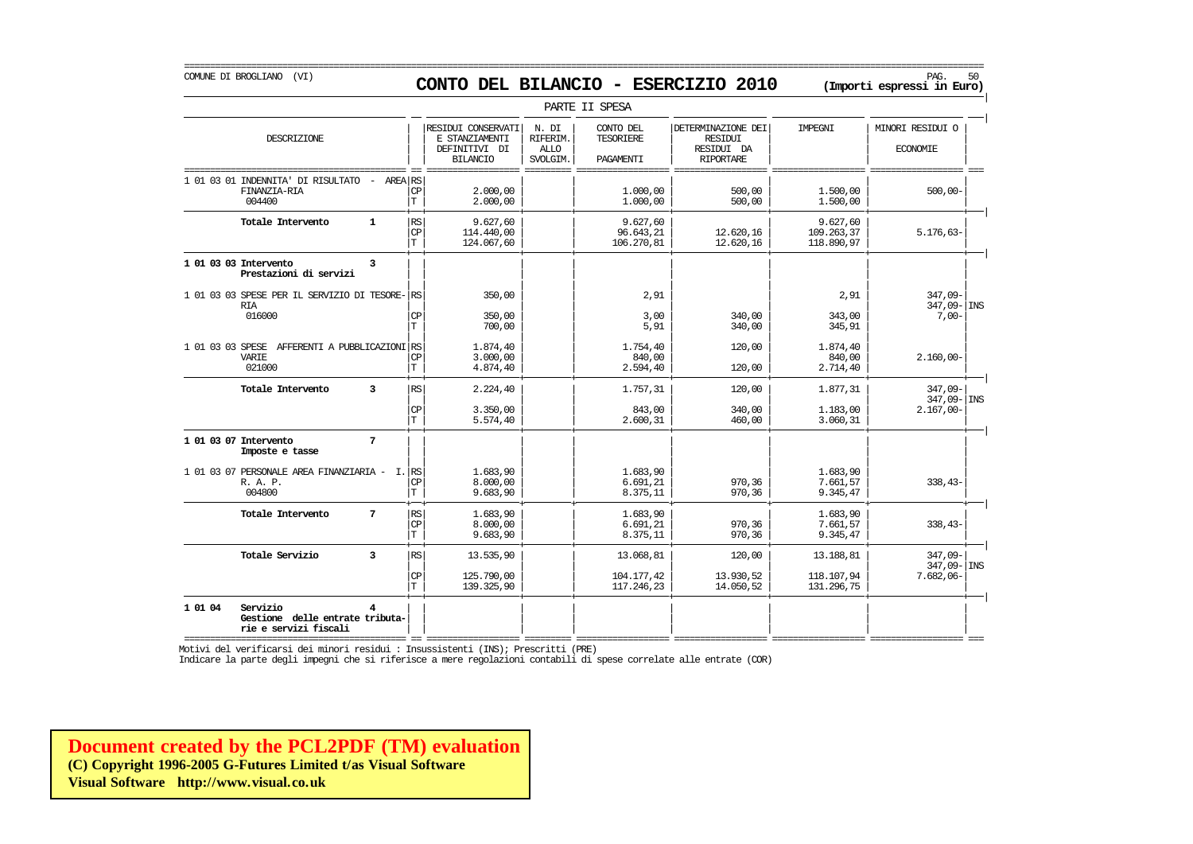COMUNE DI BROGLIANO (VI)

# CONTO DEL BILANCIO - ESERCIZIO 2010

**(Importi espressi in Euro)**

PARTE II SPESA

| DESCRIZIONE | | RESIDUI CONSERVATI E STANZIAMENTI DEFINITIVI DI BILANCIO | N. DI RIFERIM. ALLO SVOLGIM. | CONTO DEL TESORIERE PAGAMENTI | DETERMINAZIONE DEI RESIDUI RESIDUI DA RIPORTARE | IMPEGNI | MINORI RESIDUI O ECONOMIE | |
|---|---|---|---|---|---|---|---|---|
| 1 01 03 01 INDENNITA' DI RISULTATO - AREA FINANZIA-RIA 004400 | RS | | | | | | | |
| | CP | 2.000,00 | | 1.000,00 | 500,00 | 1.500,00 | 500,00- | |
| | T | 2.000,00 | | 1.000,00 | 500,00 | 1.500,00 | | |
| **Totale Intervento 1** | RS | 9.627,60 | | 9.627,60 | | 9.627,60 | | |
| | CP | 114.440,00 | | 96.643,21 | 12.620,16 | 109.263,37 | 5.176,63- | |
| | T | 124.067,60 | | 106.270,81 | 12.620,16 | 118.890,97 | | |
| **1 01 03 03 Intervento 3 Prestazioni di servizi** | | | | | | | | |
| 1 01 03 03 SPESE PER IL SERVIZIO DI TESORE-RIA 016000 | RS | 350,00 | | 2,91 | | 2,91 | 347,09- | |
| | | | | | | | 347,09- | INS |
| | CP | 350,00 | | 3,00 | 340,00 | 343,00 | 7,00- | |
| | T | 700,00 | | 5,91 | 340,00 | 345,91 | | |
| 1 01 03 03 SPESE AFFERENTI A PUBBLICAZIONI VARIE 021000 | RS | 1.874,40 | | 1.754,40 | 120,00 | 1.874,40 | | |
| | CP | 3.000,00 | | 840,00 | | 840,00 | 2.160,00- | |
| | T | 4.874,40 | | 2.594,40 | 120,00 | 2.714,40 | | |
| **Totale Intervento 3** | RS | 2.224,40 | | 1.757,31 | 120,00 | 1.877,31 | 347,09- | |
| | | | | | | | 347,09- | INS |
| | CP | 3.350,00 | | 843,00 | 340,00 | 1.183,00 | 2.167,00- | |
| | T | 5.574,40 | | 2.600,31 | 460,00 | 3.060,31 | | |
| **1 01 03 07 Intervento 7 Imposte e tasse** | | | | | | | | |
| 1 01 03 07 PERSONALE AREA FINANZIARIA - I. R. A. P. 004800 | RS | 1.683,90 | | 1.683,90 | | 1.683,90 | | |
| | CP | 8.000,00 | | 6.691,21 | 970,36 | 7.661,57 | 338,43- | |
| | T | 9.683,90 | | 8.375,11 | 970,36 | 9.345,47 | | |
| **Totale Intervento 7** | RS | 1.683,90 | | 1.683,90 | | 1.683,90 | | |
| | CP | 8.000,00 | | 6.691,21 | 970,36 | 7.661,57 | 338,43- | |
| | T | 9.683,90 | | 8.375,11 | 970,36 | 9.345,47 | | |
| **Totale Servizio 3** | RS | 13.535,90 | | 13.068,81 | 120,00 | 13.188,81 | 347,09- | |
| | | | | | | | 347,09- | INS |
| | CP | 125.790,00 | | 104.177,42 | 13.930,52 | 118.107,94 | 7.682,06- | |
| | T | 139.325,90 | | 117.246,23 | 14.050,52 | 131.296,75 | | |
| **1 01 04 Servizio 4 Gestione delle entrate tributa-rie e servizi fiscali** | | | | | | | | |

Motivi del verificarsi dei minori residui : Insussistenti (INS); Prescritti (PRE)

Indicare la parte degli impegni che si riferisce a mere regolazioni contabili di spese correlate alle entrate (COR)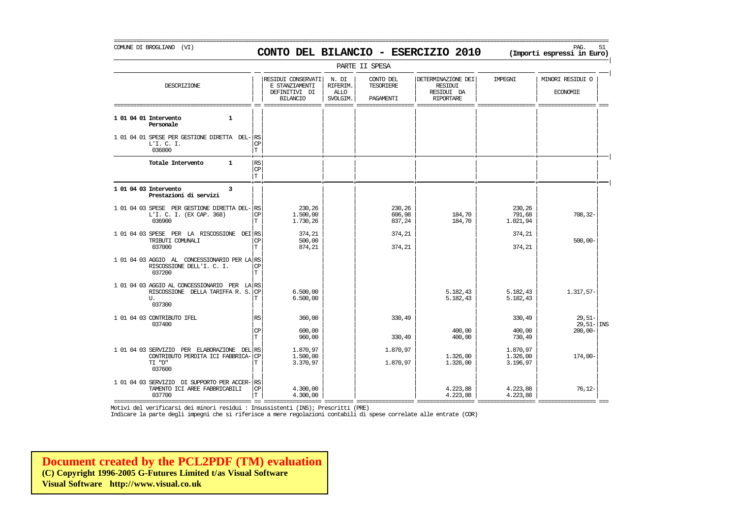COMUNE DI BROGLIANO (VI)

# CONTO DEL BILANCIO - ESERCIZIO 2010

**(Importi espressi in Euro)**

PARTE II SPESA

| DESCRIZIONE | | RESIDUI CONSERVATI E STANZIAMENTI DEFINITIVI DI BILANCIO | N. DI RIFERIM. ALLO SVOLGIM. | CONTO DEL TESORIERE PAGAMENTI | DETERMINAZIONE DEI RESIDUI RESIDUI DA RIPORTARE | IMPEGNI | MINORI RESIDUI O ECONOMIE | |
|---|---|---|---|---|---|---|---|---|
| **1 01 04 01 Intervento 1 Personale** | | | | | | | | |
| 1 01 04 01 SPESE PER GESTIONE DIRETTA DEL-L'I. C. I. 036800 | RS | | | | | | | |
| | CP | | | | | | | |
| | T | | | | | | | |
| **Totale Intervento 1** | RS | | | | | | | |
| | CP | | | | | | | |
| | T | | | | | | | |
| **1 01 04 03 Intervento 3 Prestazioni di servizi** | | | | | | | | |
| 1 01 04 03 SPESE PER GESTIONE DIRETTA DEL-L'I. C. I. (EX CAP. 368) 036900 | RS | 230,26 | | 230,26 | | 230,26 | | |
| | CP | 1.500,00 | | 606,98 | 184,70 | 791,68 | 708,32- | |
| | T | 1.730,26 | | 837,24 | 184,70 | 1.021,94 | | |
| 1 01 04 03 SPESE PER LA RISCOSSIONE DEI TRIBUTI COMUNALI 037000 | RS | 374,21 | | 374,21 | | 374,21 | | |
| | CP | 500,00 | | | | | 500,00- | |
| | T | 874,21 | | 374,21 | | 374,21 | | |
| 1 01 04 03 AGGIO AL CONCESSIONARIO PER LA RISCOSSIONE DELL'I. C. I. 037200 | RS | | | | | | | |
| | CP | | | | | | | |
| | T | | | | | | | |
| 1 01 04 03 AGGIO AL CONCESSIONARIO PER LA RISCOSSIONE DELLA TARIFFA R. S. U. 037300 | RS | | | | | | | |
| | CP | 6.500,00 | | | 5.182,43 | 5.182,43 | 1.317,57- | |
| | T | 6.500,00 | | | 5.182,43 | 5.182,43 | | |
| 1 01 04 03 CONTRIBUTO IFEL 037400 | RS | 360,00 | | 330,49 | | 330,49 | 29,51- | |
| | | | | | | | 29,51- | INS |
| | CP | 600,00 | | | 400,00 | 400,00 | 200,00- | |
| | T | 960,00 | | 330,49 | 400,00 | 730,49 | | |
| 1 01 04 03 SERVIZIO PER ELABORAZIONE DEL CONTRIBUTO PERDITA ICI FABBRICA-TI "D" 037600 | RS | 1.870,97 | | 1.870,97 | | 1.870,97 | | |
| | CP | 1.500,00 | | | 1.326,00 | 1.326,00 | 174,00- | |
| | T | 3.370,97 | | 1.870,97 | 1.326,00 | 3.196,97 | | |
| 1 01 04 03 SERVIZIO DI SUPPORTO PER ACCER-TAMENTO ICI AREE FABBRICABILI 037700 | RS | | | | | | | |
| | CP | 4.300,00 | | | 4.223,88 | 4.223,88 | 76,12- | |
| | T | 4.300,00 | | | 4.223,88 | 4.223,88 | | |

Motivi del verificarsi dei minori residui : Insussistenti (INS); Prescritti (PRE)

Indicare la parte degli impegni che si riferisce a mere regolazioni contabili di spese correlate alle entrate (COR)

**Document created by the PCL2PDF (TM) evaluation**
**(C) Copyright 1996-2005 G-Futures Limited t/as Visual Software**
**Visual Software http://www.visual.co.uk**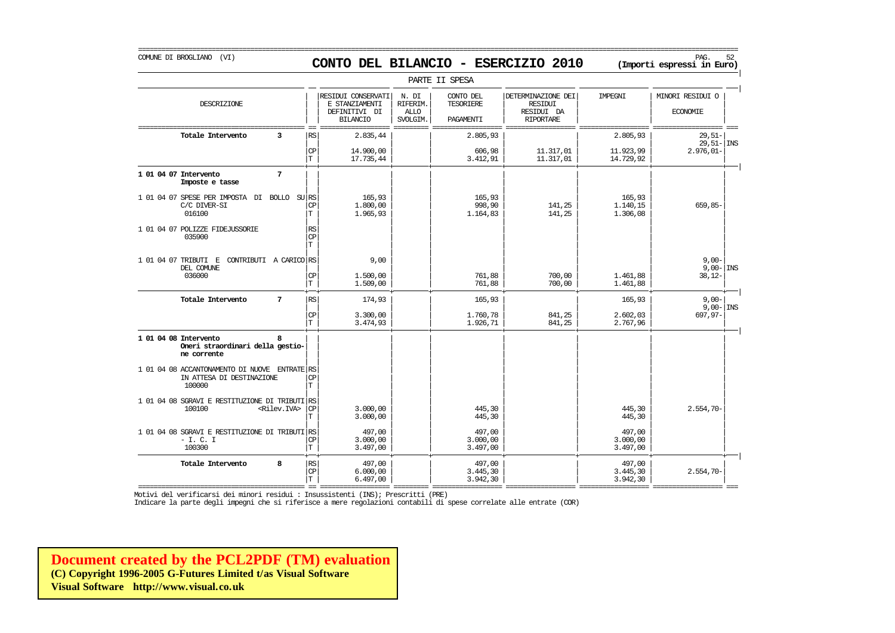COMUNE DI BROGLIANO (VI)

# CONTO DEL BILANCIO - ESERCIZIO 2010

**(Importi espressi in Euro)**

PARTE II SPESA

| DESCRIZIONE | | RESIDUI CONSERVATI E STANZIAMENTI DEFINITIVI DI BILANCIO | N. DI RIFERIM. ALLO SVOLGIM. | CONTO DEL TESORIERE PAGAMENTI | DETERMINAZIONE DEI RESIDUI DA RIPORTARE | IMPEGNI | MINORI RESIDUI O ECONOMIE | |
|---|---|---|---|---|---|---|---|---|
| **Totale Intervento 3** | RS | 2.835,44 | | 2.805,93 | | 2.805,93 | 29,51- | |
| | | | | | | | 29,51- | INS |
| | CP | 14.900,00 | | 606,98 | 11.317,01 | 11.923,99 | 2.976,01- | |
| | T | 17.735,44 | | 3.412,91 | 11.317,01 | 14.729,92 | | |
| **1 01 04 07 Intervento 7 Imposte e tasse** | | | | | | | | |
| 1 01 04 07 SPESE PER IMPOSTA DI BOLLO SU C/C DIVER-SI 016100 | RS | 165,93 | | 165,93 | | 165,93 | | |
| | CP | 1.800,00 | | 998,90 | 141,25 | 1.140,15 | 659,85- | |
| | T | 1.965,93 | | 1.164,83 | 141,25 | 1.306,08 | | |
| 1 01 04 07 POLIZZE FIDEJUSSORIE 035900 | RS | | | | | | | |
| | CP | | | | | | | |
| | T | | | | | | | |
| 1 01 04 07 TRIBUTI E CONTRIBUTI A CARICO DEL COMUNE 036000 | RS | 9,00 | | | | | 9,00- | |
| | | | | | | | 9,00- | INS |
| | CP | 1.500,00 | | 761,88 | 700,00 | 1.461,88 | 38,12- | |
| | T | 1.509,00 | | 761,88 | 700,00 | 1.461,88 | | |
| **Totale Intervento 7** | RS | 174,93 | | 165,93 | | 165,93 | 9,00- | |
| | | | | | | | 9,00- | INS |
| | CP | 3.300,00 | | 1.760,78 | 841,25 | 2.602,03 | 697,97- | |
| | T | 3.474,93 | | 1.926,71 | 841,25 | 2.767,96 | | |
| **1 01 04 08 Intervento 8 Oneri straordinari della gestio-ne corrente** | | | | | | | | |
| 1 01 04 08 ACCANTONAMENTO DI NUOVE ENTRATE IN ATTESA DI DESTINAZIONE 100000 | RS | | | | | | | |
| | CP | | | | | | | |
| | T | | | | | | | |
| 1 01 04 08 SGRAVI E RESTITUZIONE DI TRIBUTI 100100 <Rilev.IVA> | RS | | | | | | | |
| | CP | 3.000,00 | | 445,30 | | 445,30 | 2.554,70- | |
| | T | 3.000,00 | | 445,30 | | 445,30 | | |
| 1 01 04 08 SGRAVI E RESTITUZIONE DI TRIBUTI - I. C. I 100300 | RS | 497,00 | | 497,00 | | 497,00 | | |
| | CP | 3.000,00 | | 3.000,00 | | 3.000,00 | | |
| | T | 3.497,00 | | 3.497,00 | | 3.497,00 | | |
| **Totale Intervento 8** | RS | 497,00 | | 497,00 | | 497,00 | | |
| | CP | 6.000,00 | | 3.445,30 | | 3.445,30 | 2.554,70- | |
| | T | 6.497,00 | | 3.942,30 | | 3.942,30 | | |

Motivi del verificarsi dei minori residui : Insussistenti (INS); Prescritti (PRE)

Indicare la parte degli impegni che si riferisce a mere regolazioni contabili di spese correlate alle entrate (COR)

**Document created by the PCL2PDF (TM) evaluation**
**(C) Copyright 1996-2005 G-Futures Limited t/as Visual Software**
**Visual Software http://www.visual.co.uk**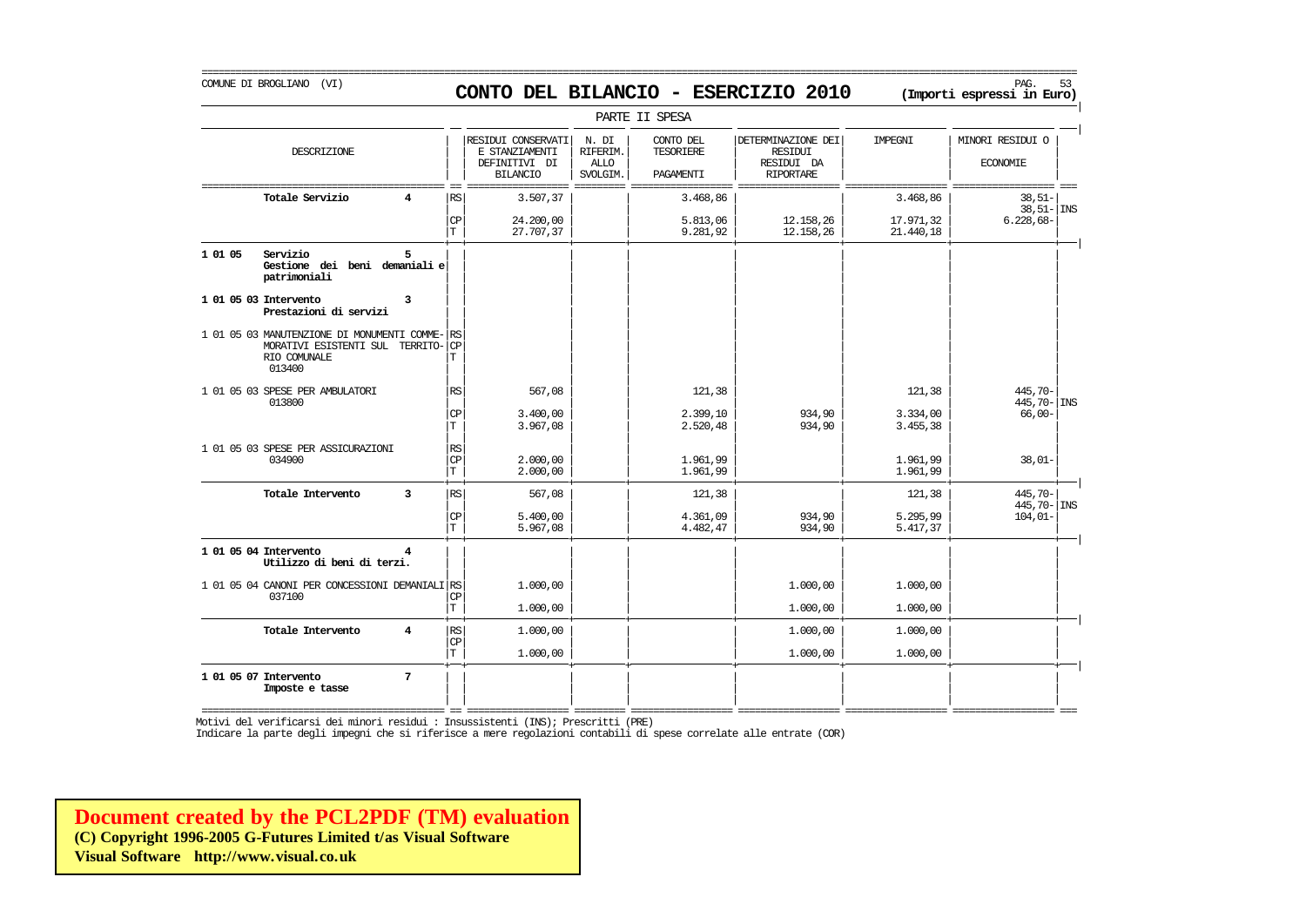COMUNE DI BROGLIANO (VI)

# CONTO DEL BILANCIO - ESERCIZIO 2010

**(Importi espressi in Euro)**

PARTE II SPESA

| DESCRIZIONE | | RESIDUI CONSERVATI E STANZIAMENTI DEFINITIVI DI BILANCIO | N. DI RIFERIM. ALLO SVOLGIM. | CONTO DEL TESORIERE PAGAMENTI | DETERMINAZIONE DEI RESIDUI RESIDUI DA RIPORTARE | IMPEGNI | MINORI RESIDUI O ECONOMIE | |
|---|---|---|---|---|---|---|---|---|
| **Totale Servizio 4** | RS | 3.507,37 | | 3.468,86 | | 3.468,86 | 38,51- 38,51- | INS |
| | CP | 24.200,00 | | 5.813,06 | 12.158,26 | 17.971,32 | 6.228,68- | |
| | T | 27.707,37 | | 9.281,92 | 12.158,26 | 21.440,18 | | |
| **1 01 05 Servizio 5 Gestione dei beni demaniali e patrimoniali** | | | | | | | | |
| **1 01 05 03 Intervento 3 Prestazioni di servizi** | | | | | | | | |
| 1 01 05 03 MANUTENZIONE DI MONUMENTI COMMEMORATIVI ESISTENTI SUL TERRITORIO COMUNALE 013400 | RS | | | | | | | |
| | CP | | | | | | | |
| | T | | | | | | | |
| 1 01 05 03 SPESE PER AMBULATORI 013800 | RS | 567,08 | | 121,38 | | 121,38 | 445,70- 445,70- | INS |
| | CP | 3.400,00 | | 2.399,10 | 934,90 | 3.334,00 | 66,00- | |
| | T | 3.967,08 | | 2.520,48 | 934,90 | 3.455,38 | | |
| 1 01 05 03 SPESE PER ASSICURAZIONI 034900 | RS | | | | | | | |
| | CP | 2.000,00 | | 1.961,99 | | 1.961,99 | 38,01- | |
| | T | 2.000,00 | | 1.961,99 | | 1.961,99 | | |
| **Totale Intervento 3** | RS | 567,08 | | 121,38 | | 121,38 | 445,70- 445,70- | INS |
| | CP | 5.400,00 | | 4.361,09 | 934,90 | 5.295,99 | 104,01- | |
| | T | 5.967,08 | | 4.482,47 | 934,90 | 5.417,37 | | |
| **1 01 05 04 Intervento 4 Utilizzo di beni di terzi.** | | | | | | | | |
| 1 01 05 04 CANONI PER CONCESSIONI DEMANIALI 037100 | RS | 1.000,00 | | | 1.000,00 | 1.000,00 | | |
| | CP | | | | | | | |
| | T | 1.000,00 | | | 1.000,00 | 1.000,00 | | |
| **Totale Intervento 4** | RS | 1.000,00 | | | 1.000,00 | 1.000,00 | | |
| | CP | | | | | | | |
| | T | 1.000,00 | | | 1.000,00 | 1.000,00 | | |
| **1 01 05 07 Intervento 7 Imposte e tasse** | | | | | | | | |

Motivi del verificarsi dei minori residui : Insussistenti (INS); Prescritti (PRE)
Indicare la parte degli impegni che si riferisce a mere regolazioni contabili di spese correlate alle entrate (COR)

**Document created by the PCL2PDF (TM) evaluation**
**(C) Copyright 1996-2005 G-Futures Limited t/as Visual Software**
**Visual Software http://www.visual.co.uk**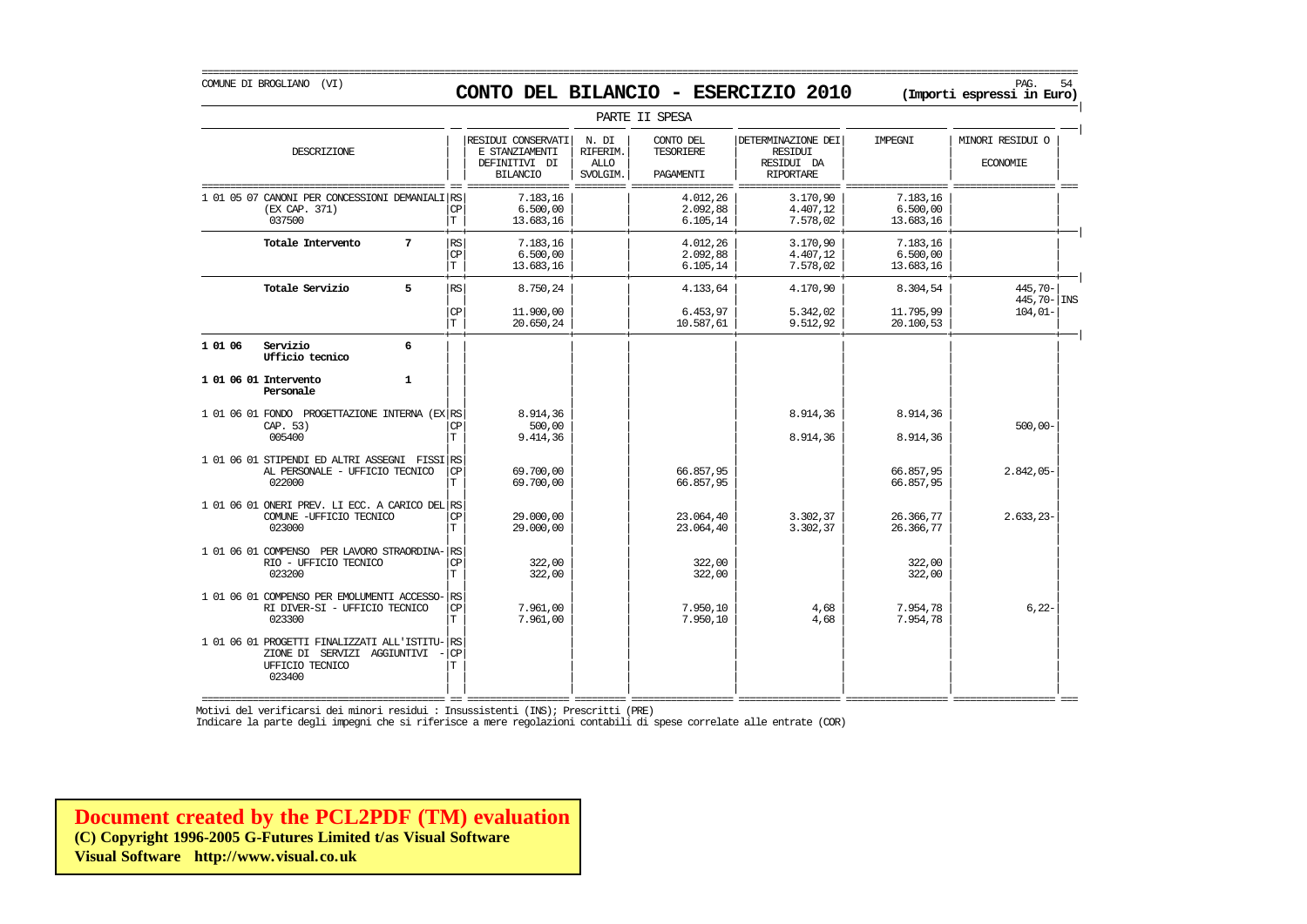COMUNE DI BROGLIANO (VI)

# CONTO DEL BILANCIO - ESERCIZIO 2010

**(Importi espressi in Euro)**

PARTE II SPESA

| DESCRIZIONE | | RESIDUI CONSERVATI E STANZIAMENTI DEFINITIVI DI BILANCIO | N. DI RIFERIM. ALLO SVOLGIM. | CONTO DEL TESORIERE PAGAMENTI | DETERMINAZIONE DEI RESIDUI DA RIPORTARE | IMPEGNI | MINORI RESIDUI O ECONOMIE | |
|---|---|---|---|---|---|---|---|---|
| 1 01 05 07 CANONI PER CONCESSIONI DEMANIALI (EX CAP. 371) 037500 | RS | 7.183,16 | | 4.012,26 | 3.170,90 | 7.183,16 | | |
| | CP | 6.500,00 | | 2.092,88 | 4.407,12 | 6.500,00 | | |
| | T | 13.683,16 | | 6.105,14 | 7.578,02 | 13.683,16 | | |
| **Totale Intervento 7** | RS | 7.183,16 | | 4.012,26 | 3.170,90 | 7.183,16 | | |
| | CP | 6.500,00 | | 2.092,88 | 4.407,12 | 6.500,00 | | |
| | T | 13.683,16 | | 6.105,14 | 7.578,02 | 13.683,16 | | |
| **Totale Servizio 5** | RS | 8.750,24 | | 4.133,64 | 4.170,90 | 8.304,54 | 445,70- | |
| | | | | | | | 445,70- | INS |
| | CP | 11.900,00 | | 6.453,97 | 5.342,02 | 11.795,99 | 104,01- | |
| | T | 20.650,24 | | 10.587,61 | 9.512,92 | 20.100,53 | | |
| **1 01 06 Servizio 6 Ufficio tecnico** | | | | | | | | |
| **1 01 06 01 Intervento 1 Personale** | | | | | | | | |
| 1 01 06 01 FONDO PROGETTAZIONE INTERNA (EX CAP. 53) 005400 | RS | 8.914,36 | | | 8.914,36 | 8.914,36 | | |
| | CP | 500,00 | | | | | 500,00- | |
| | T | 9.414,36 | | | 8.914,36 | 8.914,36 | | |
| 1 01 06 01 STIPENDI ED ALTRI ASSEGNI FISSI AL PERSONALE - UFFICIO TECNICO 022000 | RS | | | | | | | |
| | CP | 69.700,00 | | 66.857,95 | | 66.857,95 | 2.842,05- | |
| | T | 69.700,00 | | 66.857,95 | | 66.857,95 | | |
| 1 01 06 01 ONERI PREV. LI ECC. A CARICO DEL COMUNE -UFFICIO TECNICO 023000 | RS | | | | | | | |
| | CP | 29.000,00 | | 23.064,40 | 3.302,37 | 26.366,77 | 2.633,23- | |
| | T | 29.000,00 | | 23.064,40 | 3.302,37 | 26.366,77 | | |
| 1 01 06 01 COMPENSO PER LAVORO STRAORDINA-RIO - UFFICIO TECNICO 023200 | RS | | | | | | | |
| | CP | 322,00 | | 322,00 | | 322,00 | | |
| | T | 322,00 | | 322,00 | | 322,00 | | |
| 1 01 06 01 COMPENSO PER EMOLUMENTI ACCESSO-RI DIVER-SI - UFFICIO TECNICO 023300 | RS | | | | | | | |
| | CP | 7.961,00 | | 7.950,10 | 4,68 | 7.954,78 | 6,22- | |
| | T | 7.961,00 | | 7.950,10 | 4,68 | 7.954,78 | | |
| 1 01 06 01 PROGETTI FINALIZZATI ALL'ISTITU-ZIONE DI SERVIZI AGGIUNTIVI - UFFICIO TECNICO 023400 | RS | | | | | | | |
| | CP | | | | | | | |
| | T | | | | | | | |

Motivi del verificarsi dei minori residui : Insussistenti (INS); Prescritti (PRE)
Indicare la parte degli impegni che si riferisce a mere regolazioni contabili di spese correlate alle entrate (COR)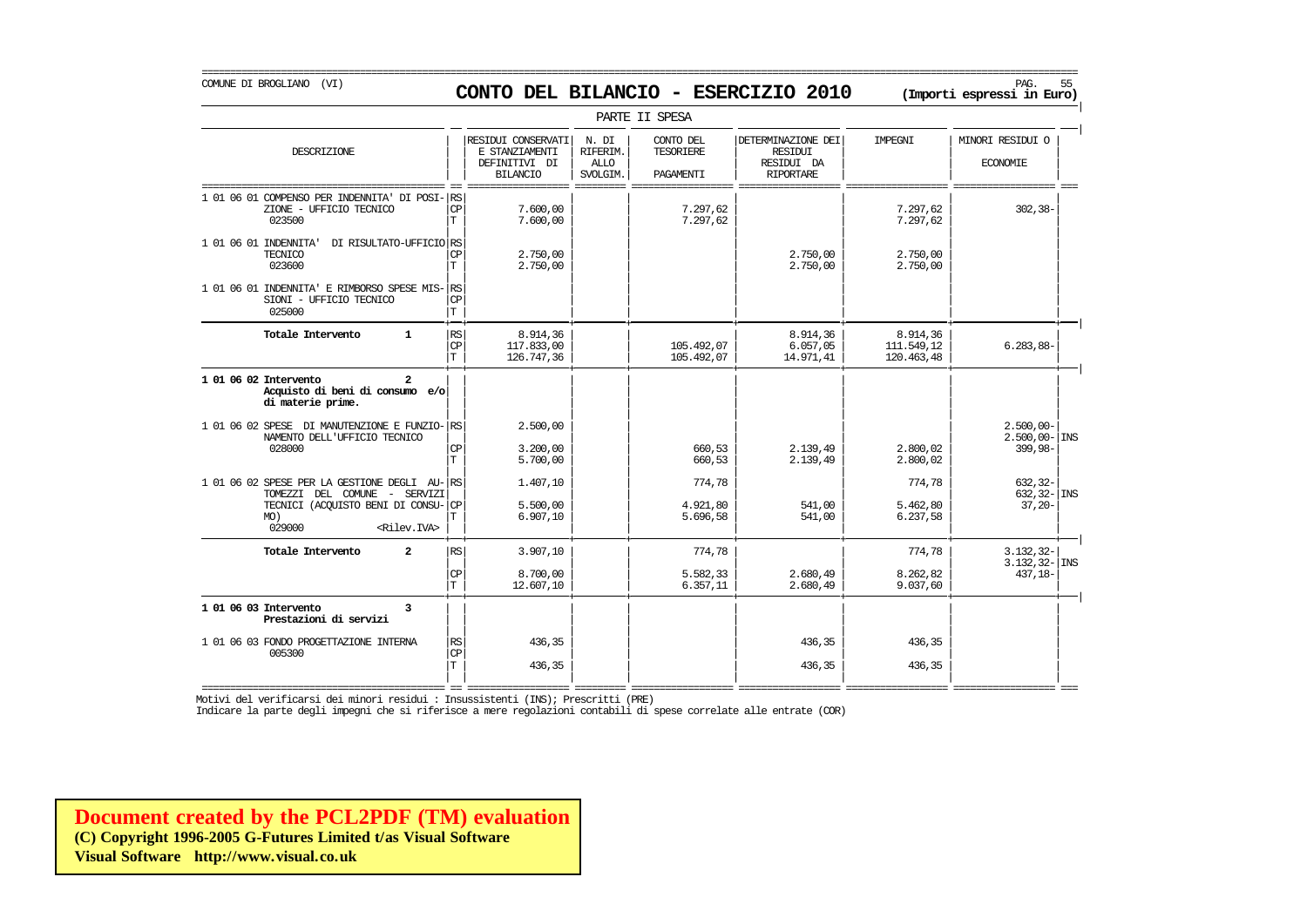COMUNE DI BROGLIANO (VI)

# CONTO DEL BILANCIO - ESERCIZIO 2010

**(Importi espressi in Euro)**

PARTE II SPESA

| DESCRIZIONE | | RESIDUI CONSERVATI E STANZIAMENTI DEFINITIVI DI BILANCIO | N. DI RIFERIM. ALLO SVOLGIM. | CONTO DEL TESORIERE PAGAMENTI | DETERMINAZIONE DEI RESIDUI RESIDUI DA RIPORTARE | IMPEGNI | MINORI RESIDUI O ECONOMIE | |
|---|---|---|---|---|---|---|---|---|
| 1 01 06 01 COMPENSO PER INDENNITA' DI POSIZIONE - UFFICIO TECNICO 023500 | RS | | | | | | | |
| | CP | 7.600,00 | | 7.297,62 | | 7.297,62 | 302,38- | |
| | T | 7.600,00 | | 7.297,62 | | 7.297,62 | | |
| 1 01 06 01 INDENNITA' DI RISULTATO-UFFICIO TECNICO 023600 | RS | | | | | | | |
| | CP | 2.750,00 | | | 2.750,00 | 2.750,00 | | |
| | T | 2.750,00 | | | 2.750,00 | 2.750,00 | | |
| 1 01 06 01 INDENNITA' E RIMBORSO SPESE MISSIONI - UFFICIO TECNICO 025000 | RS | | | | | | | |
| | CP | | | | | | | |
| | T | | | | | | | |
| **Totale Intervento 1** | RS | 8.914,36 | | | 8.914,36 | 8.914,36 | | |
| | CP | 117.833,00 | | 105.492,07 | 6.057,05 | 111.549,12 | 6.283,88- | |
| | T | 126.747,36 | | 105.492,07 | 14.971,41 | 120.463,48 | | |
| **1 01 06 02 Intervento 2 Acquisto di beni di consumo e/o di materie prime.** | | | | | | | | |
| 1 01 06 02 SPESE DI MANUTENZIONE E FUNZIONAMENTO DELL'UFFICIO TECNICO 028000 | RS | 2.500,00 | | | | | 2.500,00- | |
| | | | | | | | 2.500,00- | INS |
| | CP | 3.200,00 | | 660,53 | 2.139,49 | 2.800,02 | 399,98- | |
| | T | 5.700,00 | | 660,53 | 2.139,49 | 2.800,02 | | |
| 1 01 06 02 SPESE PER LA GESTIONE DEGLI AUTOMEZZI DEL COMUNE - SERVIZI TECNICI (ACQUISTO BENI DI CONSUMO) 029000 <Rilev.IVA> | RS | 1.407,10 | | 774,78 | | 774,78 | 632,32- | |
| | | | | | | | 632,32- | INS |
| | CP | 5.500,00 | | 4.921,80 | 541,00 | 5.462,80 | 37,20- | |
| | T | 6.907,10 | | 5.696,58 | 541,00 | 6.237,58 | | |
| **Totale Intervento 2** | RS | 3.907,10 | | 774,78 | | 774,78 | 3.132,32- | |
| | | | | | | | 3.132,32- | INS |
| | CP | 8.700,00 | | 5.582,33 | 2.680,49 | 8.262,82 | 437,18- | |
| | T | 12.607,10 | | 6.357,11 | 2.680,49 | 9.037,60 | | |
| **1 01 06 03 Intervento 3 Prestazioni di servizi** | | | | | | | | |
| 1 01 06 03 FONDO PROGETTAZIONE INTERNA 005300 | RS | 436,35 | | | 436,35 | 436,35 | | |
| | CP | | | | | | | |
| | T | 436,35 | | | 436,35 | 436,35 | | |

Motivi del verificarsi dei minori residui : Insussistenti (INS); Prescritti (PRE)

Indicare la parte degli impegni che si riferisce a mere regolazioni contabili di spese correlate alle entrate (COR)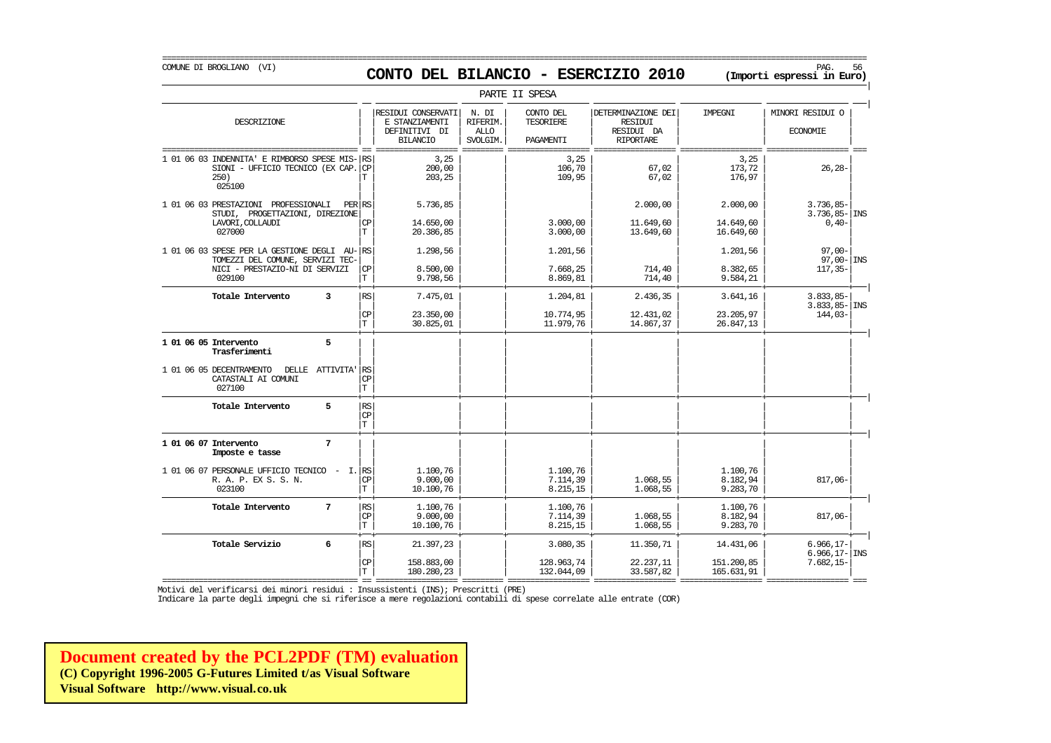COMUNE DI BROGLIANO (VI)

# CONTO DEL BILANCIO - ESERCIZIO 2010

**(Importi espressi in Euro)**

PARTE II SPESA

| DESCRIZIONE | | RESIDUI CONSERVATI E STANZIAMENTI DEFINITIVI DI BILANCIO | N. DI RIFERIM. ALLO SVOLGIM. | CONTO DEL TESORIERE PAGAMENTI | DETERMINAZIONE DEI RESIDUI RESIDUI DA RIPORTARE | IMPEGNI | MINORI RESIDUI O ECONOMIE | |
|---|---|---|---|---|---|---|---|---|
| 1 01 06 03 INDENNITA' E RIMBORSO SPESE MISSIONI - UFFICIO TECNICO (EX CAP. 250) 025100 | RS | 3,25 | | 3,25 | | 3,25 | | |
| | CP | 200,00 | | 106,70 | 67,02 | 173,72 | 26,28- | |
| | T | 203,25 | | 109,95 | 67,02 | 176,97 | | |
| 1 01 06 03 PRESTAZIONI PROFESSIONALI PER STUDI, PROGETTAZIONI, DIREZIONE LAVORI,COLLAUDI 027000 | RS | 5.736,85 | | | 2.000,00 | 2.000,00 | 3.736,85- | |
| | | | | | | | 3.736,85- | INS |
| | CP | 14.650,00 | | 3.000,00 | 11.649,60 | 14.649,60 | 0,40- | |
| | T | 20.386,85 | | 3.000,00 | 13.649,60 | 16.649,60 | | |
| 1 01 06 03 SPESE PER LA GESTIONE DEGLI AUTOMEZZI DEL COMUNE, SERVIZI TECNICI - PRESTAZIO-NI DI SERVIZI 029100 | RS | 1.298,56 | | 1.201,56 | | 1.201,56 | 97,00- | |
| | | | | | | | 97,00- | INS |
| | CP | 8.500,00 | | 7.668,25 | 714,40 | 8.382,65 | 117,35- | |
| | T | 9.798,56 | | 8.869,81 | 714,40 | 9.584,21 | | |
| **Totale Intervento 3** | RS | 7.475,01 | | 1.204,81 | 2.436,35 | 3.641,16 | 3.833,85- | |
| | | | | | | | 3.833,85- | INS |
| | CP | 23.350,00 | | 10.774,95 | 12.431,02 | 23.205,97 | 144,03- | |
| | T | 30.825,01 | | 11.979,76 | 14.867,37 | 26.847,13 | | |
| **1 01 06 05 Intervento 5 Trasferimenti** | | | | | | | | |
| 1 01 06 05 DECENTRAMENTO DELLE ATTIVITA' CATASTALI AI COMUNI 027100 | RS | | | | | | | |
| | CP | | | | | | | |
| | T | | | | | | | |
| **Totale Intervento 5** | RS | | | | | | | |
| | CP | | | | | | | |
| | T | | | | | | | |
| **1 01 06 07 Intervento 7 Imposte e tasse** | | | | | | | | |
| 1 01 06 07 PERSONALE UFFICIO TECNICO - I. R. A. P. EX S. S. N. 023100 | RS | 1.100,76 | | 1.100,76 | | 1.100,76 | | |
| | CP | 9.000,00 | | 7.114,39 | 1.068,55 | 8.182,94 | 817,06- | |
| | T | 10.100,76 | | 8.215,15 | 1.068,55 | 9.283,70 | | |
| **Totale Intervento 7** | RS | 1.100,76 | | 1.100,76 | | 1.100,76 | | |
| | CP | 9.000,00 | | 7.114,39 | 1.068,55 | 8.182,94 | 817,06- | |
| | T | 10.100,76 | | 8.215,15 | 1.068,55 | 9.283,70 | | |
| **Totale Servizio 6** | RS | 21.397,23 | | 3.080,35 | 11.350,71 | 14.431,06 | 6.966,17- | |
| | | | | | | | 6.966,17- | INS |
| | CP | 158.883,00 | | 128.963,74 | 22.237,11 | 151.200,85 | 7.682,15- | |
| | T | 180.280,23 | | 132.044,09 | 33.587,82 | 165.631,91 | | |

Motivi del verificarsi dei minori residui : Insussistenti (INS); Prescritti (PRE)

Indicare la parte degli impegni che si riferisce a mere regolazioni contabili di spese correlate alle entrate (COR)

**Document created by the PCL2PDF (TM) evaluation**
**(C) Copyright 1996-2005 G-Futures Limited t/as Visual Software**
**Visual Software http://www.visual.co.uk**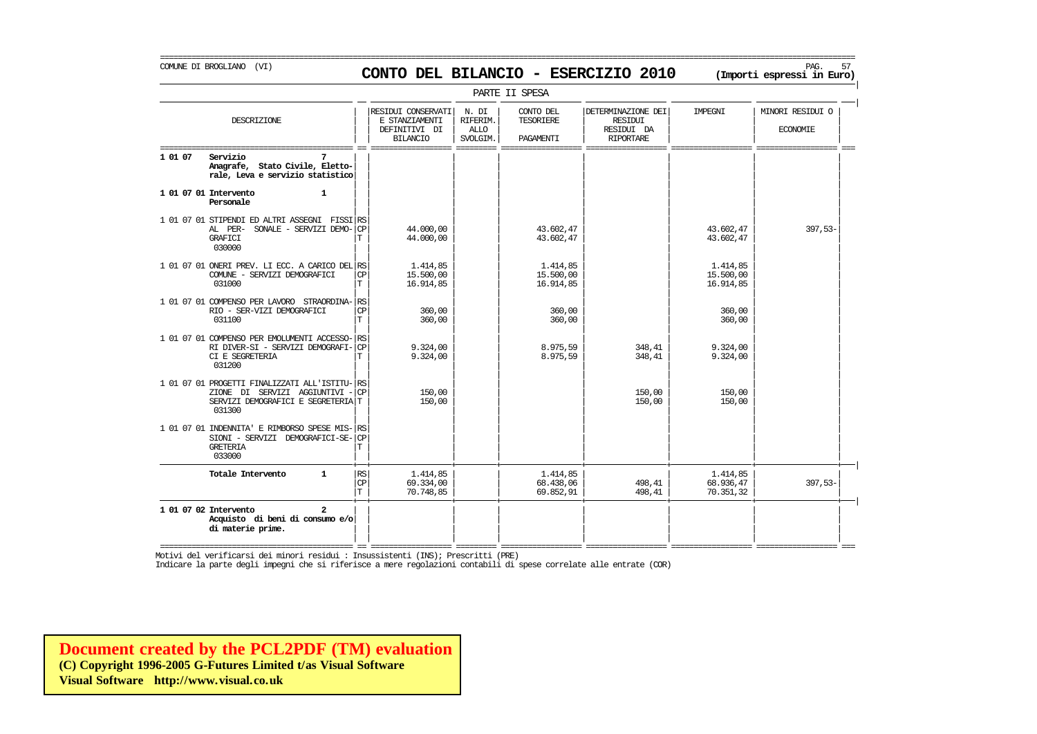COMUNE DI BROGLIANO (VI)

# CONTO DEL BILANCIO - ESERCIZIO 2010

**(Importi espressi in Euro)**

PARTE II SPESA

| DESCRIZIONE | | RESIDUI CONSERVATI E STANZIAMENTI DEFINITIVI DI BILANCIO | N. DI RIFERIM. ALLO SVOLGIM. | CONTO DEL TESORIERE PAGAMENTI | DETERMINAZIONE DEI RESIDUI RESIDUI DA RIPORTARE | IMPEGNI | MINORI RESIDUI O ECONOMIE |
|---|---|---|---|---|---|---|---|
| **1 01 07 Servizio 7 Anagrafe, Stato Civile, Elettorale, Leva e servizio statistico** | | | | | | | |
| **1 01 07 01 Intervento 1 Personale** | | | | | | | |
| 1 01 07 01 STIPENDI ED ALTRI ASSEGNI FISSI AL PER- SONALE - SERVIZI DEMOGRAFICI 030000 | RS | | | | | | |
| | CP | 44.000,00 | | 43.602,47 | | 43.602,47 | 397,53- |
| | T | 44.000,00 | | 43.602,47 | | 43.602,47 | |
| 1 01 07 01 ONERI PREV. LI ECC. A CARICO DEL COMUNE - SERVIZI DEMOGRAFICI 031000 | RS | 1.414,85 | | 1.414,85 | | 1.414,85 | |
| | CP | 15.500,00 | | 15.500,00 | | 15.500,00 | |
| | T | 16.914,85 | | 16.914,85 | | 16.914,85 | |
| 1 01 07 01 COMPENSO PER LAVORO STRAORDINARIO - SER-VIZI DEMOGRAFICI 031100 | RS | | | | | | |
| | CP | 360,00 | | 360,00 | | 360,00 | |
| | T | 360,00 | | 360,00 | | 360,00 | |
| 1 01 07 01 COMPENSO PER EMOLUMENTI ACCESSORI DIVER-SI - SERVIZI DEMOGRAFICI E SEGRETERIA 031200 | RS | | | | | | |
| | CP | 9.324,00 | | 8.975,59 | 348,41 | 9.324,00 | |
| | T | 9.324,00 | | 8.975,59 | 348,41 | 9.324,00 | |
| 1 01 07 01 PROGETTI FINALIZZATI ALL'ISTITUZIONE DI SERVIZI AGGIUNTIVI - SERVIZI DEMOGRAFICI E SEGRETERIA 031300 | RS | | | | | | |
| | CP | 150,00 | | | 150,00 | 150,00 | |
| | T | 150,00 | | | 150,00 | 150,00 | |
| 1 01 07 01 INDENNITA' E RIMBORSO SPESE MISSIONI - SERVIZI DEMOGRAFICI-SEGRETERIA 033000 | RS | | | | | | |
| | CP | | | | | | |
| | T | | | | | | |
| **Totale Intervento 1** | RS | 1.414,85 | | 1.414,85 | | 1.414,85 | |
| | CP | 69.334,00 | | 68.438,06 | 498,41 | 68.936,47 | 397,53- |
| | T | 70.748,85 | | 69.852,91 | 498,41 | 70.351,32 | |
| **1 01 07 02 Intervento 2 Acquisto di beni di consumo e/o di materie prime.** | | | | | | | |

Motivi del verificarsi dei minori residui : Insussistenti (INS); Prescritti (PRE)

Indicare la parte degli impegni che si riferisce a mere regolazioni contabili di spese correlate alle entrate (COR)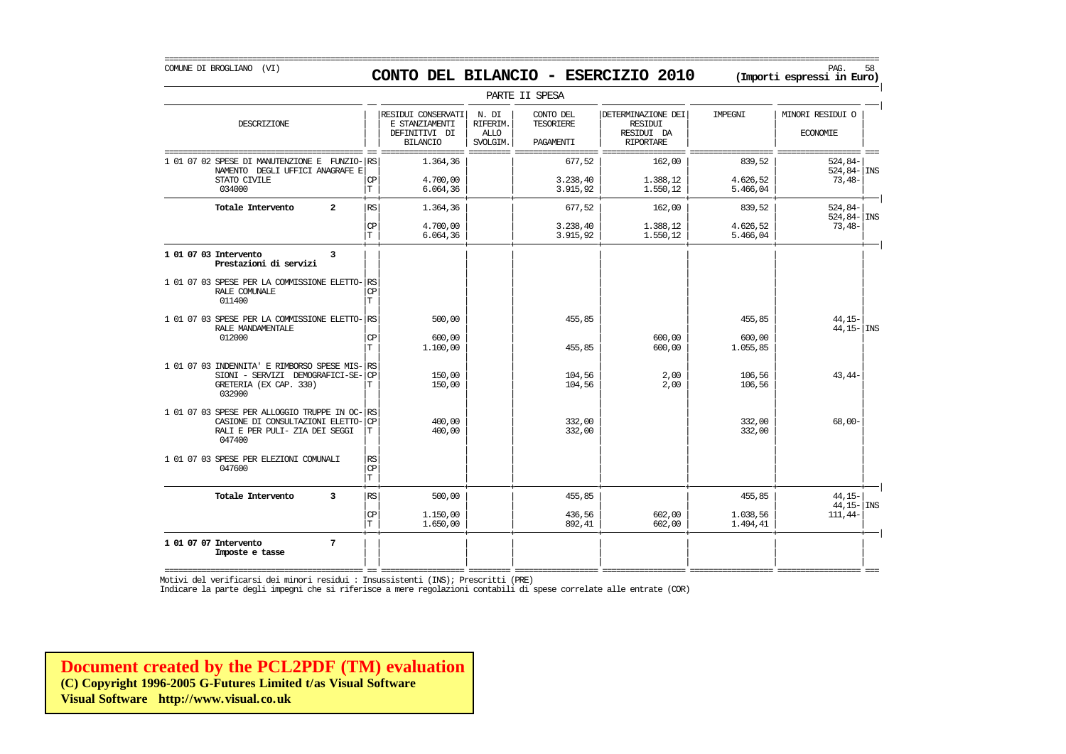COMUNE DI BROGLIANO (VI)

# CONTO DEL BILANCIO - ESERCIZIO 2010

**(Importi espressi in Euro)**

PARTE II SPESA

| DESCRIZIONE | | RESIDUI CONSERVATI E STANZIAMENTI DEFINITIVI DI BILANCIO | N. DI RIFERIM. ALLO SVOLGIM. | CONTO DEL TESORIERE PAGAMENTI | DETERMINAZIONE DEI RESIDUI RESIDUI DA RIPORTARE | IMPEGNI | MINORI RESIDUI O ECONOMIE | |
|---|---|---|---|---|---|---|---|---|
| 1 01 07 02 SPESE DI MANUTENZIONE E FUNZIONAMENTO DEGLI UFFICI ANAGRAFE E STATO CIVILE 034000 | RS | 1.364,36 | | 677,52 | 162,00 | 839,52 | 524,84- 524,84- | INS |
| | CP | 4.700,00 | | 3.238,40 | 1.388,12 | 4.626,52 | 73,48- | |
| | T | 6.064,36 | | 3.915,92 | 1.550,12 | 5.466,04 | | |
| **Totale Intervento 2** | RS | 1.364,36 | | 677,52 | 162,00 | 839,52 | 524,84- 524,84- | INS |
| | CP | 4.700,00 | | 3.238,40 | 1.388,12 | 4.626,52 | 73,48- | |
| | T | 6.064,36 | | 3.915,92 | 1.550,12 | 5.466,04 | | |
| **1 01 07 03 Intervento 3 Prestazioni di servizi** | | | | | | | | |
| 1 01 07 03 SPESE PER LA COMMISSIONE ELETTORALE COMUNALE 011400 | RS | | | | | | | |
| | CP | | | | | | | |
| | T | | | | | | | |
| 1 01 07 03 SPESE PER LA COMMISSIONE ELETTORALE MANDAMENTALE 012000 | RS | 500,00 | | 455,85 | | 455,85 | 44,15- 44,15- | INS |
| | CP | 600,00 | | | 600,00 | 600,00 | | |
| | T | 1.100,00 | | 455,85 | 600,00 | 1.055,85 | | |
| 1 01 07 03 INDENNITA' E RIMBORSO SPESE MISSIONI - SERVIZI DEMOGRAFICI-SEGRETERIA (EX CAP. 330) 032900 | RS | | | | | | | |
| | CP | 150,00 | | 104,56 | 2,00 | 106,56 | 43,44- | |
| | T | 150,00 | | 104,56 | 2,00 | 106,56 | | |
| 1 01 07 03 SPESE PER ALLOGGIO TRUPPE IN OCCASIONE DI CONSULTAZIONI ELETTORALI E PER PULI- ZIA DEI SEGGI 047400 | RS | | | | | | | |
| | CP | 400,00 | | 332,00 | | 332,00 | 68,00- | |
| | T | 400,00 | | 332,00 | | 332,00 | | |
| 1 01 07 03 SPESE PER ELEZIONI COMUNALI 047600 | RS | | | | | | | |
| | CP | | | | | | | |
| | T | | | | | | | |
| **Totale Intervento 3** | RS | 500,00 | | 455,85 | | 455,85 | 44,15- 44,15- | INS |
| | CP | 1.150,00 | | 436,56 | 602,00 | 1.038,56 | 111,44- | |
| | T | 1.650,00 | | 892,41 | 602,00 | 1.494,41 | | |
| **1 01 07 07 Intervento 7 Imposte e tasse** | | | | | | | | |

Motivi del verificarsi dei minori residui : Insussistenti (INS); Prescritti (PRE)
Indicare la parte degli impegni che si riferisce a mere regolazioni contabili di spese correlate alle entrate (COR)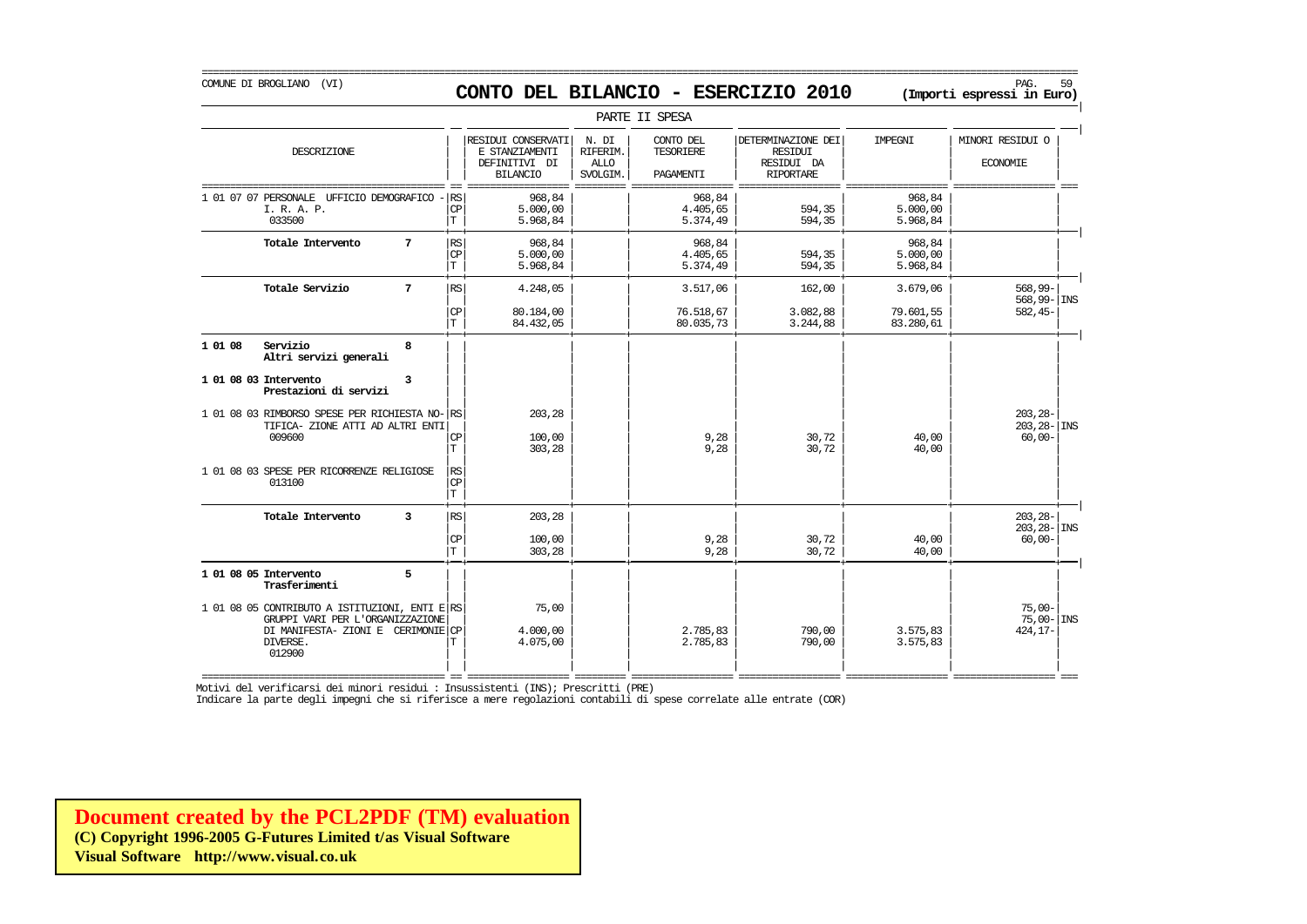COMUNE DI BROGLIANO (VI)

# CONTO DEL BILANCIO - ESERCIZIO 2010

**(Importi espressi in Euro)**

PARTE II SPESA

| DESCRIZIONE | | RESIDUI CONSERVATI E STANZIAMENTI DEFINITIVI DI BILANCIO | N. DI RIFERIM. ALLO SVOLGIM. | CONTO DEL TESORIERE PAGAMENTI | DETERMINAZIONE DEI RESIDUI RESIDUI DA RIPORTARE | IMPEGNI | MINORI RESIDUI O ECONOMIE | |
|---|---|---|---|---|---|---|---|---|
| 1 01 07 07 PERSONALE UFFICIO DEMOGRAFICO - I. R. A. P. 033500 | RS | 968,84 | | 968,84 | | 968,84 | | |
| | CP | 5.000,00 | | 4.405,65 | 594,35 | 5.000,00 | | |
| | T | 5.968,84 | | 5.374,49 | 594,35 | 5.968,84 | | |
| **Totale Intervento 7** | RS | 968,84 | | 968,84 | | 968,84 | | |
| | CP | 5.000,00 | | 4.405,65 | 594,35 | 5.000,00 | | |
| | T | 5.968,84 | | 5.374,49 | 594,35 | 5.968,84 | | |
| **Totale Servizio 7** | RS | 4.248,05 | | 3.517,06 | 162,00 | 3.679,06 | 568,99- | |
| | | | | | | | 568,99- | INS |
| | CP | 80.184,00 | | 76.518,67 | 3.082,88 | 79.601,55 | 582,45- | |
| | T | 84.432,05 | | 80.035,73 | 3.244,88 | 83.280,61 | | |
| **1 01 08 Servizio 8 Altri servizi generali** | | | | | | | | |
| **1 01 08 03 Intervento 3 Prestazioni di servizi** | | | | | | | | |
| 1 01 08 03 RIMBORSO SPESE PER RICHIESTA NO-TIFICA- ZIONE ATTI AD ALTRI ENTI 009600 | RS | 203,28 | | | | | 203,28- | |
| | | | | | | | 203,28- | INS |
| | CP | 100,00 | | 9,28 | 30,72 | 40,00 | 60,00- | |
| | T | 303,28 | | 9,28 | 30,72 | 40,00 | | |
| 1 01 08 03 SPESE PER RICORRENZE RELIGIOSE 013100 | RS | | | | | | | |
| | CP | | | | | | | |
| | T | | | | | | | |
| **Totale Intervento 3** | RS | 203,28 | | | | | 203,28- | |
| | | | | | | | 203,28- | INS |
| | CP | 100,00 | | 9,28 | 30,72 | 40,00 | 60,00- | |
| | T | 303,28 | | 9,28 | 30,72 | 40,00 | | |
| **1 01 08 05 Intervento 5 Trasferimenti** | | | | | | | | |
| 1 01 08 05 CONTRIBUTO A ISTITUZIONI, ENTI E GRUPPI VARI PER L'ORGANIZZAZIONE DI MANIFESTA- ZIONI E CERIMONIE DIVERSE. 012900 | RS | 75,00 | | | | | 75,00- | |
| | | | | | | | 75,00- | INS |
| | CP | 4.000,00 | | 2.785,83 | 790,00 | 3.575,83 | 424,17- | |
| | T | 4.075,00 | | 2.785,83 | 790,00 | 3.575,83 | | |

Motivi del verificarsi dei minori residui : Insussistenti (INS); Prescritti (PRE)

Indicare la parte degli impegni che si riferisce a mere regolazioni contabili di spese correlate alle entrate (COR)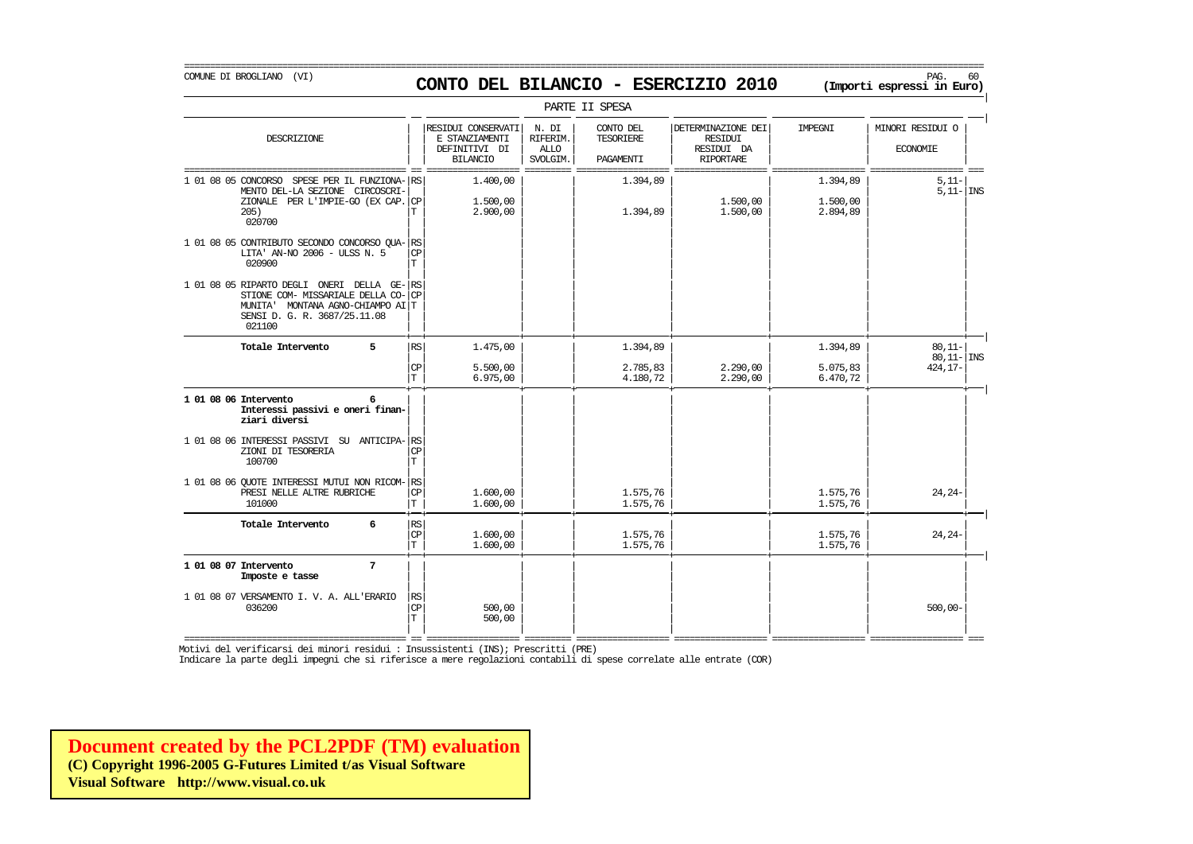COMUNE DI BROGLIANO (VI)

# CONTO DEL BILANCIO - ESERCIZIO 2010

**(Importi espressi in Euro)**

PARTE II SPESA

| DESCRIZIONE | | RESIDUI CONSERVATI E STANZIAMENTI DEFINITIVI DI BILANCIO | N. DI RIFERIM. ALLO SVOLGIM. | CONTO DEL TESORIERE PAGAMENTI | DETERMINAZIONE DEI RESIDUI RESIDUI DA RIPORTARE | IMPEGNI | MINORI RESIDUI O ECONOMIE | |
|---|---|---|---|---|---|---|---|---|
| 1 01 08 05 CONCORSO SPESE PER IL FUNZIONA-MENTO DEL-LA SEZIONE CIRCOSCRI-ZIONALE PER L'IMPIE-GO (EX CAP. 205) 020700 | RS | 1.400,00 | | 1.394,89 | | 1.394,89 | 5,11- | |
| | | | | | | | 5,11- | INS |
| | CP | 1.500,00 | | | 1.500,00 | 1.500,00 | | |
| | T | 2.900,00 | | 1.394,89 | 1.500,00 | 2.894,89 | | |
| 1 01 08 05 CONTRIBUTO SECONDO CONCORSO QUA-LITA' AN-NO 2006 - ULSS N. 5 020900 | RS | | | | | | | |
| | CP | | | | | | | |
| | T | | | | | | | |
| 1 01 08 05 RIPARTO DEGLI ONERI DELLA GE-STIONE COM- MISSARIALE DELLA CO-MUNITA' MONTANA AGNO-CHIAMPO AI SENSI D. G. R. 3687/25.11.08 021100 | RS | | | | | | | |
| | CP | | | | | | | |
| | T | | | | | | | |
| **Totale Intervento 5** | RS | 1.475,00 | | 1.394,89 | | 1.394,89 | 80,11- | |
| | | | | | | | 80,11- | INS |
| | CP | 5.500,00 | | 2.785,83 | 2.290,00 | 5.075,83 | 424,17- | |
| | T | 6.975,00 | | 4.180,72 | 2.290,00 | 6.470,72 | | |
| **1 01 08 06 Intervento 6 Interessi passivi e oneri finanziari diversi** | | | | | | | | |
| 1 01 08 06 INTERESSI PASSIVI SU ANTICIPA-ZIONI DI TESORERIA 100700 | RS | | | | | | | |
| | CP | | | | | | | |
| | T | | | | | | | |
| 1 01 08 06 QUOTE INTERESSI MUTUI NON RICOM-PRESI NELLE ALTRE RUBRICHE 101000 | RS | | | | | | | |
| | CP | 1.600,00 | | 1.575,76 | | 1.575,76 | 24,24- | |
| | T | 1.600,00 | | 1.575,76 | | 1.575,76 | | |
| **Totale Intervento 6** | RS | | | | | | | |
| | CP | 1.600,00 | | 1.575,76 | | 1.575,76 | 24,24- | |
| | T | 1.600,00 | | 1.575,76 | | 1.575,76 | | |
| **1 01 08 07 Intervento 7 Imposte e tasse** | | | | | | | | |
| 1 01 08 07 VERSAMENTO I. V. A. ALL'ERARIO 036200 | RS | | | | | | | |
| | CP | 500,00 | | | | | 500,00- | |
| | T | 500,00 | | | | | | |

Motivi del verificarsi dei minori residui : Insussistenti (INS); Prescritti (PRE)

Indicare la parte degli impegni che si riferisce a mere regolazioni contabili di spese correlate alle entrate (COR)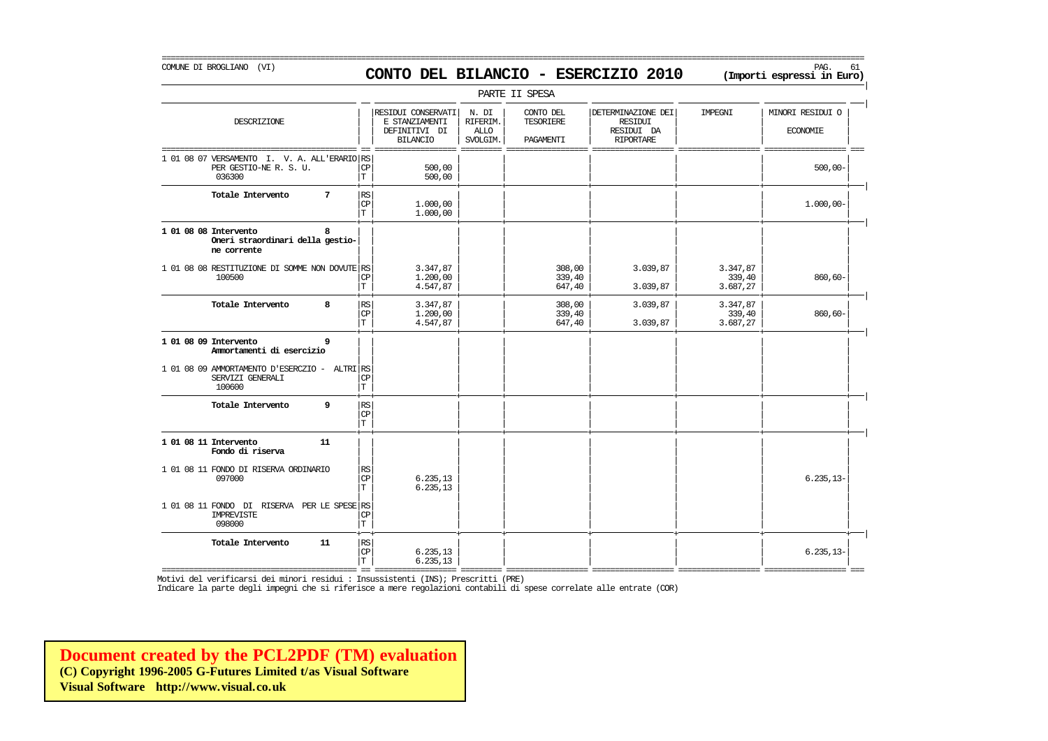COMUNE DI BROGLIANO (VI)

# CONTO DEL BILANCIO - ESERCIZIO 2010

**(Importi espressi in Euro)**

PARTE II SPESA

| DESCRIZIONE | | RESIDUI CONSERVATI E STANZIAMENTI DEFINITIVI DI BILANCIO | N. DI RIFERIM. ALLO SVOLGIM. | CONTO DEL TESORIERE PAGAMENTI | DETERMINAZIONE DEI RESIDUI RESIDUI DA RIPORTARE | IMPEGNI | MINORI RESIDUI O ECONOMIE |
|---|---|---|---|---|---|---|---|
| 1 01 08 07 VERSAMENTO I. V. A. ALL'ERARIO PER GESTIO-NE R. S. U. 036300 | RS | | | | | | |
| | CP | 500,00 | | | | | 500,00- |
| | T | 500,00 | | | | | |
| **Totale Intervento 7** | RS | | | | | | |
| | CP | 1.000,00 | | | | | 1.000,00- |
| | T | 1.000,00 | | | | | |
| **1 01 08 08 Intervento 8 Oneri straordinari della gestio-ne corrente** | | | | | | | |
| 1 01 08 08 RESTITUZIONE DI SOMME NON DOVUTE 100500 | RS | 3.347,87 | | 308,00 | 3.039,87 | 3.347,87 | |
| | CP | 1.200,00 | | 339,40 | | 339,40 | 860,60- |
| | T | 4.547,87 | | 647,40 | 3.039,87 | 3.687,27 | |
| **Totale Intervento 8** | RS | 3.347,87 | | 308,00 | 3.039,87 | 3.347,87 | |
| | CP | 1.200,00 | | 339,40 | | 339,40 | 860,60- |
| | T | 4.547,87 | | 647,40 | 3.039,87 | 3.687,27 | |
| **1 01 08 09 Intervento 9 Ammortamenti di esercizio** | | | | | | | |
| 1 01 08 09 AMMORTAMENTO D'ESERCZIO - ALTRI SERVIZI GENERALI 100600 | RS | | | | | | |
| | CP | | | | | | |
| | T | | | | | | |
| **Totale Intervento 9** | RS | | | | | | |
| | CP | | | | | | |
| | T | | | | | | |
| **1 01 08 11 Intervento 11 Fondo di riserva** | | | | | | | |
| 1 01 08 11 FONDO DI RISERVA ORDINARIO 097000 | RS | | | | | | |
| | CP | 6.235,13 | | | | | 6.235,13- |
| | T | 6.235,13 | | | | | |
| 1 01 08 11 FONDO DI RISERVA PER LE SPESE IMPREVISTE 098000 | RS | | | | | | |
| | CP | | | | | | |
| | T | | | | | | |
| **Totale Intervento 11** | RS | | | | | | |
| | CP | 6.235,13 | | | | | 6.235,13- |
| | T | 6.235,13 | | | | | |

Motivi del verificarsi dei minori residui : Insussistenti (INS); Prescritti (PRE)
Indicare la parte degli impegni che si riferisce a mere regolazioni contabili di spese correlate alle entrate (COR)

**Document created by the PCL2PDF (TM) evaluation**
**(C) Copyright 1996-2005 G-Futures Limited t/as Visual Software**
**Visual Software http://www.visual.co.uk**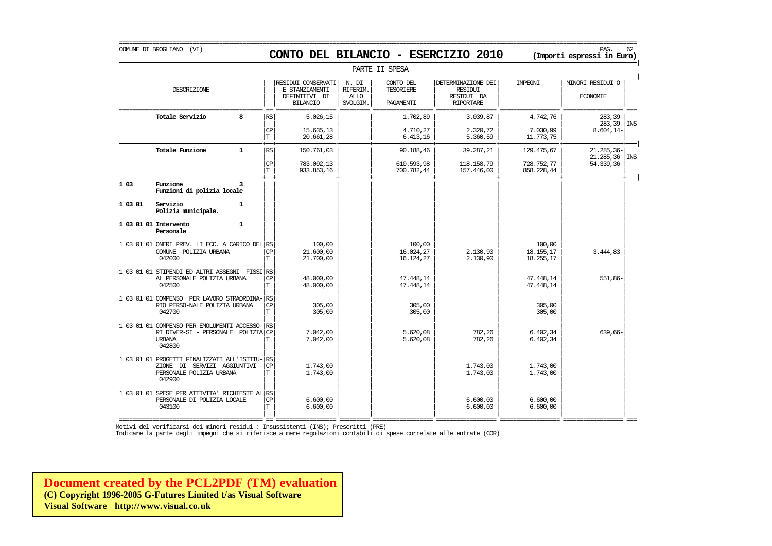COMUNE DI BROGLIANO (VI)

# CONTO DEL BILANCIO - ESERCIZIO 2010

**(Importi espressi in Euro)**

PARTE II SPESA

| DESCRIZIONE | | RESIDUI CONSERVATI E STANZIAMENTI DEFINITIVI DI BILANCIO | N. DI RIFERIM. ALLO SVOLGIM. | CONTO DEL TESORIERE PAGAMENTI | DETERMINAZIONE DEI RESIDUI RESIDUI DA RIPORTARE | IMPEGNI | MINORI RESIDUI O ECONOMIE | |
|---|---|---|---|---|---|---|---|---|
| **Totale Servizio 8** | RS | 5.026,15 | | 1.702,89 | 3.039,87 | 4.742,76 | 283,39- | |
| | | | | | | | 283,39- | INS |
| | CP | 15.635,13 | | 4.710,27 | 2.320,72 | 7.030,99 | 8.604,14- | |
| | T | 20.661,28 | | 6.413,16 | 5.360,59 | 11.773,75 | | |
| **Totale Funzione 1** | RS | 150.761,03 | | 90.188,46 | 39.287,21 | 129.475,67 | 21.285,36- | |
| | | | | | | | 21.285,36- | INS |
| | CP | 783.092,13 | | 610.593,98 | 118.158,79 | 728.752,77 | 54.339,36- | |
| | T | 933.853,16 | | 700.782,44 | 157.446,00 | 858.228,44 | | |
| 1 03 **Funzione 3** **Funzioni di polizia locale** | | | | | | | | |
| 1 03 01 **Servizio 1** **Polizia municipale.** | | | | | | | | |
| 1 03 01 01 **Intervento 1** **Personale** | | | | | | | | |
| 1 03 01 01 ONERI PREV. LI ECC. A CARICO DEL COMUNE -POLIZIA URBANA 042000 | RS | 100,00 | | 100,00 | | 100,00 | | |
| | CP | 21.600,00 | | 16.024,27 | 2.130,90 | 18.155,17 | 3.444,83- | |
| | T | 21.700,00 | | 16.124,27 | 2.130,90 | 18.255,17 | | |
| 1 03 01 01 STIPENDI ED ALTRI ASSEGNI FISSI AL PERSONALE POLIZIA URBANA 042500 | RS | | | | | | | |
| | CP | 48.000,00 | | 47.448,14 | | 47.448,14 | 551,86- | |
| | T | 48.000,00 | | 47.448,14 | | 47.448,14 | | |
| 1 03 01 01 COMPENSO PER LAVORO STRAORDINA-RIO PERSO-NALE POLIZIA URBANA 042700 | RS | | | | | | | |
| | CP | 305,00 | | 305,00 | | 305,00 | | |
| | T | 305,00 | | 305,00 | | 305,00 | | |
| 1 03 01 01 COMPENSO PER EMOLUMENTI ACCESSO-RI DIVER-SI - PERSONALE POLIZIA URBANA 042800 | RS | | | | | | | |
| | CP | 7.042,00 | | 5.620,08 | 782,26 | 6.402,34 | 639,66- | |
| | T | 7.042,00 | | 5.620,08 | 782,26 | 6.402,34 | | |
| 1 03 01 01 PROGETTI FINALIZZATI ALL'ISTITU-ZIONE DI SERVIZI AGGIUNTIVI - PERSONALE POLIZIA URBANA 042900 | RS | | | | | | | |
| | CP | 1.743,00 | | | 1.743,00 | 1.743,00 | | |
| | T | 1.743,00 | | | 1.743,00 | 1.743,00 | | |
| 1 03 01 01 SPESE PER ATTIVITA' RICHIESTE AL PERSONALE DI POLIZIA LOCALE 043100 | RS | | | | | | | |
| | CP | 6.600,00 | | | 6.600,00 | 6.600,00 | | |
| | T | 6.600,00 | | | 6.600,00 | 6.600,00 | | |

Motivi del verificarsi dei minori residui : Insussistenti (INS); Prescritti (PRE)

Indicare la parte degli impegni che si riferisce a mere regolazioni contabili di spese correlate alle entrate (COR)

**Document created by the PCL2PDF (TM) evaluation**
**(C) Copyright 1996-2005 G-Futures Limited t/as Visual Software**
**Visual Software http://www.visual.co.uk**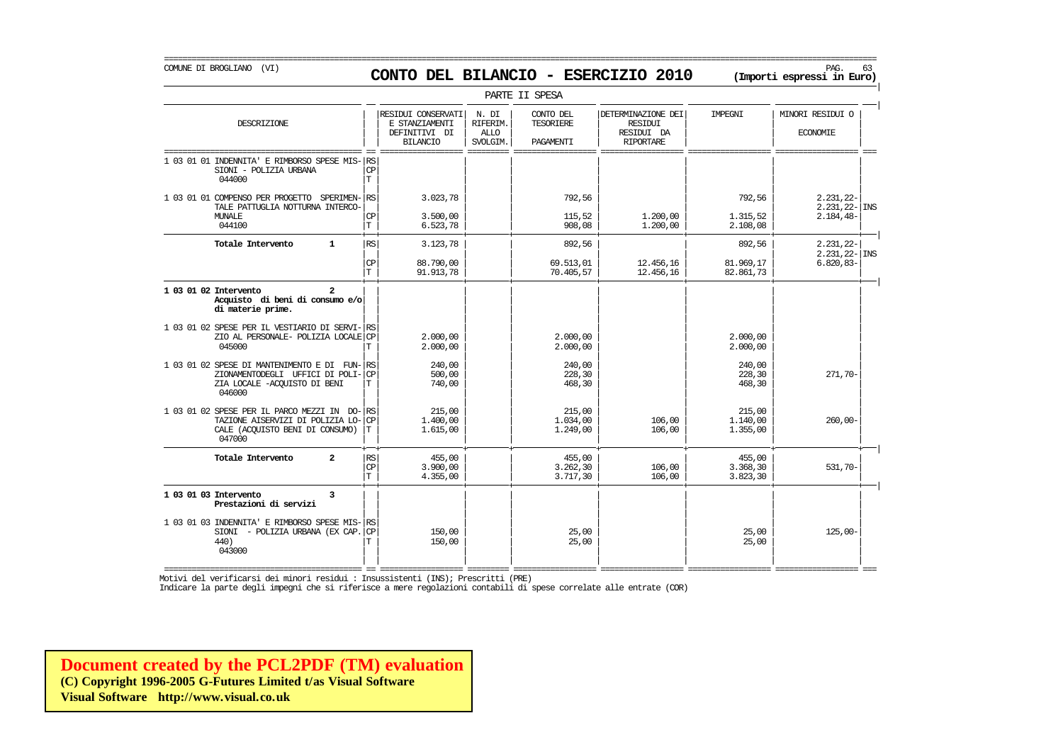COMUNE DI BROGLIANO (VI)

# CONTO DEL BILANCIO - ESERCIZIO 2010

(Importi espressi in Euro)

PARTE II SPESA

| DESCRIZIONE | | RESIDUI CONSERVATI E STANZIAMENTI DEFINITIVI DI BILANCIO | N. DI RIFERIM. ALLO SVOLGIM. | CONTO DEL TESORIERE PAGAMENTI | DETERMINAZIONE DEI RESIDUI RESIDUI DA RIPORTARE | IMPEGNI | MINORI RESIDUI O ECONOMIE | |
|---|---|---|---|---|---|---|---|---|
| 1 03 01 01 INDENNITA' E RIMBORSO SPESE MISSIONI - POLIZIA URBANA 044000 | RS | | | | | | | |
| | CP | | | | | | | |
| | T | | | | | | | |
| 1 03 01 01 COMPENSO PER PROGETTO SPERIMENTALE PATTUGLIA NOTTURNA INTERCOMUNALE 044100 | RS | 3.023,78 | | 792,56 | | 792,56 | 2.231,22- | |
| | | | | | | | 2.231,22- | INS |
| | CP | 3.500,00 | | 115,52 | 1.200,00 | 1.315,52 | 2.184,48- | |
| | T | 6.523,78 | | 908,08 | 1.200,00 | 2.108,08 | | |
| **Totale Intervento 1** | RS | 3.123,78 | | 892,56 | | 892,56 | 2.231,22- | |
| | | | | | | | 2.231,22- | INS |
| | CP | 88.790,00 | | 69.513,01 | 12.456,16 | 81.969,17 | 6.820,83- | |
| | T | 91.913,78 | | 70.405,57 | 12.456,16 | 82.861,73 | | |
| **1 03 01 02 Intervento 2 Acquisto di beni di consumo e/o di materie prime.** | | | | | | | | |
| 1 03 01 02 SPESE PER IL VESTIARIO DI SERVIZIO AL PERSONALE- POLIZIA LOCALE 045000 | RS | | | | | | | |
| | CP | 2.000,00 | | 2.000,00 | | 2.000,00 | | |
| | T | 2.000,00 | | 2.000,00 | | 2.000,00 | | |
| 1 03 01 02 SPESE DI MANTENIMENTO E DI FUNZIONAMENTODEGLI UFFICI DI POLIZIA LOCALE -ACQUISTO DI BENI 046000 | RS | 240,00 | | 240,00 | | 240,00 | | |
| | CP | 500,00 | | 228,30 | | 228,30 | 271,70- | |
| | T | 740,00 | | 468,30 | | 468,30 | | |
| 1 03 01 02 SPESE PER IL PARCO MEZZI IN DOTAZIONE AISERVIZI DI POLIZIA LOCALE (ACQUISTO BENI DI CONSUMO) 047000 | RS | 215,00 | | 215,00 | | 215,00 | | |
| | CP | 1.400,00 | | 1.034,00 | 106,00 | 1.140,00 | 260,00- | |
| | T | 1.615,00 | | 1.249,00 | 106,00 | 1.355,00 | | |
| **Totale Intervento 2** | RS | 455,00 | | 455,00 | | 455,00 | | |
| | CP | 3.900,00 | | 3.262,30 | 106,00 | 3.368,30 | 531,70- | |
| | T | 4.355,00 | | 3.717,30 | 106,00 | 3.823,30 | | |
| **1 03 01 03 Intervento 3 Prestazioni di servizi** | | | | | | | | |
| 1 03 01 03 INDENNITA' E RIMBORSO SPESE MISSIONI - POLIZIA URBANA (EX CAP. 440) 043000 | RS | | | | | | | |
| | CP | 150,00 | | 25,00 | | 25,00 | 125,00- | |
| | T | 150,00 | | 25,00 | | 25,00 | | |

Motivi del verificarsi dei minori residui : Insussistenti (INS); Prescritti (PRE)

Indicare la parte degli impegni che si riferisce a mere regolazioni contabili di spese correlate alle entrate (COR)

**Document created by the PCL2PDF (TM) evaluation**
**(C) Copyright 1996-2005 G-Futures Limited t/as Visual Software**
**Visual Software http://www.visual.co.uk**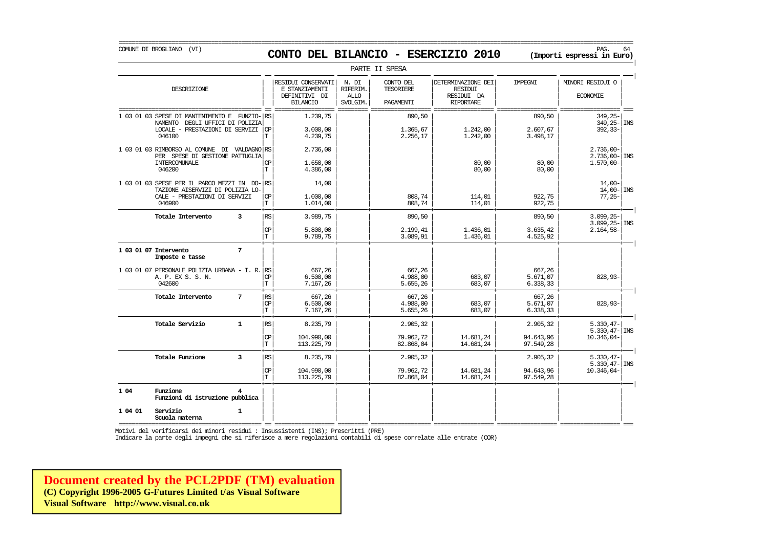COMUNE DI BROGLIANO (VI)

# CONTO DEL BILANCIO - ESERCIZIO 2010

**(Importi espressi in Euro)**

PARTE II SPESA

| DESCRIZIONE | | RESIDUI CONSERVATI E STANZIAMENTI DEFINITIVI DI BILANCIO | N. DI RIFERIM. ALLO SVOLGIM. | CONTO DEL TESORIERE PAGAMENTI | DETERMINAZIONE DEI RESIDUI RESIDUI DA RIPORTARE | IMPEGNI | MINORI RESIDUI O ECONOMIE | |
|---|---|---|---|---|---|---|---|---|
| 1 03 01 03 SPESE DI MANTENIMENTO E FUNZIONAMENTO DEGLI UFFICI DI POLIZIA LOCALE - PRESTAZIONI DI SERVIZI 046100 | RS | 1.239,75 | | 890,50 | | 890,50 | 349,25- 349,25- | INS |
| | CP | 3.000,00 | | 1.365,67 | 1.242,00 | 2.607,67 | 392,33- | |
| | T | 4.239,75 | | 2.256,17 | 1.242,00 | 3.498,17 | | |
| 1 03 01 03 RIMBORSO AL COMUNE DI VALDAGNO PER SPESE DI GESTIONE PATTUGLIA INTERCOMUNALE 046200 | RS | 2.736,00 | | | | | 2.736,00- 2.736,00- | INS |
| | CP | 1.650,00 | | | 80,00 | 80,00 | 1.570,00- | |
| | T | 4.386,00 | | | 80,00 | 80,00 | | |
| 1 03 01 03 SPESE PER IL PARCO MEZZI IN DOTAZIONE AISERVIZI DI POLIZIA LOCALE - PRESTAZIONI DI SERVIZI 046900 | RS | 14,00 | | | | | 14,00- 14,00- | INS |
| | CP | 1.000,00 | | 808,74 | 114,01 | 922,75 | 77,25- | |
| | T | 1.014,00 | | 808,74 | 114,01 | 922,75 | | |
| **Totale Intervento 3** | RS | 3.989,75 | | 890,50 | | 890,50 | 3.099,25- 3.099,25- | INS |
| | CP | 5.800,00 | | 2.199,41 | 1.436,01 | 3.635,42 | 2.164,58- | |
| | T | 9.789,75 | | 3.089,91 | 1.436,01 | 4.525,92 | | |
| **1 03 01 07 Intervento 7 Imposte e tasse** | | | | | | | | |
| 1 03 01 07 PERSONALE POLIZIA URBANA - I. R. A. P. EX S. S. N. 042600 | RS | 667,26 | | 667,26 | | 667,26 | | |
| | CP | 6.500,00 | | 4.988,00 | 683,07 | 5.671,07 | 828,93- | |
| | T | 7.167,26 | | 5.655,26 | 683,07 | 6.338,33 | | |
| **Totale Intervento 7** | RS | 667,26 | | 667,26 | | 667,26 | | |
| | CP | 6.500,00 | | 4.988,00 | 683,07 | 5.671,07 | 828,93- | |
| | T | 7.167,26 | | 5.655,26 | 683,07 | 6.338,33 | | |
| **Totale Servizio 1** | RS | 8.235,79 | | 2.905,32 | | 2.905,32 | 5.330,47- 5.330,47- | INS |
| | CP | 104.990,00 | | 79.962,72 | 14.681,24 | 94.643,96 | 10.346,04- | |
| | T | 113.225,79 | | 82.868,04 | 14.681,24 | 97.549,28 | | |
| **Totale Funzione 3** | RS | 8.235,79 | | 2.905,32 | | 2.905,32 | 5.330,47- 5.330,47- | INS |
| | CP | 104.990,00 | | 79.962,72 | 14.681,24 | 94.643,96 | 10.346,04- | |
| | T | 113.225,79 | | 82.868,04 | 14.681,24 | 97.549,28 | | |
| **1 04 Funzione 4 Funzioni di istruzione pubblica** | | | | | | | | |
| **1 04 01 Servizio 1 Scuola materna** | | | | | | | | |

Motivi del verificarsi dei minori residui : Insussistenti (INS); Prescritti (PRE)
Indicare la parte degli impegni che si riferisce a mere regolazioni contabili di spese correlate alle entrate (COR)

**Document created by the PCL2PDF (TM) evaluation**
**(C) Copyright 1996-2005 G-Futures Limited t/as Visual Software**
**Visual Software http://www.visual.co.uk**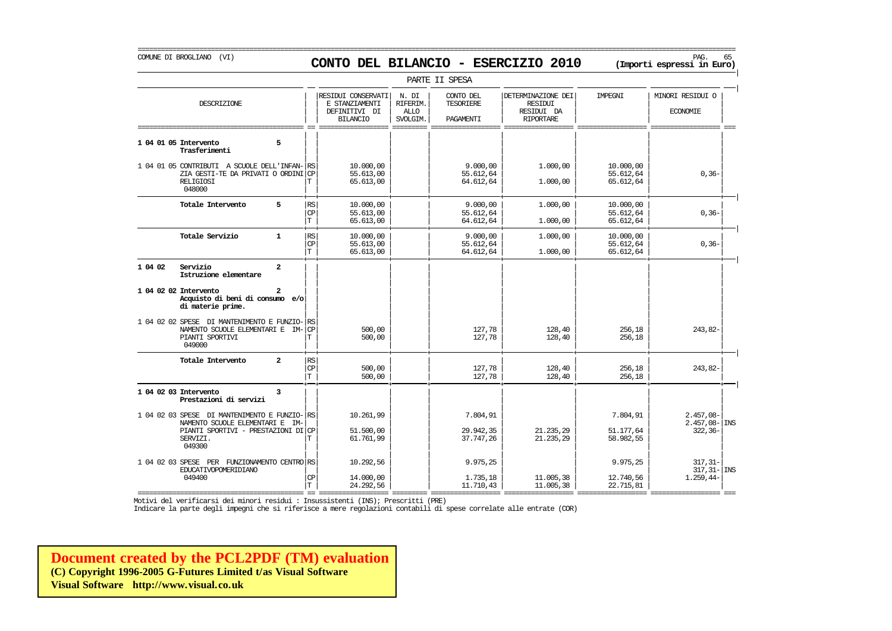COMUNE DI BROGLIANO (VI)

# CONTO DEL BILANCIO - ESERCIZIO 2010

**(Importi espressi in Euro)**

PARTE II SPESA

| DESCRIZIONE | | RESIDUI CONSERVATI E STANZIAMENTI DEFINITIVI DI BILANCIO | N. DI RIFERIM. ALLO SVOLGIM. | CONTO DEL TESORIERE PAGAMENTI | DETERMINAZIONE DEI RESIDUI DA RIPORTARE | IMPEGNI | MINORI RESIDUI O ECONOMIE | |
|---|---|---|---|---|---|---|---|---|
| **1 04 01 05 Intervento 5 Trasferimenti** | | | | | | | | |
| 1 04 01 05 CONTRIBUTI A SCUOLE DELL'INFAN-ZIA GESTI-TE DA PRIVATI O ORDINI RELIGIOSI 048000 | RS | 10.000,00 | | 9.000,00 | 1.000,00 | 10.000,00 | | |
| | CP | 55.613,00 | | 55.612,64 | | 55.612,64 | 0,36- | |
| | T | 65.613,00 | | 64.612,64 | 1.000,00 | 65.612,64 | | |
| **Totale Intervento 5** | RS | 10.000,00 | | 9.000,00 | 1.000,00 | 10.000,00 | | |
| | CP | 55.613,00 | | 55.612,64 | | 55.612,64 | 0,36- | |
| | T | 65.613,00 | | 64.612,64 | 1.000,00 | 65.612,64 | | |
| **Totale Servizio 1** | RS | 10.000,00 | | 9.000,00 | 1.000,00 | 10.000,00 | | |
| | CP | 55.613,00 | | 55.612,64 | | 55.612,64 | 0,36- | |
| | T | 65.613,00 | | 64.612,64 | 1.000,00 | 65.612,64 | | |
| **1 04 02 Servizio 2 Istruzione elementare** | | | | | | | | |
| **1 04 02 02 Intervento 2 Acquisto di beni di consumo e/o di materie prime.** | | | | | | | | |
| 1 04 02 02 SPESE DI MANTENIMENTO E FUNZIO-NAMENTO SCUOLE ELEMENTARI E IM-PIANTI SPORTIVI 049000 | RS | | | | | | | |
| | CP | 500,00 | | 127,78 | 128,40 | 256,18 | 243,82- | |
| | T | 500,00 | | 127,78 | 128,40 | 256,18 | | |
| **Totale Intervento 2** | RS | | | | | | | |
| | CP | 500,00 | | 127,78 | 128,40 | 256,18 | 243,82- | |
| | T | 500,00 | | 127,78 | 128,40 | 256,18 | | |
| **1 04 02 03 Intervento 3 Prestazioni di servizi** | | | | | | | | |
| 1 04 02 03 SPESE DI MANTENIMENTO E FUNZIO-NAMENTO SCUOLE ELEMENTARI E IM-PIANTI SPORTIVI - PRESTAZIONI DI SERVIZI. 049300 | RS | 10.261,99 | | 7.804,91 | | 7.804,91 | 2.457,08- | |
| | | | | | | | 2.457,08- | INS |
| | CP | 51.500,00 | | 29.942,35 | 21.235,29 | 51.177,64 | 322,36- | |
| | T | 61.761,99 | | 37.747,26 | 21.235,29 | 58.982,55 | | |
| 1 04 02 03 SPESE PER FUNZIONAMENTO CENTRO EDUCATIVOPOMERIDIANO 049400 | RS | 10.292,56 | | 9.975,25 | | 9.975,25 | 317,31- | |
| | | | | | | | 317,31- | INS |
| | CP | 14.000,00 | | 1.735,18 | 11.005,38 | 12.740,56 | 1.259,44- | |
| | T | 24.292,56 | | 11.710,43 | 11.005,38 | 22.715,81 | | |

Motivi del verificarsi dei minori residui : Insussistenti (INS); Prescritti (PRE)

Indicare la parte degli impegni che si riferisce a mere regolazioni contabili di spese correlate alle entrate (COR)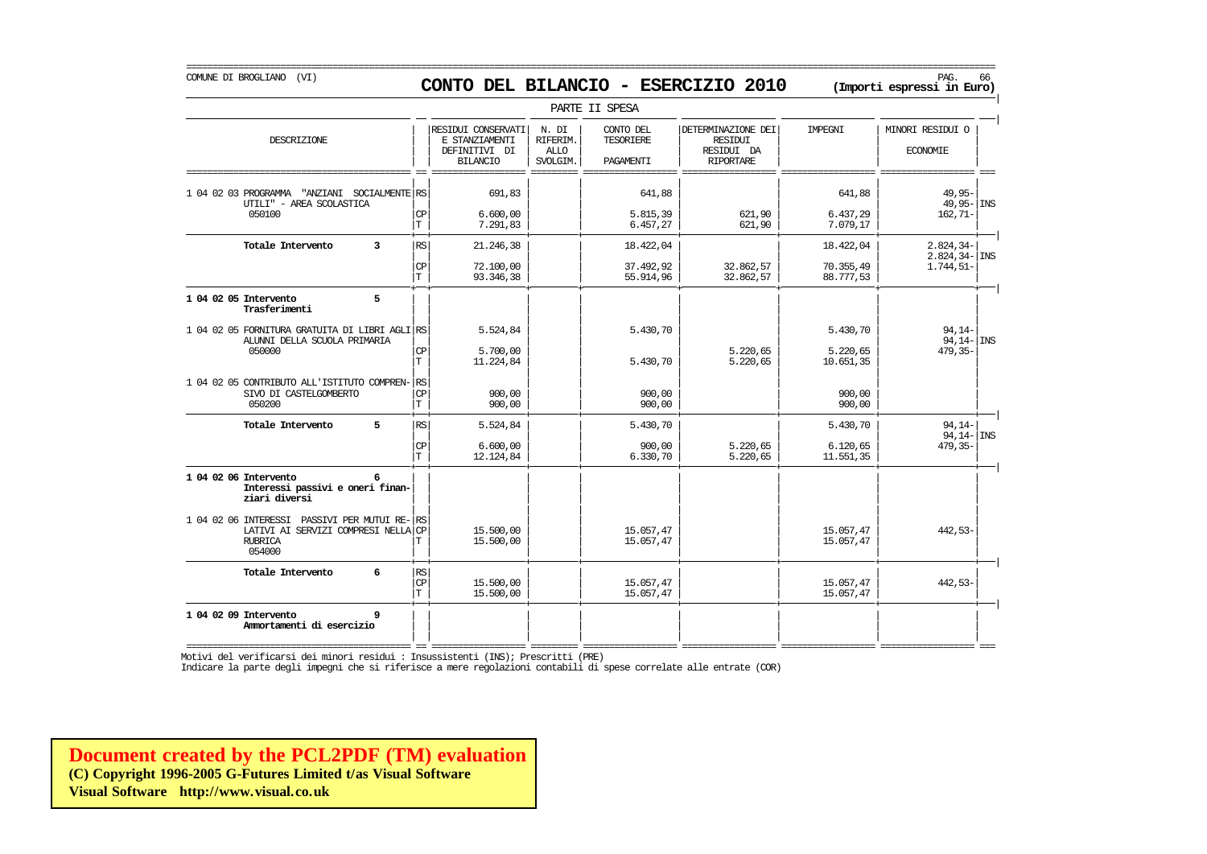COMUNE DI BROGLIANO (VI)

# CONTO DEL BILANCIO - ESERCIZIO 2010

**(Importi espressi in Euro)**

PARTE II SPESA

| DESCRIZIONE | | RESIDUI CONSERVATI E STANZIAMENTI DEFINITIVI DI BILANCIO | N. DI RIFERIM. ALLO SVOLGIM. | CONTO DEL TESORIERE PAGAMENTI | DETERMINAZIONE DEI RESIDUI RESIDUI DA RIPORTARE | IMPEGNI | MINORI RESIDUI O ECONOMIE | |
|---|---|---|---|---|---|---|---|---|
| 1 04 02 03 PROGRAMMA "ANZIANI SOCIALMENTE UTILI" - AREA SCOLASTICA | RS | 691,83 | | 641,88 | | 641,88 | 49,95- | |
| | | | | | | | 49,95- | INS |
| 050100 | CP | 6.600,00 | | 5.815,39 | 621,90 | 6.437,29 | 162,71- | |
| | T | 7.291,83 | | 6.457,27 | 621,90 | 7.079,17 | | |
| **Totale Intervento 3** | RS | 21.246,38 | | 18.422,04 | | 18.422,04 | 2.824,34- | |
| | | | | | | | 2.824,34- | INS |
| | CP | 72.100,00 | | 37.492,92 | 32.862,57 | 70.355,49 | 1.744,51- | |
| | T | 93.346,38 | | 55.914,96 | 32.862,57 | 88.777,53 | | |
| **1 04 02 05 Intervento 5 Trasferimenti** | | | | | | | | |
| 1 04 02 05 FORNITURA GRATUITA DI LIBRI AGLI ALUNNI DELLA SCUOLA PRIMARIA | RS | 5.524,84 | | 5.430,70 | | 5.430,70 | 94,14- | |
| | | | | | | | 94,14- | INS |
| 050000 | CP | 5.700,00 | | | 5.220,65 | 5.220,65 | 479,35- | |
| | T | 11.224,84 | | 5.430,70 | 5.220,65 | 10.651,35 | | |
| 1 04 02 05 CONTRIBUTO ALL'ISTITUTO COMPRENSIVO DI CASTELGOMBERTO | RS | | | | | | | |
| | CP | 900,00 | | 900,00 | | 900,00 | | |
| 050200 | T | 900,00 | | 900,00 | | 900,00 | | |
| **Totale Intervento 5** | RS | 5.524,84 | | 5.430,70 | | 5.430,70 | 94,14- | |
| | | | | | | | 94,14- | INS |
| | CP | 6.600,00 | | 900,00 | 5.220,65 | 6.120,65 | 479,35- | |
| | T | 12.124,84 | | 6.330,70 | 5.220,65 | 11.551,35 | | |
| **1 04 02 06 Intervento 6 Interessi passivi e oneri finanziari diversi** | | | | | | | | |
| 1 04 02 06 INTERESSI PASSIVI PER MUTUI RELATIVI AI SERVIZI COMPRESI NELLA RUBRICA | RS | | | | | | | |
| | CP | 15.500,00 | | 15.057,47 | | 15.057,47 | 442,53- | |
| 054000 | T | 15.500,00 | | 15.057,47 | | 15.057,47 | | |
| **Totale Intervento 6** | RS | | | | | | | |
| | CP | 15.500,00 | | 15.057,47 | | 15.057,47 | 442,53- | |
| | T | 15.500,00 | | 15.057,47 | | 15.057,47 | | |
| **1 04 02 09 Intervento 9 Ammortamenti di esercizio** | | | | | | | | |

Motivi del verificarsi dei minori residui : Insussistenti (INS); Prescritti (PRE)

Indicare la parte degli impegni che si riferisce a mere regolazioni contabili di spese correlate alle entrate (COR)

**Document created by the PCL2PDF (TM) evaluation**
**(C) Copyright 1996-2005 G-Futures Limited t/as Visual Software**
**Visual Software http://www.visual.co.uk**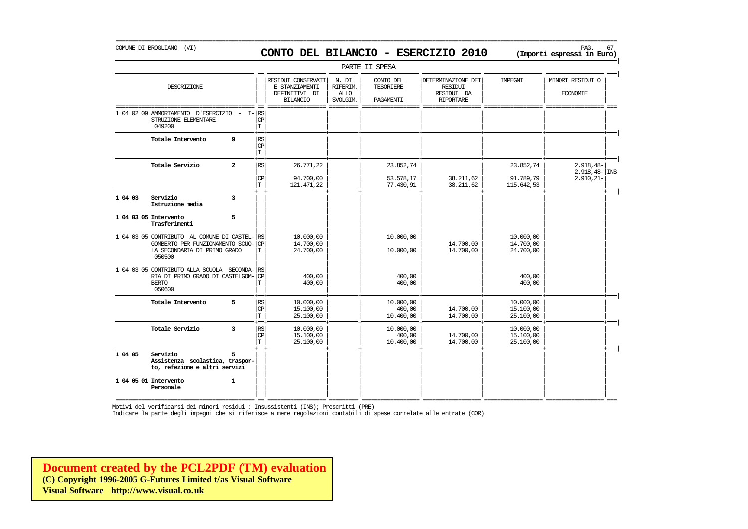COMUNE DI BROGLIANO (VI)

# CONTO DEL BILANCIO - ESERCIZIO 2010

**(Importi espressi in Euro)**

PARTE II SPESA

| DESCRIZIONE | | | RESIDUI CONSERVATI E STANZIAMENTI DEFINITIVI DI BILANCIO | N. DI RIFERIM. ALLO SVOLGIM. | CONTO DEL TESORIERE PAGAMENTI | DETERMINAZIONE DEI RESIDUI RESIDUI DA RIPORTARE | IMPEGNI | MINORI RESIDUI O ECONOMIE | |
|---|---|---|---|---|---|---|---|---|---|
| 1 04 02 09 AMMORTAMENTO D'ESERCIZIO - I-STRUZIONE ELEMENTARE 049200 | | RS<br>CP<br>T | | | | | | | |
| **Totale Intervento** | **9** | RS<br>CP<br>T | | | | | | | |
| **Totale Servizio** | **2** | RS<br><br>CP<br>T | 26.771,22<br><br>94.700,00<br>121.471,22 | | 23.852,74<br><br>53.578,17<br>77.430,91 | <br><br>38.211,62<br>38.211,62 | 23.852,74<br><br>91.789,79<br>115.642,53 | 2.918,48-<br>2.918,48-<br>2.910,21- | <br>INS |
| **1 04 03 Servizio Istruzione media** | **3** | | | | | | | | |
| **1 04 03 05 Intervento Trasferimenti** | **5** | | | | | | | | |
| 1 04 03 05 CONTRIBUTO AL COMUNE DI CASTEL-GOMBERTO PER FUNZIONAMENTO SCUO-LA SECONDARIA DI PRIMO GRADO 050500 | | RS<br>CP<br>T | 10.000,00<br>14.700,00<br>24.700,00 | | 10.000,00<br><br>10.000,00 | <br>14.700,00<br>14.700,00 | 10.000,00<br>14.700,00<br>24.700,00 | | |
| 1 04 03 05 CONTRIBUTO ALLA SCUOLA SECONDA-RIA DI PRIMO GRADO DI CASTELGOM-BERTO 050600 | | RS<br>CP<br>T | <br>400,00<br>400,00 | | <br>400,00<br>400,00 | | <br>400,00<br>400,00 | | |
| **Totale Intervento** | **5** | RS<br>CP<br>T | 10.000,00<br>15.100,00<br>25.100,00 | | 10.000,00<br>400,00<br>10.400,00 | <br>14.700,00<br>14.700,00 | 10.000,00<br>15.100,00<br>25.100,00 | | |
| **Totale Servizio** | **3** | RS<br>CP<br>T | 10.000,00<br>15.100,00<br>25.100,00 | | 10.000,00<br>400,00<br>10.400,00 | <br>14.700,00<br>14.700,00 | 10.000,00<br>15.100,00<br>25.100,00 | | |
| **1 04 05 Servizio Assistenza scolastica, traspor-to, refezione e altri servizi** | **5** | | | | | | | | |
| **1 04 05 01 Intervento Personale** | **1** | | | | | | | | |

Motivi del verificarsi dei minori residui : Insussistenti (INS); Prescritti (PRE)

Indicare la parte degli impegni che si riferisce a mere regolazioni contabili di spese correlate alle entrate (COR)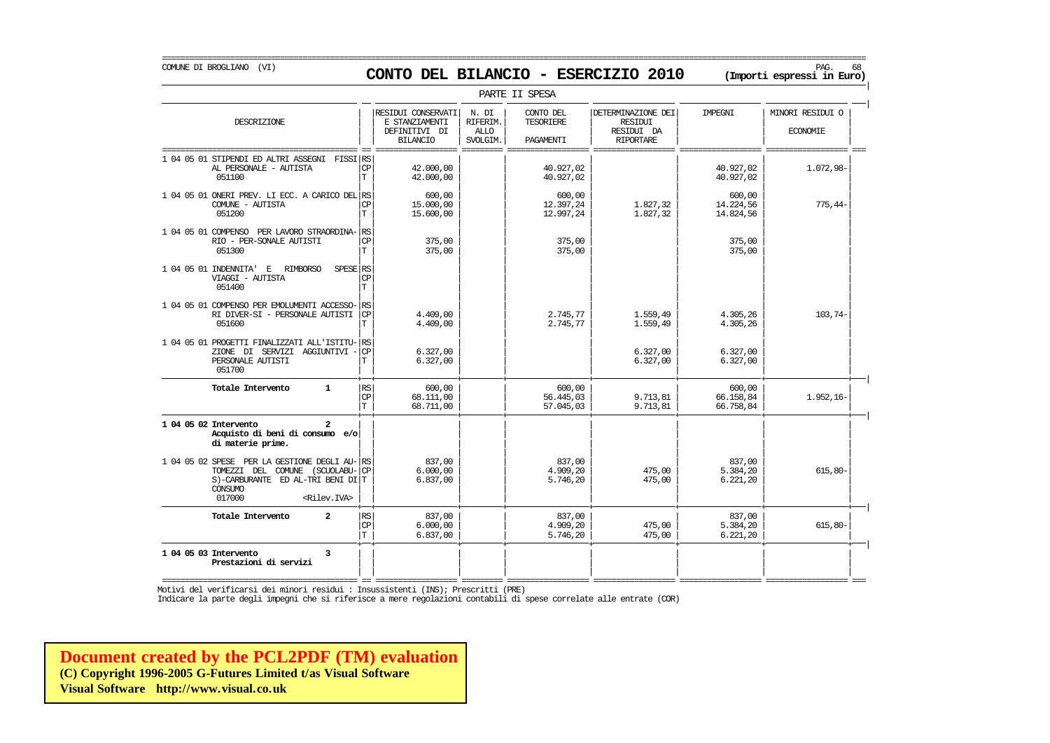COMUNE DI BROGLIANO (VI)

# CONTO DEL BILANCIO - ESERCIZIO 2010

**(Importi espressi in Euro)**

PARTE II SPESA

| DESCRIZIONE | | RESIDUI CONSERVATI E STANZIAMENTI DEFINITIVI DI BILANCIO | N. DI RIFERIM. ALLO SVOLGIM. | CONTO DEL TESORIERE PAGAMENTI | DETERMINAZIONE DEI RESIDUI RESIDUI DA RIPORTARE | IMPEGNI | MINORI RESIDUI O ECONOMIE |
|---|---|---|---|---|---|---|---|
| 1 04 05 01 STIPENDI ED ALTRI ASSEGNI FISSI AL PERSONALE - AUTISTA 051100 | RS | | | | | | |
| | CP | 42.000,00 | | 40.927,02 | | 40.927,02 | 1.072,98- |
| | T | 42.000,00 | | 40.927,02 | | 40.927,02 | |
| 1 04 05 01 ONERI PREV. LI ECC. A CARICO DEL COMUNE - AUTISTA 051200 | RS | 600,00 | | 600,00 | | 600,00 | |
| | CP | 15.000,00 | | 12.397,24 | 1.827,32 | 14.224,56 | 775,44- |
| | T | 15.600,00 | | 12.997,24 | 1.827,32 | 14.824,56 | |
| 1 04 05 01 COMPENSO PER LAVORO STRAORDINA-RIO - PER-SONALE AUTISTI 051300 | RS | | | | | | |
| | CP | 375,00 | | 375,00 | | 375,00 | |
| | T | 375,00 | | 375,00 | | 375,00 | |
| 1 04 05 01 INDENNITA' E RIMBORSO SPESE VIAGGI - AUTISTA 051400 | RS | | | | | | |
| | CP | | | | | | |
| | T | | | | | | |
| 1 04 05 01 COMPENSO PER EMOLUMENTI ACCESSO-RI DIVER-SI - PERSONALE AUTISTI 051600 | RS | | | | | | |
| | CP | 4.409,00 | | 2.745,77 | 1.559,49 | 4.305,26 | 103,74- |
| | T | 4.409,00 | | 2.745,77 | 1.559,49 | 4.305,26 | |
| 1 04 05 01 PROGETTI FINALIZZATI ALL'ISTITU-ZIONE DI SERVIZI AGGIUNTIVI - PERSONALE AUTISTI 051700 | RS | | | | | | |
| | CP | 6.327,00 | | | 6.327,00 | 6.327,00 | |
| | T | 6.327,00 | | | 6.327,00 | 6.327,00 | |
| **Totale Intervento 1** | RS | 600,00 | | 600,00 | | 600,00 | |
| | CP | 68.111,00 | | 56.445,03 | 9.713,81 | 66.158,84 | 1.952,16- |
| | T | 68.711,00 | | 57.045,03 | 9.713,81 | 66.758,84 | |
| **1 04 05 02 Intervento 2 Acquisto di beni di consumo e/o di materie prime.** | | | | | | | |
| 1 04 05 02 SPESE PER LA GESTIONE DEGLI AU-TOMEZZI DEL COMUNE (SCUOLABU-S)-CARBURANTE ED AL-TRI BENI DI CONSUMO 017000 <Rilev.IVA> | RS | 837,00 | | 837,00 | | 837,00 | |
| | CP | 6.000,00 | | 4.909,20 | 475,00 | 5.384,20 | 615,80- |
| | T | 6.837,00 | | 5.746,20 | 475,00 | 6.221,20 | |
| **Totale Intervento 2** | RS | 837,00 | | 837,00 | | 837,00 | |
| | CP | 6.000,00 | | 4.909,20 | 475,00 | 5.384,20 | 615,80- |
| | T | 6.837,00 | | 5.746,20 | 475,00 | 6.221,20 | |
| **1 04 05 03 Intervento 3 Prestazioni di servizi** | | | | | | | |

Motivi del verificarsi dei minori residui : Insussistenti (INS); Prescritti (PRE)

Indicare la parte degli impegni che si riferisce a mere regolazioni contabili di spese correlate alle entrate (COR)

**Document created by the PCL2PDF (TM) evaluation**
**(C) Copyright 1996-2005 G-Futures Limited t/as Visual Software**
**Visual Software http://www.visual.co.uk**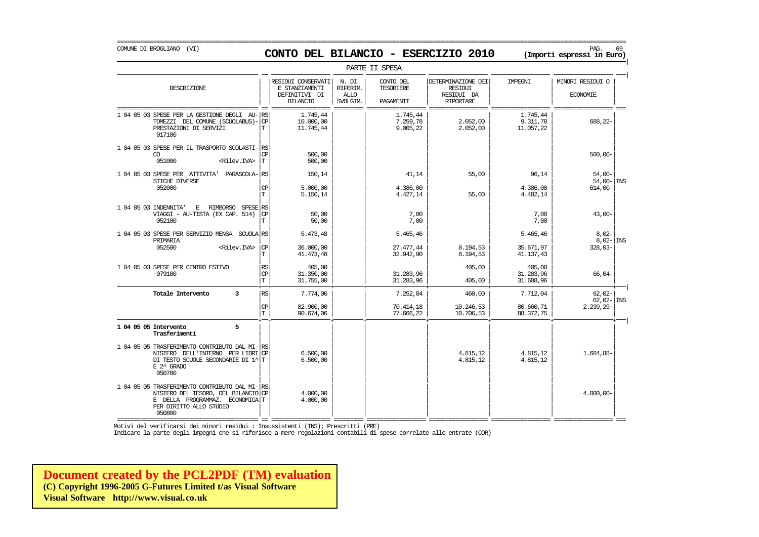COMUNE DI BROGLIANO (VI)

# CONTO DEL BILANCIO - ESERCIZIO 2010

**(Importi espressi in Euro)**

PARTE II SPESA

| DESCRIZIONE | | RESIDUI CONSERVATI E STANZIAMENTI DEFINITIVI DI BILANCIO | N. DI RIFERIM. ALLO SVOLGIM. | CONTO DEL TESORIERE PAGAMENTI | DETERMINAZIONE DEI RESIDUI RESIDUI DA RIPORTARE | IMPEGNI | MINORI RESIDUI O ECONOMIE | |
|---|---|---|---|---|---|---|---|---|
| 1 04 05 03 SPESE PER LA GESTIONE DEGLI AU-TOMEZZI DEL COMUNE (SCUOLABUS)-PRESTAZIONI DI SERVIZI 017100 | RS | 1.745,44 | | 1.745,44 | | 1.745,44 | | |
| | CP | 10.000,00 | | 7.259,78 | 2.052,00 | 9.311,78 | 688,22- | |
| | T | 11.745,44 | | 9.005,22 | 2.052,00 | 11.057,22 | | |
| 1 04 05 03 SPESE PER IL TRASPORTO SCOLASTI-CO 051000 <Rilev.IVA> | RS | | | | | | | |
| | CP | 500,00 | | | | | 500,00- | |
| | T | 500,00 | | | | | | |
| 1 04 05 03 SPESE PER ATTIVITA' PARASCOLA-STICHE DIVERSE 052000 | RS | 150,14 | | 41,14 | 55,00 | 96,14 | 54,00- | |
| | | | | | | | 54,00- | INS |
| | CP | 5.000,00 | | 4.386,00 | | 4.386,00 | 614,00- | |
| | T | 5.150,14 | | 4.427,14 | 55,00 | 4.482,14 | | |
| 1 04 05 03 INDENNITA' E RIMBORSO SPESE VIAGGI - AU-TISTA (EX CAP. 514) 052100 | RS | | | | | | | |
| | CP | 50,00 | | 7,00 | | 7,00 | 43,00- | |
| | T | 50,00 | | 7,00 | | 7,00 | | |
| 1 04 05 03 SPESE PER SERVIZIO MENSA SCUOLA PRIMARIA 052500 <Rilev.IVA> | RS | 5.473,48 | | 5.465,46 | | 5.465,46 | 8,02- | |
| | | | | | | | 8,02- | INS |
| | CP | 36.000,00 | | 27.477,44 | 8.194,53 | 35.671,97 | 328,03- | |
| | T | 41.473,48 | | 32.942,90 | 8.194,53 | 41.137,43 | | |
| 1 04 05 03 SPESE PER CENTRO ESTIVO 079100 | RS | 405,00 | | | 405,00 | 405,00 | | |
| | CP | 31.350,00 | | 31.283,96 | | 31.283,96 | 66,04- | |
| | T | 31.755,00 | | 31.283,96 | 405,00 | 31.688,96 | | |
| **Totale Intervento 3** | RS | 7.774,06 | | 7.252,04 | 460,00 | 7.712,04 | 62,02- | |
| | | | | | | | 62,02- | INS |
| | CP | 82.900,00 | | 70.414,18 | 10.246,53 | 80.660,71 | 2.239,29- | |
| | T | 90.674,06 | | 77.666,22 | 10.706,53 | 88.372,75 | | |
| **1 04 05 05 Intervento 5 Trasferimenti** | | | | | | | | |
| 1 04 05 05 TRASFERIMENTO CONTRIBUTO DAL MI-NISTERO DELL'INTERNO PER LIBRI DI TESTO SCUOLE SECONDARIE DI 1^ E 2^ GRADO 050700 | RS | | | | | | | |
| | CP | 6.500,00 | | | 4.815,12 | 4.815,12 | 1.684,88- | |
| | T | 6.500,00 | | | 4.815,12 | 4.815,12 | | |
| 1 04 05 05 TRASFERIMENTO CONTRIBUTO DAL MI-NISTERO DEL TESORO, DEL BILANCIO E DELLA PROGRAMMAZ. ECONOMICA PER DIRITTO ALLO STUDIO 050800 | RS | | | | | | | |
| | CP | 4.000,00 | | | | | 4.000,00- | |
| | T | 4.000,00 | | | | | | |

Motivi del verificarsi dei minori residui : Insussistenti (INS); Prescritti (PRE)

Indicare la parte degli impegni che si riferisce a mere regolazioni contabili di spese correlate alle entrate (COR)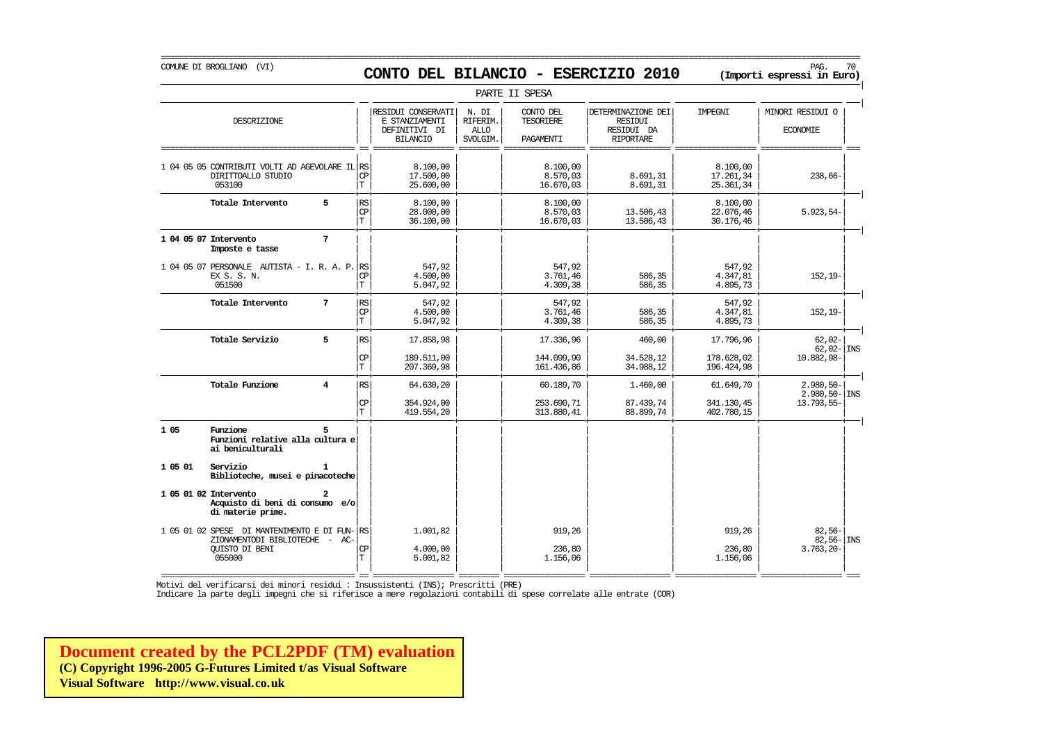COMUNE DI BROGLIANO (VI)

# CONTO DEL BILANCIO - ESERCIZIO 2010

**(Importi espressi in Euro)**

PARTE II SPESA

| DESCRIZIONE | | RESIDUI CONSERVATI E STANZIAMENTI DEFINITIVI DI BILANCIO | N. DI RIFERIM. ALLO SVOLGIM. | CONTO DEL TESORIERE PAGAMENTI | DETERMINAZIONE DEI RESIDUI RESIDUI DA RIPORTARE | IMPEGNI | MINORI RESIDUI O ECONOMIE | |
|---|---|---|---|---|---|---|---|---|
| 1 04 05 05 CONTRIBUTI VOLTI AD AGEVOLARE IL DIRITTOALLO STUDIO 053100 | RS | 8.100,00 | | 8.100,00 | | 8.100,00 | | |
| | CP | 17.500,00 | | 8.570,03 | 8.691,31 | 17.261,34 | 238,66- | |
| | T | 25.600,00 | | 16.670,03 | 8.691,31 | 25.361,34 | | |
| **Totale Intervento 5** | RS | 8.100,00 | | 8.100,00 | | 8.100,00 | | |
| | CP | 28.000,00 | | 8.570,03 | 13.506,43 | 22.076,46 | 5.923,54- | |
| | T | 36.100,00 | | 16.670,03 | 13.506,43 | 30.176,46 | | |
| **1 04 05 07 Intervento 7 Imposte e tasse** | | | | | | | | |
| 1 04 05 07 PERSONALE AUTISTA - I. R. A. P. EX S. S. N. 051500 | RS | 547,92 | | 547,92 | | 547,92 | | |
| | CP | 4.500,00 | | 3.761,46 | 586,35 | 4.347,81 | 152,19- | |
| | T | 5.047,92 | | 4.309,38 | 586,35 | 4.895,73 | | |
| **Totale Intervento 7** | RS | 547,92 | | 547,92 | | 547,92 | | |
| | CP | 4.500,00 | | 3.761,46 | 586,35 | 4.347,81 | 152,19- | |
| | T | 5.047,92 | | 4.309,38 | 586,35 | 4.895,73 | | |
| **Totale Servizio 5** | RS | 17.858,98 | | 17.336,96 | 460,00 | 17.796,96 | 62,02- | |
| | | | | | | | 62,02- | INS |
| | CP | 189.511,00 | | 144.099,90 | 34.528,12 | 178.628,02 | 10.882,98- | |
| | T | 207.369,98 | | 161.436,86 | 34.988,12 | 196.424,98 | | |
| **Totale Funzione 4** | RS | 64.630,20 | | 60.189,70 | 1.460,00 | 61.649,70 | 2.980,50- | |
| | | | | | | | 2.980,50- | INS |
| | CP | 354.924,00 | | 253.690,71 | 87.439,74 | 341.130,45 | 13.793,55- | |
| | T | 419.554,20 | | 313.880,41 | 88.899,74 | 402.780,15 | | |
| **1 05 Funzione 5 Funzioni relative alla cultura e ai beniculturali** | | | | | | | | |
| **1 05 01 Servizio 1 Biblioteche, musei e pinacoteche** | | | | | | | | |
| **1 05 01 02 Intervento 2 Acquisto di beni di consumo e/o di materie prime.** | | | | | | | | |
| 1 05 01 02 SPESE DI MANTENIMENTO E DI FUN- ZIONAMENTODI BIBLIOTECHE - AC- QUISTO DI BENI 055000 | RS | 1.001,82 | | 919,26 | | 919,26 | 82,56- | |
| | | | | | | | 82,56- | INS |
| | CP | 4.000,00 | | 236,80 | | 236,80 | 3.763,20- | |
| | T | 5.001,82 | | 1.156,06 | | 1.156,06 | | |

Motivi del verificarsi dei minori residui : Insussistenti (INS); Prescritti (PRE)
Indicare la parte degli impegni che si riferisce a mere regolazioni contabili di spese correlate alle entrate (COR)

**Document created by the PCL2PDF (TM) evaluation**
**(C) Copyright 1996-2005 G-Futures Limited t/as Visual Software**
**Visual Software http://www.visual.co.uk**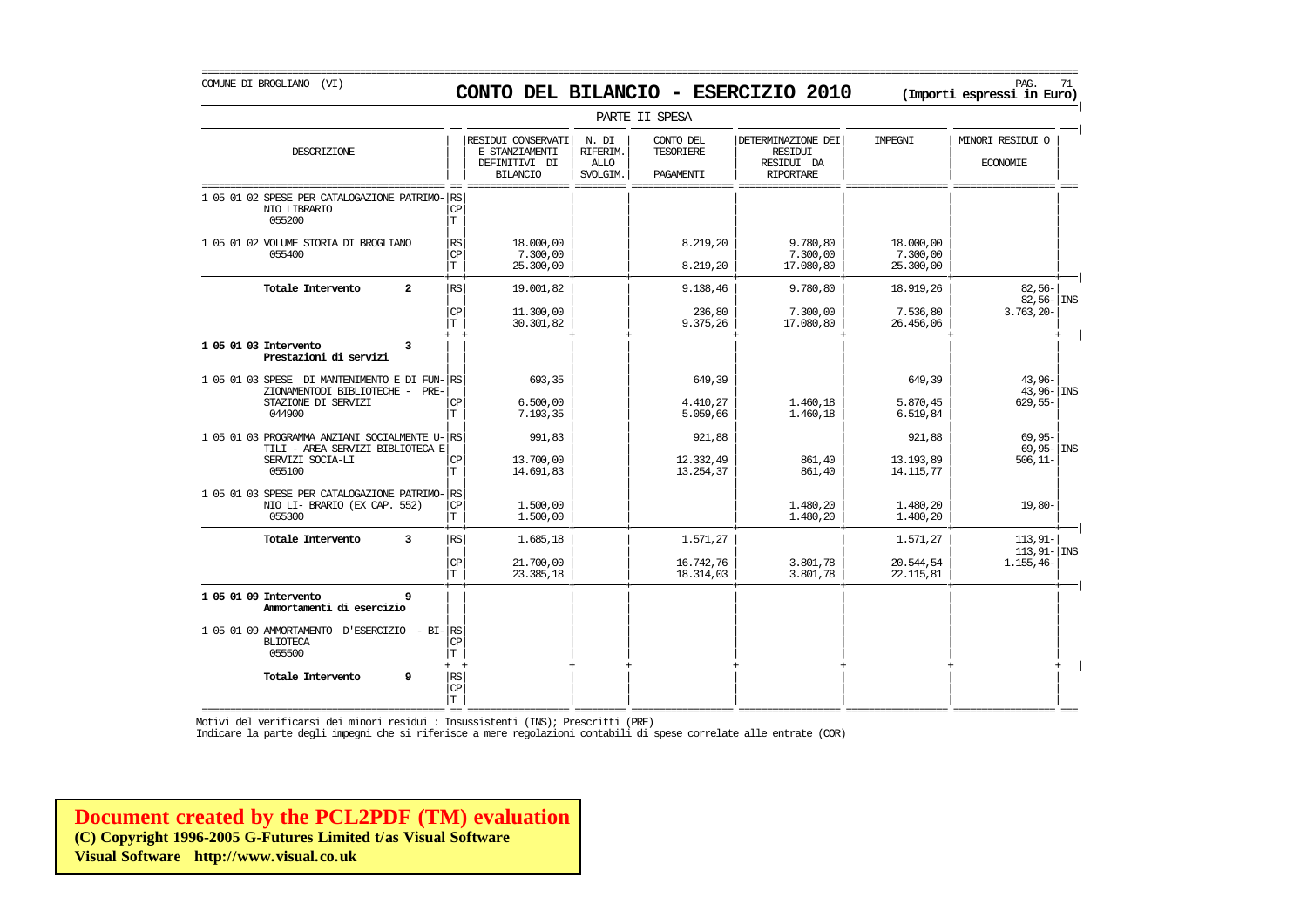COMUNE DI BROGLIANO (VI)

# CONTO DEL BILANCIO - ESERCIZIO 2010

**(Importi espressi in Euro)**

PARTE II SPESA

| DESCRIZIONE | | RESIDUI CONSERVATI E STANZIAMENTI DEFINITIVI DI BILANCIO | N. DI RIFERIM. ALLO SVOLGIM. | CONTO DEL TESORIERE PAGAMENTI | DETERMINAZIONE DEI RESIDUI RESIDUI DA RIPORTARE | IMPEGNI | MINORI RESIDUI O ECONOMIE | |
|---|---|---|---|---|---|---|---|---|
| 1 05 01 02 SPESE PER CATALOGAZIONE PATRIMO-NIO LIBRARIO 055200 | RS | | | | | | | |
| | CP | | | | | | | |
| | T | | | | | | | |
| 1 05 01 02 VOLUME STORIA DI BROGLIANO 055400 | RS | 18.000,00 | | 8.219,20 | 9.780,80 | 18.000,00 | | |
| | CP | 7.300,00 | | | 7.300,00 | 7.300,00 | | |
| | T | 25.300,00 | | 8.219,20 | 17.080,80 | 25.300,00 | | |
| **Totale Intervento 2** | RS | 19.001,82 | | 9.138,46 | 9.780,80 | 18.919,26 | 82,56- | |
| | | | | | | | 82,56- | INS |
| | CP | 11.300,00 | | 236,80 | 7.300,00 | 7.536,80 | 3.763,20- | |
| | T | 30.301,82 | | 9.375,26 | 17.080,80 | 26.456,06 | | |
| **1 05 01 03 Intervento 3 Prestazioni di servizi** | | | | | | | | |
| 1 05 01 03 SPESE DI MANTENIMENTO E DI FUN-ZIONAMENTODI BIBLIOTECHE - PRE-STAZIONE DI SERVIZI 044900 | RS | 693,35 | | 649,39 | | 649,39 | 43,96- | |
| | | | | | | | 43,96- | INS |
| | CP | 6.500,00 | | 4.410,27 | 1.460,18 | 5.870,45 | 629,55- | |
| | T | 7.193,35 | | 5.059,66 | 1.460,18 | 6.519,84 | | |
| 1 05 01 03 PROGRAMMA ANZIANI SOCIALMENTE U-TILI - AREA SERVIZI BIBLIOTECA E SERVIZI SOCIA-LI 055100 | RS | 991,83 | | 921,88 | | 921,88 | 69,95- | |
| | | | | | | | 69,95- | INS |
| | CP | 13.700,00 | | 12.332,49 | 861,40 | 13.193,89 | 506,11- | |
| | T | 14.691,83 | | 13.254,37 | 861,40 | 14.115,77 | | |
| 1 05 01 03 SPESE PER CATALOGAZIONE PATRIMO-NIO LI- BRARIO (EX CAP. 552) 055300 | RS | | | | | | | |
| | CP | 1.500,00 | | | 1.480,20 | 1.480,20 | 19,80- | |
| | T | 1.500,00 | | | 1.480,20 | 1.480,20 | | |
| **Totale Intervento 3** | RS | 1.685,18 | | 1.571,27 | | 1.571,27 | 113,91- | |
| | | | | | | | 113,91- | INS |
| | CP | 21.700,00 | | 16.742,76 | 3.801,78 | 20.544,54 | 1.155,46- | |
| | T | 23.385,18 | | 18.314,03 | 3.801,78 | 22.115,81 | | |
| **1 05 01 09 Intervento 9 Ammortamenti di esercizio** | | | | | | | | |
| 1 05 01 09 AMMORTAMENTO D'ESERCIZIO - BI-BLIOTECA 055500 | RS | | | | | | | |
| | CP | | | | | | | |
| | T | | | | | | | |
| **Totale Intervento 9** | RS | | | | | | | |
| | CP | | | | | | | |
| | T | | | | | | | |

Motivi del verificarsi dei minori residui : Insussistenti (INS); Prescritti (PRE)
Indicare la parte degli impegni che si riferisce a mere regolazioni contabili di spese correlate alle entrate (COR)

**Document created by the PCL2PDF (TM) evaluation**
**(C) Copyright 1996-2005 G-Futures Limited t/as Visual Software**
**Visual Software http://www.visual.co.uk**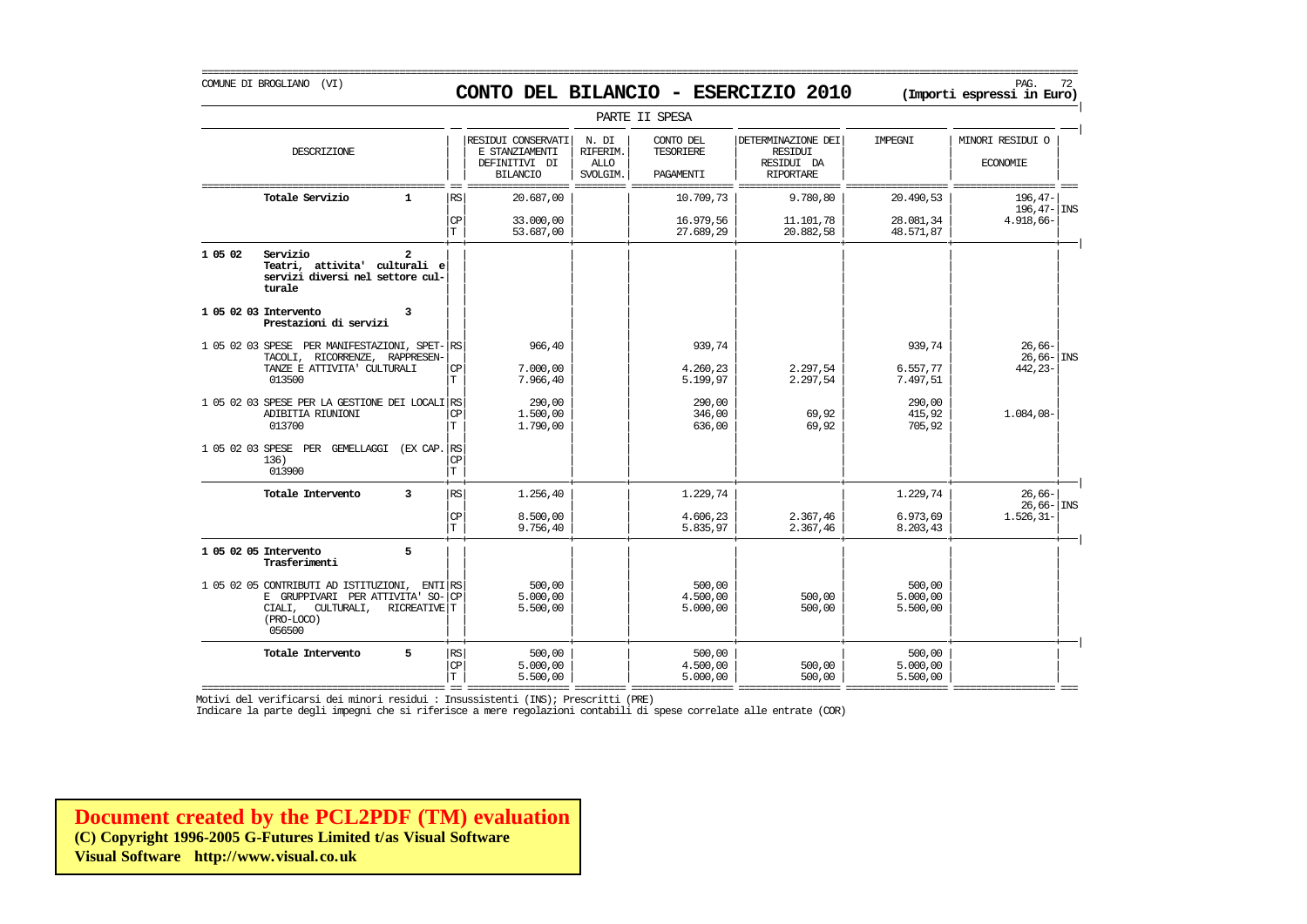COMUNE DI BROGLIANO (VI)

# CONTO DEL BILANCIO - ESERCIZIO 2010

**(Importi espressi in Euro)**

PARTE II SPESA

| DESCRIZIONE | | RESIDUI CONSERVATI E STANZIAMENTI DEFINITIVI DI BILANCIO | N. DI RIFERIM. ALLO SVOLGIM. | CONTO DEL TESORIERE PAGAMENTI | DETERMINAZIONE DEI RESIDUI RESIDUI DA RIPORTARE | IMPEGNI | MINORI RESIDUI O ECONOMIE |
|---|---|---|---|---|---|---|---|
| **Totale Servizio 1** | RS | 20.687,00 | | 10.709,73 | 9.780,80 | 20.490,53 | 196,47- 196,47- INS |
| | CP | 33.000,00 | | 16.979,56 | 11.101,78 | 28.081,34 | 4.918,66- |
| | T | 53.687,00 | | 27.689,29 | 20.882,58 | 48.571,87 | |
| **1 05 02 Servizio 2 Teatri, attivita' culturali e servizi diversi nel settore culturale** | | | | | | | |
| **1 05 02 03 Intervento 3 Prestazioni di servizi** | | | | | | | |
| 1 05 02 03 SPESE PER MANIFESTAZIONI, SPETTACOLI, RICORRENZE, RAPPRESENTANZE E ATTIVITA' CULTURALI 013500 | RS | 966,40 | | 939,74 | | 939,74 | 26,66- 26,66- INS |
| | CP | 7.000,00 | | 4.260,23 | 2.297,54 | 6.557,77 | 442,23- |
| | T | 7.966,40 | | 5.199,97 | 2.297,54 | 7.497,51 | |
| 1 05 02 03 SPESE PER LA GESTIONE DEI LOCALI ADIBITIA RIUNIONI 013700 | RS | 290,00 | | 290,00 | | 290,00 | |
| | CP | 1.500,00 | | 346,00 | 69,92 | 415,92 | 1.084,08- |
| | T | 1.790,00 | | 636,00 | 69,92 | 705,92 | |
| 1 05 02 03 SPESE PER GEMELLAGGI (EX CAP. 136) 013900 | RS | | | | | | |
| | CP | | | | | | |
| | T | | | | | | |
| **Totale Intervento 3** | RS | 1.256,40 | | 1.229,74 | | 1.229,74 | 26,66- 26,66- INS |
| | CP | 8.500,00 | | 4.606,23 | 2.367,46 | 6.973,69 | 1.526,31- |
| | T | 9.756,40 | | 5.835,97 | 2.367,46 | 8.203,43 | |
| **1 05 02 05 Intervento 5 Trasferimenti** | | | | | | | |
| 1 05 02 05 CONTRIBUTI AD ISTITUZIONI, ENTI E GRUPPIVARI PER ATTIVITA' SOCIALI, CULTURALI, RICREATIVE (PRO-LOCO) 056500 | RS | 500,00 | | 500,00 | | 500,00 | |
| | CP | 5.000,00 | | 4.500,00 | 500,00 | 5.000,00 | |
| | T | 5.500,00 | | 5.000,00 | 500,00 | 5.500,00 | |
| **Totale Intervento 5** | RS | 500,00 | | 500,00 | | 500,00 | |
| | CP | 5.000,00 | | 4.500,00 | 500,00 | 5.000,00 | |
| | T | 5.500,00 | | 5.000,00 | 500,00 | 5.500,00 | |

Motivi del verificarsi dei minori residui : Insussistenti (INS); Prescritti (PRE)

Indicare la parte degli impegni che si riferisce a mere regolazioni contabili di spese correlate alle entrate (COR)

**Document created by the PCL2PDF (TM) evaluation**
**(C) Copyright 1996-2005 G-Futures Limited t/as Visual Software**
**Visual Software http://www.visual.co.uk**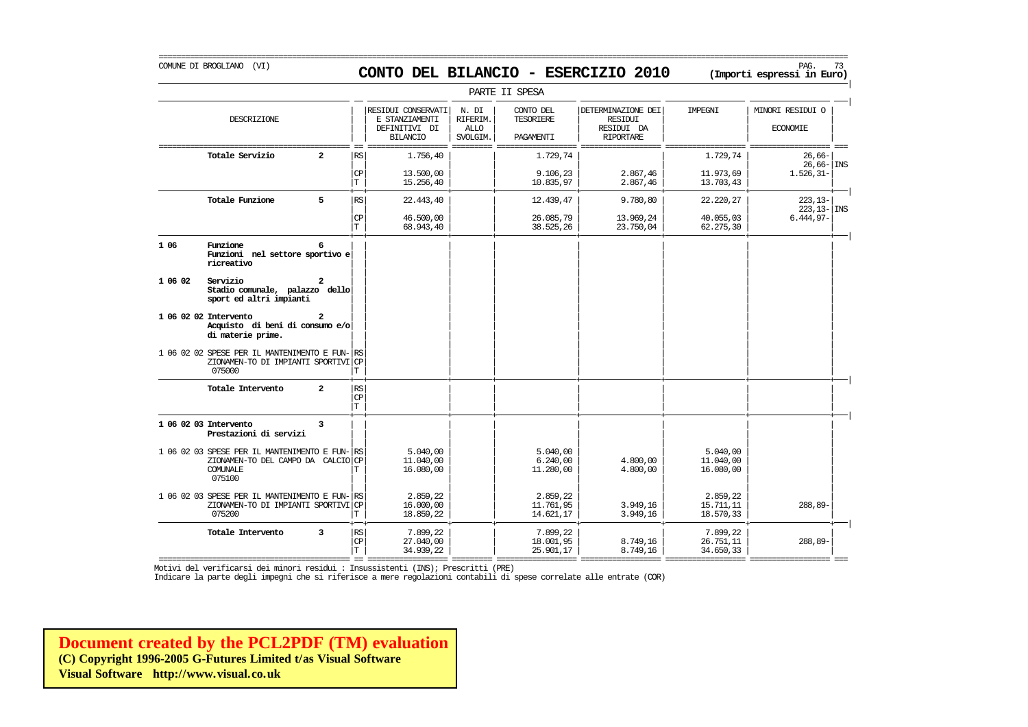COMUNE DI BROGLIANO (VI)

# CONTO DEL BILANCIO - ESERCIZIO 2010

**(Importi espressi in Euro)**

PARTE II SPESA

| DESCRIZIONE | | RESIDUI CONSERVATI E STANZIAMENTI DEFINITIVI DI BILANCIO | N. DI RIFERIM. ALLO SVOLGIM. | CONTO DEL TESORIERE PAGAMENTI | DETERMINAZIONE DEI RESIDUI RESIDUI DA RIPORTARE | IMPEGNI | MINORI RESIDUI O ECONOMIE | |
|---|---|---|---|---|---|---|---|---|
| **Totale Servizio 2** | RS | 1.756,40 | | 1.729,74 | | 1.729,74 | 26,66- | |
| | | | | | | | 26,66- | INS |
| | CP | 13.500,00 | | 9.106,23 | 2.867,46 | 11.973,69 | 1.526,31- | |
| | T | 15.256,40 | | 10.835,97 | 2.867,46 | 13.703,43 | | |
| **Totale Funzione 5** | RS | 22.443,40 | | 12.439,47 | 9.780,80 | 22.220,27 | 223,13- | |
| | | | | | | | 223,13- | INS |
| | CP | 46.500,00 | | 26.085,79 | 13.969,24 | 40.055,03 | 6.444,97- | |
| | T | 68.943,40 | | 38.525,26 | 23.750,04 | 62.275,30 | | |
| **1 06 Funzione 6** **Funzioni nel settore sportivo e ricreativo** | | | | | | | | |
| **1 06 02 Servizio 2** **Stadio comunale, palazzo dello sport ed altri impianti** | | | | | | | | |
| **1 06 02 02 Intervento 2** **Acquisto di beni di consumo e/o di materie prime.** | | | | | | | | |
| 1 06 02 02 SPESE PER IL MANTENIMENTO E FUN-ZIONAMEN-TO DI IMPIANTI SPORTIVI 075000 | RS | | | | | | | |
| | CP | | | | | | | |
| | T | | | | | | | |
| **Totale Intervento 2** | RS | | | | | | | |
| | CP | | | | | | | |
| | T | | | | | | | |
| **1 06 02 03 Intervento 3** **Prestazioni di servizi** | | | | | | | | |
| 1 06 02 03 SPESE PER IL MANTENIMENTO E FUN-ZIONAMEN-TO DEL CAMPO DA CALCIO COMUNALE 075100 | RS | 5.040,00 | | 5.040,00 | | 5.040,00 | | |
| | CP | 11.040,00 | | 6.240,00 | 4.800,00 | 11.040,00 | | |
| | T | 16.080,00 | | 11.280,00 | 4.800,00 | 16.080,00 | | |
| 1 06 02 03 SPESE PER IL MANTENIMENTO E FUN-ZIONAMEN-TO DI IMPIANTI SPORTIVI 075200 | RS | 2.859,22 | | 2.859,22 | | 2.859,22 | | |
| | CP | 16.000,00 | | 11.761,95 | 3.949,16 | 15.711,11 | 288,89- | |
| | T | 18.859,22 | | 14.621,17 | 3.949,16 | 18.570,33 | | |
| **Totale Intervento 3** | RS | 7.899,22 | | 7.899,22 | | 7.899,22 | | |
| | CP | 27.040,00 | | 18.001,95 | 8.749,16 | 26.751,11 | 288,89- | |
| | T | 34.939,22 | | 25.901,17 | 8.749,16 | 34.650,33 | | |

Motivi del verificarsi dei minori residui : Insussistenti (INS); Prescritti (PRE)

Indicare la parte degli impegni che si riferisce a mere regolazioni contabili di spese correlate alle entrate (COR)

**Document created by the PCL2PDF (TM) evaluation**
**(C) Copyright 1996-2005 G-Futures Limited t/as Visual Software**
**Visual Software http://www.visual.co.uk**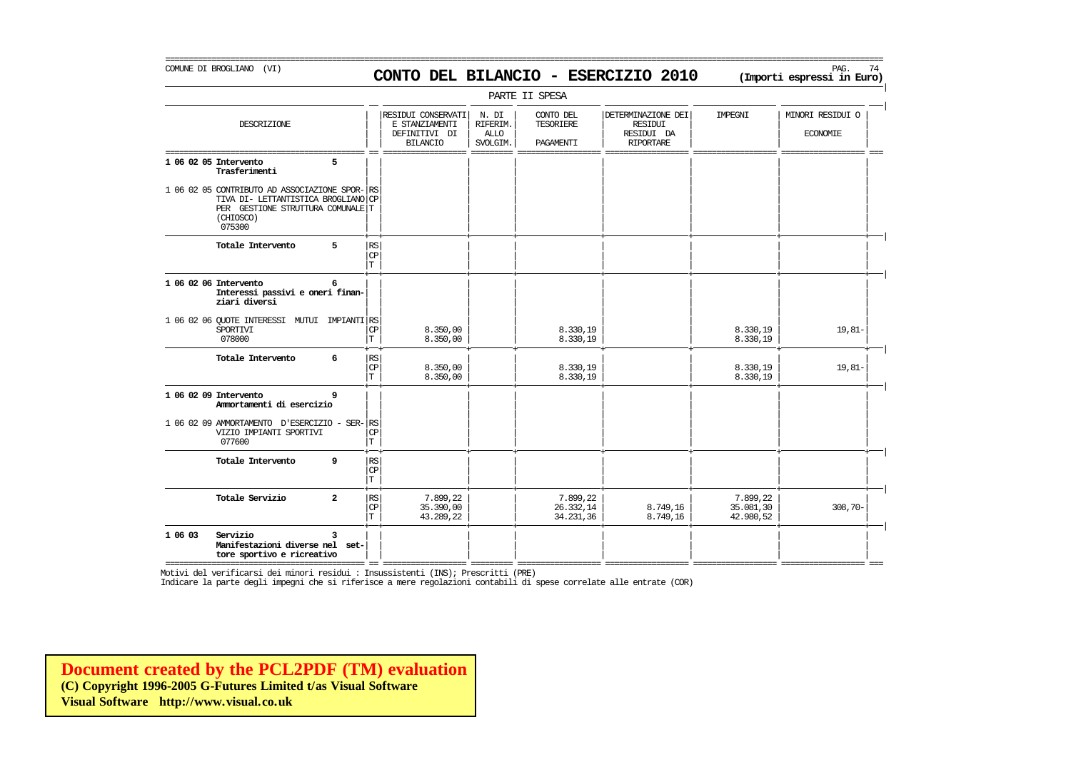COMUNE DI BROGLIANO (VI)

# CONTO DEL BILANCIO - ESERCIZIO 2010

**(Importi espressi in Euro)**

PARTE II SPESA

| DESCRIZIONE | | RESIDUI CONSERVATI E STANZIAMENTI DEFINITIVI DI BILANCIO | N. DI RIFERIM. ALLO SVOLGIM. | CONTO DEL TESORIERE PAGAMENTI | DETERMINAZIONE DEI RESIDUI RESIDUI DA RIPORTARE | IMPEGNI | MINORI RESIDUI O ECONOMIE |
|---|---|---|---|---|---|---|---|
| **1 06 02 05 Intervento 5 Trasferimenti** | | | | | | | |
| 1 06 02 05 CONTRIBUTO AD ASSOCIAZIONE SPORTIVA DI- LETTANTISTICA BROGLIANO PER GESTIONE STRUTTURA COMUNALE (CHIOSCO) 075300 | RS<br>CP<br>T | | | | | | |
| **Totale Intervento 5** | RS<br>CP<br>T | | | | | | |
| **1 06 02 06 Intervento 6 Interessi passivi e oneri finanziari diversi** | | | | | | | |
| 1 06 02 06 QUOTE INTERESSI MUTUI IMPIANTI SPORTIVI 078000 | RS<br>CP<br>T | <br>8.350,00<br>8.350,00 | | <br>8.330,19<br>8.330,19 | | <br>8.330,19<br>8.330,19 | <br>19,81- |
| **Totale Intervento 6** | RS<br>CP<br>T | <br>8.350,00<br>8.350,00 | | <br>8.330,19<br>8.330,19 | | <br>8.330,19<br>8.330,19 | <br>19,81- |
| **1 06 02 09 Intervento 9 Ammortamenti di esercizio** | | | | | | | |
| 1 06 02 09 AMMORTAMENTO D'ESERCIZIO - SERVIZIO IMPIANTI SPORTIVI 077600 | RS<br>CP<br>T | | | | | | |
| **Totale Intervento 9** | RS<br>CP<br>T | | | | | | |
| **Totale Servizio 2** | RS<br>CP<br>T | 7.899,22<br>35.390,00<br>43.289,22 | | 7.899,22<br>26.332,14<br>34.231,36 | <br>8.749,16<br>8.749,16 | 7.899,22<br>35.081,30<br>42.980,52 | <br>308,70- |
| **1 06 03 Servizio 3 Manifestazioni diverse nel settore sportivo e ricreativo** | | | | | | | |

Motivi del verificarsi dei minori residui : Insussistenti (INS); Prescritti (PRE)

Indicare la parte degli impegni che si riferisce a mere regolazioni contabili di spese correlate alle entrate (COR)

**Document created by the PCL2PDF (TM) evaluation**
**(C) Copyright 1996-2005 G-Futures Limited t/as Visual Software**
**Visual Software http://www.visual.co.uk**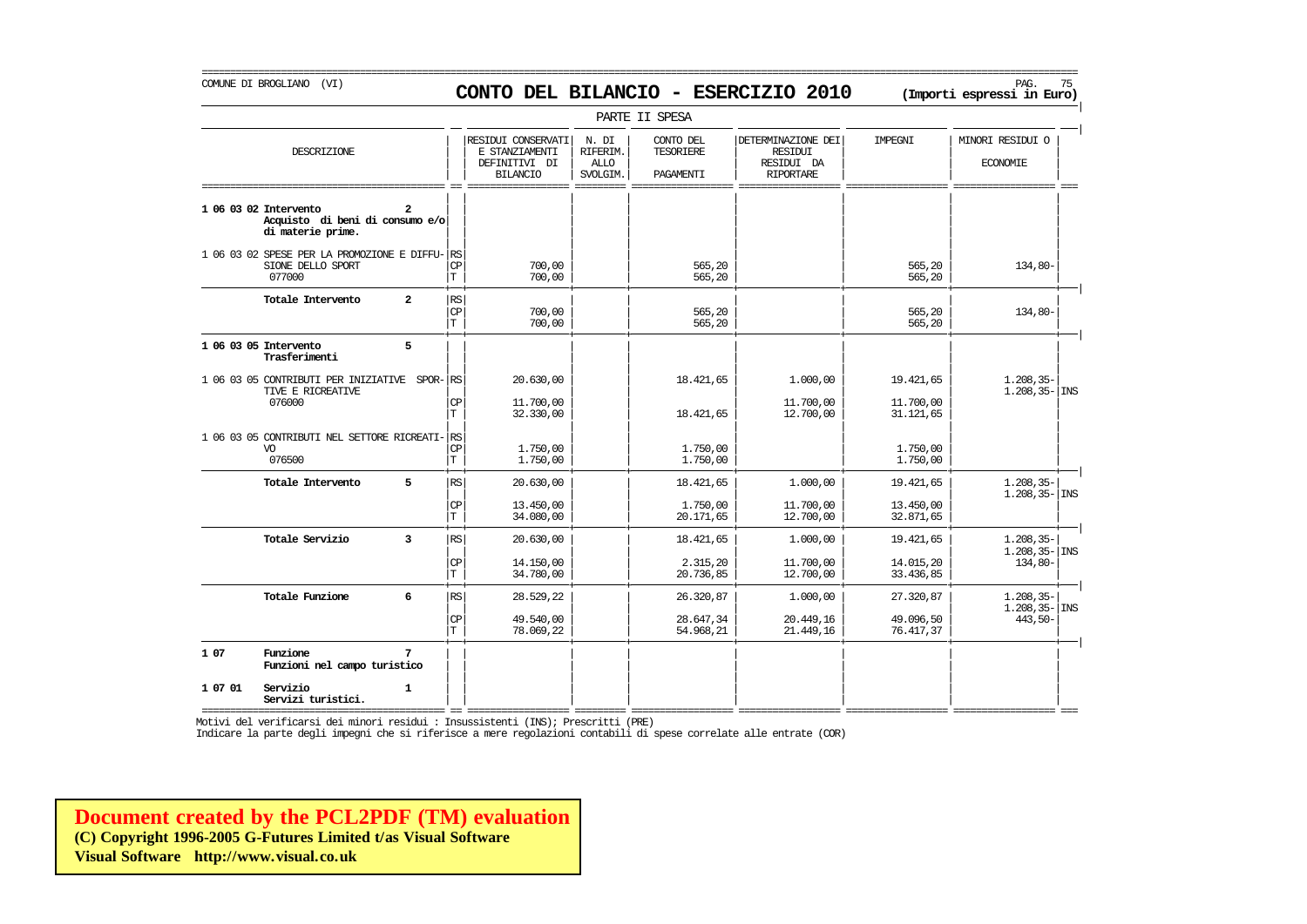COMUNE DI BROGLIANO (VI)

# CONTO DEL BILANCIO - ESERCIZIO 2010

**(Importi espressi in Euro)**

PARTE II SPESA

| DESCRIZIONE | | RESIDUI CONSERVATI E STANZIAMENTI DEFINITIVI DI BILANCIO | N. DI RIFERIM. ALLO SVOLGIM. | CONTO DEL TESORIERE PAGAMENTI | DETERMINAZIONE DEI RESIDUI RESIDUI DA RIPORTARE | IMPEGNI | MINORI RESIDUI O ECONOMIE | |
|---|---|---|---|---|---|---|---|---|
| **1 06 03 02 Intervento 2** **Acquisto di beni di consumo e/o di materie prime.** | | | | | | | | |
| 1 06 03 02 SPESE PER LA PROMOZIONE E DIFFUSIONE DELLO SPORT 077000 | RS | | | | | | | |
| | CP | 700,00 | | 565,20 | | 565,20 | 134,80- | |
| | T | 700,00 | | 565,20 | | 565,20 | | |
| **Totale Intervento 2** | RS | | | | | | | |
| | CP | 700,00 | | 565,20 | | 565,20 | 134,80- | |
| | T | 700,00 | | 565,20 | | 565,20 | | |
| **1 06 03 05 Intervento 5** **Trasferimenti** | | | | | | | | |
| 1 06 03 05 CONTRIBUTI PER INIZIATIVE SPORTIVE E RICREATIVE 076000 | RS | 20.630,00 | | 18.421,65 | 1.000,00 | 19.421,65 | 1.208,35- | |
| | | | | | | | 1.208,35- | INS |
| | CP | 11.700,00 | | | 11.700,00 | 11.700,00 | | |
| | T | 32.330,00 | | 18.421,65 | 12.700,00 | 31.121,65 | | |
| 1 06 03 05 CONTRIBUTI NEL SETTORE RICREATIVO 076500 | RS | | | | | | | |
| | CP | 1.750,00 | | 1.750,00 | | 1.750,00 | | |
| | T | 1.750,00 | | 1.750,00 | | 1.750,00 | | |
| **Totale Intervento 5** | RS | 20.630,00 | | 18.421,65 | 1.000,00 | 19.421,65 | 1.208,35- | |
| | | | | | | | 1.208,35- | INS |
| | CP | 13.450,00 | | 1.750,00 | 11.700,00 | 13.450,00 | | |
| | T | 34.080,00 | | 20.171,65 | 12.700,00 | 32.871,65 | | |
| **Totale Servizio 3** | RS | 20.630,00 | | 18.421,65 | 1.000,00 | 19.421,65 | 1.208,35- | |
| | | | | | | | 1.208,35- | INS |
| | CP | 14.150,00 | | 2.315,20 | 11.700,00 | 14.015,20 | 134,80- | |
| | T | 34.780,00 | | 20.736,85 | 12.700,00 | 33.436,85 | | |
| **Totale Funzione 6** | RS | 28.529,22 | | 26.320,87 | 1.000,00 | 27.320,87 | 1.208,35- | |
| | | | | | | | 1.208,35- | INS |
| | CP | 49.540,00 | | 28.647,34 | 20.449,16 | 49.096,50 | 443,50- | |
| | T | 78.069,22 | | 54.968,21 | 21.449,16 | 76.417,37 | | |
| **1 07 Funzione 7** **Funzioni nel campo turistico** | | | | | | | | |
| **1 07 01 Servizio 1** **Servizi turistici.** | | | | | | | | |

Motivi del verificarsi dei minori residui : Insussistenti (INS); Prescritti (PRE)

Indicare la parte degli impegni che si riferisce a mere regolazioni contabili di spese correlate alle entrate (COR)

**Document created by the PCL2PDF (TM) evaluation**
**(C) Copyright 1996-2005 G-Futures Limited t/as Visual Software**
**Visual Software http://www.visual.co.uk**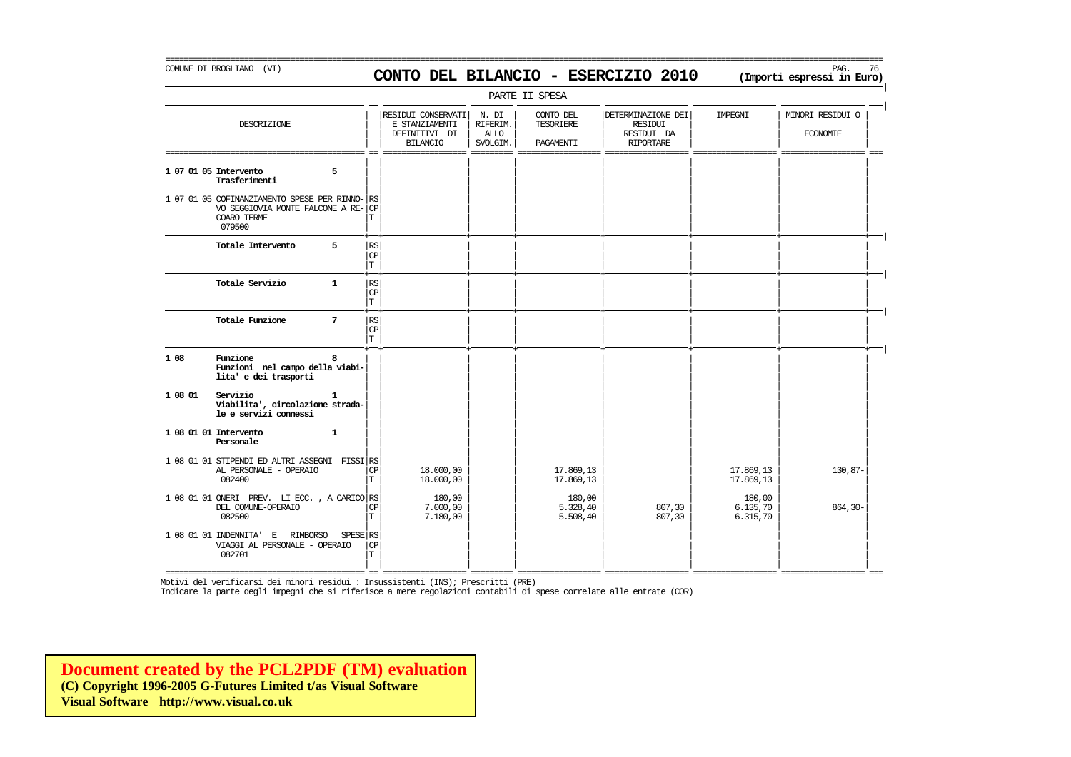COMUNE DI BROGLIANO (VI)

# CONTO DEL BILANCIO - ESERCIZIO 2010

**(Importi espressi in Euro)**

PARTE II SPESA

| DESCRIZIONE | | RESIDUI CONSERVATI E STANZIAMENTI DEFINITIVI DI BILANCIO | N. DI RIFERIM. ALLO SVOLGIM. | CONTO DEL TESORIERE PAGAMENTI | DETERMINAZIONE DEI RESIDUI RESIDUI DA RIPORTARE | IMPEGNI | MINORI RESIDUI O ECONOMIE |
|---|---|---|---|---|---|---|---|
| **1 07 01 05 Intervento 5 Trasferimenti** | | | | | | | |
| 1 07 01 05 COFINANZIAMENTO SPESE PER RINNOVO SEGGIOVIA MONTE FALCONE A RECOARO TERME 079500 | RS | | | | | | |
| | CP | | | | | | |
| | T | | | | | | |
| **Totale Intervento 5** | RS | | | | | | |
| | CP | | | | | | |
| | T | | | | | | |
| **Totale Servizio 1** | RS | | | | | | |
| | CP | | | | | | |
| | T | | | | | | |
| **Totale Funzione 7** | RS | | | | | | |
| | CP | | | | | | |
| | T | | | | | | |
| **1 08 Funzione 8 Funzioni nel campo della viabilita' e dei trasporti** | | | | | | | |
| **1 08 01 Servizio 1 Viabilita', circolazione stradale e servizi connessi** | | | | | | | |
| **1 08 01 01 Intervento 1 Personale** | | | | | | | |
| 1 08 01 01 STIPENDI ED ALTRI ASSEGNI FISSI AL PERSONALE - OPERAIO 082400 | RS | | | | | | |
| | CP | 18.000,00 | | 17.869,13 | | 17.869,13 | 130,87- |
| | T | 18.000,00 | | 17.869,13 | | 17.869,13 | |
| 1 08 01 01 ONERI PREV. LI ECC. , A CARICO DEL COMUNE-OPERAIO 082500 | RS | 180,00 | | 180,00 | | 180,00 | |
| | CP | 7.000,00 | | 5.328,40 | 807,30 | 6.135,70 | 864,30- |
| | T | 7.180,00 | | 5.508,40 | 807,30 | 6.315,70 | |
| 1 08 01 01 INDENNITA' E RIMBORSO SPESE VIAGGI AL PERSONALE - OPERAIO 082701 | RS | | | | | | |
| | CP | | | | | | |
| | T | | | | | | |

Motivi del verificarsi dei minori residui : Insussistenti (INS); Prescritti (PRE)
Indicare la parte degli impegni che si riferisce a mere regolazioni contabili di spese correlate alle entrate (COR)

**Document created by the PCL2PDF (TM) evaluation**
**(C) Copyright 1996-2005 G-Futures Limited t/as Visual Software**
**Visual Software http://www.visual.co.uk**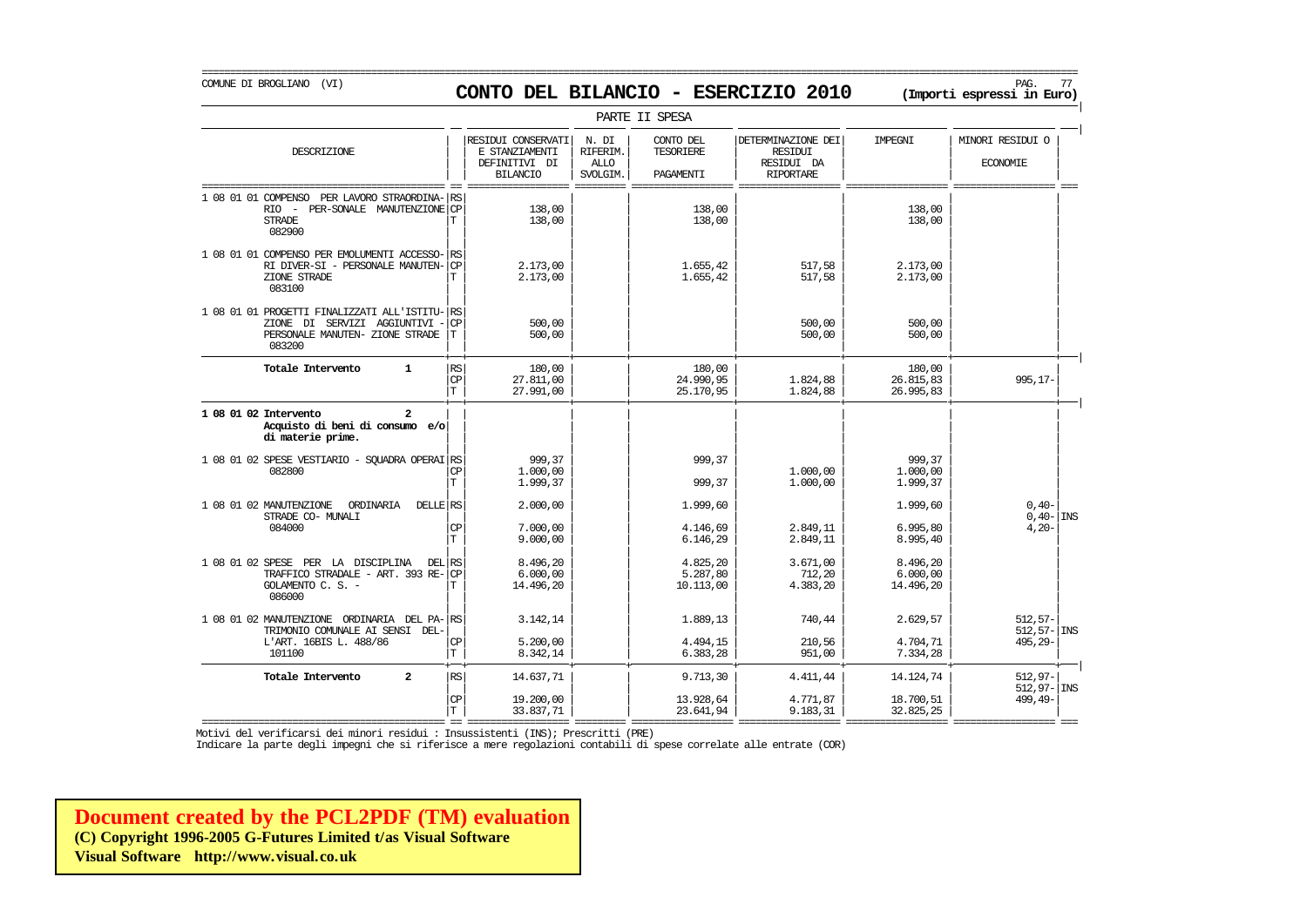COMUNE DI BROGLIANO (VI)

# CONTO DEL BILANCIO - ESERCIZIO 2010

**(Importi espressi in Euro)**

PARTE II SPESA

| DESCRIZIONE | | RESIDUI CONSERVATI E STANZIAMENTI DEFINITIVI DI BILANCIO | N. DI RIFERIM. ALLO SVOLGIM. | CONTO DEL TESORIERE PAGAMENTI | DETERMINAZIONE DEI RESIDUI RESIDUI DA RIPORTARE | IMPEGNI | MINORI RESIDUI O ECONOMIE | |
|---|---|---|---|---|---|---|---|---|
| 1 08 01 01 COMPENSO PER LAVORO STRAORDINA-RIO - PER-SONALE MANUTENZIONE STRADE 082900 | RS | | | | | | | |
| | CP | 138,00 | | 138,00 | | 138,00 | | |
| | T | 138,00 | | 138,00 | | 138,00 | | |
| 1 08 01 01 COMPENSO PER EMOLUMENTI ACCESSO-RI DIVER-SI - PERSONALE MANUTEN-ZIONE STRADE 083100 | RS | | | | | | | |
| | CP | 2.173,00 | | 1.655,42 | 517,58 | 2.173,00 | | |
| | T | 2.173,00 | | 1.655,42 | 517,58 | 2.173,00 | | |
| 1 08 01 01 PROGETTI FINALIZZATI ALL'ISTITU-ZIONE DI SERVIZI AGGIUNTIVI - PERSONALE MANUTEN- ZIONE STRADE 083200 | RS | | | | | | | |
| | CP | 500,00 | | | 500,00 | 500,00 | | |
| | T | 500,00 | | | 500,00 | 500,00 | | |
| **Totale Intervento 1** | RS | 180,00 | | 180,00 | | 180,00 | | |
| | CP | 27.811,00 | | 24.990,95 | 1.824,88 | 26.815,83 | 995,17- | |
| | T | 27.991,00 | | 25.170,95 | 1.824,88 | 26.995,83 | | |
| **1 08 01 02 Intervento 2 Acquisto di beni di consumo e/o di materie prime.** | | | | | | | | |
| 1 08 01 02 SPESE VESTIARIO - SQUADRA OPERAI 082800 | RS | 999,37 | | 999,37 | | 999,37 | | |
| | CP | 1.000,00 | | | 1.000,00 | 1.000,00 | | |
| | T | 1.999,37 | | 999,37 | 1.000,00 | 1.999,37 | | |
| 1 08 01 02 MANUTENZIONE ORDINARIA DELLE STRADE CO- MUNALI 084000 | RS | 2.000,00 | | 1.999,60 | | 1.999,60 | 0,40- | |
| | | | | | | | 0,40- | INS |
| | CP | 7.000,00 | | 4.146,69 | 2.849,11 | 6.995,80 | 4,20- | |
| | T | 9.000,00 | | 6.146,29 | 2.849,11 | 8.995,40 | | |
| 1 08 01 02 SPESE PER LA DISCIPLINA DEL TRAFFICO STRADALE - ART. 393 RE-GOLAMENTO C. S. - 086000 | RS | 8.496,20 | | 4.825,20 | 3.671,00 | 8.496,20 | | |
| | CP | 6.000,00 | | 5.287,80 | 712,20 | 6.000,00 | | |
| | T | 14.496,20 | | 10.113,00 | 4.383,20 | 14.496,20 | | |
| 1 08 01 02 MANUTENZIONE ORDINARIA DEL PA-TRIMONIO COMUNALE AI SENSI DEL-L'ART. 16BIS L. 488/86 101100 | RS | 3.142,14 | | 1.889,13 | 740,44 | 2.629,57 | 512,57- | |
| | | | | | | | 512,57- | INS |
| | CP | 5.200,00 | | 4.494,15 | 210,56 | 4.704,71 | 495,29- | |
| | T | 8.342,14 | | 6.383,28 | 951,00 | 7.334,28 | | |
| **Totale Intervento 2** | RS | 14.637,71 | | 9.713,30 | 4.411,44 | 14.124,74 | 512,97- | |
| | | | | | | | 512,97- | INS |
| | CP | 19.200,00 | | 13.928,64 | 4.771,87 | 18.700,51 | 499,49- | |
| | T | 33.837,71 | | 23.641,94 | 9.183,31 | 32.825,25 | | |

Motivi del verificarsi dei minori residui : Insussistenti (INS); Prescritti (PRE)
Indicare la parte degli impegni che si riferisce a mere regolazioni contabili di spese correlate alle entrate (COR)

**Document created by the PCL2PDF (TM) evaluation**
**(C) Copyright 1996-2005 G-Futures Limited t/as Visual Software**
**Visual Software http://www.visual.co.uk**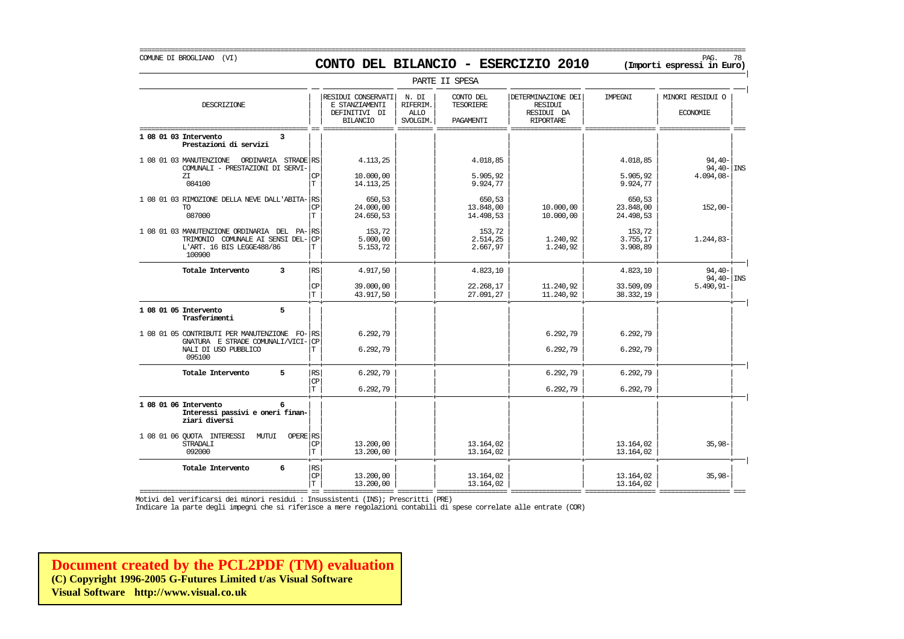COMUNE DI BROGLIANO (VI)

# CONTO DEL BILANCIO - ESERCIZIO 2010

**(Importi espressi in Euro)**

PARTE II SPESA

| DESCRIZIONE | | RESIDUI CONSERVATI E STANZIAMENTI DEFINITIVI DI BILANCIO | N. DI RIFERIM. ALLO SVOLGIM. | CONTO DEL TESORIERE PAGAMENTI | DETERMINAZIONE DEI RESIDUI RESIDUI DA RIPORTARE | IMPEGNI | MINORI RESIDUI O ECONOMIE | |
|---|---|---|---|---|---|---|---|---|
| **1 08 01 03 Intervento 3 Prestazioni di servizi** | | | | | | | | |
| 1 08 01 03 MANUTENZIONE ORDINARIA STRADE COMUNALI - PRESTAZIONI DI SERVIZI 084100 | RS | 4.113,25 | | 4.018,85 | | 4.018,85 | 94,40- | |
| | | | | | | | 94,40- | INS |
| | CP | 10.000,00 | | 5.905,92 | | 5.905,92 | 4.094,08- | |
| | T | 14.113,25 | | 9.924,77 | | 9.924,77 | | |
| 1 08 01 03 RIMOZIONE DELLA NEVE DALL'ABITATO 087000 | RS | 650,53 | | 650,53 | | 650,53 | | |
| | CP | 24.000,00 | | 13.848,00 | 10.000,00 | 23.848,00 | 152,00- | |
| | T | 24.650,53 | | 14.498,53 | 10.000,00 | 24.498,53 | | |
| 1 08 01 03 MANUTENZIONE ORDINARIA DEL PATRIMONIO COMUNALE AI SENSI DELL'ART. 16 BIS LEGGE488/86 100900 | RS | 153,72 | | 153,72 | | 153,72 | | |
| | CP | 5.000,00 | | 2.514,25 | 1.240,92 | 3.755,17 | 1.244,83- | |
| | T | 5.153,72 | | 2.667,97 | 1.240,92 | 3.908,89 | | |
| **Totale Intervento 3** | RS | 4.917,50 | | 4.823,10 | | 4.823,10 | 94,40- | |
| | | | | | | | 94,40- | INS |
| | CP | 39.000,00 | | 22.268,17 | 11.240,92 | 33.509,09 | 5.490,91- | |
| | T | 43.917,50 | | 27.091,27 | 11.240,92 | 38.332,19 | | |
| **1 08 01 05 Intervento 5 Trasferimenti** | | | | | | | | |
| 1 08 01 05 CONTRIBUTI PER MANUTENZIONE FOGNATURA E STRADE COMUNALI/VICINALI DI USO PUBBLICO 095100 | RS | 6.292,79 | | | 6.292,79 | 6.292,79 | | |
| | CP | | | | | | | |
| | T | 6.292,79 | | | 6.292,79 | 6.292,79 | | |
| **Totale Intervento 5** | RS | 6.292,79 | | | 6.292,79 | 6.292,79 | | |
| | CP | | | | | | | |
| | T | 6.292,79 | | | 6.292,79 | 6.292,79 | | |
| **1 08 01 06 Intervento 6 Interessi passivi e oneri finanziari diversi** | | | | | | | | |
| 1 08 01 06 QUOTA INTERESSI MUTUI OPERE STRADALI 092000 | RS | | | | | | | |
| | CP | 13.200,00 | | 13.164,02 | | 13.164,02 | 35,98- | |
| | T | 13.200,00 | | 13.164,02 | | 13.164,02 | | |
| **Totale Intervento 6** | RS | | | | | | | |
| | CP | 13.200,00 | | 13.164,02 | | 13.164,02 | 35,98- | |
| | T | 13.200,00 | | 13.164,02 | | 13.164,02 | | |

Motivi del verificarsi dei minori residui : Insussistenti (INS); Prescritti (PRE)

Indicare la parte degli impegni che si riferisce a mere regolazioni contabili di spese correlate alle entrate (COR)

**Document created by the PCL2PDF (TM) evaluation**
**(C) Copyright 1996-2005 G-Futures Limited t/as Visual Software**
**Visual Software http://www.visual.co.uk**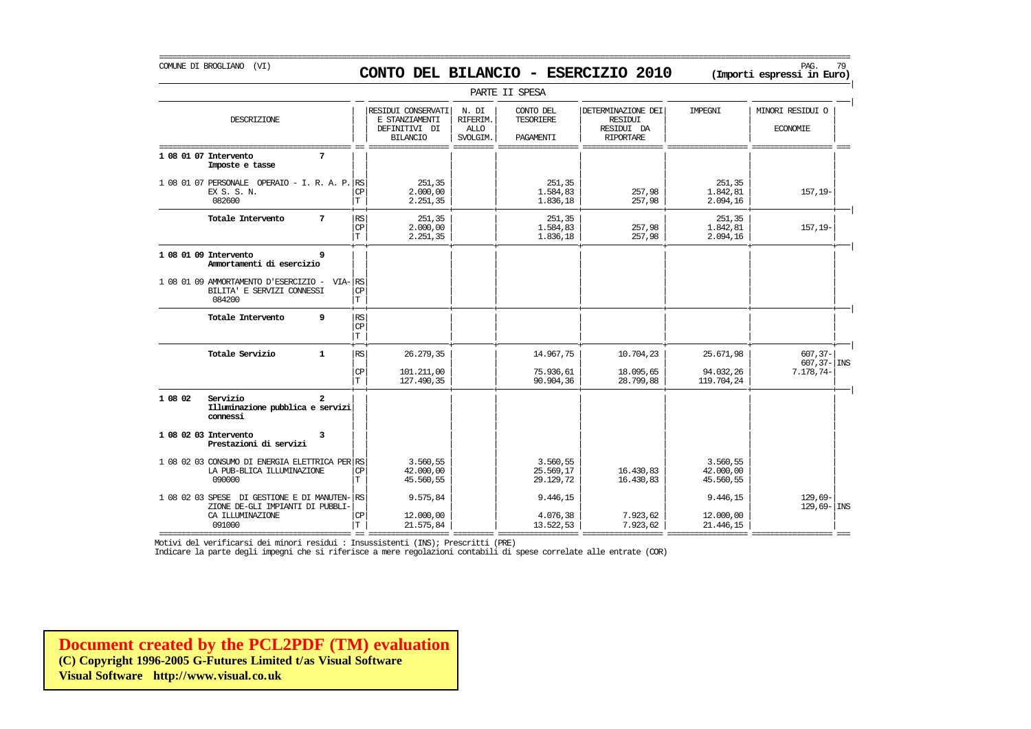COMUNE DI BROGLIANO (VI)

# CONTO DEL BILANCIO - ESERCIZIO 2010

(Importi espressi in Euro)

PARTE II SPESA

| DESCRIZIONE | | RESIDUI CONSERVATI E STANZIAMENTI DEFINITIVI DI BILANCIO | N. DI RIFERIM. ALLO SVOLGIM. | CONTO DEL TESORIERE PAGAMENTI | DETERMINAZIONE DEI RESIDUI RESIDUI DA RIPORTARE | IMPEGNI | MINORI RESIDUI O ECONOMIE | |
|---|---|---|---|---|---|---|---|---|
| **1 08 01 07 Intervento 7 Imposte e tasse** | | | | | | | | |
| 1 08 01 07 PERSONALE OPERAIO - I. R. A. P. EX S. S. N. 082600 | RS | 251,35 | | 251,35 | | 251,35 | | |
| | CP | 2.000,00 | | 1.584,83 | 257,98 | 1.842,81 | 157,19- | |
| | T | 2.251,35 | | 1.836,18 | 257,98 | 2.094,16 | | |
| **Totale Intervento 7** | RS | 251,35 | | 251,35 | | 251,35 | | |
| | CP | 2.000,00 | | 1.584,83 | 257,98 | 1.842,81 | 157,19- | |
| | T | 2.251,35 | | 1.836,18 | 257,98 | 2.094,16 | | |
| **1 08 01 09 Intervento 9 Ammortamenti di esercizio** | | | | | | | | |
| 1 08 01 09 AMMORTAMENTO D'ESERCIZIO - VIABILITA' E SERVIZI CONNESSI 084200 | RS | | | | | | | |
| | CP | | | | | | | |
| | T | | | | | | | |
| **Totale Intervento 9** | RS | | | | | | | |
| | CP | | | | | | | |
| | T | | | | | | | |
| **Totale Servizio 1** | RS | 26.279,35 | | 14.967,75 | 10.704,23 | 25.671,98 | 607,37- | |
| | | | | | | | 607,37- | INS |
| | CP | 101.211,00 | | 75.936,61 | 18.095,65 | 94.032,26 | 7.178,74- | |
| | T | 127.490,35 | | 90.904,36 | 28.799,88 | 119.704,24 | | |
| **1 08 02 Servizio 2 Illuminazione pubblica e servizi connessi** | | | | | | | | |
| **1 08 02 03 Intervento 3 Prestazioni di servizi** | | | | | | | | |
| 1 08 02 03 CONSUMO DI ENERGIA ELETTRICA PER LA PUB-BLICA ILLUMINAZIONE 090000 | RS | 3.560,55 | | 3.560,55 | | 3.560,55 | | |
| | CP | 42.000,00 | | 25.569,17 | 16.430,83 | 42.000,00 | | |
| | T | 45.560,55 | | 29.129,72 | 16.430,83 | 45.560,55 | | |
| 1 08 02 03 SPESE DI GESTIONE E DI MANUTENZIONE DE-GLI IMPIANTI DI PUBBLICA ILLUMINAZIONE 091000 | RS | 9.575,84 | | 9.446,15 | | 9.446,15 | 129,69- | |
| | | | | | | | 129,69- | INS |
| | CP | 12.000,00 | | 4.076,38 | 7.923,62 | 12.000,00 | | |
| | T | 21.575,84 | | 13.522,53 | 7.923,62 | 21.446,15 | | |

Motivi del verificarsi dei minori residui : Insussistenti (INS); Prescritti (PRE)

Indicare la parte degli impegni che si riferisce a mere regolazioni contabili di spese correlate alle entrate (COR)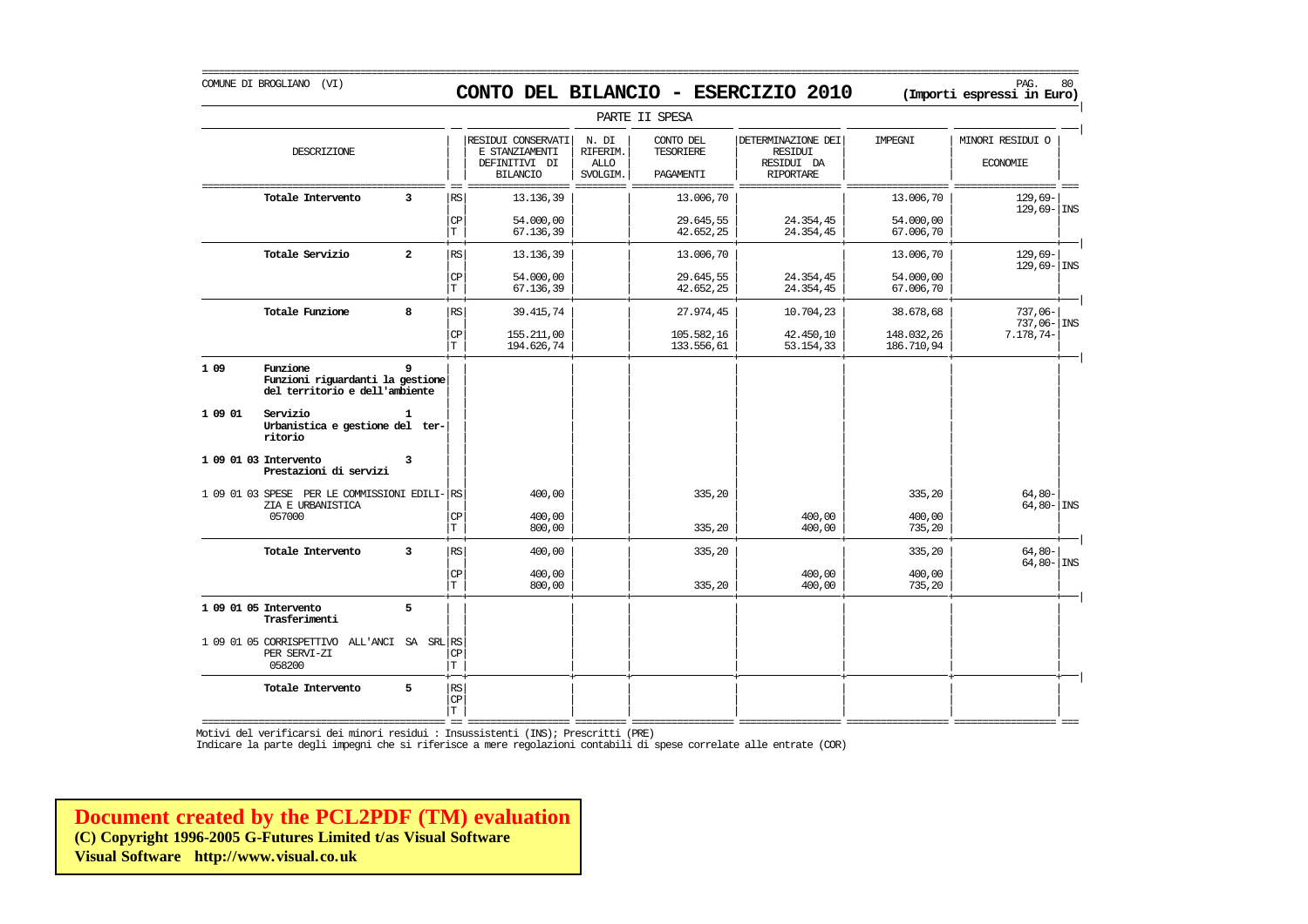COMUNE DI BROGLIANO (VI)

# CONTO DEL BILANCIO - ESERCIZIO 2010

**(Importi espressi in Euro)**

PARTE II SPESA

| | DESCRIZIONE | | | RESIDUI CONSERVATI E STANZIAMENTI DEFINITIVI DI BILANCIO | N. DI RIFERIM. ALLO SVOLGIM. | CONTO DEL TESORIERE PAGAMENTI | DETERMINAZIONE DEI RESIDUI RESIDUI DA RIPORTARE | IMPEGNI | MINORI RESIDUI O ECONOMIE | |
|---|---|---|---|---|---|---|---|---|---|---|
| | **Totale Intervento** | **3** | RS | 13.136,39 | | 13.006,70 | | 13.006,70 | 129,69- 129,69- | INS |
| | | | CP | 54.000,00 | | 29.645,55 | 24.354,45 | 54.000,00 | | |
| | | | T | 67.136,39 | | 42.652,25 | 24.354,45 | 67.006,70 | | |
| | **Totale Servizio** | **2** | RS | 13.136,39 | | 13.006,70 | | 13.006,70 | 129,69- 129,69- | INS |
| | | | CP | 54.000,00 | | 29.645,55 | 24.354,45 | 54.000,00 | | |
| | | | T | 67.136,39 | | 42.652,25 | 24.354,45 | 67.006,70 | | |
| | **Totale Funzione** | **8** | RS | 39.415,74 | | 27.974,45 | 10.704,23 | 38.678,68 | 737,06- 737,06- | INS |
| | | | CP | 155.211,00 | | 105.582,16 | 42.450,10 | 148.032,26 | 7.178,74- | |
| | | | T | 194.626,74 | | 133.556,61 | 53.154,33 | 186.710,94 | | |
| **1 09** | **Funzione** **Funzioni riguardanti la gestione del territorio e dell'ambiente** | **9** | | | | | | | | |
| **1 09 01** | **Servizio** **Urbanistica e gestione del territorio** | **1** | | | | | | | | |
| **1 09 01 03** | **Intervento** **Prestazioni di servizi** | **3** | | | | | | | | |
| 1 09 01 03 | SPESE PER LE COMMISSIONI EDILIZIA E URBANISTICA 057000 | | RS | 400,00 | | 335,20 | | 335,20 | 64,80- 64,80- | INS |
| | | | CP | 400,00 | | | 400,00 | 400,00 | | |
| | | | T | 800,00 | | 335,20 | 400,00 | 735,20 | | |
| | **Totale Intervento** | **3** | RS | 400,00 | | 335,20 | | 335,20 | 64,80- 64,80- | INS |
| | | | CP | 400,00 | | | 400,00 | 400,00 | | |
| | | | T | 800,00 | | 335,20 | 400,00 | 735,20 | | |
| **1 09 01 05** | **Intervento** **Trasferimenti** | **5** | | | | | | | | |
| 1 09 01 05 | CORRISPETTIVO ALL'ANCI SA SRL PER SERVI-ZI 058200 | | RS | | | | | | | |
| | | | CP | | | | | | | |
| | | | T | | | | | | | |
| | **Totale Intervento** | **5** | RS | | | | | | | |
| | | | CP | | | | | | | |
| | | | T | | | | | | | |

Motivi del verificarsi dei minori residui : Insussistenti (INS); Prescritti (PRE)

Indicare la parte degli impegni che si riferisce a mere regolazioni contabili di spese correlate alle entrate (COR)

**Document created by the PCL2PDF (TM) evaluation**
**(C) Copyright 1996-2005 G-Futures Limited t/as Visual Software**
**Visual Software http://www.visual.co.uk**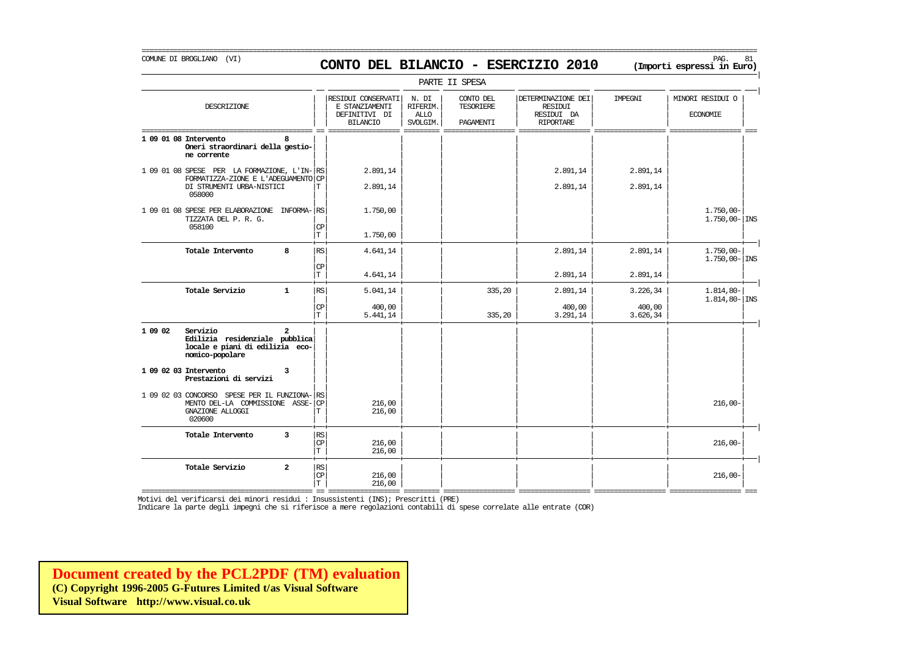COMUNE DI BROGLIANO (VI)

# CONTO DEL BILANCIO - ESERCIZIO 2010

**(Importi espressi in Euro)**

PARTE II SPESA

| DESCRIZIONE | | RESIDUI CONSERVATI E STANZIAMENTI DEFINITIVI DI BILANCIO | N. DI RIFERIM. ALLO SVOLGIM. | CONTO DEL TESORIERE PAGAMENTI | DETERMINAZIONE DEI RESIDUI RESIDUI DA RIPORTARE | IMPEGNI | MINORI RESIDUI O ECONOMIE | |
|---|---|---|---|---|---|---|---|---|
| **1 09 01 08 Intervento 8 Oneri straordinari della gestione corrente** | | | | | | | | |
| 1 09 01 08 SPESE PER LA FORMAZIONE, L'INFORMATIZZA-ZIONE E L'ADEGUAMENTO DI STRUMENTI URBA-NISTICI 058000 | RS | 2.891,14 | | | 2.891,14 | 2.891,14 | | |
| | CP | | | | | | | |
| | T | 2.891,14 | | | 2.891,14 | 2.891,14 | | |
| 1 09 01 08 SPESE PER ELABORAZIONE INFORMATIZZATA DEL P. R. G. 058100 | RS | 1.750,00 | | | | | 1.750,00- | |
| | | | | | | | 1.750,00- | INS |
| | CP | | | | | | | |
| | T | 1.750,00 | | | | | | |
| **Totale Intervento 8** | RS | 4.641,14 | | | 2.891,14 | 2.891,14 | 1.750,00- | |
| | | | | | | | 1.750,00- | INS |
| | CP | | | | | | | |
| | T | 4.641,14 | | | 2.891,14 | 2.891,14 | | |
| **Totale Servizio 1** | RS | 5.041,14 | | 335,20 | 2.891,14 | 3.226,34 | 1.814,80- | |
| | | | | | | | 1.814,80- | INS |
| | CP | 400,00 | | | 400,00 | 400,00 | | |
| | T | 5.441,14 | | 335,20 | 3.291,14 | 3.626,34 | | |
| **1 09 02 Servizio 2 Edilizia residenziale pubblica locale e piani di edilizia economico-popolare** | | | | | | | | |
| **1 09 02 03 Intervento 3 Prestazioni di servizi** | | | | | | | | |
| 1 09 02 03 CONCORSO SPESE PER IL FUNZIONA-MENTO DEL-LA COMMISSIONE ASSEGNAZIONE ALLOGGI 020600 | RS | | | | | | | |
| | CP | 216,00 | | | | | 216,00- | |
| | T | 216,00 | | | | | | |
| **Totale Intervento 3** | RS | | | | | | | |
| | CP | 216,00 | | | | | 216,00- | |
| | T | 216,00 | | | | | | |
| **Totale Servizio 2** | RS | | | | | | | |
| | CP | 216,00 | | | | | 216,00- | |
| | T | 216,00 | | | | | | |

Motivi del verificarsi dei minori residui : Insussistenti (INS); Prescritti (PRE)

Indicare la parte degli impegni che si riferisce a mere regolazioni contabili di spese correlate alle entrate (COR)

**Document created by the PCL2PDF (TM) evaluation**
**(C) Copyright 1996-2005 G-Futures Limited t/as Visual Software**
**Visual Software http://www.visual.co.uk**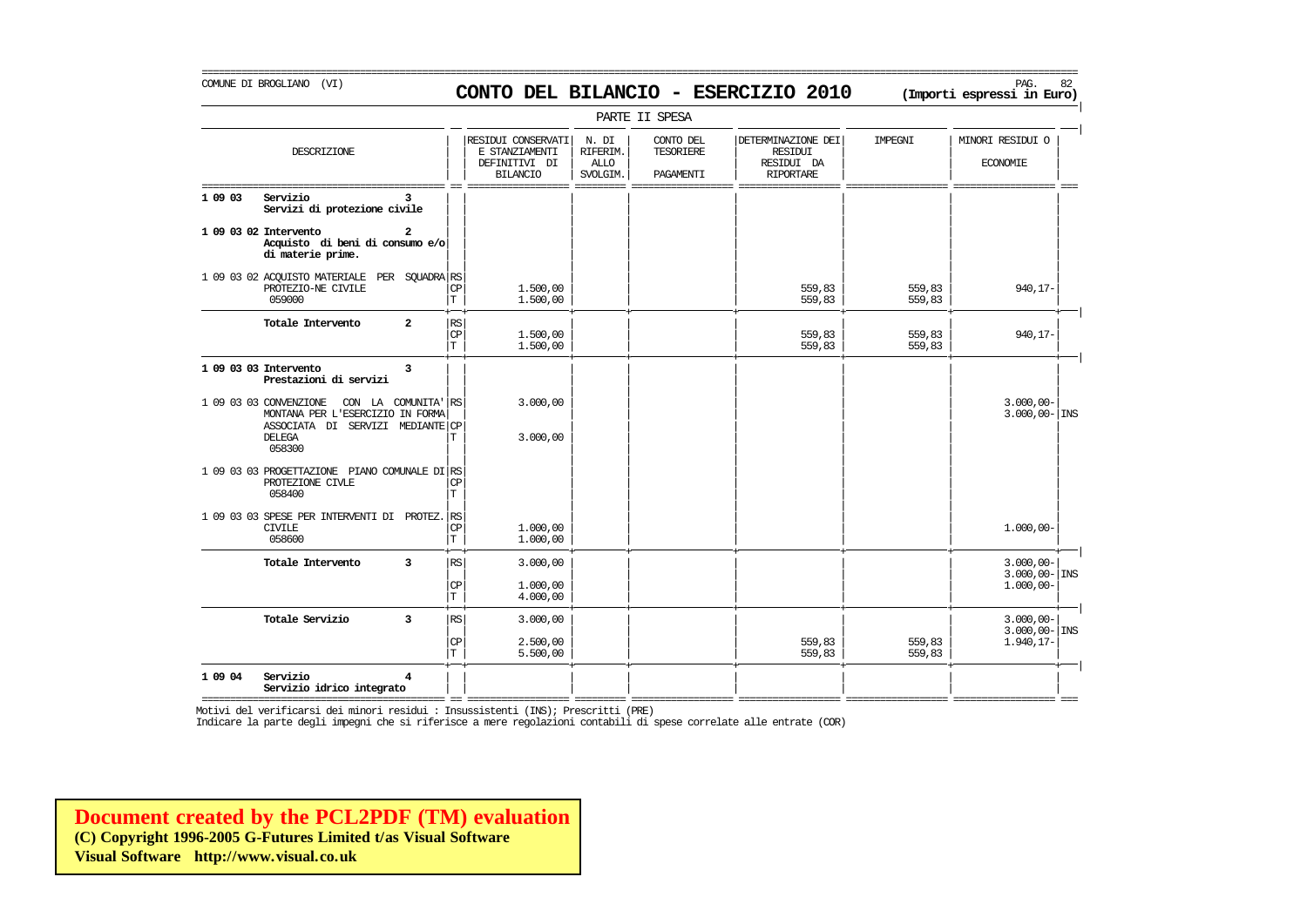COMUNE DI BROGLIANO (VI)

# CONTO DEL BILANCIO - ESERCIZIO 2010

(Importi espressi in Euro)

PARTE II SPESA

| DESCRIZIONE | | RESIDUI CONSERVATI E STANZIAMENTI DEFINITIVI DI BILANCIO | N. DI RIFERIM. ALLO SVOLGIM. | CONTO DEL TESORIERE PAGAMENTI | DETERMINAZIONE DEI RESIDUI RESIDUI DA RIPORTARE | IMPEGNI | MINORI RESIDUI O ECONOMIE | |
|---|---|---|---|---|---|---|---|---|
| **1 09 03 Servizio 3 Servizi di protezione civile** | | | | | | | | |
| **1 09 03 02 Intervento 2 Acquisto di beni di consumo e/o di materie prime.** | | | | | | | | |
| 1 09 03 02 ACQUISTO MATERIALE PER SQUADRA PROTEZIO-NE CIVILE 059000 | RS | | | | | | | |
| | CP | 1.500,00 | | | 559,83 | 559,83 | 940,17- | |
| | T | 1.500,00 | | | 559,83 | 559,83 | | |
| **Totale Intervento 2** | RS | | | | | | | |
| | CP | 1.500,00 | | | 559,83 | 559,83 | 940,17- | |
| | T | 1.500,00 | | | 559,83 | 559,83 | | |
| **1 09 03 03 Intervento 3 Prestazioni di servizi** | | | | | | | | |
| 1 09 03 03 CONVENZIONE CON LA COMUNITA' MONTANA PER L'ESERCIZIO IN FORMA ASSOCIATA DI SERVIZI MEDIANTE DELEGA 058300 | RS | 3.000,00 | | | | | 3.000,00- | |
| | | | | | | | 3.000,00- | INS |
| | CP | | | | | | | |
| | T | 3.000,00 | | | | | | |
| 1 09 03 03 PROGETTAZIONE PIANO COMUNALE DI PROTEZIONE CIVLE 058400 | RS | | | | | | | |
| | CP | | | | | | | |
| | T | | | | | | | |
| 1 09 03 03 SPESE PER INTERVENTI DI PROTEZ. CIVILE 058600 | RS | | | | | | | |
| | CP | 1.000,00 | | | | | 1.000,00- | |
| | T | 1.000,00 | | | | | | |
| **Totale Intervento 3** | RS | 3.000,00 | | | | | 3.000,00- | |
| | | | | | | | 3.000,00- | INS |
| | CP | 1.000,00 | | | | | 1.000,00- | |
| | T | 4.000,00 | | | | | | |
| **Totale Servizio 3** | RS | 3.000,00 | | | | | 3.000,00- | |
| | | | | | | | 3.000,00- | INS |
| | CP | 2.500,00 | | | 559,83 | 559,83 | 1.940,17- | |
| | T | 5.500,00 | | | 559,83 | 559,83 | | |
| **1 09 04 Servizio 4 Servizio idrico integrato** | | | | | | | | |

Motivi del verificarsi dei minori residui : Insussistenti (INS); Prescritti (PRE)

Indicare la parte degli impegni che si riferisce a mere regolazioni contabili di spese correlate alle entrate (COR)

**Document created by the PCL2PDF (TM) evaluation**
**(C) Copyright 1996-2005 G-Futures Limited t/as Visual Software**
**Visual Software http://www.visual.co.uk**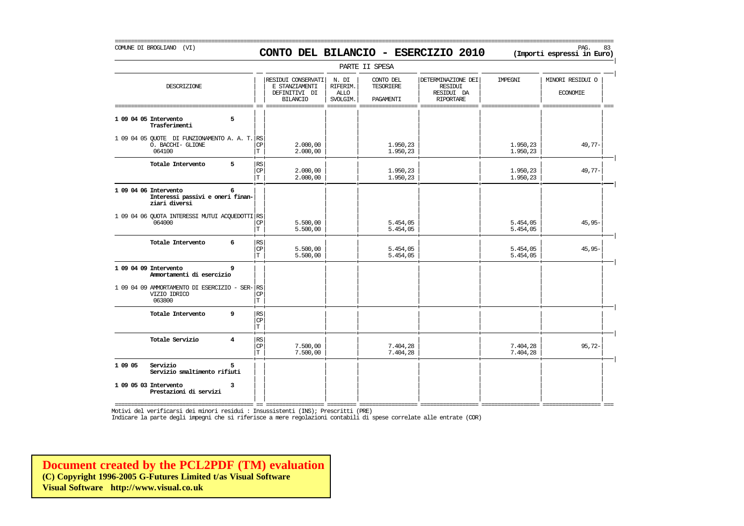COMUNE DI BROGLIANO (VI)

# CONTO DEL BILANCIO - ESERCIZIO 2010

**(Importi espressi in Euro)**

PARTE II SPESA

| DESCRIZIONE | | RESIDUI CONSERVATI E STANZIAMENTI DEFINITIVI DI BILANCIO | N. DI RIFERIM. ALLO SVOLGIM. | CONTO DEL TESORIERE PAGAMENTI | DETERMINAZIONE DEI RESIDUI RESIDUI DA RIPORTARE | IMPEGNI | MINORI RESIDUI O ECONOMIE |
|---|---|---|---|---|---|---|---|
| **1 09 04 05 Intervento 5 Trasferimenti** | | | | | | | |
| 1 09 04 05 QUOTE DI FUNZIONAMENTO A. A. T. O. BACCHI- GLIONE 064100 | RS | | | | | | |
| | CP | 2.000,00 | | 1.950,23 | | 1.950,23 | 49,77- |
| | T | 2.000,00 | | 1.950,23 | | 1.950,23 | |
| **Totale Intervento 5** | RS | | | | | | |
| | CP | 2.000,00 | | 1.950,23 | | 1.950,23 | 49,77- |
| | T | 2.000,00 | | 1.950,23 | | 1.950,23 | |
| **1 09 04 06 Intervento 6 Interessi passivi e oneri finanziari diversi** | | | | | | | |
| 1 09 04 06 QUOTA INTERESSI MUTUI ACQUEDOTTI 064000 | RS | | | | | | |
| | CP | 5.500,00 | | 5.454,05 | | 5.454,05 | 45,95- |
| | T | 5.500,00 | | 5.454,05 | | 5.454,05 | |
| **Totale Intervento 6** | RS | | | | | | |
| | CP | 5.500,00 | | 5.454,05 | | 5.454,05 | 45,95- |
| | T | 5.500,00 | | 5.454,05 | | 5.454,05 | |
| **1 09 04 09 Intervento 9 Ammortamenti di esercizio** | | | | | | | |
| 1 09 04 09 AMMORTAMENTO DI ESERCIZIO - SERVIZIO IDRICO 063800 | RS | | | | | | |
| | CP | | | | | | |
| | T | | | | | | |
| **Totale Intervento 9** | RS | | | | | | |
| | CP | | | | | | |
| | T | | | | | | |
| **Totale Servizio 4** | RS | | | | | | |
| | CP | 7.500,00 | | 7.404,28 | | 7.404,28 | 95,72- |
| | T | 7.500,00 | | 7.404,28 | | 7.404,28 | |
| **1 09 05 Servizio 5 Servizio smaltimento rifiuti** | | | | | | | |
| **1 09 05 03 Intervento 3 Prestazioni di servizi** | | | | | | | |

Motivi del verificarsi dei minori residui : Insussistenti (INS); Prescritti (PRE)
Indicare la parte degli impegni che si riferisce a mere regolazioni contabili di spese correlate alle entrate (COR)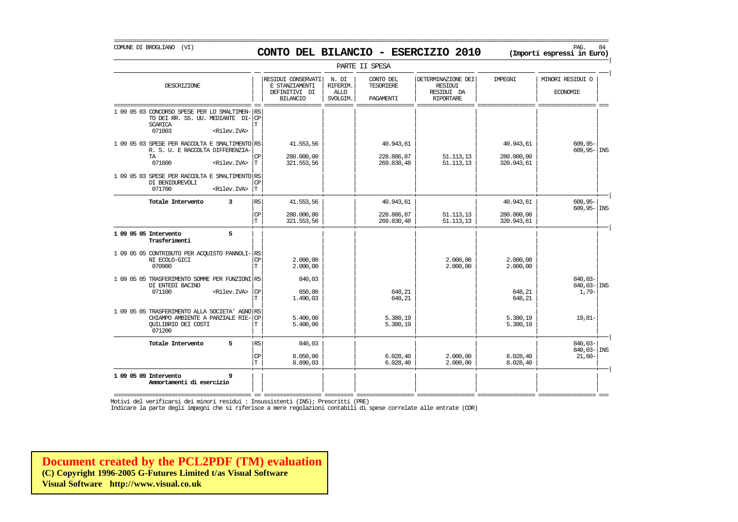COMUNE DI BROGLIANO (VI)

# CONTO DEL BILANCIO - ESERCIZIO 2010

**(Importi espressi in Euro)**

PARTE II SPESA

| DESCRIZIONE | | RESIDUI CONSERVATI E STANZIAMENTI DEFINITIVI DI BILANCIO | N. DI RIFERIM. ALLO SVOLGIM. | CONTO DEL TESORIERE PAGAMENTI | DETERMINAZIONE DEI RESIDUI RESIDUI DA RIPORTARE | IMPEGNI | MINORI RESIDUI O ECONOMIE | |
|---|---|---|---|---|---|---|---|---|
| 1 09 05 03 CONCORSO SPESE PER LO SMALTIMENTO DEI RR. SS. UU. MEDIANTE DISCARICA 071003 <Rilev.IVA> | RS | | | | | | | |
| | CP | | | | | | | |
| | T | | | | | | | |
| 1 09 05 03 SPESE PER RACCOLTA E SMALTIMENTO R. S. U. E RACCOLTA DIFFERENZIATA 071600 <Rilev.IVA> | RS | 41.553,56 | | 40.943,61 | | 40.943,61 | 609,95- 609,95- | INS |
| | CP | 280.000,00 | | 228.886,87 | 51.113,13 | 280.000,00 | | |
| | T | 321.553,56 | | 269.830,48 | 51.113,13 | 320.943,61 | | |
| 1 09 05 03 SPESE PER RACCOLTA E SMALTIMENTO DI BENIDUREVOLI 071700 <Rilev.IVA> | RS | | | | | | | |
| | CP | | | | | | | |
| | T | | | | | | | |
| **Totale Intervento 3** | RS | 41.553,56 | | 40.943,61 | | 40.943,61 | 609,95- 609,95- | INS |
| | CP | 280.000,00 | | 228.886,87 | 51.113,13 | 280.000,00 | | |
| | T | 321.553,56 | | 269.830,48 | 51.113,13 | 320.943,61 | | |
| **1 09 05 05 Intervento 5 Trasferimenti** | | | | | | | | |
| 1 09 05 05 CONTRIBUTO PER ACQUISTO PANNOLINI ECOLO-GICI 070900 | RS | | | | | | | |
| | CP | 2.000,00 | | | 2.000,00 | 2.000,00 | | |
| | T | 2.000,00 | | | 2.000,00 | 2.000,00 | | |
| 1 09 05 05 TRASFERIMENTO SOMME PER FUNZIONI DI ENTEDI BACINO 071100 <Rilev.IVA> | RS | 840,03 | | | | | 840,03- 840,03- | INS |
| | CP | 650,00 | | 648,21 | | 648,21 | 1,79- | |
| | T | 1.490,03 | | 648,21 | | 648,21 | | |
| 1 09 05 05 TRASFERIMENTO ALLA SOCIETA' AGNO CHIAMPO AMBIENTE A PARZIALE RIEQUILIBRIO DEI COSTI 071200 | RS | | | | | | | |
| | CP | 5.400,00 | | 5.380,19 | | 5.380,19 | 19,81- | |
| | T | 5.400,00 | | 5.380,19 | | 5.380,19 | | |
| **Totale Intervento 5** | RS | 840,03 | | | | | 840,03- 840,03- | INS |
| | CP | 8.050,00 | | 6.028,40 | 2.000,00 | 8.028,40 | 21,60- | |
| | T | 8.890,03 | | 6.028,40 | 2.000,00 | 8.028,40 | | |
| **1 09 05 09 Intervento 9 Ammortamenti di esercizio** | | | | | | | | |

Motivi del verificarsi dei minori residui : Insussistenti (INS); Prescritti (PRE)

Indicare la parte degli impegni che si riferisce a mere regolazioni contabili di spese correlate alle entrate (COR)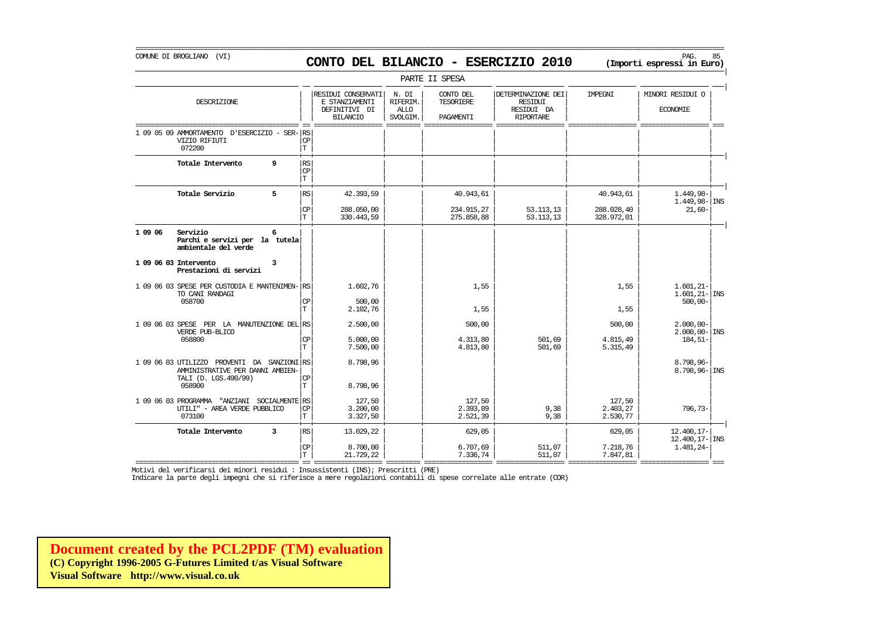COMUNE DI BROGLIANO (VI)

# CONTO DEL BILANCIO - ESERCIZIO 2010

**(Importi espressi in Euro)**

PARTE II SPESA

| DESCRIZIONE | | RESIDUI CONSERVATI E STANZIAMENTI DEFINITIVI DI BILANCIO | N. DI RIFERIM. ALLO SVOLGIM. | CONTO DEL TESORIERE PAGAMENTI | DETERMINAZIONE DEI RESIDUI RESIDUI DA RIPORTARE | IMPEGNI | MINORI RESIDUI O ECONOMIE | |
|---|---|---|---|---|---|---|---|---|
| 1 09 05 09 AMMORTAMENTO D'ESERCIZIO - SERVIZIO RIFIUTI 072200 | RS CP T | | | | | | | |
| **Totale Intervento 9** | RS CP T | | | | | | | |
| **Totale Servizio 5** | RS | 42.393,59 | | 40.943,61 | | 40.943,61 | 1.449,98- 1.449,98- | INS |
| | CP | 288.050,00 | | 234.915,27 | 53.113,13 | 288.028,40 | 21,60- | |
| | T | 330.443,59 | | 275.858,88 | 53.113,13 | 328.972,01 | | |
| **1 09 06 Servizio 6 Parchi e servizi per la tutela ambientale del verde** | | | | | | | | |
| **1 09 06 03 Intervento 3 Prestazioni di servizi** | | | | | | | | |
| 1 09 06 03 SPESE PER CUSTODIA E MANTENIMENTO CANI RANDAGI | RS | 1.602,76 | | 1,55 | | 1,55 | 1.601,21- 1.601,21- | INS |
| 058700 | CP | 500,00 | | | | | 500,00- | |
| | T | 2.102,76 | | 1,55 | | 1,55 | | |
| 1 09 06 03 SPESE PER LA MANUTENZIONE DEL VERDE PUB-BLICO | RS | 2.500,00 | | 500,00 | | 500,00 | 2.000,00- 2.000,00- | INS |
| 058800 | CP | 5.000,00 | | 4.313,80 | 501,69 | 4.815,49 | 184,51- | |
| | T | 7.500,00 | | 4.813,80 | 501,69 | 5.315,49 | | |
| 1 09 06 03 UTILIZZO PROVENTI DA SANZIONI AMMINISTRATIVE PER DANNI AMBIENTALI (D. LGS.490/99) | RS | 8.798,96 | | | | | 8.798,96- 8.798,96- | INS |
| 058900 | CP T | 8.798,96 | | | | | | |
| 1 09 06 03 PROGRAMMA "ANZIANI SOCIALMENTE UTILI" - AREA VERDE PUBBLICO | RS | 127,50 | | 127,50 | | 127,50 | | |
| | CP | 3.200,00 | | 2.393,89 | 9,38 | 2.403,27 | 796,73- | |
| 073100 | T | 3.327,50 | | 2.521,39 | 9,38 | 2.530,77 | | |
| **Totale Intervento 3** | RS | 13.029,22 | | 629,05 | | 629,05 | 12.400,17- 12.400,17- | INS |
| | CP | 8.700,00 | | 6.707,69 | 511,07 | 7.218,76 | 1.481,24- | |
| | T | 21.729,22 | | 7.336,74 | 511,07 | 7.847,81 | | |

Motivi del verificarsi dei minori residui : Insussistenti (INS); Prescritti (PRE)

Indicare la parte degli impegni che si riferisce a mere regolazioni contabili di spese correlate alle entrate (COR)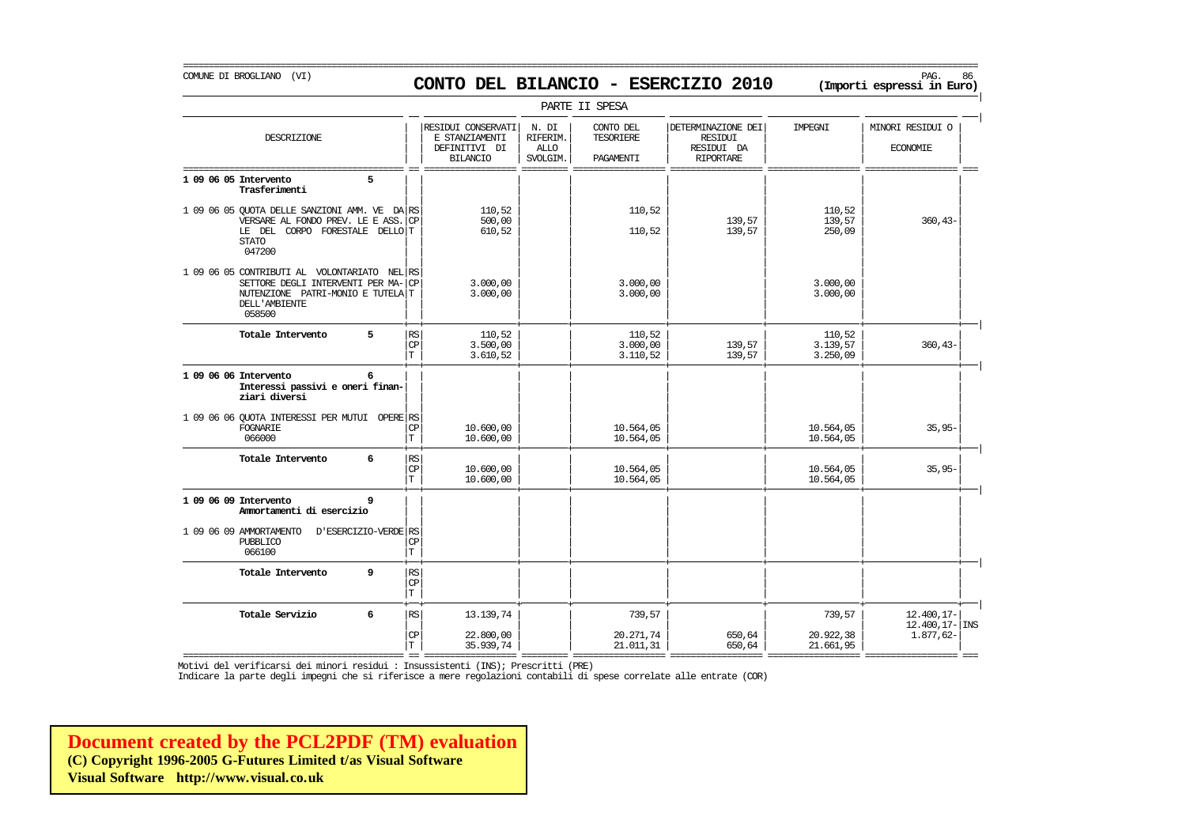COMUNE DI BROGLIANO (VI)

# CONTO DEL BILANCIO - ESERCIZIO 2010

(Importi espressi in Euro)

PARTE II SPESA

| DESCRIZIONE | | RESIDUI CONSERVATI E STANZIAMENTI DEFINITIVI DI BILANCIO | N. DI RIFERIM. ALLO SVOLGIM. | CONTO DEL TESORIERE PAGAMENTI | DETERMINAZIONE DEI RESIDUI RESIDUI DA RIPORTARE | IMPEGNI | MINORI RESIDUI O ECONOMIE | |
|---|---|---|---|---|---|---|---|---|
| **1 09 06 05 Intervento 5 Trasferimenti** | | | | | | | | |
| 1 09 06 05 QUOTA DELLE SANZIONI AMM. VE DA VERSARE AL FONDO PREV. LE E ASS. LE DEL CORPO FORESTALE DELLO STATO 047200 | RS | 110,52 | | 110,52 | | 110,52 | | |
| | CP | 500,00 | | | 139,57 | 139,57 | 360,43- | |
| | T | 610,52 | | 110,52 | 139,57 | 250,09 | | |
| 1 09 06 05 CONTRIBUTI AL VOLONTARIATO NEL SETTORE DEGLI INTERVENTI PER MA-NUTENZIONE PATRI-MONIO E TUTELA DELL'AMBIENTE 058500 | RS | | | | | | | |
| | CP | 3.000,00 | | 3.000,00 | | 3.000,00 | | |
| | T | 3.000,00 | | 3.000,00 | | 3.000,00 | | |
| **Totale Intervento 5** | RS | 110,52 | | 110,52 | | 110,52 | | |
| | CP | 3.500,00 | | 3.000,00 | 139,57 | 3.139,57 | 360,43- | |
| | T | 3.610,52 | | 3.110,52 | 139,57 | 3.250,09 | | |
| **1 09 06 06 Intervento 6 Interessi passivi e oneri finanziari diversi** | | | | | | | | |
| 1 09 06 06 QUOTA INTERESSI PER MUTUI OPERE FOGNARIE 066000 | RS | | | | | | | |
| | CP | 10.600,00 | | 10.564,05 | | 10.564,05 | 35,95- | |
| | T | 10.600,00 | | 10.564,05 | | 10.564,05 | | |
| **Totale Intervento 6** | RS | | | | | | | |
| | CP | 10.600,00 | | 10.564,05 | | 10.564,05 | 35,95- | |
| | T | 10.600,00 | | 10.564,05 | | 10.564,05 | | |
| **1 09 06 09 Intervento 9 Ammortamenti di esercizio** | | | | | | | | |
| 1 09 06 09 AMMORTAMENTO D'ESERCIZIO-VERDE PUBBLICO 066100 | RS | | | | | | | |
| | CP | | | | | | | |
| | T | | | | | | | |
| **Totale Intervento 9** | RS | | | | | | | |
| | CP | | | | | | | |
| | T | | | | | | | |
| **Totale Servizio 6** | RS | 13.139,74 | | 739,57 | | 739,57 | 12.400,17- | |
| | | | | | | | 12.400,17- | INS |
| | CP | 22.800,00 | | 20.271,74 | 650,64 | 20.922,38 | 1.877,62- | |
| | T | 35.939,74 | | 21.011,31 | 650,64 | 21.661,95 | | |

Motivi del verificarsi dei minori residui : Insussistenti (INS); Prescritti (PRE)

Indicare la parte degli impegni che si riferisce a mere regolazioni contabili di spese correlate alle entrate (COR)

**Document created by the PCL2PDF (TM) evaluation**
**(C) Copyright 1996-2005 G-Futures Limited t/as Visual Software**
**Visual Software http://www.visual.co.uk**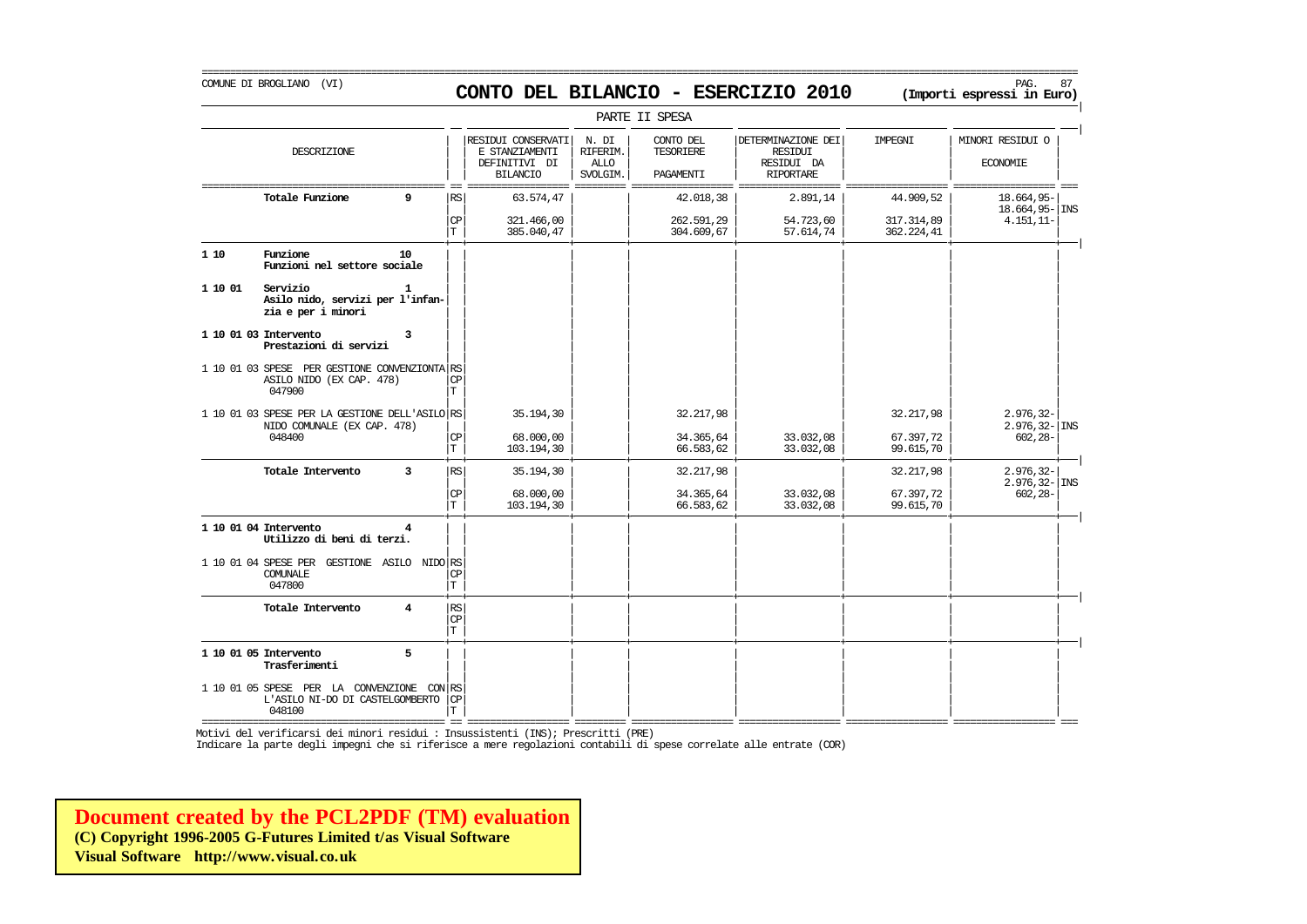COMUNE DI BROGLIANO (VI)

# CONTO DEL BILANCIO - ESERCIZIO 2010

**(Importi espressi in Euro)**

PARTE II SPESA

| DESCRIZIONE | | RESIDUI CONSERVATI E STANZIAMENTI DEFINITIVI DI BILANCIO | N. DI RIFERIM. ALLO SVOLGIM. | CONTO DEL TESORIERE PAGAMENTI | DETERMINAZIONE DEI RESIDUI RESIDUI DA RIPORTARE | IMPEGNI | MINORI RESIDUI O ECONOMIE | |
|---|---|---|---|---|---|---|---|---|
| **Totale Funzione 9** | RS | 63.574,47 | | 42.018,38 | 2.891,14 | 44.909,52 | 18.664,95- | |
| | | | | | | | 18.664,95- | INS |
| | CP | 321.466,00 | | 262.591,29 | 54.723,60 | 317.314,89 | 4.151,11- | |
| | T | 385.040,47 | | 304.609,67 | 57.614,74 | 362.224,41 | | |
| **1 10 Funzione 10 Funzioni nel settore sociale** | | | | | | | | |
| **1 10 01 Servizio 1 Asilo nido, servizi per l'infanzia e per i minori** | | | | | | | | |
| **1 10 01 03 Intervento 3 Prestazioni di servizi** | | | | | | | | |
| 1 10 01 03 SPESE PER GESTIONE CONVENZIONTA ASILO NIDO (EX CAP. 478) 047900 | RS | | | | | | | |
| | CP | | | | | | | |
| | T | | | | | | | |
| 1 10 01 03 SPESE PER LA GESTIONE DELL'ASILO NIDO COMUNALE (EX CAP. 478) 048400 | RS | 35.194,30 | | 32.217,98 | | 32.217,98 | 2.976,32- | |
| | | | | | | | 2.976,32- | INS |
| | CP | 68.000,00 | | 34.365,64 | 33.032,08 | 67.397,72 | 602,28- | |
| | T | 103.194,30 | | 66.583,62 | 33.032,08 | 99.615,70 | | |
| **Totale Intervento 3** | RS | 35.194,30 | | 32.217,98 | | 32.217,98 | 2.976,32- | |
| | | | | | | | 2.976,32- | INS |
| | CP | 68.000,00 | | 34.365,64 | 33.032,08 | 67.397,72 | 602,28- | |
| | T | 103.194,30 | | 66.583,62 | 33.032,08 | 99.615,70 | | |
| **1 10 01 04 Intervento 4 Utilizzo di beni di terzi.** | | | | | | | | |
| 1 10 01 04 SPESE PER GESTIONE ASILO NIDO COMUNALE 047800 | RS | | | | | | | |
| | CP | | | | | | | |
| | T | | | | | | | |
| **Totale Intervento 4** | RS | | | | | | | |
| | CP | | | | | | | |
| | T | | | | | | | |
| **1 10 01 05 Intervento 5 Trasferimenti** | | | | | | | | |
| 1 10 01 05 SPESE PER LA CONVENZIONE CON L'ASILO NI-DO DI CASTELGOMBERTO 048100 | RS | | | | | | | |
| | CP | | | | | | | |
| | T | | | | | | | |

Motivi del verificarsi dei minori residui : Insussistenti (INS); Prescritti (PRE)
Indicare la parte degli impegni che si riferisce a mere regolazioni contabili di spese correlate alle entrate (COR)

**Document created by the PCL2PDF (TM) evaluation**
**(C) Copyright 1996-2005 G-Futures Limited t/as Visual Software**
**Visual Software http://www.visual.co.uk**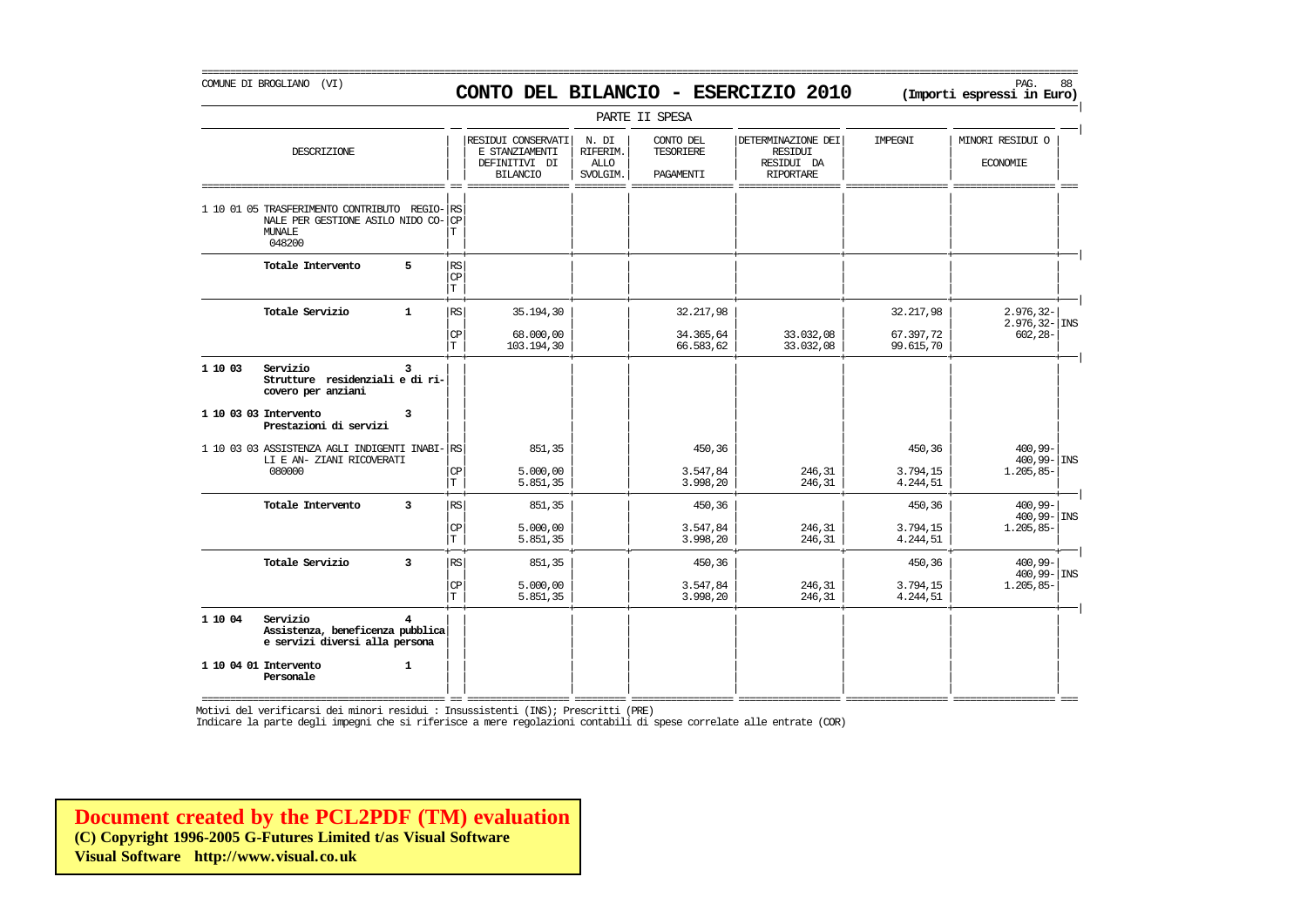COMUNE DI BROGLIANO (VI)

# CONTO DEL BILANCIO - ESERCIZIO 2010

(Importi espressi in Euro)

PARTE II SPESA

| DESCRIZIONE | | RESIDUI CONSERVATI E STANZIAMENTI DEFINITIVI DI BILANCIO | N. DI RIFERIM. ALLO SVOLGIM. | CONTO DEL TESORIERE PAGAMENTI | DETERMINAZIONE DEI RESIDUI RESIDUI DA RIPORTARE | IMPEGNI | MINORI RESIDUI O ECONOMIE | |
|---|---|---|---|---|---|---|---|---|
| 1 10 01 05 TRASFERIMENTO CONTRIBUTO REGIONALE PER GESTIONE ASILO NIDO COMUNALE 048200 | RS | | | | | | | |
| | CP | | | | | | | |
| | T | | | | | | | |
| Totale Intervento 5 | RS | | | | | | | |
| | CP | | | | | | | |
| | T | | | | | | | |
| Totale Servizio 1 | RS | 35.194,30 | | 32.217,98 | | 32.217,98 | 2.976,32- | |
| | | | | | | | 2.976,32- | INS |
| | CP | 68.000,00 | | 34.365,64 | 33.032,08 | 67.397,72 | 602,28- | |
| | T | 103.194,30 | | 66.583,62 | 33.032,08 | 99.615,70 | | |
| 1 10 03 Servizio 3 Strutture residenziali e di ricovero per anziani | | | | | | | | |
| 1 10 03 03 Intervento 3 Prestazioni di servizi | | | | | | | | |
| 1 10 03 03 ASSISTENZA AGLI INDIGENTI INABILI E AN- ZIANI RICOVERATI 080000 | RS | 851,35 | | 450,36 | | 450,36 | 400,99- | |
| | | | | | | | 400,99- | INS |
| | CP | 5.000,00 | | 3.547,84 | 246,31 | 3.794,15 | 1.205,85- | |
| | T | 5.851,35 | | 3.998,20 | 246,31 | 4.244,51 | | |
| Totale Intervento 3 | RS | 851,35 | | 450,36 | | 450,36 | 400,99- | |
| | | | | | | | 400,99- | INS |
| | CP | 5.000,00 | | 3.547,84 | 246,31 | 3.794,15 | 1.205,85- | |
| | T | 5.851,35 | | 3.998,20 | 246,31 | 4.244,51 | | |
| Totale Servizio 3 | RS | 851,35 | | 450,36 | | 450,36 | 400,99- | |
| | | | | | | | 400,99- | INS |
| | CP | 5.000,00 | | 3.547,84 | 246,31 | 3.794,15 | 1.205,85- | |
| | T | 5.851,35 | | 3.998,20 | 246,31 | 4.244,51 | | |
| 1 10 04 Servizio 4 Assistenza, beneficenza pubblica e servizi diversi alla persona | | | | | | | | |
| 1 10 04 01 Intervento 1 Personale | | | | | | | | |

Motivi del verificarsi dei minori residui : Insussistenti (INS); Prescritti (PRE)
Indicare la parte degli impegni che si riferisce a mere regolazioni contabili di spese correlate alle entrate (COR)

**Document created by the PCL2PDF (TM) evaluation**
**(C) Copyright 1996-2005 G-Futures Limited t/as Visual Software**
**Visual Software http://www.visual.co.uk**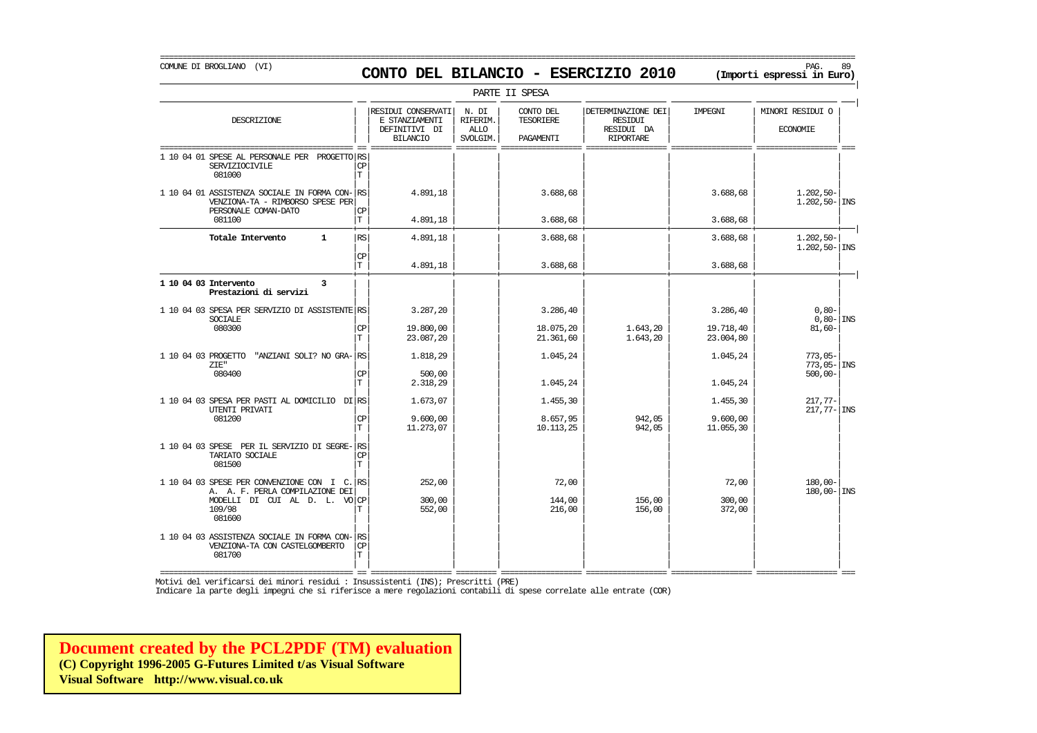COMUNE DI BROGLIANO (VI)

# CONTO DEL BILANCIO - ESERCIZIO 2010

**(Importi espressi in Euro)**

PARTE II SPESA

| DESCRIZIONE | | RESIDUI CONSERVATI E STANZIAMENTI DEFINITIVI DI BILANCIO | N. DI RIFERIM. ALLO SVOLGIM. | CONTO DEL TESORIERE PAGAMENTI | DETERMINAZIONE DEI RESIDUI RESIDUI DA RIPORTARE | IMPEGNI | MINORI RESIDUI O ECONOMIE | |
|---|---|---|---|---|---|---|---|---|
| 1 10 04 01 SPESE AL PERSONALE PER PROGETTO SERVIZIOCIVILE 081000 | RS CP T | | | | | | | |
| 1 10 04 01 ASSISTENZA SOCIALE IN FORMA CON-VENZIONA-TA - RIMBORSO SPESE PER PERSONALE COMAN-DATO 081100 | RS | 4.891,18 | | 3.688,68 | | 3.688,68 | 1.202,50- 1.202,50- | INS |
| | CP | | | | | | | |
| | T | 4.891,18 | | 3.688,68 | | 3.688,68 | | |
| **Totale Intervento 1** | RS | 4.891,18 | | 3.688,68 | | 3.688,68 | 1.202,50- 1.202,50- | INS |
| | CP | | | | | | | |
| | T | 4.891,18 | | 3.688,68 | | 3.688,68 | | |
| **1 10 04 03 Intervento 3 Prestazioni di servizi** | | | | | | | | |
| 1 10 04 03 SPESA PER SERVIZIO DI ASSISTENTE SOCIALE 080300 | RS | 3.287,20 | | 3.286,40 | | 3.286,40 | 0,80- 0,80- | INS |
| | CP | 19.800,00 | | 18.075,20 | 1.643,20 | 19.718,40 | 81,60- | |
| | T | 23.087,20 | | 21.361,60 | 1.643,20 | 23.004,80 | | |
| 1 10 04 03 PROGETTO "ANZIANI SOLI? NO GRA-ZIE" 080400 | RS | 1.818,29 | | 1.045,24 | | 1.045,24 | 773,05- 773,05- | INS |
| | CP | 500,00 | | | | | 500,00- | |
| | T | 2.318,29 | | 1.045,24 | | 1.045,24 | | |
| 1 10 04 03 SPESA PER PASTI AL DOMICILIO DI UTENTI PRIVATI 081200 | RS | 1.673,07 | | 1.455,30 | | 1.455,30 | 217,77- 217,77- | INS |
| | CP | 9.600,00 | | 8.657,95 | 942,05 | 9.600,00 | | |
| | T | 11.273,07 | | 10.113,25 | 942,05 | 11.055,30 | | |
| 1 10 04 03 SPESE PER IL SERVIZIO DI SEGRE-TARIATO SOCIALE 081500 | RS CP T | | | | | | | |
| 1 10 04 03 SPESE PER CONVENZIONE CON I C. A. A. F. PERLA COMPILAZIONE DEI MODELLI DI CUI AL D. L. VO 109/98 081600 | RS | 252,00 | | 72,00 | | 72,00 | 180,00- 180,00- | INS |
| | CP | 300,00 | | 144,00 | 156,00 | 300,00 | | |
| | T | 552,00 | | 216,00 | 156,00 | 372,00 | | |
| 1 10 04 03 ASSISTENZA SOCIALE IN FORMA CON-VENZIONA-TA CON CASTELGOMBERTO 081700 | RS CP T | | | | | | | |

Motivi del verificarsi dei minori residui : Insussistenti (INS); Prescritti (PRE)
Indicare la parte degli impegni che si riferisce a mere regolazioni contabili di spese correlate alle entrate (COR)

**Document created by the PCL2PDF (TM) evaluation**
**(C) Copyright 1996-2005 G-Futures Limited t/as Visual Software**
**Visual Software http://www.visual.co.uk**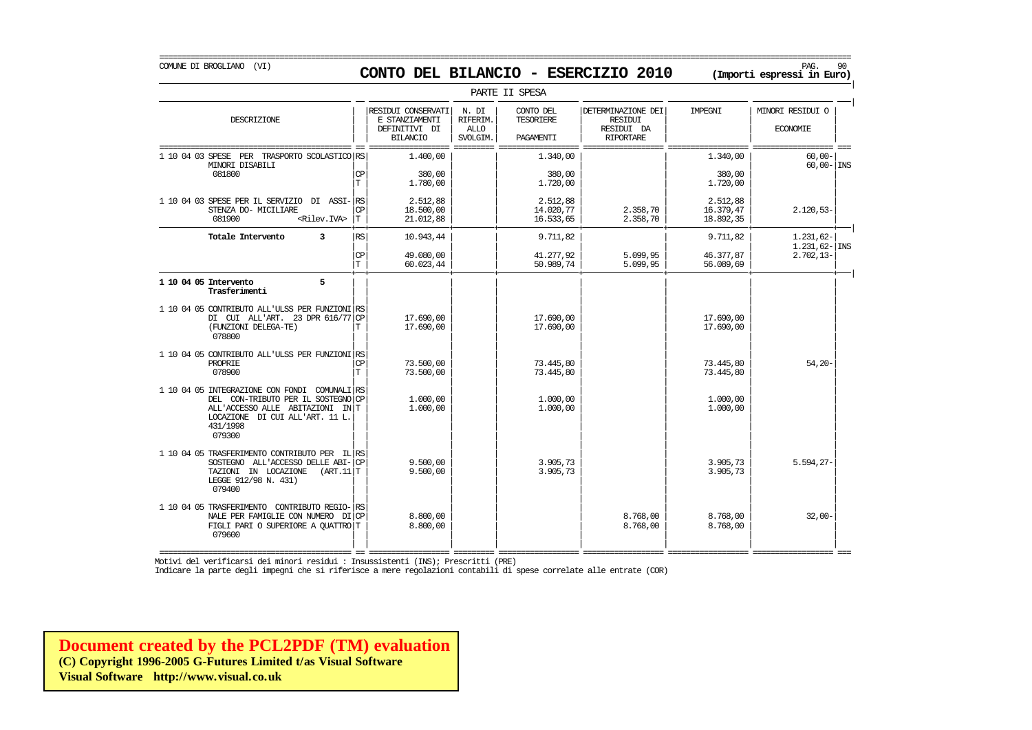COMUNE DI BROGLIANO (VI)

# CONTO DEL BILANCIO - ESERCIZIO 2010

**(Importi espressi in Euro)**

PARTE II SPESA

| DESCRIZIONE | | RESIDUI CONSERVATI E STANZIAMENTI DEFINITIVI DI BILANCIO | N. DI RIFERIM. ALLO SVOLGIM. | CONTO DEL TESORIERE PAGAMENTI | DETERMINAZIONE DEI RESIDUI RESIDUI DA RIPORTARE | IMPEGNI | MINORI RESIDUI O ECONOMIE | |
|---|---|---|---|---|---|---|---|---|
| 1 10 04 03 SPESE PER TRASPORTO SCOLASTICO MINORI DISABILI | RS | 1.400,00 | | 1.340,00 | | 1.340,00 | 60,00- | |
| | | | | | | | 60,00- | INS |
| 081800 | CP | 380,00 | | 380,00 | | 380,00 | | |
| | T | 1.780,00 | | 1.720,00 | | 1.720,00 | | |
| 1 10 04 03 SPESE PER IL SERVIZIO DI ASSI-STENZA DO- MICILIARE | RS | 2.512,88 | | 2.512,88 | | 2.512,88 | | |
| | CP | 18.500,00 | | 14.020,77 | 2.358,70 | 16.379,47 | 2.120,53- | |
| 081900 <Rilev.IVA> | T | 21.012,88 | | 16.533,65 | 2.358,70 | 18.892,35 | | |
| **Totale Intervento 3** | RS | 10.943,44 | | 9.711,82 | | 9.711,82 | 1.231,62- | |
| | | | | | | | 1.231,62- | INS |
| | CP | 49.080,00 | | 41.277,92 | 5.099,95 | 46.377,87 | 2.702,13- | |
| | T | 60.023,44 | | 50.989,74 | 5.099,95 | 56.089,69 | | |
| **1 10 04 05 Intervento 5 Trasferimenti** | | | | | | | | |
| 1 10 04 05 CONTRIBUTO ALL'ULSS PER FUNZIONI DI CUI ALL'ART. 23 DPR 616/77 (FUNZIONI DELEGA-TE) 078800 | RS | | | | | | | |
| | CP | 17.690,00 | | 17.690,00 | | 17.690,00 | | |
| | T | 17.690,00 | | 17.690,00 | | 17.690,00 | | |
| 1 10 04 05 CONTRIBUTO ALL'ULSS PER FUNZIONI PROPRIE 078900 | RS | | | | | | | |
| | CP | 73.500,00 | | 73.445,80 | | 73.445,80 | 54,20- | |
| | T | 73.500,00 | | 73.445,80 | | 73.445,80 | | |
| 1 10 04 05 INTEGRAZIONE CON FONDI COMUNALI DEL CON-TRIBUTO PER IL SOSTEGNO ALL'ACCESSO ALLE ABITAZIONI IN LOCAZIONE DI CUI ALL'ART. 11 L. 431/1998 079300 | RS | | | | | | | |
| | CP | 1.000,00 | | 1.000,00 | | 1.000,00 | | |
| | T | 1.000,00 | | 1.000,00 | | 1.000,00 | | |
| 1 10 04 05 TRASFERIMENTO CONTRIBUTO PER IL SOSTEGNO ALL'ACCESSO DELLE ABI-TAZIONI IN LOCAZIONE (ART.11 LEGGE 912/98 N. 431) 079400 | RS | | | | | | | |
| | CP | 9.500,00 | | 3.905,73 | | 3.905,73 | 5.594,27- | |
| | T | 9.500,00 | | 3.905,73 | | 3.905,73 | | |
| 1 10 04 05 TRASFERIMENTO CONTRIBUTO REGIO-NALE PER FAMIGLIE CON NUMERO DI FIGLI PARI O SUPERIORE A QUATTRO 079600 | RS | | | | | | | |
| | CP | 8.800,00 | | | 8.768,00 | 8.768,00 | 32,00- | |
| | T | 8.800,00 | | | 8.768,00 | 8.768,00 | | |

Motivi del verificarsi dei minori residui : Insussistenti (INS); Prescritti (PRE)
Indicare la parte degli impegni che si riferisce a mere regolazioni contabili di spese correlate alle entrate (COR)

**Document created by the PCL2PDF (TM) evaluation**
**(C) Copyright 1996-2005 G-Futures Limited t/as Visual Software**
**Visual Software http://www.visual.co.uk**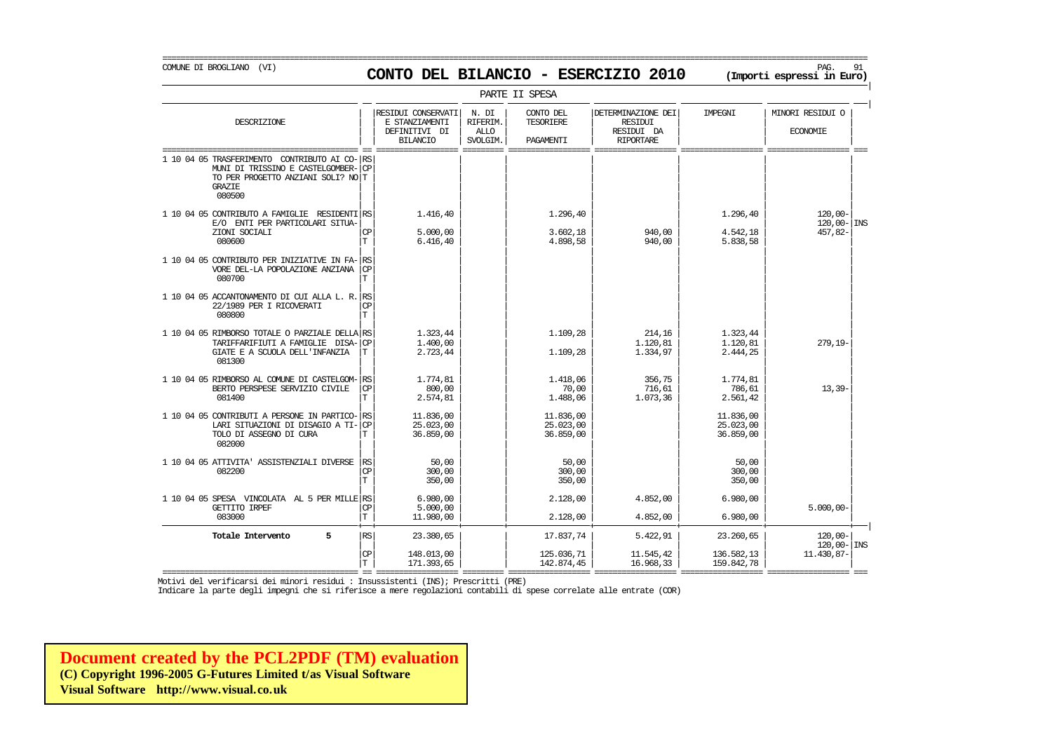COMUNE DI BROGLIANO (VI)

# CONTO DEL BILANCIO - ESERCIZIO 2010

**(Importi espressi in Euro)**

PARTE II SPESA

| DESCRIZIONE | | RESIDUI CONSERVATI E STANZIAMENTI DEFINITIVI DI BILANCIO | N. DI RIFERIM. ALLO SVOLGIM. | CONTO DEL TESORIERE PAGAMENTI | DETERMINAZIONE DEI RESIDUI RESIDUI DA RIPORTARE | IMPEGNI | MINORI RESIDUI O ECONOMIE | |
|---|---|---|---|---|---|---|---|---|
| 1 10 04 05 TRASFERIMENTO CONTRIBUTO AI CO-MUNI DI TRISSINO E CASTELGOMBER-TO PER PROGETTO ANZIANI SOLI? NO GRAZIE 080500 | RS | | | | | | | |
| | CP | | | | | | | |
| | T | | | | | | | |
| 1 10 04 05 CONTRIBUTO A FAMIGLIE RESIDENTI E/O ENTI PER PARTICOLARI SITUA-ZIONI SOCIALI 080600 | RS | 1.416,40 | | 1.296,40 | | 1.296,40 | 120,00- | |
| | | | | | | | 120,00- | INS |
| | CP | 5.000,00 | | 3.602,18 | 940,00 | 4.542,18 | 457,82- | |
| | T | 6.416,40 | | 4.898,58 | 940,00 | 5.838,58 | | |
| 1 10 04 05 CONTRIBUTO PER INIZIATIVE IN FA-VORE DEL-LA POPOLAZIONE ANZIANA 080700 | RS | | | | | | | |
| | CP | | | | | | | |
| | T | | | | | | | |
| 1 10 04 05 ACCANTONAMENTO DI CUI ALLA L. R. 22/1989 PER I RICOVERATI 080800 | RS | | | | | | | |
| | CP | | | | | | | |
| | T | | | | | | | |
| 1 10 04 05 RIMBORSO TOTALE O PARZIALE DELLA TARIFFARIFIUTI A FAMIGLIE DISA-GIATE E A SCUOLA DELL'INFANZIA 081300 | RS | 1.323,44 | | 1.109,28 | 214,16 | 1.323,44 | | |
| | CP | 1.400,00 | | | 1.120,81 | 1.120,81 | 279,19- | |
| | T | 2.723,44 | | 1.109,28 | 1.334,97 | 2.444,25 | | |
| 1 10 04 05 RIMBORSO AL COMUNE DI CASTELGOM-BERTO PERSPESE SERVIZIO CIVILE 081400 | RS | 1.774,81 | | 1.418,06 | 356,75 | 1.774,81 | | |
| | CP | 800,00 | | 70,00 | 716,61 | 786,61 | 13,39- | |
| | T | 2.574,81 | | 1.488,06 | 1.073,36 | 2.561,42 | | |
| 1 10 04 05 CONTRIBUTI A PERSONE IN PARTICO-LARI SITUAZIONI DI DISAGIO A TI-TOLO DI ASSEGNO DI CURA 082000 | RS | 11.836,00 | | 11.836,00 | | 11.836,00 | | |
| | CP | 25.023,00 | | 25.023,00 | | 25.023,00 | | |
| | T | 36.859,00 | | 36.859,00 | | 36.859,00 | | |
| 1 10 04 05 ATTIVITA' ASSISTENZIALI DIVERSE 082200 | RS | 50,00 | | 50,00 | | 50,00 | | |
| | CP | 300,00 | | 300,00 | | 300,00 | | |
| | T | 350,00 | | 350,00 | | 350,00 | | |
| 1 10 04 05 SPESA VINCOLATA AL 5 PER MILLE GETTITO IRPEF 083000 | RS | 6.980,00 | | 2.128,00 | 4.852,00 | 6.980,00 | | |
| | CP | 5.000,00 | | | | | 5.000,00- | |
| | T | 11.980,00 | | 2.128,00 | 4.852,00 | 6.980,00 | | |
| **Totale Intervento 5** | RS | 23.380,65 | | 17.837,74 | 5.422,91 | 23.260,65 | 120,00- | |
| | | | | | | | 120,00- | INS |
| | CP | 148.013,00 | | 125.036,71 | 11.545,42 | 136.582,13 | 11.430,87- | |
| | T | 171.393,65 | | 142.874,45 | 16.968,33 | 159.842,78 | | |

Motivi del verificarsi dei minori residui : Insussistenti (INS); Prescritti (PRE)

Indicare la parte degli impegni che si riferisce a mere regolazioni contabili di spese correlate alle entrate (COR)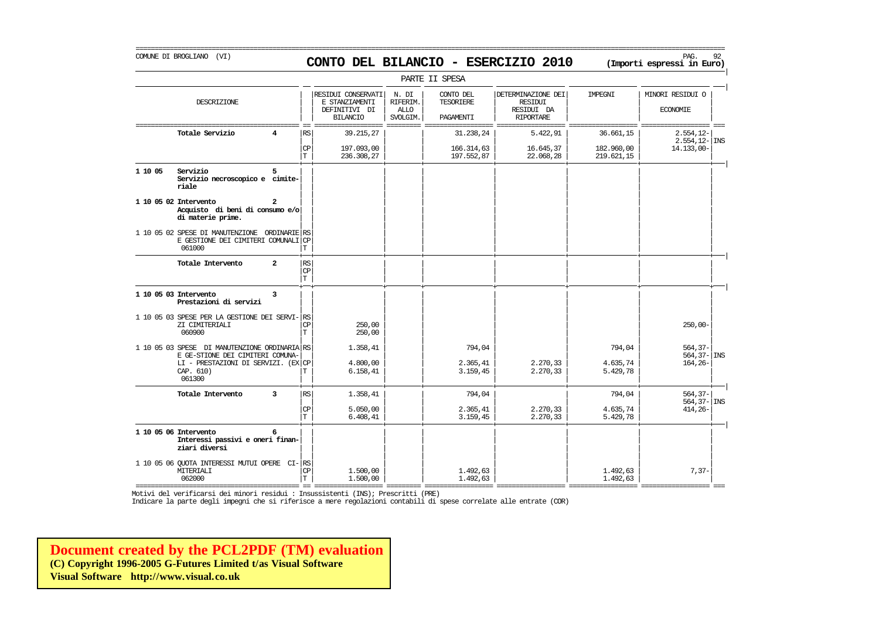COMUNE DI BROGLIANO (VI)

# CONTO DEL BILANCIO - ESERCIZIO 2010

**(Importi espressi in Euro)**

PARTE II SPESA

| DESCRIZIONE | | RESIDUI CONSERVATI E STANZIAMENTI DEFINITIVI DI BILANCIO | N. DI RIFERIM. ALLO SVOLGIM. | CONTO DEL TESORIERE PAGAMENTI | DETERMINAZIONE DEI RESIDUI RESIDUI DA RIPORTARE | IMPEGNI | MINORI RESIDUI O ECONOMIE | |
|---|---|---|---|---|---|---|---|---|
| **Totale Servizio 4** | RS | 39.215,27 | | 31.238,24 | 5.422,91 | 36.661,15 | 2.554,12-<br>2.554,12- | INS |
| | CP | 197.093,00 | | 166.314,63 | 16.645,37 | 182.960,00 | 14.133,00- | |
| | T | 236.308,27 | | 197.552,87 | 22.068,28 | 219.621,15 | | |
| **1 10 05 Servizio 5 Servizio necroscopico e cimiteriale** | | | | | | | | |
| **1 10 05 02 Intervento 2 Acquisto di beni di consumo e/o di materie prime.** | | | | | | | | |
| 1 10 05 02 SPESE DI MANUTENZIONE ORDINARIE E GESTIONE DEI CIMITERI COMUNALI 061000 | RS<br>CP<br>T | | | | | | | |
| **Totale Intervento 2** | RS<br>CP<br>T | | | | | | | |
| **1 10 05 03 Intervento 3 Prestazioni di servizi** | | | | | | | | |
| 1 10 05 03 SPESE PER LA GESTIONE DEI SERVIZI CIMITERIALI 060900 | RS | | | | | | | |
| | CP | 250,00 | | | | | 250,00- | |
| | T | 250,00 | | | | | | |
| 1 10 05 03 SPESE DI MANUTENZIONE ORDINARIA E GE-STIONE DEI CIMITERI COMUNALI - PRESTAZIONI DI SERVIZI. (EX CAP. 610) 061300 | RS | 1.358,41 | | 794,04 | | 794,04 | 564,37-<br>564,37- | INS |
| | CP | 4.800,00 | | 2.365,41 | 2.270,33 | 4.635,74 | 164,26- | |
| | T | 6.158,41 | | 3.159,45 | 2.270,33 | 5.429,78 | | |
| **Totale Intervento 3** | RS | 1.358,41 | | 794,04 | | 794,04 | 564,37-<br>564,37- | INS |
| | CP | 5.050,00 | | 2.365,41 | 2.270,33 | 4.635,74 | 414,26- | |
| | T | 6.408,41 | | 3.159,45 | 2.270,33 | 5.429,78 | | |
| **1 10 05 06 Intervento 6 Interessi passivi e oneri finanziari diversi** | | | | | | | | |
| 1 10 05 06 QUOTA INTERESSI MUTUI OPERE CIMITERIALI 062000 | RS | | | | | | | |
| | CP | 1.500,00 | | 1.492,63 | | 1.492,63 | 7,37- | |
| | T | 1.500,00 | | 1.492,63 | | 1.492,63 | | |

Motivi del verificarsi dei minori residui : Insussistenti (INS); Prescritti (PRE)

Indicare la parte degli impegni che si riferisce a mere regolazioni contabili di spese correlate alle entrate (COR)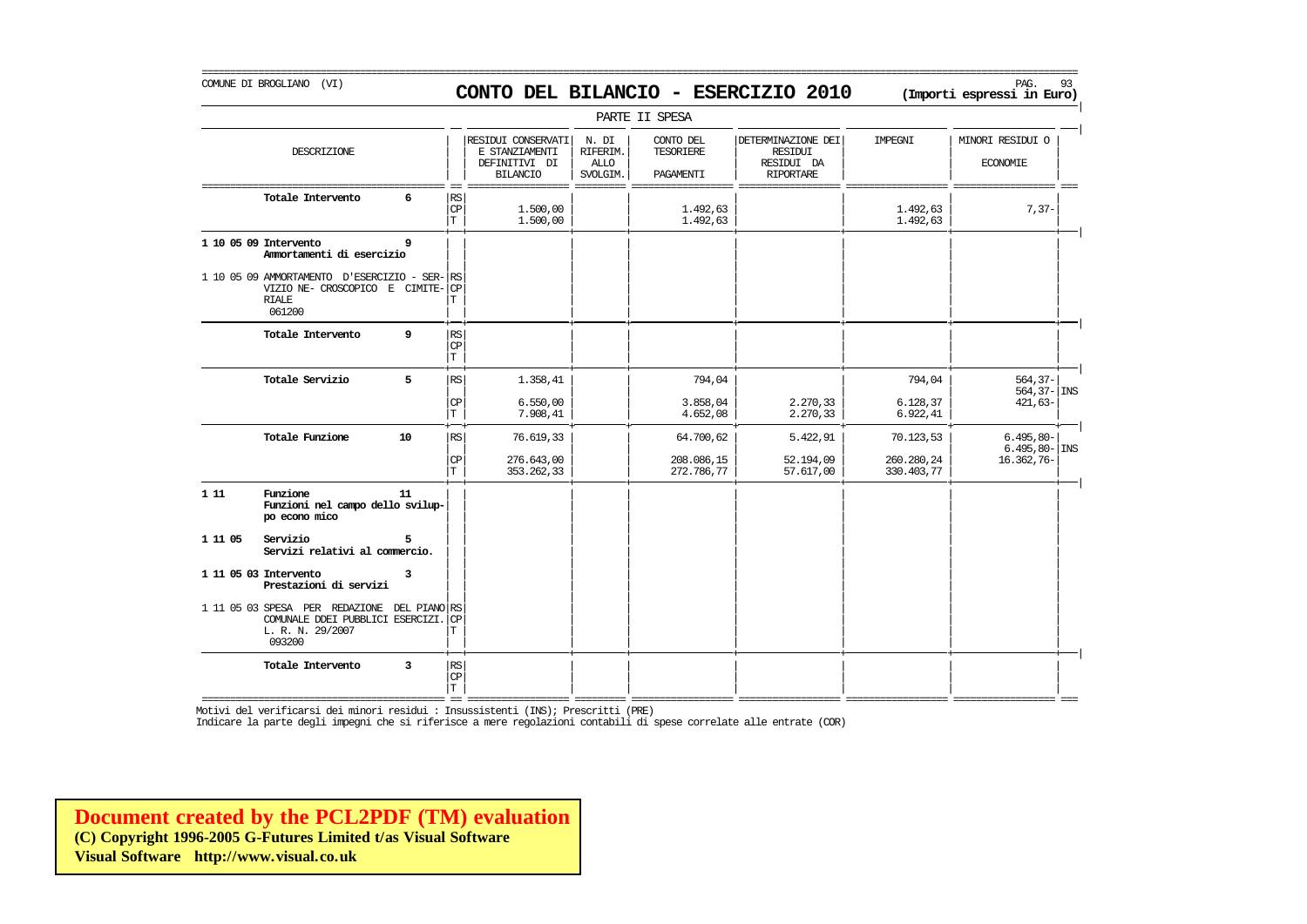COMUNE DI BROGLIANO (VI)

# CONTO DEL BILANCIO - ESERCIZIO 2010

**(Importi espressi in Euro)**

PARTE II SPESA

| DESCRIZIONE | | RESIDUI CONSERVATI E STANZIAMENTI DEFINITIVI DI BILANCIO | N. DI RIFERIM. ALLO SVOLGIM. | CONTO DEL TESORIERE PAGAMENTI | DETERMINAZIONE DEI RESIDUI RESIDUI DA RIPORTARE | IMPEGNI | MINORI RESIDUI O ECONOMIE | |
|---|---|---|---|---|---|---|---|---|
| **Totale Intervento 6** | RS | | | | | | | |
| | CP | 1.500,00 | | 1.492,63 | | 1.492,63 | 7,37- | |
| | T | 1.500,00 | | 1.492,63 | | 1.492,63 | | |
| **1 10 05 09 Intervento 9 Ammortamenti di esercizio** | | | | | | | | |
| 1 10 05 09 AMMORTAMENTO D'ESERCIZIO - SERVIZIO NE- CROSCOPICO E CIMITERIALE 061200 | RS | | | | | | | |
| | CP | | | | | | | |
| | T | | | | | | | |
| **Totale Intervento 9** | RS | | | | | | | |
| | CP | | | | | | | |
| | T | | | | | | | |
| **Totale Servizio 5** | RS | 1.358,41 | | 794,04 | | 794,04 | 564,37- | |
| | | | | | | | 564,37- | INS |
| | CP | 6.550,00 | | 3.858,04 | 2.270,33 | 6.128,37 | 421,63- | |
| | T | 7.908,41 | | 4.652,08 | 2.270,33 | 6.922,41 | | |
| **Totale Funzione 10** | RS | 76.619,33 | | 64.700,62 | 5.422,91 | 70.123,53 | 6.495,80- | |
| | | | | | | | 6.495,80- | INS |
| | CP | 276.643,00 | | 208.086,15 | 52.194,09 | 260.280,24 | 16.362,76- | |
| | T | 353.262,33 | | 272.786,77 | 57.617,00 | 330.403,77 | | |
| **1 11 Funzione 11 Funzioni nel campo dello sviluppo econo mico** | | | | | | | | |
| **1 11 05 Servizio 5 Servizi relativi al commercio.** | | | | | | | | |
| **1 11 05 03 Intervento 3 Prestazioni di servizi** | | | | | | | | |
| 1 11 05 03 SPESA PER REDAZIONE DEL PIANO COMUNALE DDEI PUBBLICI ESERCIZI. L. R. N. 29/2007 093200 | RS | | | | | | | |
| | CP | | | | | | | |
| | T | | | | | | | |
| **Totale Intervento 3** | RS | | | | | | | |
| | CP | | | | | | | |
| | T | | | | | | | |

Motivi del verificarsi dei minori residui : Insussistenti (INS); Prescritti (PRE)

Indicare la parte degli impegni che si riferisce a mere regolazioni contabili di spese correlate alle entrate (COR)

**Document created by the PCL2PDF (TM) evaluation**
**(C) Copyright 1996-2005 G-Futures Limited t/as Visual Software**
**Visual Software http://www.visual.co.uk**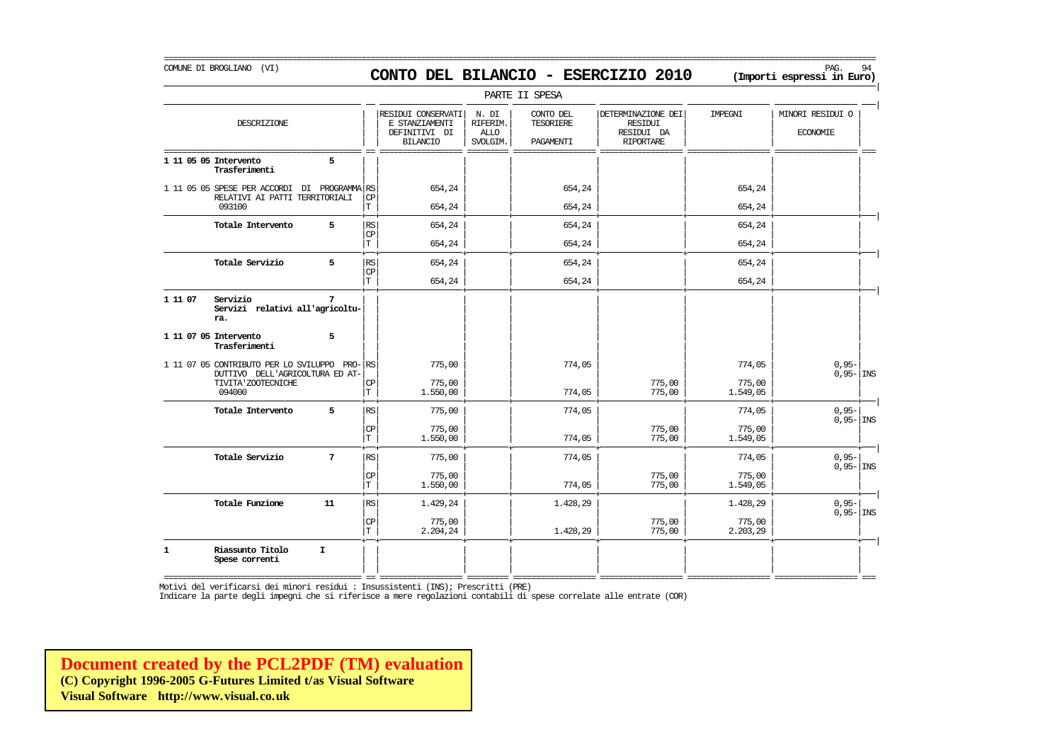COMUNE DI BROGLIANO (VI)

# CONTO DEL BILANCIO - ESERCIZIO 2010

(Importi espressi in Euro)

PARTE II SPESA

| DESCRIZIONE | | RESIDUI CONSERVATI E STANZIAMENTI DEFINITIVI DI BILANCIO | N. DI RIFERIM. ALLO SVOLGIM. | CONTO DEL TESORIERE PAGAMENTI | DETERMINAZIONE DEI RESIDUI RESIDUI DA RIPORTARE | IMPEGNI | MINORI RESIDUI O ECONOMIE |
|---|---|---|---|---|---|---|---|
| **1 11 05 05 Intervento 5 Trasferimenti** | | | | | | | |
| 1 11 05 05 SPESE PER ACCORDI DI PROGRAMMA RELATIVI AI PATTI TERRITORIALI 093100 | RS | 654,24 | | 654,24 | | 654,24 | |
| | CP | | | | | | |
| | T | 654,24 | | 654,24 | | 654,24 | |
| **Totale Intervento 5** | RS | 654,24 | | 654,24 | | 654,24 | |
| | CP | | | | | | |
| | T | 654,24 | | 654,24 | | 654,24 | |
| **Totale Servizio 5** | RS | 654,24 | | 654,24 | | 654,24 | |
| | CP | | | | | | |
| | T | 654,24 | | 654,24 | | 654,24 | |
| **1 11 07 Servizio 7 Servizi relativi all'agricoltura.** | | | | | | | |
| **1 11 07 05 Intervento 5 Trasferimenti** | | | | | | | |
| 1 11 07 05 CONTRIBUTO PER LO SVILUPPO PRODUTTIVO DELL'AGRICOLTURA ED ATTIVITA'ZOOTECNICHE 094000 | RS | 775,00 | | 774,05 | | 774,05 | 0,95- / 0,95- INS |
| | CP | 775,00 | | | 775,00 | 775,00 | |
| | T | 1.550,00 | | 774,05 | 775,00 | 1.549,05 | |
| **Totale Intervento 5** | RS | 775,00 | | 774,05 | | 774,05 | 0,95- / 0,95- INS |
| | CP | 775,00 | | | 775,00 | 775,00 | |
| | T | 1.550,00 | | 774,05 | 775,00 | 1.549,05 | |
| **Totale Servizio 7** | RS | 775,00 | | 774,05 | | 774,05 | 0,95- / 0,95- INS |
| | CP | 775,00 | | | 775,00 | 775,00 | |
| | T | 1.550,00 | | 774,05 | 775,00 | 1.549,05 | |
| **Totale Funzione 11** | RS | 1.429,24 | | 1.428,29 | | 1.428,29 | 0,95- / 0,95- INS |
| | CP | 775,00 | | | 775,00 | 775,00 | |
| | T | 2.204,24 | | 1.428,29 | 775,00 | 2.203,29 | |
| **1 Riassunto Titolo I Spese correnti** | | | | | | | |

Motivi del verificarsi dei minori residui : Insussistenti (INS); Prescritti (PRE)
Indicare la parte degli impegni che si riferisce a mere regolazioni contabili di spese correlate alle entrate (COR)

**Document created by the PCL2PDF (TM) evaluation**
**(C) Copyright 1996-2005 G-Futures Limited t/as Visual Software**
**Visual Software http://www.visual.co.uk**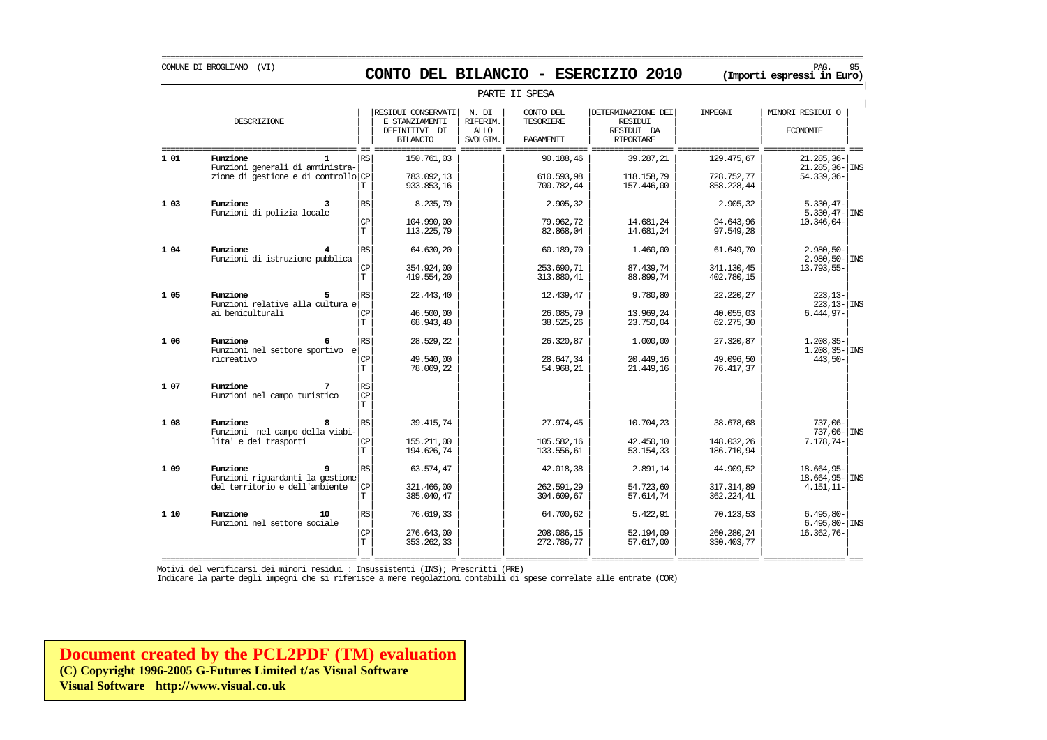COMUNE DI BROGLIANO (VI)

# CONTO DEL BILANCIO - ESERCIZIO 2010

**(Importi espressi in Euro)**

PARTE II SPESA

| | DESCRIZIONE | | RESIDUI CONSERVATI E STANZIAMENTI DEFINITIVI DI BILANCIO | N. DI RIFERIM. ALLO SVOLGIM. | CONTO DEL TESORIERE PAGAMENTI | DETERMINAZIONE DEI RESIDUI RESIDUI DA RIPORTARE | IMPEGNI | MINORI RESIDUI O ECONOMIE | |
|---|---|---|---|---|---|---|---|---|---|
| 1 01 | **Funzione 1** Funzioni generali di amministrazione di gestione e di controllo | RS | 150.761,03 | | 90.188,46 | 39.287,21 | 129.475,67 | 21.285,36- | |
| | | | | | | | | 21.285,36- | INS |
| | | CP | 783.092,13 | | 610.593,98 | 118.158,79 | 728.752,77 | 54.339,36- | |
| | | T | 933.853,16 | | 700.782,44 | 157.446,00 | 858.228,44 | | |
| 1 03 | **Funzione 3** Funzioni di polizia locale | RS | 8.235,79 | | 2.905,32 | | 2.905,32 | 5.330,47- | |
| | | | | | | | | 5.330,47- | INS |
| | | CP | 104.990,00 | | 79.962,72 | 14.681,24 | 94.643,96 | 10.346,04- | |
| | | T | 113.225,79 | | 82.868,04 | 14.681,24 | 97.549,28 | | |
| 1 04 | **Funzione 4** Funzioni di istruzione pubblica | RS | 64.630,20 | | 60.189,70 | 1.460,00 | 61.649,70 | 2.980,50- | |
| | | | | | | | | 2.980,50- | INS |
| | | CP | 354.924,00 | | 253.690,71 | 87.439,74 | 341.130,45 | 13.793,55- | |
| | | T | 419.554,20 | | 313.880,41 | 88.899,74 | 402.780,15 | | |
| 1 05 | **Funzione 5** Funzioni relative alla cultura e ai beniculturali | RS | 22.443,40 | | 12.439,47 | 9.780,80 | 22.220,27 | 223,13- | |
| | | | | | | | | 223,13- | INS |
| | | CP | 46.500,00 | | 26.085,79 | 13.969,24 | 40.055,03 | 6.444,97- | |
| | | T | 68.943,40 | | 38.525,26 | 23.750,04 | 62.275,30 | | |
| 1 06 | **Funzione 6** Funzioni nel settore sportivo e ricreativo | RS | 28.529,22 | | 26.320,87 | 1.000,00 | 27.320,87 | 1.208,35- | |
| | | | | | | | | 1.208,35- | INS |
| | | CP | 49.540,00 | | 28.647,34 | 20.449,16 | 49.096,50 | 443,50- | |
| | | T | 78.069,22 | | 54.968,21 | 21.449,16 | 76.417,37 | | |
| 1 07 | **Funzione 7** Funzioni nel campo turistico | RS | | | | | | | |
| | | CP | | | | | | | |
| | | T | | | | | | | |
| 1 08 | **Funzione 8** Funzioni nel campo della viabilita' e dei trasporti | RS | 39.415,74 | | 27.974,45 | 10.704,23 | 38.678,68 | 737,06- | |
| | | | | | | | | 737,06- | INS |
| | | CP | 155.211,00 | | 105.582,16 | 42.450,10 | 148.032,26 | 7.178,74- | |
| | | T | 194.626,74 | | 133.556,61 | 53.154,33 | 186.710,94 | | |
| 1 09 | **Funzione 9** Funzioni riguardanti la gestione del territorio e dell'ambiente | RS | 63.574,47 | | 42.018,38 | 2.891,14 | 44.909,52 | 18.664,95- | |
| | | | | | | | | 18.664,95- | INS |
| | | CP | 321.466,00 | | 262.591,29 | 54.723,60 | 317.314,89 | 4.151,11- | |
| | | T | 385.040,47 | | 304.609,67 | 57.614,74 | 362.224,41 | | |
| 1 10 | **Funzione 10** Funzioni nel settore sociale | RS | 76.619,33 | | 64.700,62 | 5.422,91 | 70.123,53 | 6.495,80- | |
| | | | | | | | | 6.495,80- | INS |
| | | CP | 276.643,00 | | 208.086,15 | 52.194,09 | 260.280,24 | 16.362,76- | |
| | | T | 353.262,33 | | 272.786,77 | 57.617,00 | 330.403,77 | | |

Motivi del verificarsi dei minori residui : Insussistenti (INS); Prescritti (PRE)
Indicare la parte degli impegni che si riferisce a mere regolazioni contabili di spese correlate alle entrate (COR)

**Document created by the PCL2PDF (TM) evaluation**
**(C) Copyright 1996-2005 G-Futures Limited t/as Visual Software**
**Visual Software http://www.visual.co.uk**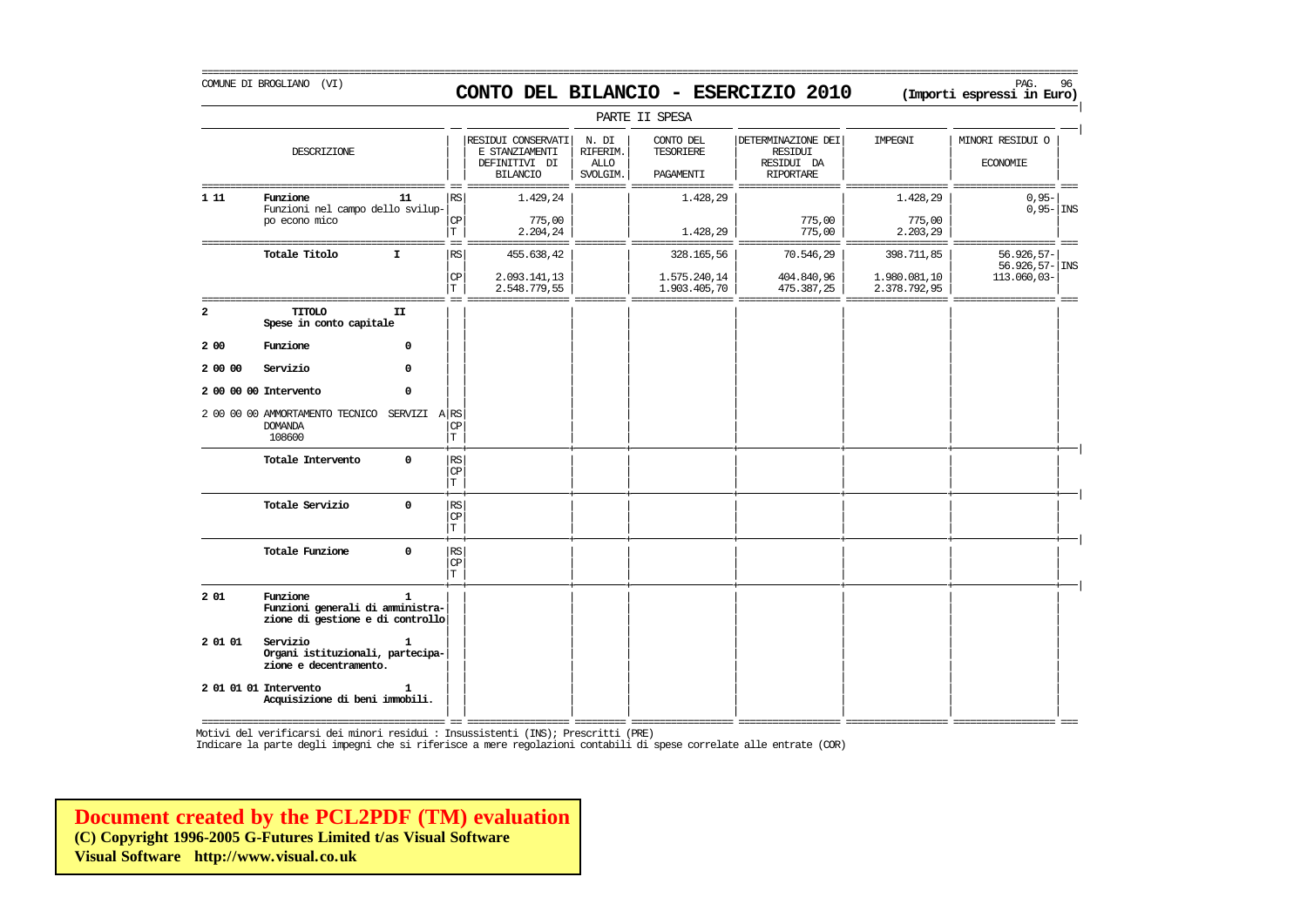COMUNE DI BROGLIANO (VI)

# CONTO DEL BILANCIO - ESERCIZIO 2010

**(Importi espressi in Euro)**

PARTE II SPESA

| | DESCRIZIONE | | | RESIDUI CONSERVATI E STANZIAMENTI DEFINITIVI DI BILANCIO | N. DI RIFERIM. ALLO SVOLGIM. | CONTO DEL TESORIERE PAGAMENTI | DETERMINAZIONE DEI RESIDUI RESIDUI DA RIPORTARE | IMPEGNI | MINORI RESIDUI O ECONOMIE | |
|---|---|---|---|---|---|---|---|---|---|---|
| 1 11 | **Funzione** Funzioni nel campo dello sviluppo econo mico | **11** | RS | 1.429,24 | | 1.428,29 | | 1.428,29 | 0,95- | |
| | | | | | | | | | 0,95- | INS |
| | | | CP | 775,00 | | | 775,00 | 775,00 | | |
| | | | T | 2.204,24 | | 1.428,29 | 775,00 | 2.203,29 | | |
| | **Totale Titolo** | **I** | RS | 455.638,42 | | 328.165,56 | 70.546,29 | 398.711,85 | 56.926,57- | |
| | | | | | | | | | 56.926,57- | INS |
| | | | CP | 2.093.141,13 | | 1.575.240,14 | 404.840,96 | 1.980.081,10 | 113.060,03- | |
| | | | T | 2.548.779,55 | | 1.903.405,70 | 475.387,25 | 2.378.792,95 | | |
| 2 | **TITOLO** Spese in conto capitale | **II** | | | | | | | | |
| 2 00 | **Funzione** | **0** | | | | | | | | |
| 2 00 00 | **Servizio** | **0** | | | | | | | | |
| 2 00 00 00 | **Intervento** | **0** | | | | | | | | |
| 2 00 00 00 | AMMORTAMENTO TECNICO SERVIZI A DOMANDA 108600 | | RS | | | | | | | |
| | | | CP | | | | | | | |
| | | | T | | | | | | | |
| | **Totale Intervento** | **0** | RS | | | | | | | |
| | | | CP | | | | | | | |
| | | | T | | | | | | | |
| | **Totale Servizio** | **0** | RS | | | | | | | |
| | | | CP | | | | | | | |
| | | | T | | | | | | | |
| | **Totale Funzione** | **0** | RS | | | | | | | |
| | | | CP | | | | | | | |
| | | | T | | | | | | | |
| 2 01 | **Funzione** Funzioni generali di amministrazione di gestione e di controllo | **1** | | | | | | | | |
| 2 01 01 | **Servizio** Organi istituzionali, partecipazione e decentramento. | **1** | | | | | | | | |
| 2 01 01 01 | **Intervento** Acquisizione di beni immobili. | **1** | | | | | | | | |

Motivi del verificarsi dei minori residui : Insussistenti (INS); Prescritti (PRE)

Indicare la parte degli impegni che si riferisce a mere regolazioni contabili di spese correlate alle entrate (COR)

**Document created by the PCL2PDF (TM) evaluation**
**(C) Copyright 1996-2005 G-Futures Limited t/as Visual Software**
**Visual Software http://www.visual.co.uk**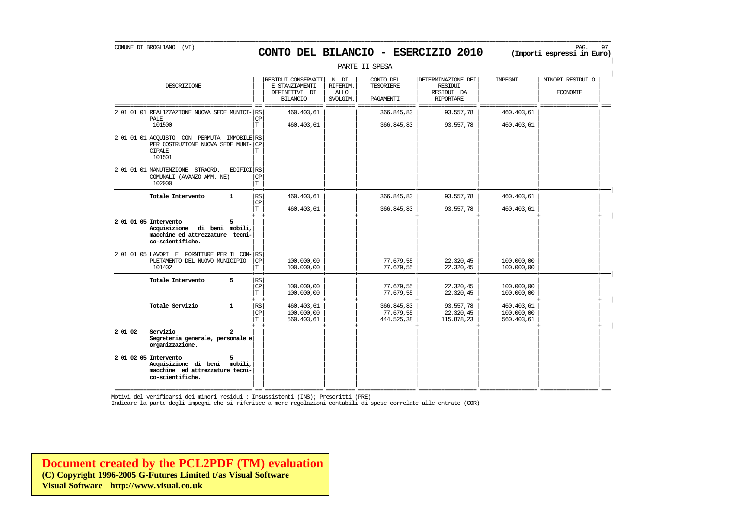COMUNE DI BROGLIANO (VI)

# CONTO DEL BILANCIO - ESERCIZIO 2010

**(Importi espressi in Euro)**

PARTE II SPESA

| DESCRIZIONE | | RESIDUI CONSERVATI E STANZIAMENTI DEFINITIVI DI BILANCIO | N. DI RIFERIM. ALLO SVOLGIM. | CONTO DEL TESORIERE PAGAMENTI | DETERMINAZIONE DEI RESIDUI RESIDUI DA RIPORTARE | IMPEGNI | MINORI RESIDUI O ECONOMIE |
|---|---|---|---|---|---|---|---|
| 2 01 01 01 REALIZZAZIONE NUOVA SEDE MUNICIPALE 101500 | RS | 460.403,61 | | 366.845,83 | 93.557,78 | 460.403,61 | |
| | CP | | | | | | |
| | T | 460.403,61 | | 366.845,83 | 93.557,78 | 460.403,61 | |
| 2 01 01 01 ACQUISTO CON PERMUTA IMMOBILE PER COSTRUZIONE NUOVA SEDE MUNICIPALE 101501 | RS | | | | | | |
| | CP | | | | | | |
| | T | | | | | | |
| 2 01 01 01 MANUTENZIONE STRAORD. EDIFICI COMUNALI (AVANZO AMM. NE) 102000 | RS | | | | | | |
| | CP | | | | | | |
| | T | | | | | | |
| **Totale Intervento 1** | RS | 460.403,61 | | 366.845,83 | 93.557,78 | 460.403,61 | |
| | CP | | | | | | |
| | T | 460.403,61 | | 366.845,83 | 93.557,78 | 460.403,61 | |
| **2 01 01 05 Intervento 5 Acquisizione di beni mobili, macchine ed attrezzature tecnico-scientifiche.** | | | | | | | |
| 2 01 01 05 LAVORI E FORNITURE PER IL COMPLETAMENTO DEL NUOVO MUNICIPIO 101402 | RS | | | | | | |
| | CP | 100.000,00 | | 77.679,55 | 22.320,45 | 100.000,00 | |
| | T | 100.000,00 | | 77.679,55 | 22.320,45 | 100.000,00 | |
| **Totale Intervento 5** | RS | | | | | | |
| | CP | 100.000,00 | | 77.679,55 | 22.320,45 | 100.000,00 | |
| | T | 100.000,00 | | 77.679,55 | 22.320,45 | 100.000,00 | |
| **Totale Servizio 1** | RS | 460.403,61 | | 366.845,83 | 93.557,78 | 460.403,61 | |
| | CP | 100.000,00 | | 77.679,55 | 22.320,45 | 100.000,00 | |
| | T | 560.403,61 | | 444.525,38 | 115.878,23 | 560.403,61 | |
| **2 01 02 Servizio 2 Segreteria generale, personale e organizzazione.** | | | | | | | |
| **2 01 02 05 Intervento 5 Acquisizione di beni mobili, macchine ed attrezzature tecnico-scientifiche.** | | | | | | | |

Motivi del verificarsi dei minori residui : Insussistenti (INS); Prescritti (PRE)
Indicare la parte degli impegni che si riferisce a mere regolazioni contabili di spese correlate alle entrate (COR)

**Document created by the PCL2PDF (TM) evaluation**
**(C) Copyright 1996-2005 G-Futures Limited t/as Visual Software**
**Visual Software http://www.visual.co.uk**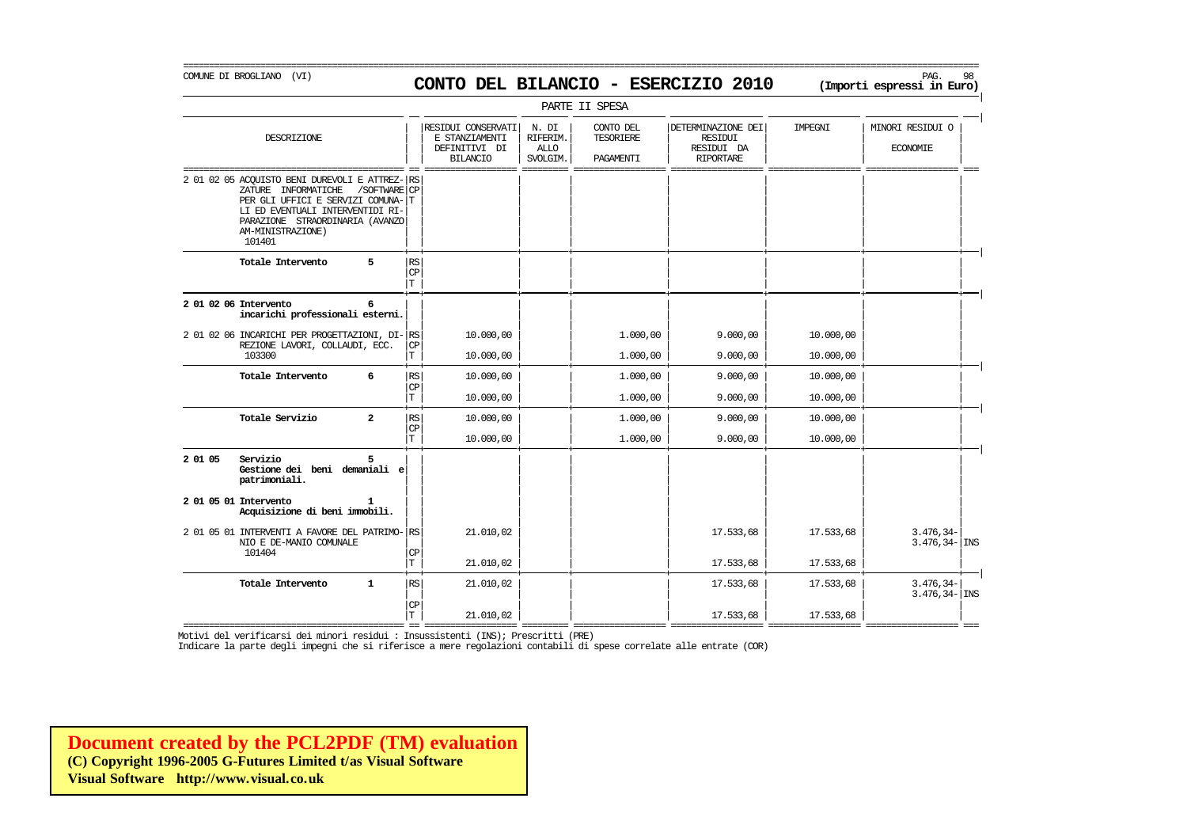COMUNE DI BROGLIANO (VI)

# CONTO DEL BILANCIO - ESERCIZIO 2010

**(Importi espressi in Euro)**

PARTE II SPESA

| DESCRIZIONE | | RESIDUI CONSERVATI E STANZIAMENTI DEFINITIVI DI BILANCIO | N. DI RIFERIM. ALLO SVOLGIM. | CONTO DEL TESORIERE PAGAMENTI | DETERMINAZIONE DEI RESIDUI RESIDUI DA RIPORTARE | IMPEGNI | MINORI RESIDUI O ECONOMIE |
|---|---|---|---|---|---|---|---|
| 2 01 02 05 ACQUISTO BENI DUREVOLI E ATTREZZATURE INFORMATICHE /SOFTWARE PER GLI UFFICI E SERVIZI COMUNALI ED EVENTUALI INTERVENTIDI RIPARAZIONE STRAORDINARIA (AVANZO AM-MINISTRAZIONE) 101401 | RS CP T | | | | | | |
| **Totale Intervento 5** | RS CP T | | | | | | |
| **2 01 02 06 Intervento 6 incarichi professionali esterni.** | | | | | | | |
| 2 01 02 06 INCARICHI PER PROGETTAZIONI, DIREZIONE LAVORI, COLLAUDI, ECC. 103300 | RS | | | | | | |
| | CP | 10.000,00 | | 1.000,00 | 9.000,00 | 10.000,00 | |
| | T | 10.000,00 | | 1.000,00 | 9.000,00 | 10.000,00 | |
| **Totale Intervento 6** | RS | | | | | | |
| | CP | 10.000,00 | | 1.000,00 | 9.000,00 | 10.000,00 | |
| | T | 10.000,00 | | 1.000,00 | 9.000,00 | 10.000,00 | |
| **Totale Servizio 2** | RS | | | | | | |
| | CP | 10.000,00 | | 1.000,00 | 9.000,00 | 10.000,00 | |
| | T | 10.000,00 | | 1.000,00 | 9.000,00 | 10.000,00 | |
| **2 01 05 Servizio 5 Gestione dei beni demaniali e patrimoniali.** | | | | | | | |
| **2 01 05 01 Intervento 1 Acquisizione di beni immobili.** | | | | | | | |
| 2 01 05 01 INTERVENTI A FAVORE DEL PATRIMONIO E DE-MANIO COMUNALE 101404 | RS | 21.010,02 | | | 17.533,68 | 17.533,68 | 3.476,34- 3.476,34- INS |
| | CP | | | | | | |
| | T | 21.010,02 | | | 17.533,68 | 17.533,68 | |
| **Totale Intervento 1** | RS | 21.010,02 | | | 17.533,68 | 17.533,68 | 3.476,34- 3.476,34- INS |
| | CP | | | | | | |
| | T | 21.010,02 | | | 17.533,68 | 17.533,68 | |

Motivi del verificarsi dei minori residui : Insussistenti (INS); Prescritti (PRE)

Indicare la parte degli impegni che si riferisce a mere regolazioni contabili di spese correlate alle entrate (COR)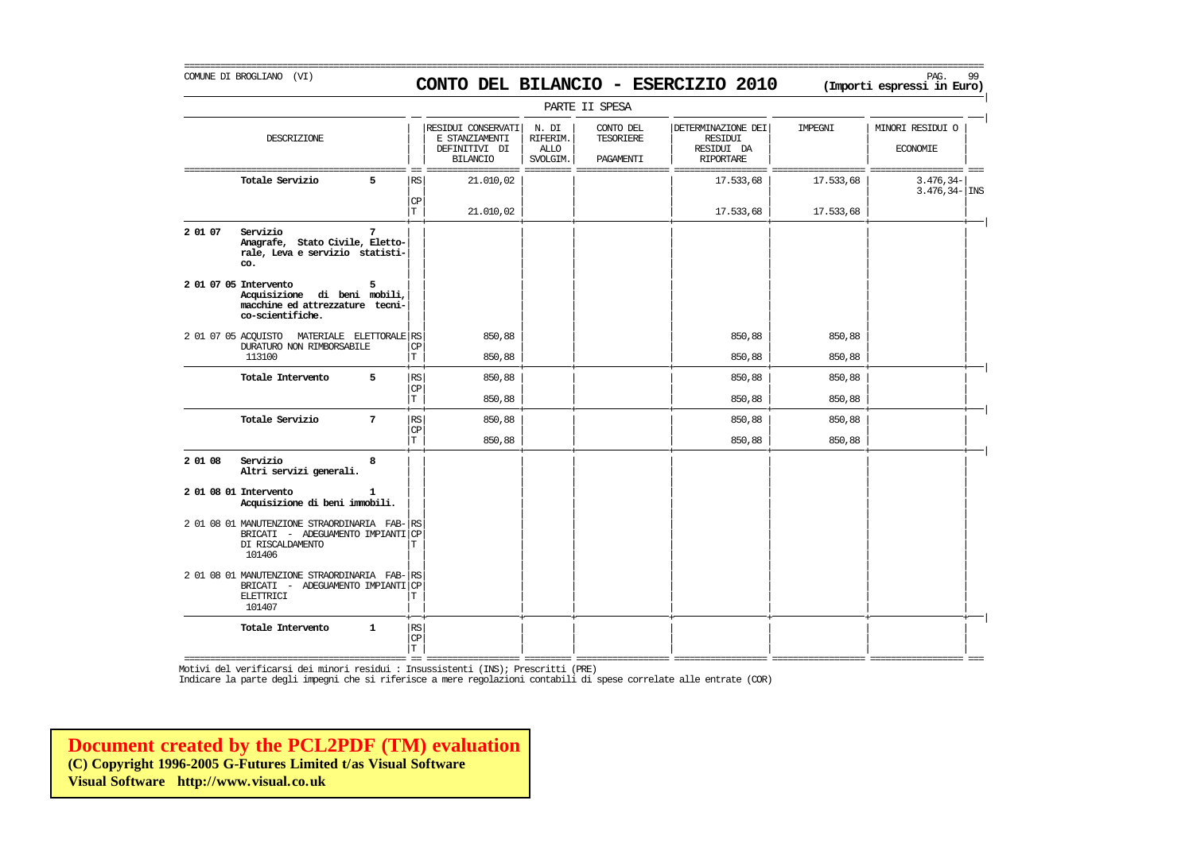COMUNE DI BROGLIANO (VI)

# CONTO DEL BILANCIO - ESERCIZIO 2010

**(Importi espressi in Euro)**

PARTE II SPESA

| DESCRIZIONE | | RESIDUI CONSERVATI E STANZIAMENTI DEFINITIVI DI BILANCIO | N. DI RIFERIM. ALLO SVOLGIM. | CONTO DEL TESORIERE PAGAMENTI | DETERMINAZIONE DEI RESIDUI RESIDUI DA RIPORTARE | IMPEGNI | MINORI RESIDUI O ECONOMIE | |
|---|---|---|---|---|---|---|---|---|
| **Totale Servizio 5** | RS | 21.010,02 | | | 17.533,68 | 17.533,68 | 3.476,34- | |
| | | | | | | | 3.476,34- | INS |
| | CP | | | | | | | |
| | T | 21.010,02 | | | 17.533,68 | 17.533,68 | | |
| **2 01 07 Servizio 7** **Anagrafe, Stato Civile, Elettorale, Leva e servizio statistico.** | | | | | | | | |
| **2 01 07 05 Intervento 5** **Acquisizione di beni mobili, macchine ed attrezzature tecnico-scientifiche.** | | | | | | | | |
| 2 01 07 05 ACQUISTO MATERIALE ELETTORALE DURATURO NON RIMBORSABILE 113100 | RS | 850,88 | | | 850,88 | 850,88 | | |
| | CP | | | | | | | |
| | T | 850,88 | | | 850,88 | 850,88 | | |
| **Totale Intervento 5** | RS | 850,88 | | | 850,88 | 850,88 | | |
| | CP | | | | | | | |
| | T | 850,88 | | | 850,88 | 850,88 | | |
| **Totale Servizio 7** | RS | 850,88 | | | 850,88 | 850,88 | | |
| | CP | | | | | | | |
| | T | 850,88 | | | 850,88 | 850,88 | | |
| **2 01 08 Servizio 8** **Altri servizi generali.** | | | | | | | | |
| **2 01 08 01 Intervento 1** **Acquisizione di beni immobili.** | | | | | | | | |
| 2 01 08 01 MANUTENZIONE STRAORDINARIA FABBRICATI - ADEGUAMENTO IMPIANTI DI RISCALDAMENTO 101406 | RS | | | | | | | |
| | CP | | | | | | | |
| | T | | | | | | | |
| 2 01 08 01 MANUTENZIONE STRAORDINARIA FABBRICATI - ADEGUAMENTO IMPIANTI ELETTRICI 101407 | RS | | | | | | | |
| | CP | | | | | | | |
| | T | | | | | | | |
| **Totale Intervento 1** | RS | | | | | | | |
| | CP | | | | | | | |
| | T | | | | | | | |

Motivi del verificarsi dei minori residui : Insussistenti (INS); Prescritti (PRE)
Indicare la parte degli impegni che si riferisce a mere regolazioni contabili di spese correlate alle entrate (COR)

**Document created by the PCL2PDF (TM) evaluation**
**(C) Copyright 1996-2005 G-Futures Limited t/as Visual Software**
**Visual Software http://www.visual.co.uk**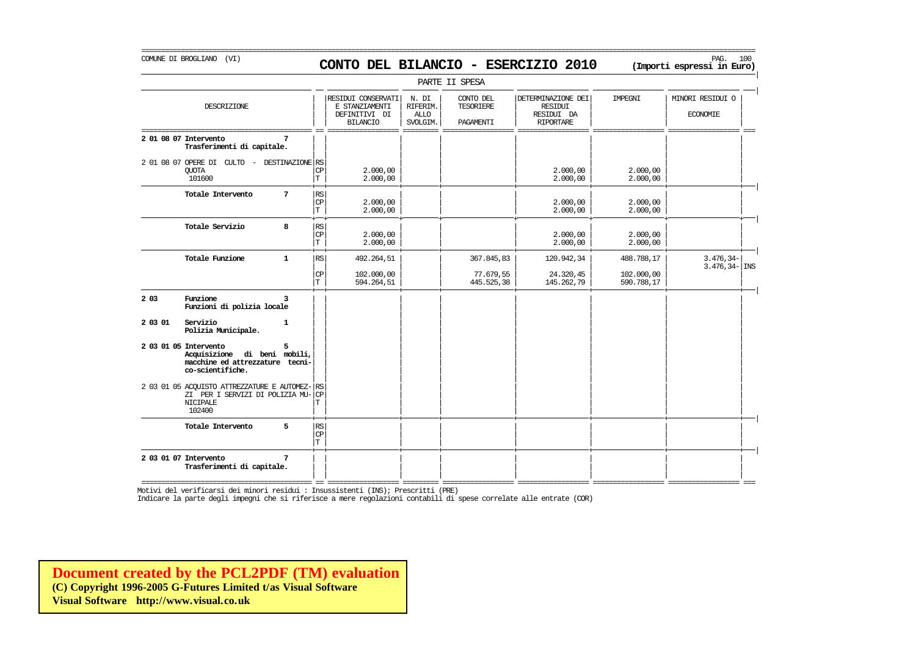COMUNE DI BROGLIANO (VI)

# CONTO DEL BILANCIO - ESERCIZIO 2010

**(Importi espressi in Euro)**

PARTE II SPESA

| DESCRIZIONE | | RESIDUI CONSERVATI E STANZIAMENTI DEFINITIVI DI BILANCIO | N. DI RIFERIM. ALLO SVOLGIM. | CONTO DEL TESORIERE PAGAMENTI | DETERMINAZIONE DEI RESIDUI RESIDUI DA RIPORTARE | IMPEGNI | MINORI RESIDUI O ECONOMIE | |
|---|---|---|---|---|---|---|---|---|
| **2 01 08 07 Intervento 7** **Trasferimenti di capitale.** | | | | | | | | |
| 2 01 08 07 OPERE DI CULTO - DESTINAZIONE QUOTA 101600 | RS | | | | | | | |
| | CP | 2.000,00 | | | 2.000,00 | 2.000,00 | | |
| | T | 2.000,00 | | | 2.000,00 | 2.000,00 | | |
| **Totale Intervento 7** | RS | | | | | | | |
| | CP | 2.000,00 | | | 2.000,00 | 2.000,00 | | |
| | T | 2.000,00 | | | 2.000,00 | 2.000,00 | | |
| **Totale Servizio 8** | RS | | | | | | | |
| | CP | 2.000,00 | | | 2.000,00 | 2.000,00 | | |
| | T | 2.000,00 | | | 2.000,00 | 2.000,00 | | |
| **Totale Funzione 1** | RS | 492.264,51 | | 367.845,83 | 120.942,34 | 488.788,17 | 3.476,34- | |
| | | | | | | | 3.476,34- | INS |
| | CP | 102.000,00 | | 77.679,55 | 24.320,45 | 102.000,00 | | |
| | T | 594.264,51 | | 445.525,38 | 145.262,79 | 590.788,17 | | |
| **2 03 Funzione 3** **Funzioni di polizia locale** | | | | | | | | |
| **2 03 01 Servizio 1** **Polizia Municipale.** | | | | | | | | |
| **2 03 01 05 Intervento 5** **Acquisizione di beni mobili, macchine ed attrezzature tecni-co-scientifiche.** | | | | | | | | |
| 2 03 01 05 ACQUISTO ATTREZZATURE E AUTOMEZ-ZI PER I SERVIZI DI POLIZIA MU-NICIPALE 102400 | RS | | | | | | | |
| | CP | | | | | | | |
| | T | | | | | | | |
| **Totale Intervento 5** | RS | | | | | | | |
| | CP | | | | | | | |
| | T | | | | | | | |
| **2 03 01 07 Intervento 7** **Trasferimenti di capitale.** | | | | | | | | |

Motivi del verificarsi dei minori residui : Insussistenti (INS); Prescritti (PRE)

Indicare la parte degli impegni che si riferisce a mere regolazioni contabili di spese correlate alle entrate (COR)

**Document created by the PCL2PDF (TM) evaluation**
**(C) Copyright 1996-2005 G-Futures Limited t/as Visual Software**
**Visual Software http://www.visual.co.uk**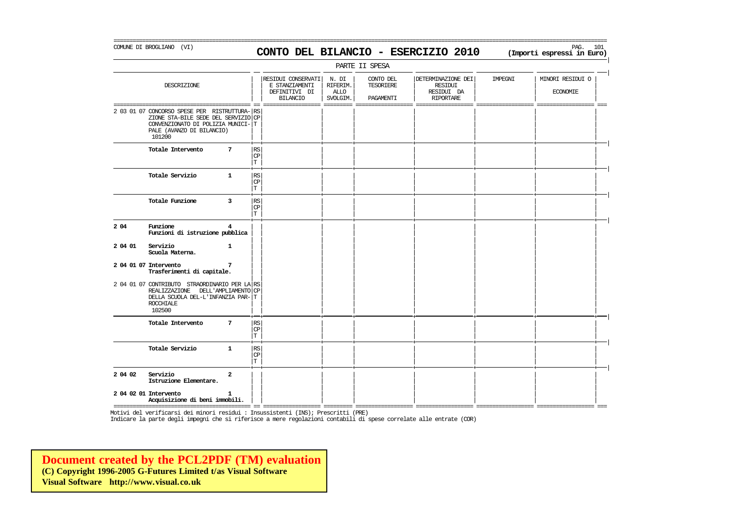COMUNE DI BROGLIANO (VI)

# CONTO DEL BILANCIO - ESERCIZIO 2010

**(Importi espressi in Euro)**

PARTE II SPESA

| DESCRIZIONE | | RESIDUI CONSERVATI E STANZIAMENTI DEFINITIVI DI BILANCIO | N. DI RIFERIM. ALLO SVOLGIM. | CONTO DEL TESORIERE PAGAMENTI | DETERMINAZIONE DEI RESIDUI RESIDUI DA RIPORTARE | IMPEGNI | MINORI RESIDUI O ECONOMIE |
|---|---|---|---|---|---|---|---|
| 2 03 01 07 CONCORSO SPESE PER RISTRUTTURAZIONE STA-BILE SEDE DEL SERVIZIO CONVENZIONATO DI POLIZIA MUNICIPALE (AVANZO DI BILANCIO) 101200 | RS CP T | | | | | | |
| **Totale Intervento 7** | RS CP T | | | | | | |
| **Totale Servizio 1** | RS CP T | | | | | | |
| **Totale Funzione 3** | RS CP T | | | | | | |
| **2 04 Funzione 4 Funzioni di istruzione pubblica** | | | | | | | |
| **2 04 01 Servizio 1 Scuola Materna.** | | | | | | | |
| **2 04 01 07 Intervento 7 Trasferimenti di capitale.** | | | | | | | |
| 2 04 01 07 CONTRIBUTO STRAORDINARIO PER LA REALIZZAZIONE DELL'AMPLIAMENTO DELLA SCUOLA DEL-L'INFANZIA PARROCCHIALE 102500 | RS CP T | | | | | | |
| **Totale Intervento 7** | RS CP T | | | | | | |
| **Totale Servizio 1** | RS CP T | | | | | | |
| **2 04 02 Servizio 2 Istruzione Elementare.** | | | | | | | |
| **2 04 02 01 Intervento 1 Acquisizione di beni immobili.** | | | | | | | |

Motivi del verificarsi dei minori residui : Insussistenti (INS); Prescritti (PRE)

Indicare la parte degli impegni che si riferisce a mere regolazioni contabili di spese correlate alle entrate (COR)

**Document created by the PCL2PDF (TM) evaluation**
**(C) Copyright 1996-2005 G-Futures Limited t/as Visual Software**
**Visual Software http://www.visual.co.uk**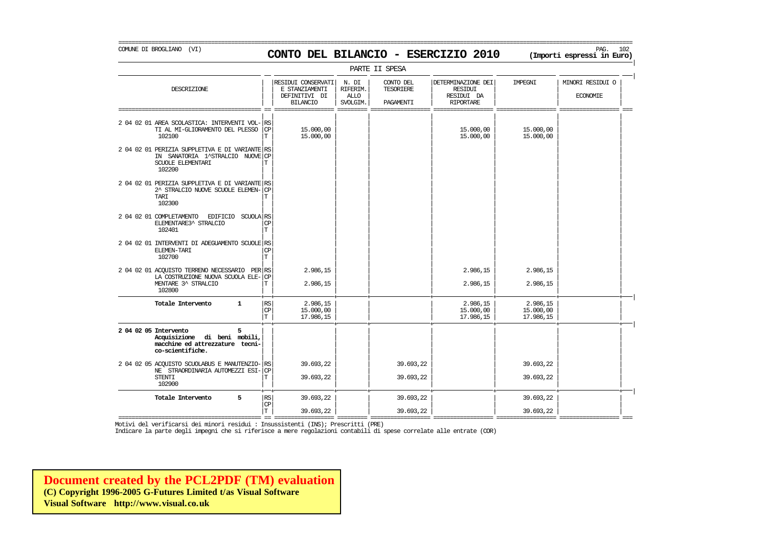COMUNE DI BROGLIANO (VI)

# CONTO DEL BILANCIO - ESERCIZIO 2010

**(Importi espressi in Euro)**

PARTE II SPESA

| DESCRIZIONE | | RESIDUI CONSERVATI E STANZIAMENTI DEFINITIVI DI BILANCIO | N. DI RIFERIM. ALLO SVOLGIM. | CONTO DEL TESORIERE PAGAMENTI | DETERMINAZIONE DEI RESIDUI RESIDUI DA RIPORTARE | IMPEGNI | MINORI RESIDUI O ECONOMIE |
|---|---|---|---|---|---|---|---|
| 2 04 02 01 AREA SCOLASTICA: INTERVENTI VOL-TI AL MI-GLIORAMENTO DEL PLESSO 102100 | RS | | | | | | |
| | CP | 15.000,00 | | | 15.000,00 | 15.000,00 | |
| | T | 15.000,00 | | | 15.000,00 | 15.000,00 | |
| 2 04 02 01 PERIZIA SUPPLETIVA E DI VARIANTE IN SANATORIA 1^STRALCIO NUOVE SCUOLE ELEMENTARI 102200 | RS | | | | | | |
| | CP | | | | | | |
| | T | | | | | | |
| 2 04 02 01 PERIZIA SUPPLETIVA E DI VARIANTE 2^ STRALCIO NUOVE SCUOLE ELEMEN-TARI 102300 | RS | | | | | | |
| | CP | | | | | | |
| | T | | | | | | |
| 2 04 02 01 COMPLETAMENTO EDIFICIO SCUOLA ELEMENTARE3^ STRALCIO 102401 | RS | | | | | | |
| | CP | | | | | | |
| | T | | | | | | |
| 2 04 02 01 INTERVENTI DI ADEGUAMENTO SCUOLE ELEMEN-TARI 102700 | RS | | | | | | |
| | CP | | | | | | |
| | T | | | | | | |
| 2 04 02 01 ACQUISTO TERRENO NECESSARIO PER LA COSTRUZIONE NUOVA SCUOLA ELE-MENTARE 3^ STRALCIO 102800 | RS | 2.986,15 | | | 2.986,15 | 2.986,15 | |
| | CP | | | | | | |
| | T | 2.986,15 | | | 2.986,15 | 2.986,15 | |
| **Totale Intervento 1** | RS | 2.986,15 | | | 2.986,15 | 2.986,15 | |
| | CP | 15.000,00 | | | 15.000,00 | 15.000,00 | |
| | T | 17.986,15 | | | 17.986,15 | 17.986,15 | |
| **2 04 02 05 Intervento 5 Acquisizione di beni mobili, macchine ed attrezzature tecni-co-scientifiche.** | | | | | | | |
| 2 04 02 05 ACQUISTO SCUOLABUS E MANUTENZIO-NE STRAORDINARIA AUTOMEZZI ESI-STENTI 102900 | RS | 39.693,22 | | 39.693,22 | | 39.693,22 | |
| | CP | | | | | | |
| | T | 39.693,22 | | 39.693,22 | | 39.693,22 | |
| **Totale Intervento 5** | RS | 39.693,22 | | 39.693,22 | | 39.693,22 | |
| | CP | | | | | | |
| | T | 39.693,22 | | 39.693,22 | | 39.693,22 | |

Motivi del verificarsi dei minori residui : Insussistenti (INS); Prescritti (PRE)
Indicare la parte degli impegni che si riferisce a mere regolazioni contabili di spese correlate alle entrate (COR)

**Document created by the PCL2PDF (TM) evaluation**
**(C) Copyright 1996-2005 G-Futures Limited t/as Visual Software**
**Visual Software http://www.visual.co.uk**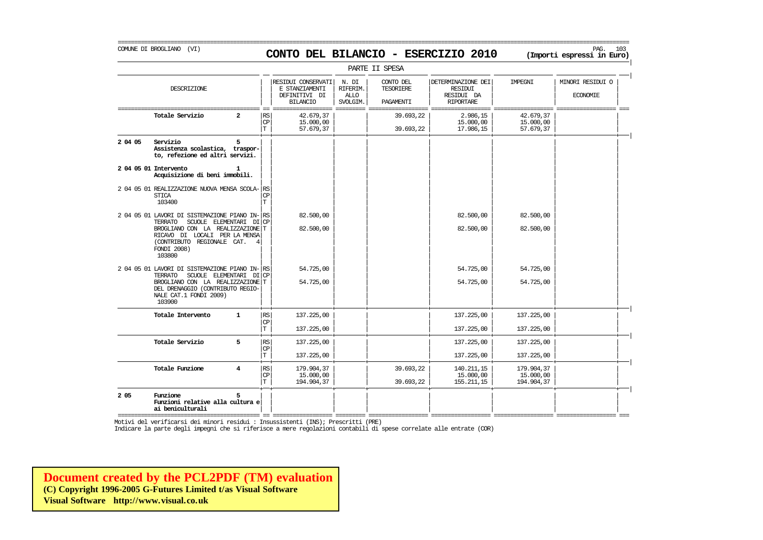COMUNE DI BROGLIANO (VI)

# CONTO DEL BILANCIO - ESERCIZIO 2010

**(Importi espressi in Euro)**

PARTE II SPESA

| | DESCRIZIONE | | RESIDUI CONSERVATI E STANZIAMENTI DEFINITIVI DI BILANCIO | N. DI RIFERIM. ALLO SVOLGIM. | CONTO DEL TESORIERE PAGAMENTI | DETERMINAZIONE DEI RESIDUI RESIDUI DA RIPORTARE | IMPEGNI | MINORI RESIDUI O ECONOMIE |
|---|---|---|---|---|---|---|---|---|
| | **Totale Servizio 2** | RS | 42.679,37 | | 39.693,22 | 2.986,15 | 42.679,37 | |
| | | CP | 15.000,00 | | | 15.000,00 | 15.000,00 | |
| | | T | 57.679,37 | | 39.693,22 | 17.986,15 | 57.679,37 | |
| **2 04 05** | **Servizio 5** **Assistenza scolastica, trasporto, refezione ed altri servizi.** | | | | | | | |
| **2 04 05 01** | **Intervento 1** **Acquisizione di beni immobili.** | | | | | | | |
| 2 04 05 01 | REALIZZAZIONE NUOVA MENSA SCOLASTICA 103400 | RS | | | | | | |
| | | CP | | | | | | |
| | | T | | | | | | |
| 2 04 05 01 | LAVORI DI SISTEMAZIONE PIANO INTERRATO SCUOLE ELEMENTARI DI BROGLIANO CON LA REALIZZAZIONE RICAVO DI LOCALI PER LA MENSA (CONTRIBUTO REGIONALE CAT. 4 FONDI 2008) 103800 | RS | 82.500,00 | | | 82.500,00 | 82.500,00 | |
| | | CP | | | | | | |
| | | T | 82.500,00 | | | 82.500,00 | 82.500,00 | |
| 2 04 05 01 | LAVORI DI SISTEMAZIONE PIANO INTERRATO SCUOLE ELEMENTARI DI BROGLIANO CON LA REALIZZAZIONE DEL DRENAGGIO (CONTRIBUTO REGIONALE CAT.1 FONDI 2009) 103900 | RS | 54.725,00 | | | 54.725,00 | 54.725,00 | |
| | | CP | | | | | | |
| | | T | 54.725,00 | | | 54.725,00 | 54.725,00 | |
| | **Totale Intervento 1** | RS | 137.225,00 | | | 137.225,00 | 137.225,00 | |
| | | CP | | | | | | |
| | | T | 137.225,00 | | | 137.225,00 | 137.225,00 | |
| | **Totale Servizio 5** | RS | 137.225,00 | | | 137.225,00 | 137.225,00 | |
| | | CP | | | | | | |
| | | T | 137.225,00 | | | 137.225,00 | 137.225,00 | |
| | **Totale Funzione 4** | RS | 179.904,37 | | 39.693,22 | 140.211,15 | 179.904,37 | |
| | | CP | 15.000,00 | | | 15.000,00 | 15.000,00 | |
| | | T | 194.904,37 | | 39.693,22 | 155.211,15 | 194.904,37 | |
| **2 05** | **Funzione 5** **Funzioni relative alla cultura e ai beniculturali** | | | | | | | |

Motivi del verificarsi dei minori residui : Insussistenti (INS); Prescritti (PRE)

Indicare la parte degli impegni che si riferisce a mere regolazioni contabili di spese correlate alle entrate (COR)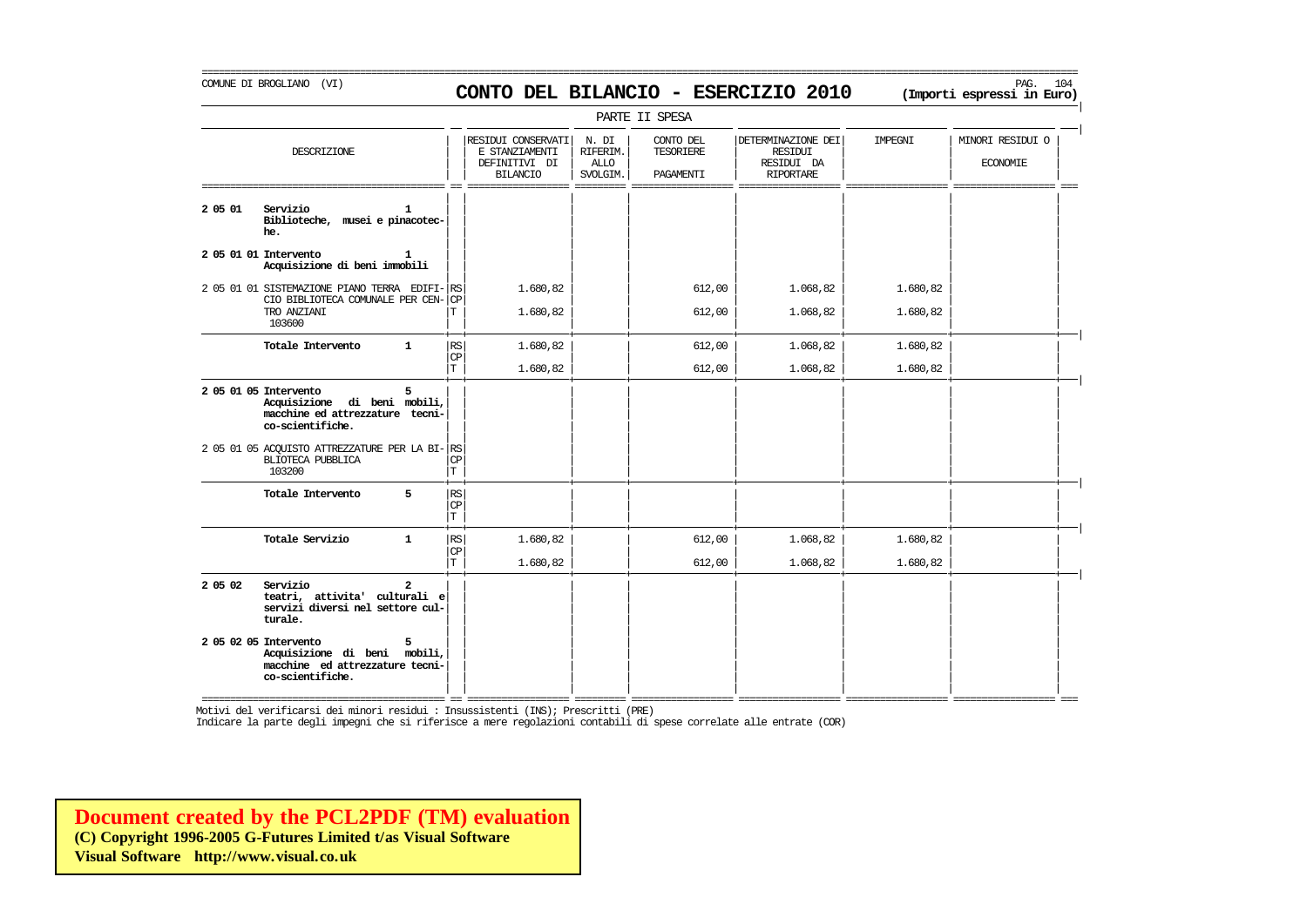COMUNE DI BROGLIANO (VI)

# CONTO DEL BILANCIO - ESERCIZIO 2010

**(Importi espressi in Euro)**

PARTE II SPESA

| DESCRIZIONE | | RESIDUI CONSERVATI E STANZIAMENTI DEFINITIVI DI BILANCIO | N. DI RIFERIM. ALLO SVOLGIM. | CONTO DEL TESORIERE PAGAMENTI | DETERMINAZIONE DEI RESIDUI RESIDUI DA RIPORTARE | IMPEGNI | MINORI RESIDUI O ECONOMIE |
|---|---|---|---|---|---|---|---|
| **2 05 01 Servizio 1 Biblioteche, musei e pinacoteche.** | | | | | | | |
| **2 05 01 01 Intervento 1 Acquisizione di beni immobili** | | | | | | | |
| 2 05 01 01 SISTEMAZIONE PIANO TERRA EDIFICIO BIBLIOTECA COMUNALE PER CENTRO ANZIANI 103600 | RS | 1.680,82 | | 612,00 | 1.068,82 | 1.680,82 | |
| | CP | | | | | | |
| | T | 1.680,82 | | 612,00 | 1.068,82 | 1.680,82 | |
| **Totale Intervento 1** | RS | 1.680,82 | | 612,00 | 1.068,82 | 1.680,82 | |
| | CP | | | | | | |
| | T | 1.680,82 | | 612,00 | 1.068,82 | 1.680,82 | |
| **2 05 01 05 Intervento 5 Acquisizione di beni mobili, macchine ed attrezzature tecnico-scientifiche.** | | | | | | | |
| 2 05 01 05 ACQUISTO ATTREZZATURE PER LA BIBLIOTECA PUBBLICA 103200 | RS | | | | | | |
| | CP | | | | | | |
| | T | | | | | | |
| **Totale Intervento 5** | RS | | | | | | |
| | CP | | | | | | |
| | T | | | | | | |
| **Totale Servizio 1** | RS | 1.680,82 | | 612,00 | 1.068,82 | 1.680,82 | |
| | CP | | | | | | |
| | T | 1.680,82 | | 612,00 | 1.068,82 | 1.680,82 | |
| **2 05 02 Servizio 2 teatri, attivita' culturali e servizi diversi nel settore culturale.** | | | | | | | |
| **2 05 02 05 Intervento 5 Acquisizione di beni mobili, macchine ed attrezzature tecnico-scientifiche.** | | | | | | | |

Motivi del verificarsi dei minori residui : Insussistenti (INS); Prescritti (PRE)
Indicare la parte degli impegni che si riferisce a mere regolazioni contabili di spese correlate alle entrate (COR)

**Document created by the PCL2PDF (TM) evaluation**
**(C) Copyright 1996-2005 G-Futures Limited t/as Visual Software**
**Visual Software http://www.visual.co.uk**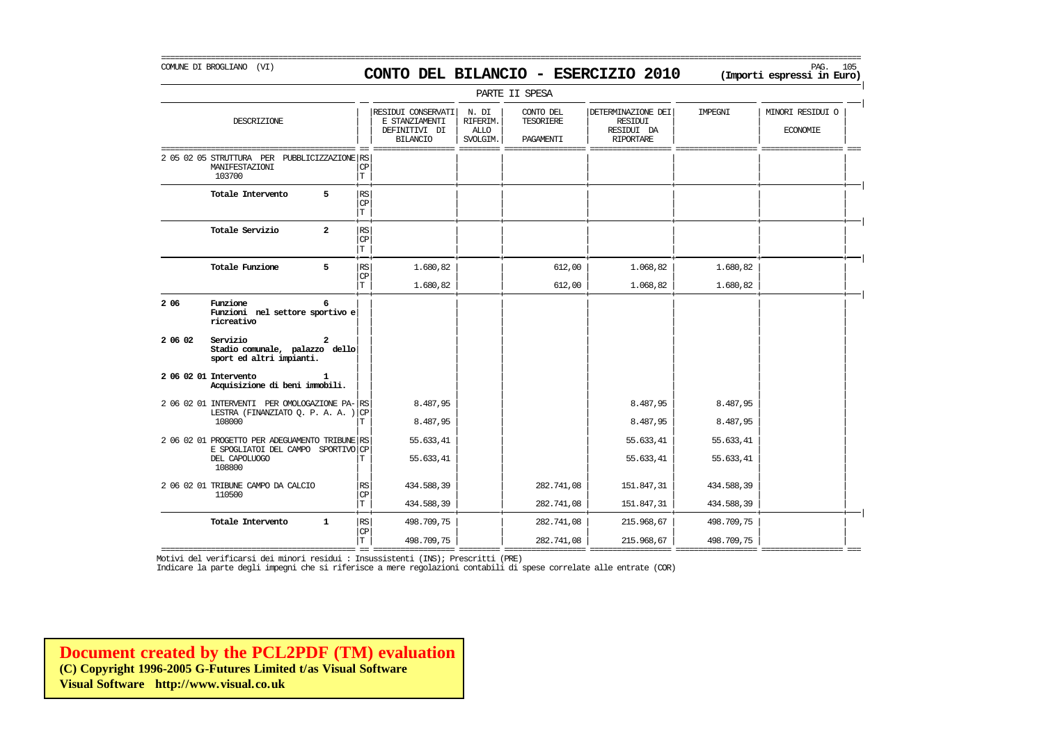COMUNE DI BROGLIANO (VI)

# CONTO DEL BILANCIO - ESERCIZIO 2010

**(Importi espressi in Euro)**

PARTE II SPESA

| DESCRIZIONE | | RESIDUI CONSERVATI E STANZIAMENTI DEFINITIVI DI BILANCIO | N. DI RIFERIM. ALLO SVOLGIM. | CONTO DEL TESORIERE PAGAMENTI | DETERMINAZIONE DEI RESIDUI RESIDUI DA RIPORTARE | IMPEGNI | MINORI RESIDUI O ECONOMIE |
|---|---|---|---|---|---|---|---|
| 2 05 02 05 STRUTTURA PER PUBBLICIZZAZIONE MANIFESTAZIONI 103700 | RS CP T | | | | | | |
| **Totale Intervento 5** | RS CP T | | | | | | |
| **Totale Servizio 2** | RS CP T | | | | | | |
| **Totale Funzione 5** | RS | 1.680,82 | | 612,00 | 1.068,82 | 1.680,82 | |
| | CP | | | | | | |
| | T | 1.680,82 | | 612,00 | 1.068,82 | 1.680,82 | |
| **2 06 Funzione 6 Funzioni nel settore sportivo e ricreativo** | | | | | | | |
| **2 06 02 Servizio 2 Stadio comunale, palazzo dello sport ed altri impianti.** | | | | | | | |
| **2 06 02 01 Intervento 1 Acquisizione di beni immobili.** | | | | | | | |
| 2 06 02 01 INTERVENTI PER OMOLOGAZIONE PA-LESTRA (FINANZIATO Q. P. A. A. ) 108000 | RS | 8.487,95 | | | 8.487,95 | 8.487,95 | |
| | CP | | | | | | |
| | T | 8.487,95 | | | 8.487,95 | 8.487,95 | |
| 2 06 02 01 PROGETTO PER ADEGUAMENTO TRIBUNE E SPOGLIATOI DEL CAMPO SPORTIVO DEL CAPOLUOGO 108800 | RS | 55.633,41 | | | 55.633,41 | 55.633,41 | |
| | CP | | | | | | |
| | T | 55.633,41 | | | 55.633,41 | 55.633,41 | |
| 2 06 02 01 TRIBUNE CAMPO DA CALCIO 110500 | RS | 434.588,39 | | 282.741,08 | 151.847,31 | 434.588,39 | |
| | CP | | | | | | |
| | T | 434.588,39 | | 282.741,08 | 151.847,31 | 434.588,39 | |
| **Totale Intervento 1** | RS | 498.709,75 | | 282.741,08 | 215.968,67 | 498.709,75 | |
| | CP | | | | | | |
| | T | 498.709,75 | | 282.741,08 | 215.968,67 | 498.709,75 | |

Motivi del verificarsi dei minori residui : Insussistenti (INS); Prescritti (PRE)
Indicare la parte degli impegni che si riferisce a mere regolazioni contabili di spese correlate alle entrate (COR)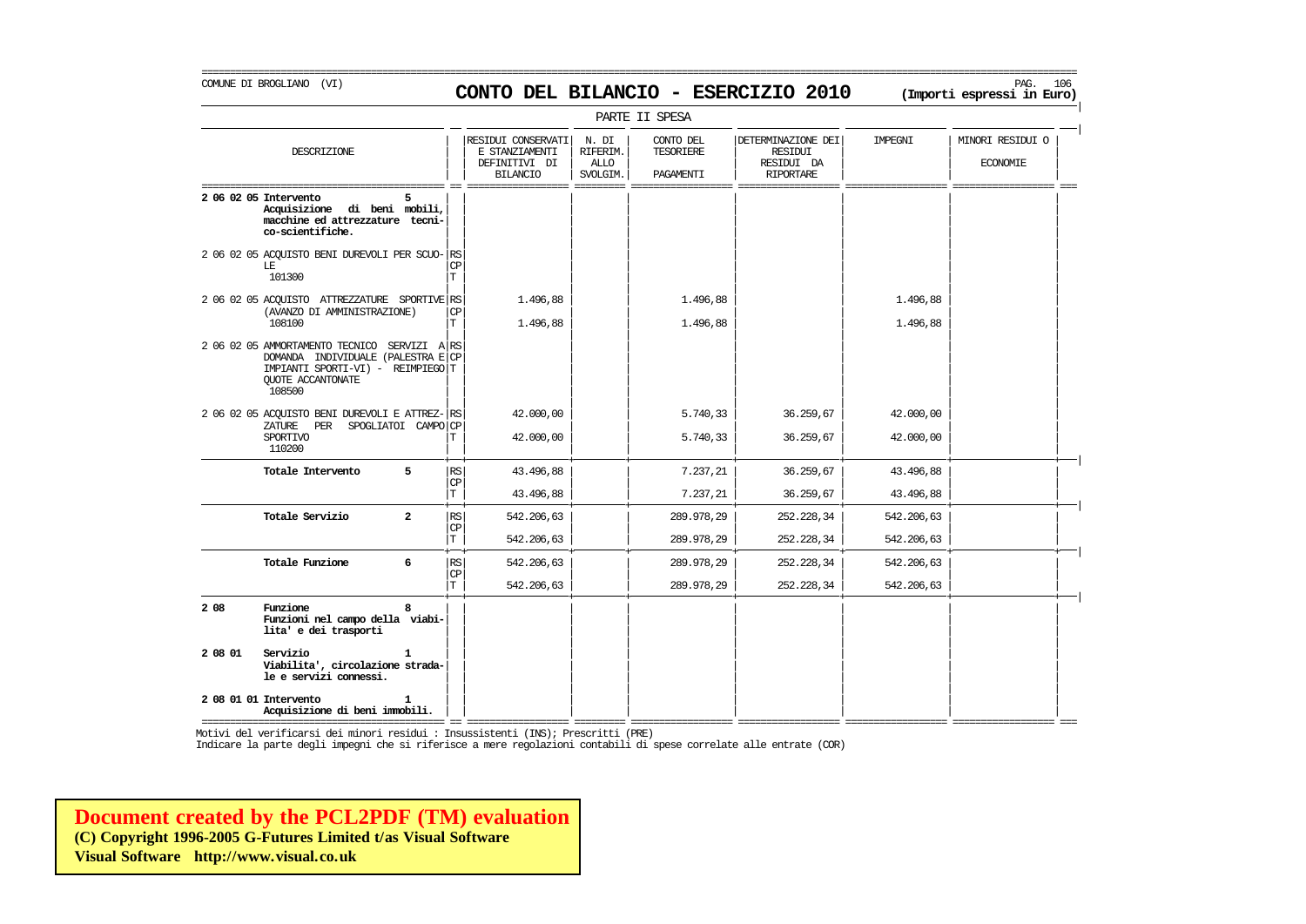COMUNE DI BROGLIANO (VI)

# CONTO DEL BILANCIO - ESERCIZIO 2010

**(Importi espressi in Euro)**

PARTE II SPESA

| DESCRIZIONE | | RESIDUI CONSERVATI E STANZIAMENTI DEFINITIVI DI BILANCIO | N. DI RIFERIM. ALLO SVOLGIM. | CONTO DEL TESORIERE PAGAMENTI | DETERMINAZIONE DEI RESIDUI RESIDUI DA RIPORTARE | IMPEGNI | MINORI RESIDUI O ECONOMIE |
|---|---|---|---|---|---|---|---|
| **2 06 02 05 Intervento 5 Acquisizione di beni mobili, macchine ed attrezzature tecnico-scientifiche.** | | | | | | | |
| 2 06 02 05 ACQUISTO BENI DUREVOLI PER SCUOLE 101300 | RS | | | | | | |
| | CP | | | | | | |
| | T | | | | | | |
| 2 06 02 05 ACQUISTO ATTREZZATURE SPORTIVE (AVANZO DI AMMINISTRAZIONE) 108100 | RS | | | | | | |
| | CP | 1.496,88 | | 1.496,88 | | 1.496,88 | |
| | T | 1.496,88 | | 1.496,88 | | 1.496,88 | |
| 2 06 02 05 AMMORTAMENTO TECNICO SERVIZI A DOMANDA INDIVIDUALE (PALESTRA E IMPIANTI SPORTI-VI) - REIMPIEGO QUOTE ACCANTONATE 108500 | RS | | | | | | |
| | CP | | | | | | |
| | T | | | | | | |
| 2 06 02 05 ACQUISTO BENI DUREVOLI E ATTREZZATURE PER SPOGLIATOI CAMPO SPORTIVO 110200 | RS | | | | | | |
| | CP | 42.000,00 | | 5.740,33 | 36.259,67 | 42.000,00 | |
| | T | 42.000,00 | | 5.740,33 | 36.259,67 | 42.000,00 | |
| **Totale Intervento 5** | RS | | | | | | |
| | CP | 43.496,88 | | 7.237,21 | 36.259,67 | 43.496,88 | |
| | T | 43.496,88 | | 7.237,21 | 36.259,67 | 43.496,88 | |
| **Totale Servizio 2** | RS | | | | | | |
| | CP | 542.206,63 | | 289.978,29 | 252.228,34 | 542.206,63 | |
| | T | 542.206,63 | | 289.978,29 | 252.228,34 | 542.206,63 | |
| **Totale Funzione 6** | RS | | | | | | |
| | CP | 542.206,63 | | 289.978,29 | 252.228,34 | 542.206,63 | |
| | T | 542.206,63 | | 289.978,29 | 252.228,34 | 542.206,63 | |
| **2 08 Funzione 8 Funzioni nel campo della viabilita' e dei trasporti** | | | | | | | |
| **2 08 01 Servizio 1 Viabilita', circolazione stradale e servizi connessi.** | | | | | | | |
| **2 08 01 01 Intervento 1 Acquisizione di beni immobili.** | | | | | | | |

Motivi del verificarsi dei minori residui : Insussistenti (INS); Prescritti (PRE)

Indicare la parte degli impegni che si riferisce a mere regolazioni contabili di spese correlate alle entrate (COR)

**Document created by the PCL2PDF (TM) evaluation**
**(C) Copyright 1996-2005 G-Futures Limited t/as Visual Software**
**Visual Software http://www.visual.co.uk**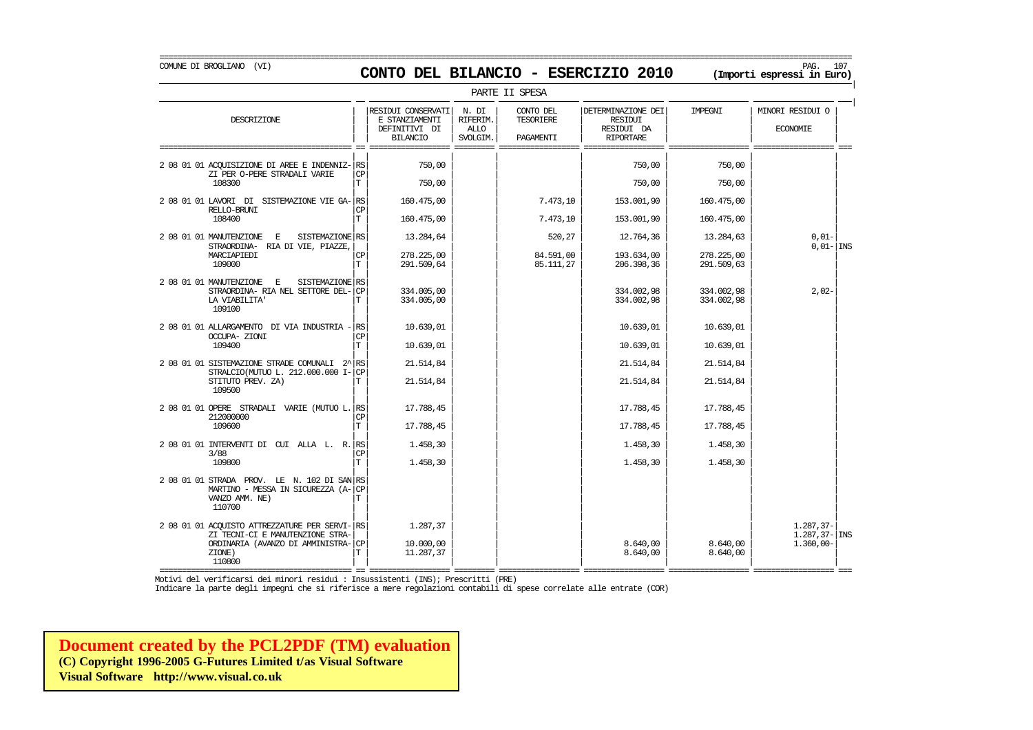COMUNE DI BROGLIANO (VI)

# CONTO DEL BILANCIO - ESERCIZIO 2010

**(Importi espressi in Euro)**

PARTE II SPESA

| DESCRIZIONE | | RESIDUI CONSERVATI E STANZIAMENTI DEFINITIVI DI BILANCIO | N. DI RIFERIM. ALLO SVOLGIM. | CONTO DEL TESORIERE PAGAMENTI | DETERMINAZIONE DEI RESIDUI RESIDUI DA RIPORTARE | IMPEGNI | MINORI RESIDUI O ECONOMIE | |
|---|---|---|---|---|---|---|---|---|
| 2 08 01 01 ACQUISIZIONE DI AREE E INDENNIZ-ZI PER O-PERE STRADALI VARIE | RS | 750,00 | | | 750,00 | 750,00 | | |
| | CP | | | | | | | |
| 108300 | T | 750,00 | | | 750,00 | 750,00 | | |
| 2 08 01 01 LAVORI DI SISTEMAZIONE VIE GA-RELLO-BRUNI | RS | 160.475,00 | | 7.473,10 | 153.001,90 | 160.475,00 | | |
| | CP | | | | | | | |
| 108400 | T | 160.475,00 | | 7.473,10 | 153.001,90 | 160.475,00 | | |
| 2 08 01 01 MANUTENZIONE E SISTEMAZIONE STRAORDINA- RIA DI VIE, PIAZZE, | RS | 13.284,64 | | 520,27 | 12.764,36 | 13.284,63 | 0,01- | |
| | | | | | | | 0,01- | INS |
| MARCIAPIEDI | CP | 278.225,00 | | 84.591,00 | 193.634,00 | 278.225,00 | | |
| 109000 | T | 291.509,64 | | 85.111,27 | 206.398,36 | 291.509,63 | | |
| 2 08 01 01 MANUTENZIONE E SISTEMAZIONE STRAORDINA- RIA NEL SETTORE DEL-LA VIABILITA' | RS | | | | | | | |
| | CP | 334.005,00 | | | 334.002,98 | 334.002,98 | 2,02- | |
| 109100 | T | 334.005,00 | | | 334.002,98 | 334.002,98 | | |
| 2 08 01 01 ALLARGAMENTO DI VIA INDUSTRIA - OCCUPA- ZIONI | RS | 10.639,01 | | | 10.639,01 | 10.639,01 | | |
| | CP | | | | | | | |
| 109400 | T | 10.639,01 | | | 10.639,01 | 10.639,01 | | |
| 2 08 01 01 SISTEMAZIONE STRADE COMUNALI 2^ STRALCIO(MUTUO L. 212.000.000 I-STITUTO PREV. ZA) | RS | 21.514,84 | | | 21.514,84 | 21.514,84 | | |
| | CP | | | | | | | |
| 109500 | T | 21.514,84 | | | 21.514,84 | 21.514,84 | | |
| 2 08 01 01 OPERE STRADALI VARIE (MUTUO L. 212000000 | RS | 17.788,45 | | | 17.788,45 | 17.788,45 | | |
| | CP | | | | | | | |
| 109600 | T | 17.788,45 | | | 17.788,45 | 17.788,45 | | |
| 2 08 01 01 INTERVENTI DI CUI ALLA L. R. 3/88 | RS | 1.458,30 | | | 1.458,30 | 1.458,30 | | |
| | CP | | | | | | | |
| 109800 | T | 1.458,30 | | | 1.458,30 | 1.458,30 | | |
| 2 08 01 01 STRADA PROV. LE N. 102 DI SAN MARTINO - MESSA IN SICUREZZA (A-VANZO AMM. NE) | RS | | | | | | | |
| | CP | | | | | | | |
| 110700 | T | | | | | | | |
| 2 08 01 01 ACQUISTO ATTREZZATURE PER SERVI-ZI TECNI-CI E MANUTENZIONE STRA- | RS | 1.287,37 | | | | | 1.287,37- | |
| | | | | | | | 1.287,37- | INS |
| ORDINARIA (AVANZO DI AMMINISTRA-ZIONE) | CP | 10.000,00 | | | 8.640,00 | 8.640,00 | 1.360,00- | |
| 110800 | T | 11.287,37 | | | 8.640,00 | 8.640,00 | | |

Motivi del verificarsi dei minori residui : Insussistenti (INS); Prescritti (PRE)

Indicare la parte degli impegni che si riferisce a mere regolazioni contabili di spese correlate alle entrate (COR)

**Document created by the PCL2PDF (TM) evaluation**
**(C) Copyright 1996-2005 G-Futures Limited t/as Visual Software**
**Visual Software http://www.visual.co.uk**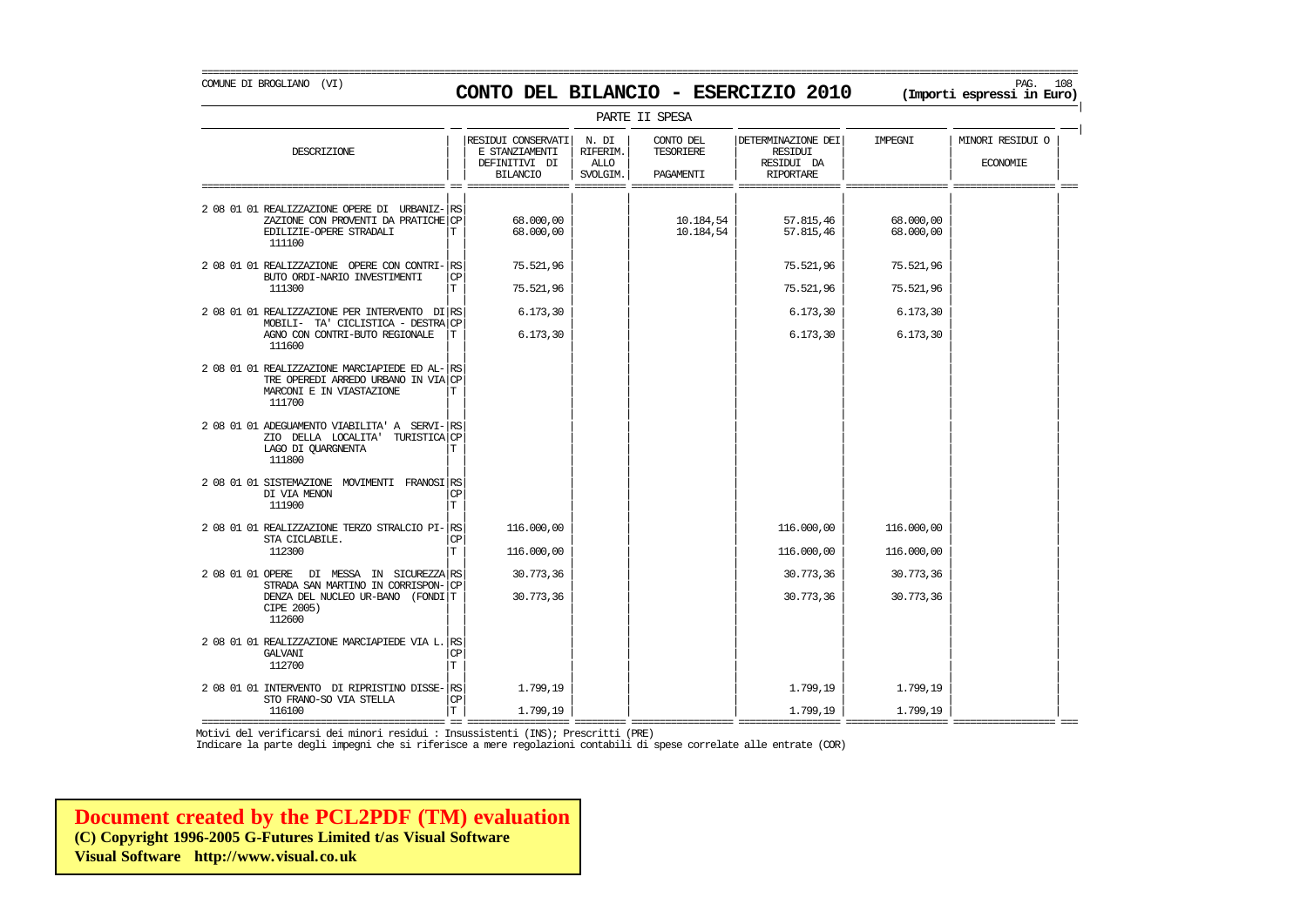COMUNE DI BROGLIANO (VI)

# CONTO DEL BILANCIO - ESERCIZIO 2010

**(Importi espressi in Euro)**

PARTE II SPESA

| DESCRIZIONE | | RESIDUI CONSERVATI E STANZIAMENTI DEFINITIVI DI BILANCIO | N. DI RIFERIM. ALLO SVOLGIM. | CONTO DEL TESORIERE PAGAMENTI | DETERMINAZIONE DEI RESIDUI RESIDUI DA RIPORTARE | IMPEGNI | MINORI RESIDUI O ECONOMIE |
|---|---|---|---|---|---|---|---|
| 2 08 01 01 REALIZZAZIONE OPERE DI URBANIZ-ZAZIONE CON PROVENTI DA PRATICHE EDILIZIE-OPERE STRADALI 111100 | RS | | | | | | |
| | CP | 68.000,00 | | 10.184,54 | 57.815,46 | 68.000,00 | |
| | T | 68.000,00 | | 10.184,54 | 57.815,46 | 68.000,00 | |
| 2 08 01 01 REALIZZAZIONE OPERE CON CONTRI-BUTO ORDI-NARIO INVESTIMENTI 111300 | RS | 75.521,96 | | | 75.521,96 | 75.521,96 | |
| | CP | | | | | | |
| | T | 75.521,96 | | | 75.521,96 | 75.521,96 | |
| 2 08 01 01 REALIZZAZIONE PER INTERVENTO DI MOBILI- TA' CICLISTICA - DESTRA AGNO CON CONTRI-BUTO REGIONALE 111600 | RS | 6.173,30 | | | 6.173,30 | 6.173,30 | |
| | CP | | | | | | |
| | T | 6.173,30 | | | 6.173,30 | 6.173,30 | |
| 2 08 01 01 REALIZZAZIONE MARCIAPIEDE ED AL-TRE OPEREDI ARREDO URBANO IN VIA MARCONI E IN VIASTAZIONE 111700 | RS | | | | | | |
| | CP | | | | | | |
| | T | | | | | | |
| 2 08 01 01 ADEGUAMENTO VIABILITA' A SERVI-ZIO DELLA LOCALITA' TURISTICA LAGO DI QUARGNENTA 111800 | RS | | | | | | |
| | CP | | | | | | |
| | T | | | | | | |
| 2 08 01 01 SISTEMAZIONE MOVIMENTI FRANOSI DI VIA MENON 111900 | RS | | | | | | |
| | CP | | | | | | |
| | T | | | | | | |
| 2 08 01 01 REALIZZAZIONE TERZO STRALCIO PI-STA CICLABILE. 112300 | RS | 116.000,00 | | | 116.000,00 | 116.000,00 | |
| | CP | | | | | | |
| | T | 116.000,00 | | | 116.000,00 | 116.000,00 | |
| 2 08 01 01 OPERE DI MESSA IN SICUREZZA STRADA SAN MARTINO IN CORRISPON-DENZA DEL NUCLEO UR-BANO (FONDI CIPE 2005) 112600 | RS | 30.773,36 | | | 30.773,36 | 30.773,36 | |
| | CP | | | | | | |
| | T | 30.773,36 | | | 30.773,36 | 30.773,36 | |
| 2 08 01 01 REALIZZAZIONE MARCIAPIEDE VIA L. GALVANI 112700 | RS | | | | | | |
| | CP | | | | | | |
| | T | | | | | | |
| 2 08 01 01 INTERVENTO DI RIPRISTINO DISSE-STO FRANO-SO VIA STELLA 116100 | RS | 1.799,19 | | | 1.799,19 | 1.799,19 | |
| | CP | | | | | | |
| | T | 1.799,19 | | | 1.799,19 | 1.799,19 | |

Motivi del verificarsi dei minori residui : Insussistenti (INS); Prescritti (PRE)
Indicare la parte degli impegni che si riferisce a mere regolazioni contabili di spese correlate alle entrate (COR)

**Document created by the PCL2PDF (TM) evaluation**
**(C) Copyright 1996-2005 G-Futures Limited t/as Visual Software**
**Visual Software http://www.visual.co.uk**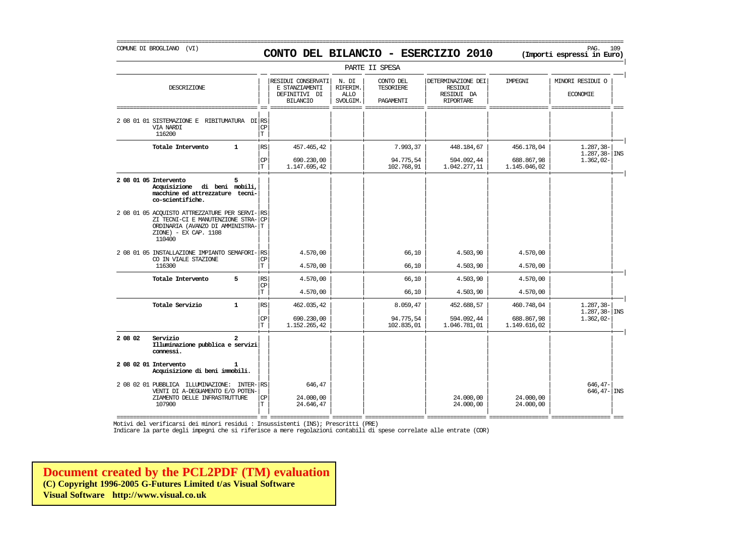COMUNE DI BROGLIANO (VI)

# CONTO DEL BILANCIO - ESERCIZIO 2010

**(Importi espressi in Euro)**

PARTE II SPESA

| DESCRIZIONE | | RESIDUI CONSERVATI E STANZIAMENTI DEFINITIVI DI BILANCIO | N. DI RIFERIM. ALLO SVOLGIM. | CONTO DEL TESORIERE PAGAMENTI | DETERMINAZIONE DEI RESIDUI RESIDUI DA RIPORTARE | IMPEGNI | MINORI RESIDUI O ECONOMIE | |
|---|---|---|---|---|---|---|---|---|
| 2 08 01 01 SISTEMAZIONE E RIBITUMATURA DI VIA NARDI 116200 | RS | | | | | | | |
| | CP | | | | | | | |
| | T | | | | | | | |
| **Totale Intervento 1** | RS | 457.465,42 | | 7.993,37 | 448.184,67 | 456.178,04 | 1.287,38- | |
| | | | | | | | 1.287,38- | INS |
| | CP | 690.230,00 | | 94.775,54 | 594.092,44 | 688.867,98 | 1.362,02- | |
| | T | 1.147.695,42 | | 102.768,91 | 1.042.277,11 | 1.145.046,02 | | |
| **2 08 01 05 Intervento 5 Acquisizione di beni mobili, macchine ed attrezzature tecnico-scientifiche.** | | | | | | | | |
| 2 08 01 05 ACQUISTO ATTREZZATURE PER SERVIZI TECNI-CI E MANUTENZIONE STRAORDINARIA (AVANZO DI AMMINISTRAZIONE) - EX CAP. 1108 110400 | RS | | | | | | | |
| | CP | | | | | | | |
| | T | | | | | | | |
| 2 08 01 05 INSTALLAZIONE IMPIANTO SEMAFORICO IN VIALE STAZIONE 116300 | RS | 4.570,00 | | 66,10 | 4.503,90 | 4.570,00 | | |
| | CP | | | | | | | |
| | T | 4.570,00 | | 66,10 | 4.503,90 | 4.570,00 | | |
| **Totale Intervento 5** | RS | 4.570,00 | | 66,10 | 4.503,90 | 4.570,00 | | |
| | CP | | | | | | | |
| | T | 4.570,00 | | 66,10 | 4.503,90 | 4.570,00 | | |
| **Totale Servizio 1** | RS | 462.035,42 | | 8.059,47 | 452.688,57 | 460.748,04 | 1.287,38- | |
| | | | | | | | 1.287,38- | INS |
| | CP | 690.230,00 | | 94.775,54 | 594.092,44 | 688.867,98 | 1.362,02- | |
| | T | 1.152.265,42 | | 102.835,01 | 1.046.781,01 | 1.149.616,02 | | |
| **2 08 02 Servizio 2 Illuminazione pubblica e servizi connessi.** | | | | | | | | |
| **2 08 02 01 Intervento 1 Acquisizione di beni immobili.** | | | | | | | | |
| 2 08 02 01 PUBBLICA ILLUMINAZIONE: INTERVENTI DI A-DEGUAMENTO E/O POTENZIAMENTO DELLE INFRASTRUTTURE 107900 | RS | 646,47 | | | | | 646,47- | |
| | | | | | | | 646,47- | INS |
| | CP | 24.000,00 | | | 24.000,00 | 24.000,00 | | |
| | T | 24.646,47 | | | 24.000,00 | 24.000,00 | | |

Motivi del verificarsi dei minori residui : Insussistenti (INS); Prescritti (PRE)

Indicare la parte degli impegni che si riferisce a mere regolazioni contabili di spese correlate alle entrate (COR)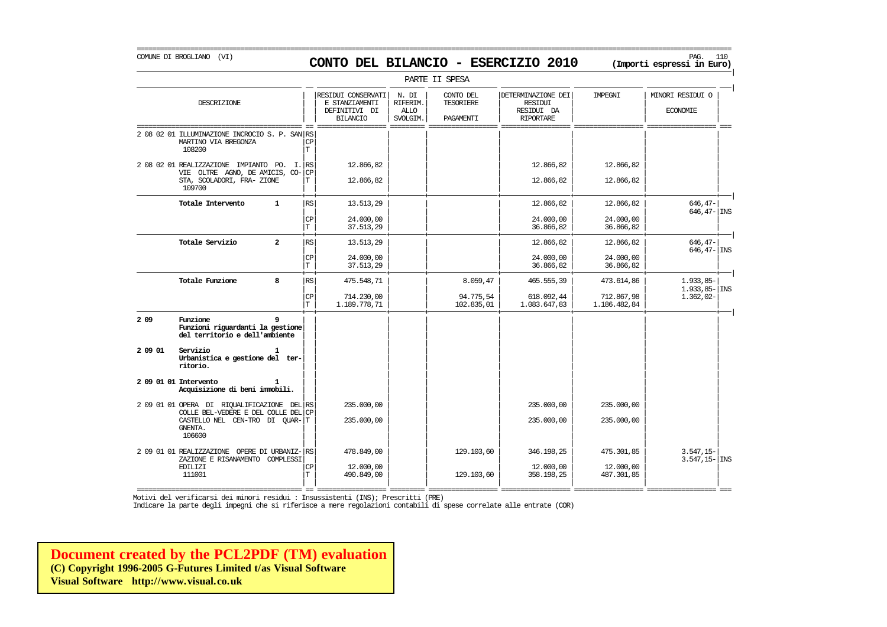COMUNE DI BROGLIANO (VI)

# CONTO DEL BILANCIO - ESERCIZIO 2010

**(Importi espressi in Euro)**

PARTE II SPESA

| DESCRIZIONE | | RESIDUI CONSERVATI E STANZIAMENTI DEFINITIVI DI BILANCIO | N. DI RIFERIM. ALLO SVOLGIM. | CONTO DEL TESORIERE PAGAMENTI | DETERMINAZIONE DEI RESIDUI RESIDUI DA RIPORTARE | IMPEGNI | MINORI RESIDUI O ECONOMIE | |
|---|---|---|---|---|---|---|---|---|
| 2 08 02 01 ILLUMINAZIONE INCROCIO S. P. SAN MARTINO VIA BREGONZA 108200 | RS<br>CP<br>T | | | | | | | |
| 2 08 02 01 REALIZZAZIONE IMPIANTO PO. I. VIE OLTRE AGNO, DE AMICIS, CO-STA, SCOLADORI, FRA- ZIONE 109700 | RS<br>CP<br>T | 12.866,82<br><br>12.866,82 | | | 12.866,82<br><br>12.866,82 | 12.866,82<br><br>12.866,82 | | |
| **Totale Intervento 1** | RS | 13.513,29 | | | 12.866,82 | 12.866,82 | 646,47-<br>646,47- | INS |
| | CP | 24.000,00 | | | 24.000,00 | 24.000,00 | | |
| | T | 37.513,29 | | | 36.866,82 | 36.866,82 | | |
| **Totale Servizio 2** | RS | 13.513,29 | | | 12.866,82 | 12.866,82 | 646,47-<br>646,47- | INS |
| | CP | 24.000,00 | | | 24.000,00 | 24.000,00 | | |
| | T | 37.513,29 | | | 36.866,82 | 36.866,82 | | |
| **Totale Funzione 8** | RS | 475.548,71 | | 8.059,47 | 465.555,39 | 473.614,86 | 1.933,85-<br>1.933,85- | INS |
| | CP | 714.230,00 | | 94.775,54 | 618.092,44 | 712.867,98 | 1.362,02- | |
| | T | 1.189.778,71 | | 102.835,01 | 1.083.647,83 | 1.186.482,84 | | |
| **2 09 Funzione 9**<br>**Funzioni riguardanti la gestione del territorio e dell'ambiente** | | | | | | | | |
| **2 09 01 Servizio 1**<br>**Urbanistica e gestione del territorio.** | | | | | | | | |
| **2 09 01 01 Intervento 1**<br>**Acquisizione di beni immobili.** | | | | | | | | |
| 2 09 01 01 OPERA DI RIQUALIFICAZIONE DEL COLLE BEL-VEDERE E DEL COLLE DEL CASTELLO NEL CEN-TRO DI QUAR-GNENTA. 106600 | RS<br>CP<br>T | 235.000,00<br><br>235.000,00 | | | 235.000,00<br><br>235.000,00 | 235.000,00<br><br>235.000,00 | | |
| 2 09 01 01 REALIZZAZIONE OPERE DI URBANIZ-ZAZIONE E RISANAMENTO COMPLESSI EDILIZI 111001 | RS | 478.849,00 | | 129.103,60 | 346.198,25 | 475.301,85 | 3.547,15-<br>3.547,15- | INS |
| | CP | 12.000,00 | | | 12.000,00 | 12.000,00 | | |
| | T | 490.849,00 | | 129.103,60 | 358.198,25 | 487.301,85 | | |

Motivi del verificarsi dei minori residui : Insussistenti (INS); Prescritti (PRE)

Indicare la parte degli impegni che si riferisce a mere regolazioni contabili di spese correlate alle entrate (COR)

**Document created by the PCL2PDF (TM) evaluation**
**(C) Copyright 1996-2005 G-Futures Limited t/as Visual Software**
**Visual Software http://www.visual.co.uk**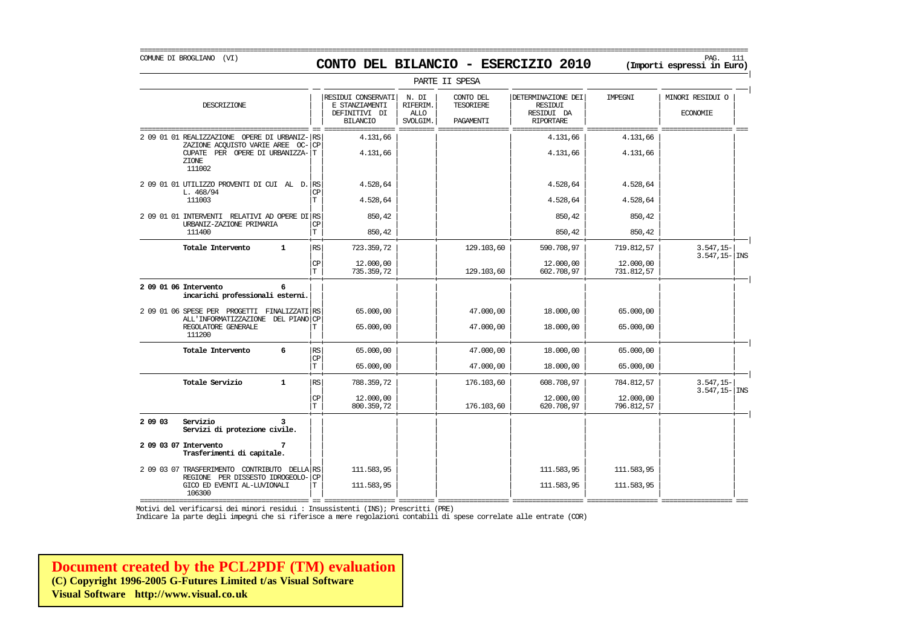COMUNE DI BROGLIANO (VI)

# CONTO DEL BILANCIO - ESERCIZIO 2010

**(Importi espressi in Euro)**

PARTE II SPESA

| DESCRIZIONE | | RESIDUI CONSERVATI E STANZIAMENTI DEFINITIVI DI BILANCIO | N. DI RIFERIM. ALLO SVOLGIM. | CONTO DEL TESORIERE PAGAMENTI | DETERMINAZIONE DEI RESIDUI RESIDUI DA RIPORTARE | IMPEGNI | MINORI RESIDUI O ECONOMIE | |
|---|---|---|---|---|---|---|---|---|
| 2 09 01 01 REALIZZAZIONE OPERE DI URBANIZZAZIONE ACQUISTO VARIE AREE OCCUPATE PER OPERE DI URBANIZZAZIONE 111002 | RS | 4.131,66 | | | 4.131,66 | 4.131,66 | | |
| | CP | | | | | | | |
| | T | 4.131,66 | | | 4.131,66 | 4.131,66 | | |
| 2 09 01 01 UTILIZZO PROVENTI DI CUI AL D. L. 468/94 111003 | RS | 4.528,64 | | | 4.528,64 | 4.528,64 | | |
| | CP | | | | | | | |
| | T | 4.528,64 | | | 4.528,64 | 4.528,64 | | |
| 2 09 01 01 INTERVENTI RELATIVI AD OPERE DI URBANIZ-ZAZIONE PRIMARIA 111400 | RS | 850,42 | | | 850,42 | 850,42 | | |
| | CP | | | | | | | |
| | T | 850,42 | | | 850,42 | 850,42 | | |
| **Totale Intervento 1** | RS | 723.359,72 | | 129.103,60 | 590.708,97 | 719.812,57 | 3.547,15- | |
| | | | | | | | 3.547,15- | INS |
| | CP | 12.000,00 | | | 12.000,00 | 12.000,00 | | |
| | T | 735.359,72 | | 129.103,60 | 602.708,97 | 731.812,57 | | |
| **2 09 01 06 Intervento 6 incarichi professionali esterni.** | | | | | | | | |
| 2 09 01 06 SPESE PER PROGETTI FINALIZZATI ALL'INFORMATIZZAZIONE DEL PIANO REGOLATORE GENERALE 111200 | RS | 65.000,00 | | 47.000,00 | 18.000,00 | 65.000,00 | | |
| | CP | | | | | | | |
| | T | 65.000,00 | | 47.000,00 | 18.000,00 | 65.000,00 | | |
| **Totale Intervento 6** | RS | 65.000,00 | | 47.000,00 | 18.000,00 | 65.000,00 | | |
| | CP | | | | | | | |
| | T | 65.000,00 | | 47.000,00 | 18.000,00 | 65.000,00 | | |
| **Totale Servizio 1** | RS | 788.359,72 | | 176.103,60 | 608.708,97 | 784.812,57 | 3.547,15- | |
| | | | | | | | 3.547,15- | INS |
| | CP | 12.000,00 | | | 12.000,00 | 12.000,00 | | |
| | T | 800.359,72 | | 176.103,60 | 620.708,97 | 796.812,57 | | |
| **2 09 03 Servizio 3 Servizi di protezione civile.** | | | | | | | | |
| **2 09 03 07 Intervento 7 Trasferimenti di capitale.** | | | | | | | | |
| 2 09 03 07 TRASFERIMENTO CONTRIBUTO DELLA REGIONE PER DISSESTO IDROGEOLOGICO ED EVENTI AL-LUVIONALI 106300 | RS | 111.583,95 | | | 111.583,95 | 111.583,95 | | |
| | CP | | | | | | | |
| | T | 111.583,95 | | | 111.583,95 | 111.583,95 | | |

Motivi del verificarsi dei minori residui : Insussistenti (INS); Prescritti (PRE)

Indicare la parte degli impegni che si riferisce a mere regolazioni contabili di spese correlate alle entrate (COR)

**Document created by the PCL2PDF (TM) evaluation**
**(C) Copyright 1996-2005 G-Futures Limited t/as Visual Software**
**Visual Software http://www.visual.co.uk**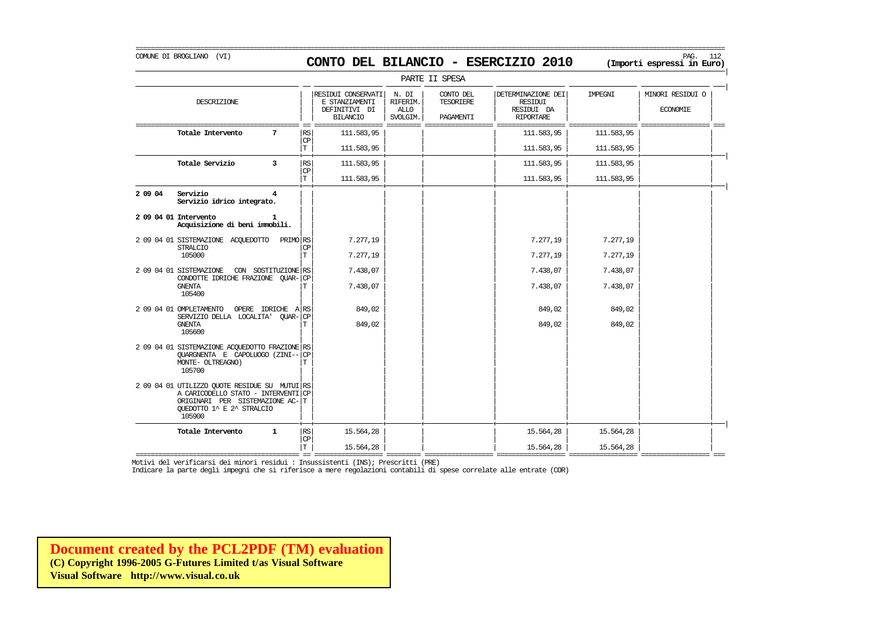COMUNE DI BROGLIANO (VI)

# CONTO DEL BILANCIO - ESERCIZIO 2010

**(Importi espressi in Euro)**

PARTE II SPESA

| DESCRIZIONE | | RESIDUI CONSERVATI E STANZIAMENTI DEFINITIVI DI BILANCIO | N. DI RIFERIM. ALLO SVOLGIM. | CONTO DEL TESORIERE PAGAMENTI | DETERMINAZIONE DEI RESIDUI RESIDUI DA RIPORTARE | IMPEGNI | MINORI RESIDUI O ECONOMIE |
|---|---|---|---|---|---|---|---|
| **Totale Intervento 7** | RS | 111.583,95 | | | 111.583,95 | 111.583,95 | |
| | CP | | | | | | |
| | T | 111.583,95 | | | 111.583,95 | 111.583,95 | |
| **Totale Servizio 3** | RS | 111.583,95 | | | 111.583,95 | 111.583,95 | |
| | CP | | | | | | |
| | T | 111.583,95 | | | 111.583,95 | 111.583,95 | |
| **2 09 04 Servizio 4 Servizio idrico integrato.** | | | | | | | |
| **2 09 04 01 Intervento 1 Acquisizione di beni immobili.** | | | | | | | |
| 2 09 04 01 SISTEMAZIONE ACQUEDOTTO PRIMO STRALCIO 105000 | RS | 7.277,19 | | | 7.277,19 | 7.277,19 | |
| | CP | | | | | | |
| | T | 7.277,19 | | | 7.277,19 | 7.277,19 | |
| 2 09 04 01 SISTEMAZIONE CON SOSTITUZIONE CONDOTTE IDRICHE FRAZIONE QUAR- GNENTA 105400 | RS | 7.438,07 | | | 7.438,07 | 7.438,07 | |
| | CP | | | | | | |
| | T | 7.438,07 | | | 7.438,07 | 7.438,07 | |
| 2 09 04 01 OMPLETAMENTO OPERE IDRICHE A SERVIZIO DELLA LOCALITA' QUAR- GNENTA 105600 | RS | 849,02 | | | 849,02 | 849,02 | |
| | CP | | | | | | |
| | T | 849,02 | | | 849,02 | 849,02 | |
| 2 09 04 01 SISTEMAZIONE ACQUEDOTTO FRAZIONE QUARGNENTA E CAPOLUOGO (ZINI-- MONTE- OLTREAGNO) 105700 | RS | | | | | | |
| | CP | | | | | | |
| | T | | | | | | |
| 2 09 04 01 UTILIZZO QUOTE RESIDUE SU MUTUI A CARICODELLO STATO - INTERVENTI ORIGINARI PER SISTEMAZIONE AC- QUEDOTTO 1^ E 2^ STRALCIO 105900 | RS | | | | | | |
| | CP | | | | | | |
| | T | | | | | | |
| **Totale Intervento 1** | RS | 15.564,28 | | | 15.564,28 | 15.564,28 | |
| | CP | | | | | | |
| | T | 15.564,28 | | | 15.564,28 | 15.564,28 | |

Motivi del verificarsi dei minori residui : Insussistenti (INS); Prescritti (PRE)

Indicare la parte degli impegni che si riferisce a mere regolazioni contabili di spese correlate alle entrate (COR)

**Document created by the PCL2PDF (TM) evaluation**
**(C) Copyright 1996-2005 G-Futures Limited t/as Visual Software**
**Visual Software http://www.visual.co.uk**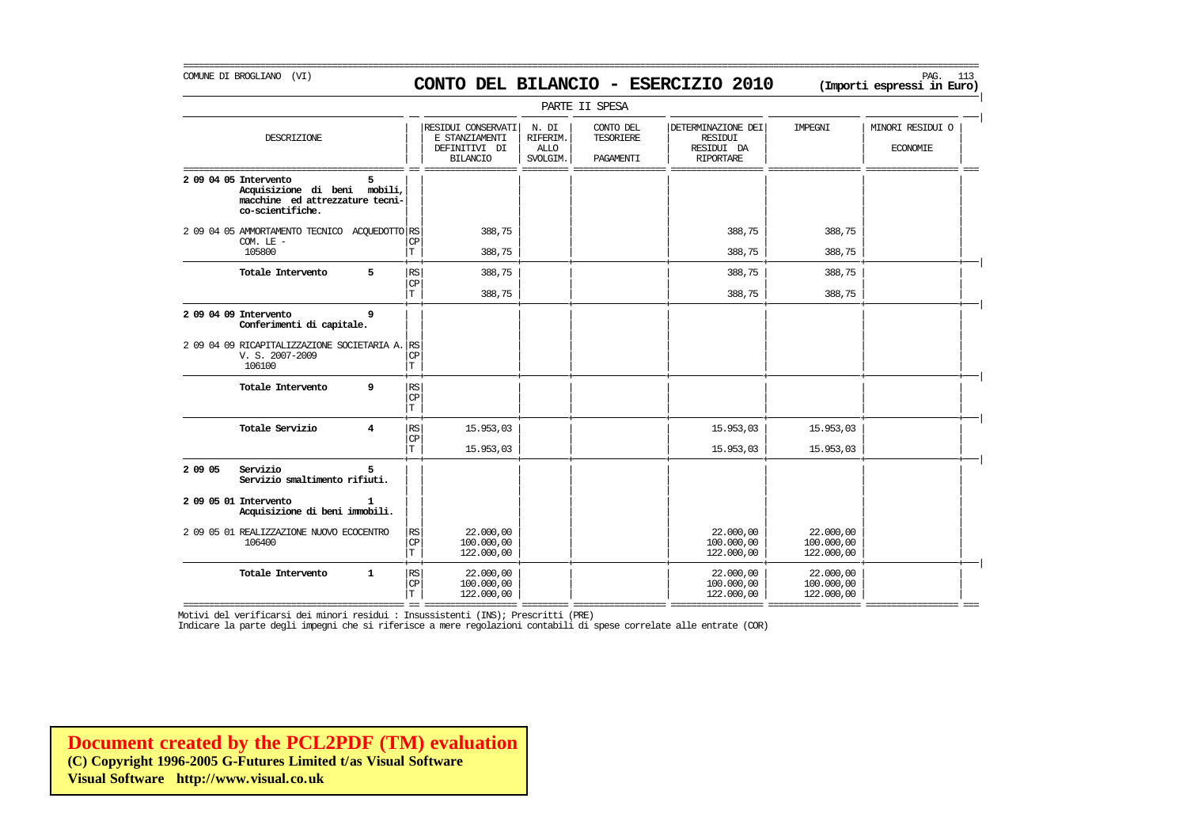COMUNE DI BROGLIANO (VI)

# CONTO DEL BILANCIO - ESERCIZIO 2010

**(Importi espressi in Euro)**

PARTE II SPESA

| DESCRIZIONE | | RESIDUI CONSERVATI E STANZIAMENTI DEFINITIVI DI BILANCIO | N. DI RIFERIM. ALLO SVOLGIM. | CONTO DEL TESORIERE PAGAMENTI | DETERMINAZIONE DEI RESIDUI RESIDUI DA RIPORTARE | IMPEGNI | MINORI RESIDUI O ECONOMIE |
|---|---|---|---|---|---|---|---|
| **2 09 04 05 Intervento 5 Acquisizione di beni mobili, macchine ed attrezzature tecni-co-scientifiche.** | | | | | | | |
| 2 09 04 05 AMMORTAMENTO TECNICO ACQUEDOTTO COM. LE - 105800 | RS | 388,75 | | | 388,75 | 388,75 | |
| | CP | | | | | | |
| | T | 388,75 | | | 388,75 | 388,75 | |
| **Totale Intervento 5** | RS | 388,75 | | | 388,75 | 388,75 | |
| | CP | | | | | | |
| | T | 388,75 | | | 388,75 | 388,75 | |
| **2 09 04 09 Intervento 9 Conferimenti di capitale.** | | | | | | | |
| 2 09 04 09 RICAPITALIZZAZIONE SOCIETARIA A. V. S. 2007-2009 106100 | RS | | | | | | |
| | CP | | | | | | |
| | T | | | | | | |
| **Totale Intervento 9** | RS | | | | | | |
| | CP | | | | | | |
| | T | | | | | | |
| **Totale Servizio 4** | RS | 15.953,03 | | | 15.953,03 | 15.953,03 | |
| | CP | | | | | | |
| | T | 15.953,03 | | | 15.953,03 | 15.953,03 | |
| **2 09 05 Servizio 5 Servizio smaltimento rifiuti.** | | | | | | | |
| **2 09 05 01 Intervento 1 Acquisizione di beni immobili.** | | | | | | | |
| 2 09 05 01 REALIZZAZIONE NUOVO ECOCENTRO 106400 | RS | 22.000,00 | | | 22.000,00 | 22.000,00 | |
| | CP | 100.000,00 | | | 100.000,00 | 100.000,00 | |
| | T | 122.000,00 | | | 122.000,00 | 122.000,00 | |
| **Totale Intervento 1** | RS | 22.000,00 | | | 22.000,00 | 22.000,00 | |
| | CP | 100.000,00 | | | 100.000,00 | 100.000,00 | |
| | T | 122.000,00 | | | 122.000,00 | 122.000,00 | |

Motivi del verificarsi dei minori residui : Insussistenti (INS); Prescritti (PRE)

Indicare la parte degli impegni che si riferisce a mere regolazioni contabili di spese correlate alle entrate (COR)

**Document created by the PCL2PDF (TM) evaluation**
**(C) Copyright 1996-2005 G-Futures Limited t/as Visual Software**
**Visual Software http://www.visual.co.uk**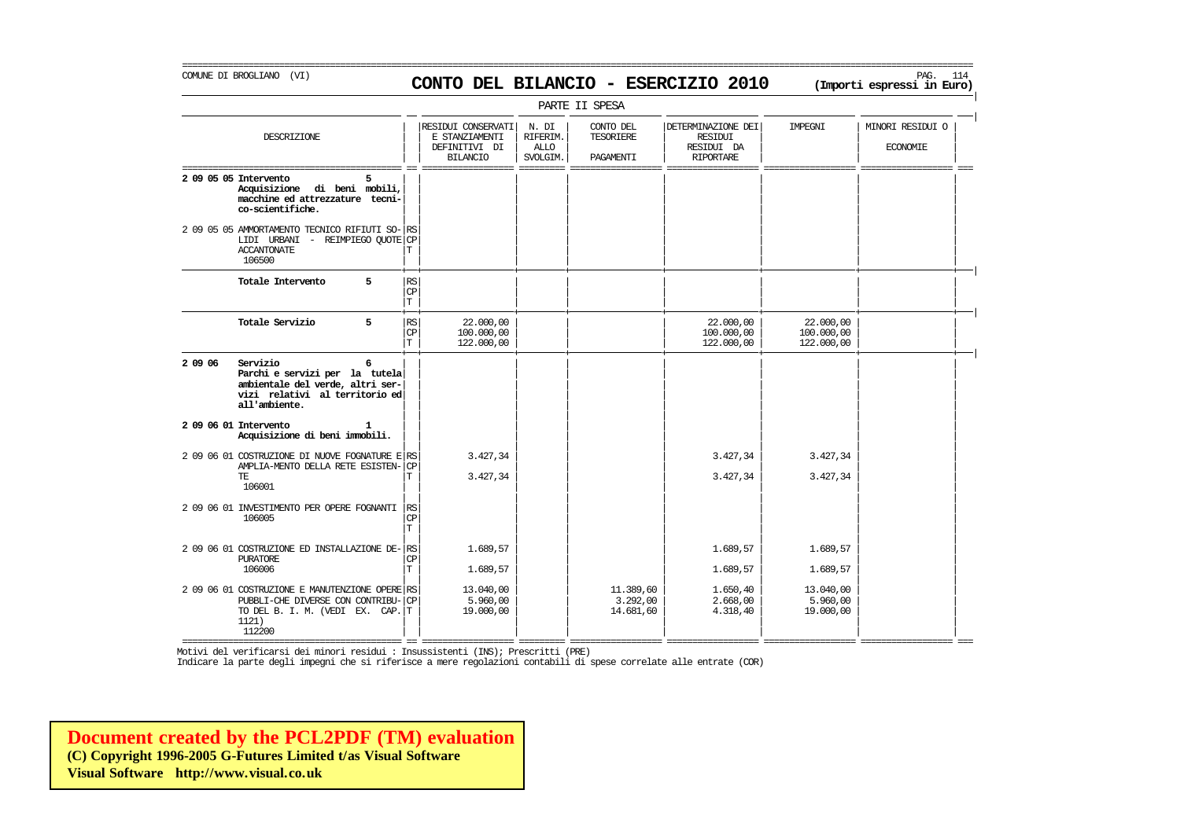COMUNE DI BROGLIANO (VI)

# CONTO DEL BILANCIO - ESERCIZIO 2010

**(Importi espressi in Euro)**

PARTE II SPESA

| DESCRIZIONE | | RESIDUI CONSERVATI E STANZIAMENTI DEFINITIVI DI BILANCIO | N. DI RIFERIM. ALLO SVOLGIM. | CONTO DEL TESORIERE PAGAMENTI | DETERMINAZIONE DEI RESIDUI RESIDUI DA RIPORTARE | IMPEGNI | MINORI RESIDUI O ECONOMIE |
|---|---|---|---|---|---|---|---|
| **2 09 05 05 Intervento 5 Acquisizione di beni mobili, macchine ed attrezzature tecnico-scientifiche.** | | | | | | | |
| 2 09 05 05 AMMORTAMENTO TECNICO RIFIUTI SOLIDI URBANI - REIMPIEGO QUOTE ACCANTONATE 106500 | RS<br>CP<br>T | | | | | | |
| **Totale Intervento 5** | RS<br>CP<br>T | | | | | | |
| **Totale Servizio 5** | RS<br>CP<br>T | 22.000,00<br>100.000,00<br>122.000,00 | | | 22.000,00<br>100.000,00<br>122.000,00 | 22.000,00<br>100.000,00<br>122.000,00 | |
| **2 09 06 Servizio 6 Parchi e servizi per la tutela ambientale del verde, altri servizi relativi al territorio ed all'ambiente.** | | | | | | | |
| **2 09 06 01 Intervento 1 Acquisizione di beni immobili.** | | | | | | | |
| 2 09 06 01 COSTRUZIONE DI NUOVE FOGNATURE E AMPLIA-MENTO DELLA RETE ESISTENTE 106001 | RS<br>CP<br>T | 3.427,34<br><br>3.427,34 | | | 3.427,34<br><br>3.427,34 | 3.427,34<br><br>3.427,34 | |
| 2 09 06 01 INVESTIMENTO PER OPERE FOGNANTI 106005 | RS<br>CP<br>T | | | | | | |
| 2 09 06 01 COSTRUZIONE ED INSTALLAZIONE DEPURATORE 106006 | RS<br>CP<br>T | 1.689,57<br><br>1.689,57 | | | 1.689,57<br><br>1.689,57 | 1.689,57<br><br>1.689,57 | |
| 2 09 06 01 COSTRUZIONE E MANUTENZIONE OPERE PUBBLI-CHE DIVERSE CON CONTRIBUTO DEL B. I. M. (VEDI EX. CAP. 1121) 112200 | RS<br>CP<br>T | 13.040,00<br>5.960,00<br>19.000,00 | | 11.389,60<br>3.292,00<br>14.681,60 | 1.650,40<br>2.668,00<br>4.318,40 | 13.040,00<br>5.960,00<br>19.000,00 | |

Motivi del verificarsi dei minori residui : Insussistenti (INS); Prescritti (PRE)
Indicare la parte degli impegni che si riferisce a mere regolazioni contabili di spese correlate alle entrate (COR)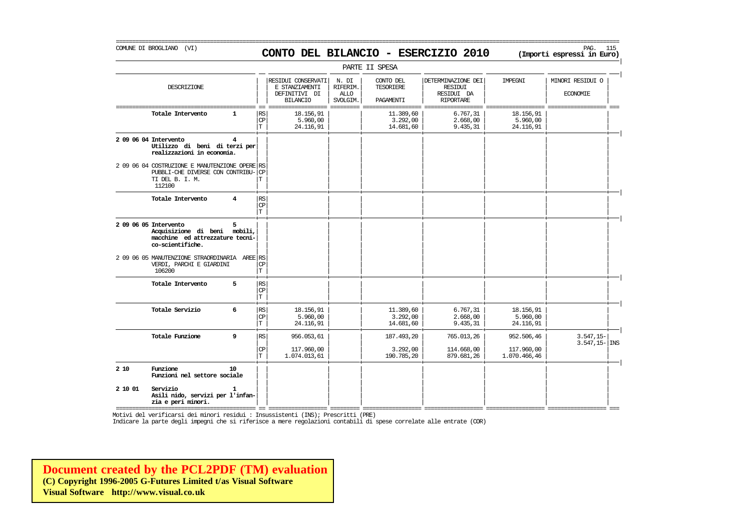COMUNE DI BROGLIANO (VI)

# CONTO DEL BILANCIO - ESERCIZIO 2010

**(Importi espressi in Euro)**

PARTE II SPESA

| DESCRIZIONE | | RESIDUI CONSERVATI E STANZIAMENTI DEFINITIVI DI BILANCIO | N. DI RIFERIM. ALLO SVOLGIM. | CONTO DEL TESORIERE PAGAMENTI | DETERMINAZIONE DEI RESIDUI RESIDUI DA RIPORTARE | IMPEGNI | MINORI RESIDUI O ECONOMIE | |
|---|---|---|---|---|---|---|---|---|
| **Totale Intervento 1** | RS | 18.156,91 | | 11.389,60 | 6.767,31 | 18.156,91 | | |
| | CP | 5.960,00 | | 3.292,00 | 2.668,00 | 5.960,00 | | |
| | T | 24.116,91 | | 14.681,60 | 9.435,31 | 24.116,91 | | |
| **2 09 06 04 Intervento 4 Utilizzo di beni di terzi per realizzazioni in economia.** | | | | | | | | |
| 2 09 06 04 COSTRUZIONE E MANUTENZIONE OPERE PUBBLI-CHE DIVERSE CON CONTRIBU-TI DEL B. I. M. 112100 | RS | | | | | | | |
| | CP | | | | | | | |
| | T | | | | | | | |
| **Totale Intervento 4** | RS | | | | | | | |
| | CP | | | | | | | |
| | T | | | | | | | |
| **2 09 06 05 Intervento 5 Acquisizione di beni mobili, macchine ed attrezzature tecni-co-scientifiche.** | | | | | | | | |
| 2 09 06 05 MANUTENZIONE STRAORDINARIA AREE VERDI, PARCHI E GIARDINI 106200 | RS | | | | | | | |
| | CP | | | | | | | |
| | T | | | | | | | |
| **Totale Intervento 5** | RS | | | | | | | |
| | CP | | | | | | | |
| | T | | | | | | | |
| **Totale Servizio 6** | RS | 18.156,91 | | 11.389,60 | 6.767,31 | 18.156,91 | | |
| | CP | 5.960,00 | | 3.292,00 | 2.668,00 | 5.960,00 | | |
| | T | 24.116,91 | | 14.681,60 | 9.435,31 | 24.116,91 | | |
| **Totale Funzione 9** | RS | 956.053,61 | | 187.493,20 | 765.013,26 | 952.506,46 | 3.547,15- | |
| | | | | | | | 3.547,15- | INS |
| | CP | 117.960,00 | | 3.292,00 | 114.668,00 | 117.960,00 | | |
| | T | 1.074.013,61 | | 190.785,20 | 879.681,26 | 1.070.466,46 | | |
| **2 10 Funzione 10 Funzioni nel settore sociale** | | | | | | | | |
| **2 10 01 Servizio 1 Asili nido, servizi per l'infan-zia e peri minori.** | | | | | | | | |

Motivi del verificarsi dei minori residui : Insussistenti (INS); Prescritti (PRE)

Indicare la parte degli impegni che si riferisce a mere regolazioni contabili di spese correlate alle entrate (COR)

**Document created by the PCL2PDF (TM) evaluation**
**(C) Copyright 1996-2005 G-Futures Limited t/as Visual Software**
**Visual Software http://www.visual.co.uk**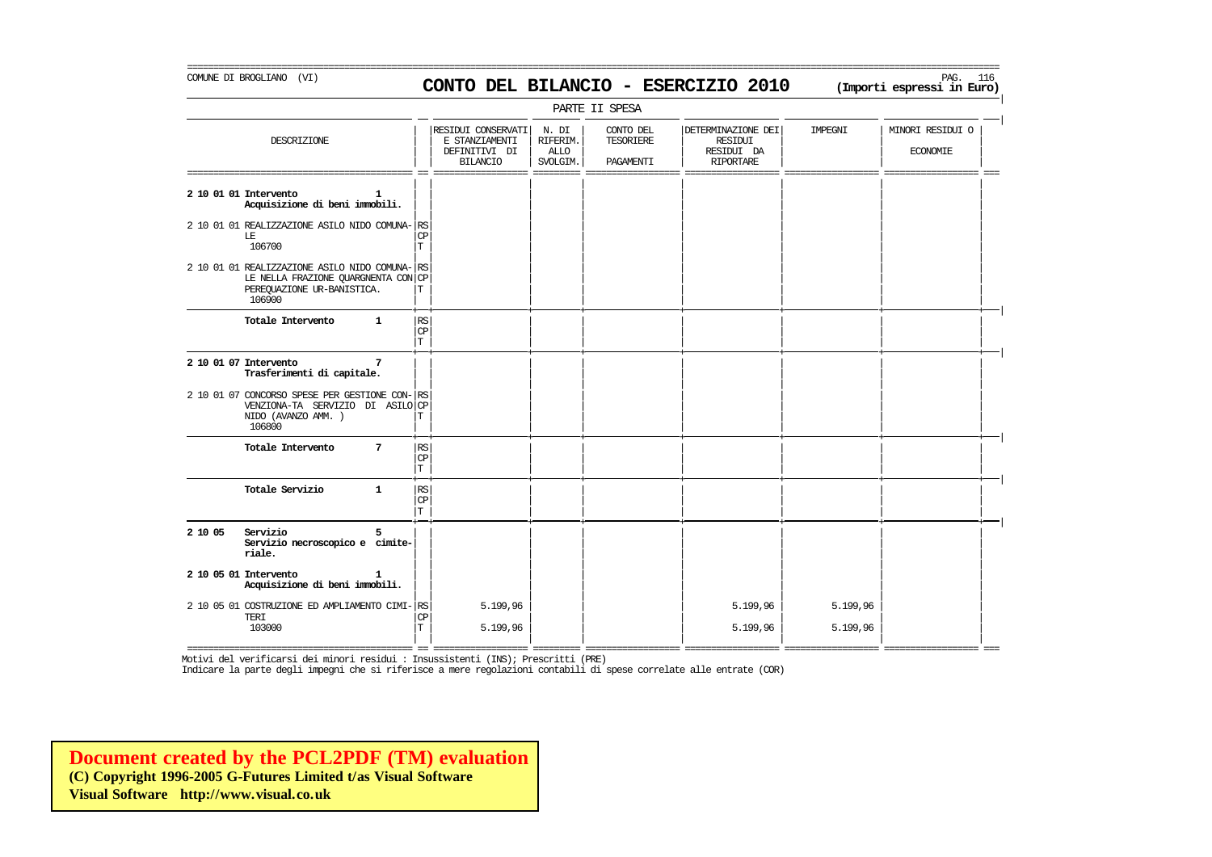COMUNE DI BROGLIANO (VI)

# CONTO DEL BILANCIO - ESERCIZIO 2010

**(Importi espressi in Euro)**

PARTE II SPESA

| DESCRIZIONE | | RESIDUI CONSERVATI E STANZIAMENTI DEFINITIVI DI BILANCIO | N. DI RIFERIM. ALLO SVOLGIM. | CONTO DEL TESORIERE PAGAMENTI | DETERMINAZIONE DEI RESIDUI RESIDUI DA RIPORTARE | IMPEGNI | MINORI RESIDUI O ECONOMIE |
|---|---|---|---|---|---|---|---|
| **2 10 01 01 Intervento 1 Acquisizione di beni immobili.** | | | | | | | |
| 2 10 01 01 REALIZZAZIONE ASILO NIDO COMUNALE 106700 | RS | | | | | | |
| | CP | | | | | | |
| | T | | | | | | |
| 2 10 01 01 REALIZZAZIONE ASILO NIDO COMUNALE NELLA FRAZIONE QUARGNENTA CON PEREQUAZIONE UR-BANISTICA. 106900 | RS | | | | | | |
| | CP | | | | | | |
| | T | | | | | | |
| **Totale Intervento 1** | RS | | | | | | |
| | CP | | | | | | |
| | T | | | | | | |
| **2 10 01 07 Intervento 7 Trasferimenti di capitale.** | | | | | | | |
| 2 10 01 07 CONCORSO SPESE PER GESTIONE CONVENZIONA-TA SERVIZIO DI ASILO NIDO (AVANZO AMM. ) 106800 | RS | | | | | | |
| | CP | | | | | | |
| | T | | | | | | |
| **Totale Intervento 7** | RS | | | | | | |
| | CP | | | | | | |
| | T | | | | | | |
| **Totale Servizio 1** | RS | | | | | | |
| | CP | | | | | | |
| | T | | | | | | |
| **2 10 05 Servizio 5 Servizio necroscopico e cimiteriale.** | | | | | | | |
| **2 10 05 01 Intervento 1 Acquisizione di beni immobili.** | | | | | | | |
| 2 10 05 01 COSTRUZIONE ED AMPLIAMENTO CIMITERI 103000 | RS | 5.199,96 | | | 5.199,96 | 5.199,96 | |
| | CP | | | | | | |
| | T | 5.199,96 | | | 5.199,96 | 5.199,96 | |

Motivi del verificarsi dei minori residui : Insussistenti (INS); Prescritti (PRE)
Indicare la parte degli impegni che si riferisce a mere regolazioni contabili di spese correlate alle entrate (COR)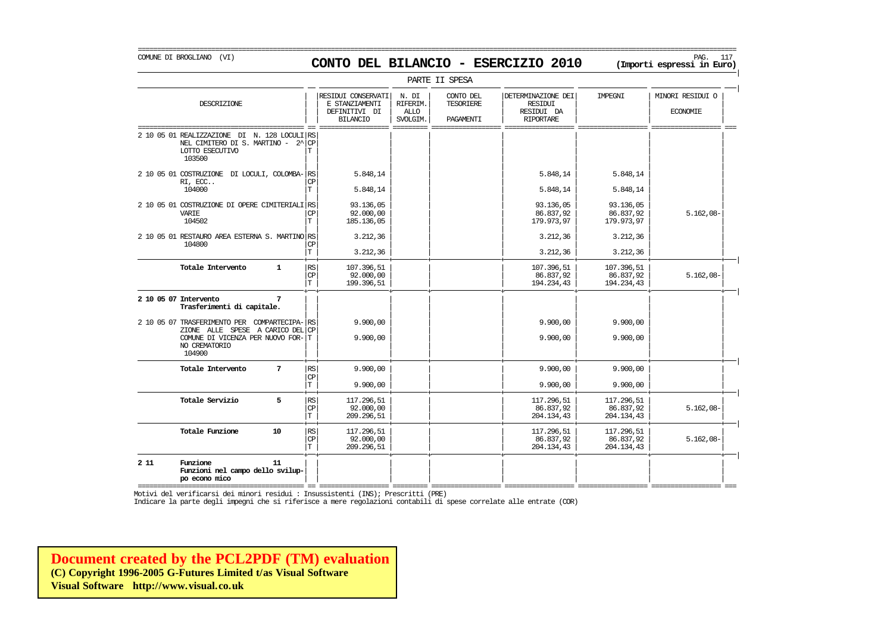COMUNE DI BROGLIANO (VI)

# CONTO DEL BILANCIO - ESERCIZIO 2010

**(Importi espressi in Euro)**

PARTE II SPESA

| DESCRIZIONE | | RESIDUI CONSERVATI E STANZIAMENTI DEFINITIVI DI BILANCIO | N. DI RIFERIM. ALLO SVOLGIM. | CONTO DEL TESORIERE PAGAMENTI | DETERMINAZIONE DEI RESIDUI RESIDUI DA RIPORTARE | IMPEGNI | MINORI RESIDUI O ECONOMIE |
|---|---|---|---|---|---|---|---|
| 2 10 05 01 REALIZZAZIONE DI N. 128 LOCULI NEL CIMITERO DI S. MARTINO - 2^ LOTTO ESECUTIVO 103500 | RS / CP / T | | | | | | |
| 2 10 05 01 COSTRUZIONE DI LOCULI, COLOMBARI, ECC.. 104000 | RS | 5.848,14 | | | 5.848,14 | 5.848,14 | |
| | CP | | | | | | |
| | T | 5.848,14 | | | 5.848,14 | 5.848,14 | |
| 2 10 05 01 COSTRUZIONE DI OPERE CIMITERIALI VARIE 104502 | RS | 93.136,05 | | | 93.136,05 | 93.136,05 | |
| | CP | 92.000,00 | | | 86.837,92 | 86.837,92 | 5.162,08- |
| | T | 185.136,05 | | | 179.973,97 | 179.973,97 | |
| 2 10 05 01 RESTAURO AREA ESTERNA S. MARTINO 104800 | RS | 3.212,36 | | | 3.212,36 | 3.212,36 | |
| | CP | | | | | | |
| | T | 3.212,36 | | | 3.212,36 | 3.212,36 | |
| **Totale Intervento 1** | RS | 107.396,51 | | | 107.396,51 | 107.396,51 | |
| | CP | 92.000,00 | | | 86.837,92 | 86.837,92 | 5.162,08- |
| | T | 199.396,51 | | | 194.234,43 | 194.234,43 | |
| **2 10 05 07 Intervento 7 Trasferimenti di capitale.** | | | | | | | |
| 2 10 05 07 TRASFERIMENTO PER COMPARTECIPAZIONE ALLE SPESE A CARICO DEL COMUNE DI VICENZA PER NUOVO FORNO CREMATORIO 104900 | RS | 9.900,00 | | | 9.900,00 | 9.900,00 | |
| | CP | | | | | | |
| | T | 9.900,00 | | | 9.900,00 | 9.900,00 | |
| **Totale Intervento 7** | RS | 9.900,00 | | | 9.900,00 | 9.900,00 | |
| | CP | | | | | | |
| | T | 9.900,00 | | | 9.900,00 | 9.900,00 | |
| **Totale Servizio 5** | RS | 117.296,51 | | | 117.296,51 | 117.296,51 | |
| | CP | 92.000,00 | | | 86.837,92 | 86.837,92 | 5.162,08- |
| | T | 209.296,51 | | | 204.134,43 | 204.134,43 | |
| **Totale Funzione 10** | RS | 117.296,51 | | | 117.296,51 | 117.296,51 | |
| | CP | 92.000,00 | | | 86.837,92 | 86.837,92 | 5.162,08- |
| | T | 209.296,51 | | | 204.134,43 | 204.134,43 | |
| **2 11 Funzione 11 Funzioni nel campo dello sviluppo econo mico** | | | | | | | |

Motivi del verificarsi dei minori residui : Insussistenti (INS); Prescritti (PRE)

Indicare la parte degli impegni che si riferisce a mere regolazioni contabili di spese correlate alle entrate (COR)

**Document created by the PCL2PDF (TM) evaluation**
**(C) Copyright 1996-2005 G-Futures Limited t/as Visual Software**
**Visual Software http://www.visual.co.uk**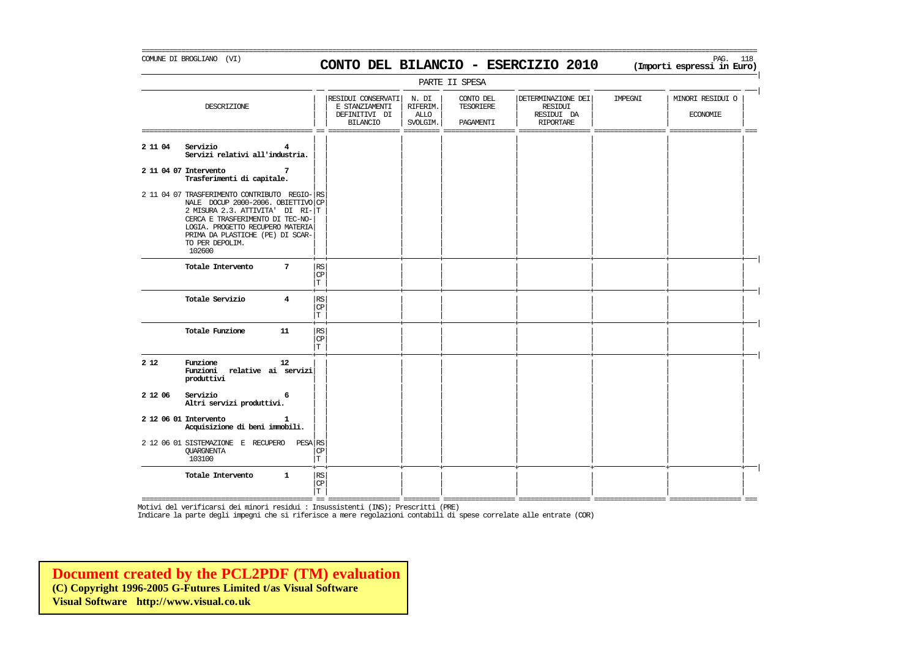COMUNE DI BROGLIANO (VI)

# CONTO DEL BILANCIO - ESERCIZIO 2010

**(Importi espressi in Euro)**

PARTE II SPESA

| DESCRIZIONE | | RESIDUI CONSERVATI E STANZIAMENTI DEFINITIVI DI BILANCIO | N. DI RIFERIM. ALLO SVOLGIM. | CONTO DEL TESORIERE PAGAMENTI | DETERMINAZIONE DEI RESIDUI RESIDUI DA RIPORTARE | IMPEGNI | MINORI RESIDUI O ECONOMIE |
|---|---|---|---|---|---|---|---|
| **2 11 04 Servizio 4 Servizi relativi all'industria.** | | | | | | | |
| **2 11 04 07 Intervento 7 Trasferimenti di capitale.** | | | | | | | |
| 2 11 04 07 TRASFERIMENTO CONTRIBUTO REGIONALE DOCUP 2000-2006. OBIETTIVO 2 MISURA 2.3. ATTIVITA' DI RICERCA E TRASFERIMENTO DI TECNOLOGIA. PROGETTO RECUPERO MATERIA PRIMA DA PLASTICHE (PE) DI SCARTO PER DEPOLIM. 102600 | RS CP T | | | | | | |
| **Totale Intervento 7** | RS CP T | | | | | | |
| **Totale Servizio 4** | RS CP T | | | | | | |
| **Totale Funzione 11** | RS CP T | | | | | | |
| **2 12 Funzione 12 Funzioni relative ai servizi produttivi** | | | | | | | |
| **2 12 06 Servizio 6 Altri servizi produttivi.** | | | | | | | |
| **2 12 06 01 Intervento 1 Acquisizione di beni immobili.** | | | | | | | |
| 2 12 06 01 SISTEMAZIONE E RECUPERO PESA QUARGNENTA 103100 | RS CP T | | | | | | |
| **Totale Intervento 1** | RS CP T | | | | | | |

Motivi del verificarsi dei minori residui : Insussistenti (INS); Prescritti (PRE)
Indicare la parte degli impegni che si riferisce a mere regolazioni contabili di spese correlate alle entrate (COR)

**Document created by the PCL2PDF (TM) evaluation**
**(C) Copyright 1996-2005 G-Futures Limited t/as Visual Software**
**Visual Software http://www.visual.co.uk**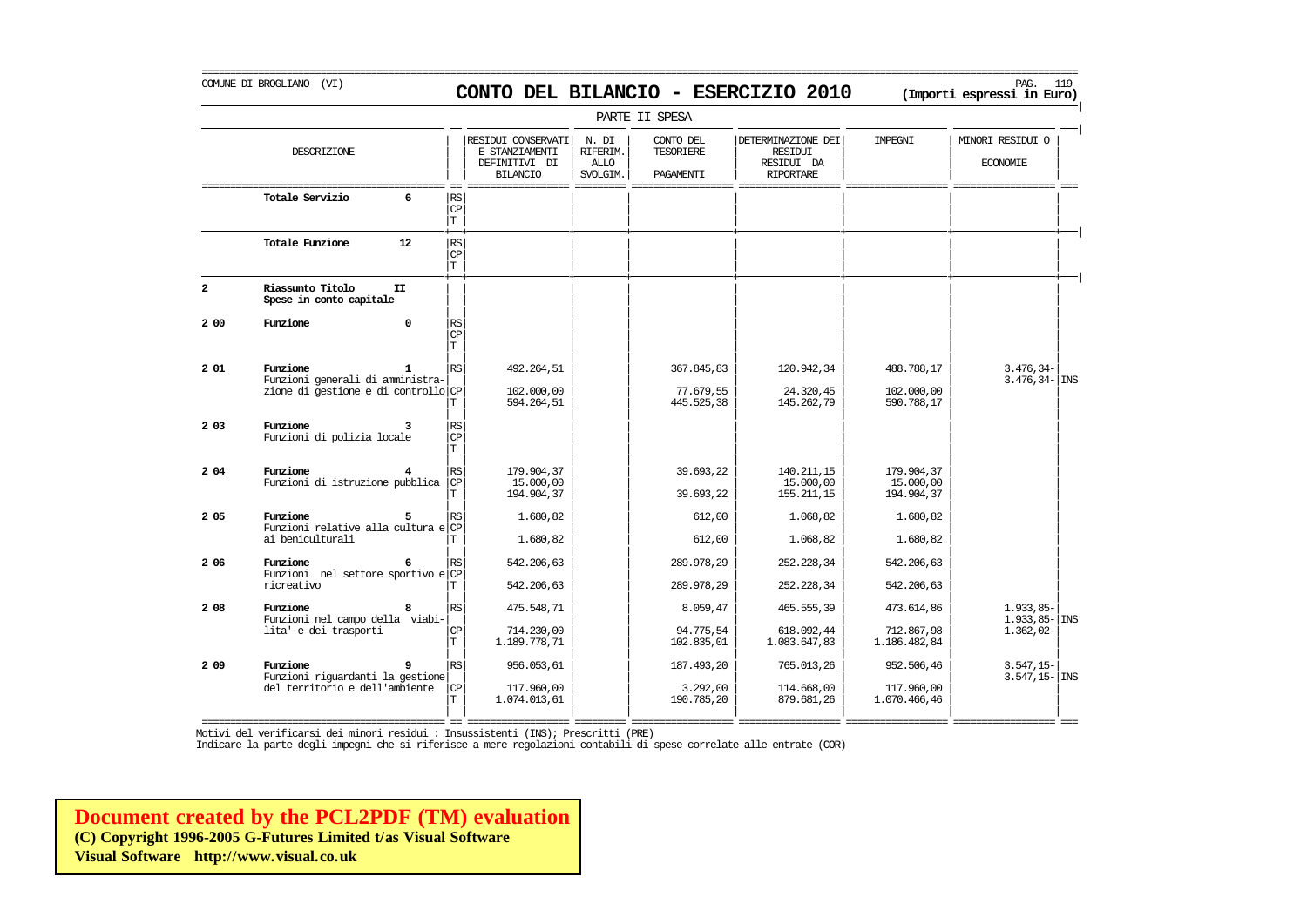COMUNE DI BROGLIANO (VI)

# CONTO DEL BILANCIO - ESERCIZIO 2010

(Importi espressi in Euro)

PARTE II SPESA

| | DESCRIZIONE | | RESIDUI CONSERVATI E STANZIAMENTI DEFINITIVI DI BILANCIO | N. DI RIFERIM. ALLO SVOLGIM. | CONTO DEL TESORIERE PAGAMENTI | DETERMINAZIONE DEI RESIDUI RESIDUI DA RIPORTARE | IMPEGNI | MINORI RESIDUI O ECONOMIE | |
|---|---|---|---|---|---|---|---|---|---|
| | **Totale Servizio 6** | RS | | | | | | | |
| | | CP | | | | | | | |
| | | T | | | | | | | |
| | **Totale Funzione 12** | RS | | | | | | | |
| | | CP | | | | | | | |
| | | T | | | | | | | |
| **2** | **Riassunto Titolo II** **Spese in conto capitale** | | | | | | | | |
| **2 00** | **Funzione 0** | RS | | | | | | | |
| | | CP | | | | | | | |
| | | T | | | | | | | |
| **2 01** | **Funzione 1** Funzioni generali di amministrazione di gestione e di controllo | RS | 492.264,51 | | 367.845,83 | 120.942,34 | 488.788,17 | 3.476,34- | |
| | | | | | | | | 3.476,34- | INS |
| | | CP | 102.000,00 | | 77.679,55 | 24.320,45 | 102.000,00 | | |
| | | T | 594.264,51 | | 445.525,38 | 145.262,79 | 590.788,17 | | |
| **2 03** | **Funzione 3** Funzioni di polizia locale | RS | | | | | | | |
| | | CP | | | | | | | |
| | | T | | | | | | | |
| **2 04** | **Funzione 4** Funzioni di istruzione pubblica | RS | 179.904,37 | | 39.693,22 | 140.211,15 | 179.904,37 | | |
| | | CP | 15.000,00 | | | 15.000,00 | 15.000,00 | | |
| | | T | 194.904,37 | | 39.693,22 | 155.211,15 | 194.904,37 | | |
| **2 05** | **Funzione 5** Funzioni relative alla cultura e ai beniculturali | RS | 1.680,82 | | 612,00 | 1.068,82 | 1.680,82 | | |
| | | CP | | | | | | | |
| | | T | 1.680,82 | | 612,00 | 1.068,82 | 1.680,82 | | |
| **2 06** | **Funzione 6** Funzioni nel settore sportivo e ricreativo | RS | 542.206,63 | | 289.978,29 | 252.228,34 | 542.206,63 | | |
| | | CP | | | | | | | |
| | | T | 542.206,63 | | 289.978,29 | 252.228,34 | 542.206,63 | | |
| **2 08** | **Funzione 8** Funzioni nel campo della viabilita' e dei trasporti | RS | 475.548,71 | | 8.059,47 | 465.555,39 | 473.614,86 | 1.933,85- | |
| | | | | | | | | 1.933,85- | INS |
| | | CP | 714.230,00 | | 94.775,54 | 618.092,44 | 712.867,98 | 1.362,02- | |
| | | T | 1.189.778,71 | | 102.835,01 | 1.083.647,83 | 1.186.482,84 | | |
| **2 09** | **Funzione 9** Funzioni riguardanti la gestione del territorio e dell'ambiente | RS | 956.053,61 | | 187.493,20 | 765.013,26 | 952.506,46 | 3.547,15- | |
| | | | | | | | | 3.547,15- | INS |
| | | CP | 117.960,00 | | 3.292,00 | 114.668,00 | 117.960,00 | | |
| | | T | 1.074.013,61 | | 190.785,20 | 879.681,26 | 1.070.466,46 | | |

Motivi del verificarsi dei minori residui : Insussistenti (INS); Prescritti (PRE)
Indicare la parte degli impegni che si riferisce a mere regolazioni contabili di spese correlate alle entrate (COR)

**Document created by the PCL2PDF (TM) evaluation**
**(C) Copyright 1996-2005 G-Futures Limited t/as Visual Software**
**Visual Software http://www.visual.co.uk**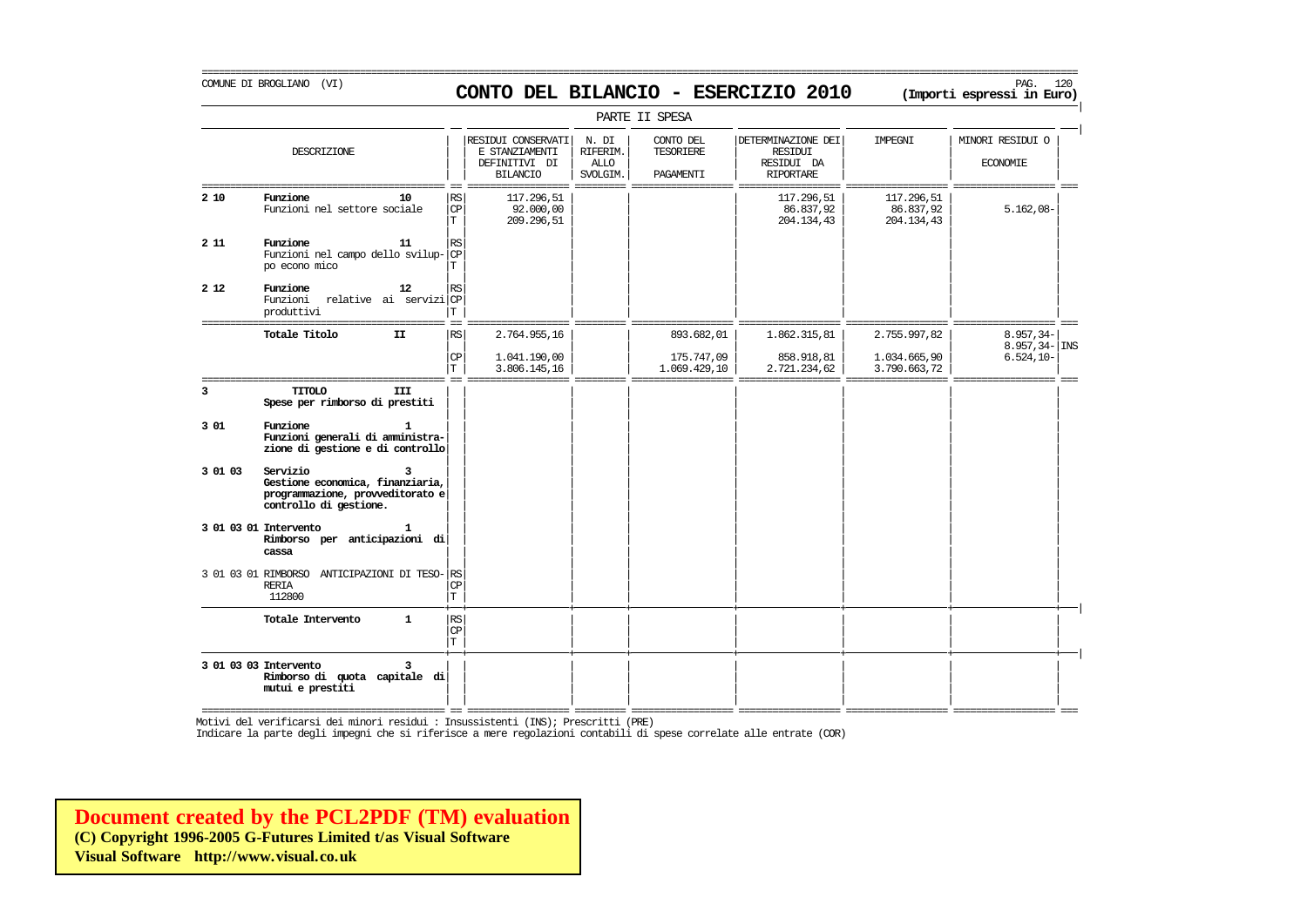COMUNE DI BROGLIANO (VI)

# CONTO DEL BILANCIO - ESERCIZIO 2010

**(Importi espressi in Euro)**

PARTE II SPESA

| | DESCRIZIONE | | RESIDUI CONSERVATI E STANZIAMENTI DEFINITIVI DI BILANCIO | N. DI RIFERIM. ALLO SVOLGIM. | CONTO DEL TESORIERE PAGAMENTI | DETERMINAZIONE DEI RESIDUI RESIDUI DA RIPORTARE | IMPEGNI | MINORI RESIDUI O ECONOMIE | |
|---|---|---|---|---|---|---|---|---|---|
| **2 10** | **Funzione 10** | RS | 117.296,51 | | | 117.296,51 | 117.296,51 | | |
| | Funzioni nel settore sociale | CP | 92.000,00 | | | 86.837,92 | 86.837,92 | 5.162,08- | |
| | | T | 209.296,51 | | | 204.134,43 | 204.134,43 | | |
| **2 11** | **Funzione 11** | RS | | | | | | | |
| | Funzioni nel campo dello sviluppo econo mico | CP | | | | | | | |
| | | T | | | | | | | |
| **2 12** | **Funzione 12** | RS | | | | | | | |
| | Funzioni relative ai servizi produttivi | CP | | | | | | | |
| | | T | | | | | | | |
| | **Totale Titolo II** | RS | 2.764.955,16 | | 893.682,01 | 1.862.315,81 | 2.755.997,82 | 8.957,34- | |
| | | | | | | | | 8.957,34- | INS |
| | | CP | 1.041.190,00 | | 175.747,09 | 858.918,81 | 1.034.665,90 | 6.524,10- | |
| | | T | 3.806.145,16 | | 1.069.429,10 | 2.721.234,62 | 3.790.663,72 | | |
| **3** | **TITOLO III** | | | | | | | | |
| | **Spese per rimborso di prestiti** | | | | | | | | |
| **3 01** | **Funzione 1** | | | | | | | | |
| | **Funzioni generali di amministrazione di gestione e di controllo** | | | | | | | | |
| **3 01 03** | **Servizio 3** | | | | | | | | |
| | **Gestione economica, finanziaria, programmazione, provveditorato e controllo di gestione.** | | | | | | | | |
| **3 01 03 01** | **Intervento 1** | | | | | | | | |
| | **Rimborso per anticipazioni di cassa** | | | | | | | | |
| 3 01 03 01 | RIMBORSO ANTICIPAZIONI DI TESORERIA | RS | | | | | | | |
| | 112800 | CP | | | | | | | |
| | | T | | | | | | | |
| | **Totale Intervento 1** | RS | | | | | | | |
| | | CP | | | | | | | |
| | | T | | | | | | | |
| **3 01 03 03** | **Intervento 3** | | | | | | | | |
| | **Rimborso di quota capitale di mutui e prestiti** | | | | | | | | |

Motivi del verificarsi dei minori residui : Insussistenti (INS); Prescritti (PRE)

Indicare la parte degli impegni che si riferisce a mere regolazioni contabili di spese correlate alle entrate (COR)

**Document created by the PCL2PDF (TM) evaluation**
**(C) Copyright 1996-2005 G-Futures Limited t/as Visual Software**
**Visual Software http://www.visual.co.uk**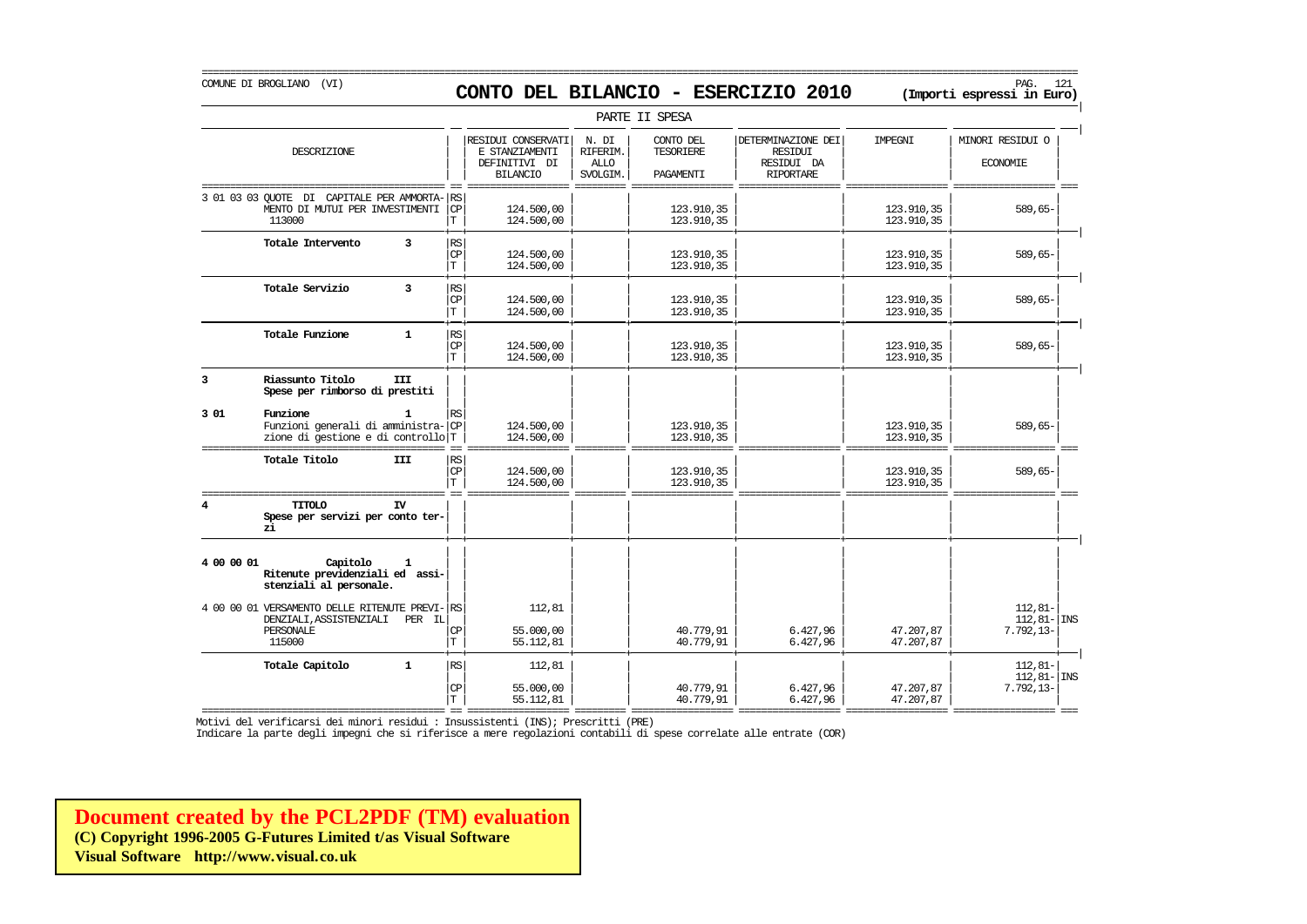COMUNE DI BROGLIANO (VI)

# CONTO DEL BILANCIO - ESERCIZIO 2010

**(Importi espressi in Euro)**

PARTE II SPESA

| DESCRIZIONE | | RESIDUI CONSERVATI E STANZIAMENTI DEFINITIVI DI BILANCIO | N. DI RIFERIM. ALLO SVOLGIM. | CONTO DEL TESORIERE PAGAMENTI | DETERMINAZIONE DEI RESIDUI RESIDUI DA RIPORTARE | IMPEGNI | MINORI RESIDUI O ECONOMIE | |
|---|---|---|---|---|---|---|---|---|
| 3 01 03 03 QUOTE DI CAPITALE PER AMMORTA- | RS | | | | | | | |
| MENTO DI MUTUI PER INVESTIMENTI | CP | 124.500,00 | | 123.910,35 | | 123.910,35 | 589,65- | |
| 113000 | T | 124.500,00 | | 123.910,35 | | 123.910,35 | | |
| **Totale Intervento 3** | RS | | | | | | | |
| | CP | 124.500,00 | | 123.910,35 | | 123.910,35 | 589,65- | |
| | T | 124.500,00 | | 123.910,35 | | 123.910,35 | | |
| **Totale Servizio 3** | RS | | | | | | | |
| | CP | 124.500,00 | | 123.910,35 | | 123.910,35 | 589,65- | |
| | T | 124.500,00 | | 123.910,35 | | 123.910,35 | | |
| **Totale Funzione 1** | RS | | | | | | | |
| | CP | 124.500,00 | | 123.910,35 | | 123.910,35 | 589,65- | |
| | T | 124.500,00 | | 123.910,35 | | 123.910,35 | | |
| **3 Riassunto Titolo III** **Spese per rimborso di prestiti** | | | | | | | | |
| **3 01 Funzione 1** | RS | | | | | | | |
| Funzioni generali di amministra- | CP | 124.500,00 | | 123.910,35 | | 123.910,35 | 589,65- | |
| zione di gestione e di controllo | T | 124.500,00 | | 123.910,35 | | 123.910,35 | | |
| **Totale Titolo III** | RS | | | | | | | |
| | CP | 124.500,00 | | 123.910,35 | | 123.910,35 | 589,65- | |
| | T | 124.500,00 | | 123.910,35 | | 123.910,35 | | |
| **4 TITOLO IV** **Spese per servizi per conto terzi** | | | | | | | | |
| **4 00 00 01 Capitolo 1** **Ritenute previdenziali ed assistenziali al personale.** | | | | | | | | |
| 4 00 00 01 VERSAMENTO DELLE RITENUTE PREVI- | RS | 112,81 | | | | | 112,81- | |
| DENZIALI,ASSISTENZIALI PER IL | | | | | | | 112,81- | INS |
| PERSONALE | CP | 55.000,00 | | 40.779,91 | 6.427,96 | 47.207,87 | 7.792,13- | |
| 115000 | T | 55.112,81 | | 40.779,91 | 6.427,96 | 47.207,87 | | |
| **Totale Capitolo 1** | RS | 112,81 | | | | | 112,81- | |
| | | | | | | | 112,81- | INS |
| | CP | 55.000,00 | | 40.779,91 | 6.427,96 | 47.207,87 | 7.792,13- | |
| | T | 55.112,81 | | 40.779,91 | 6.427,96 | 47.207,87 | | |

Motivi del verificarsi dei minori residui : Insussistenti (INS); Prescritti (PRE)
Indicare la parte degli impegni che si riferisce a mere regolazioni contabili di spese correlate alle entrate (COR)

**Document created by the PCL2PDF (TM) evaluation**
**(C) Copyright 1996-2005 G-Futures Limited t/as Visual Software**
**Visual Software http://www.visual.co.uk**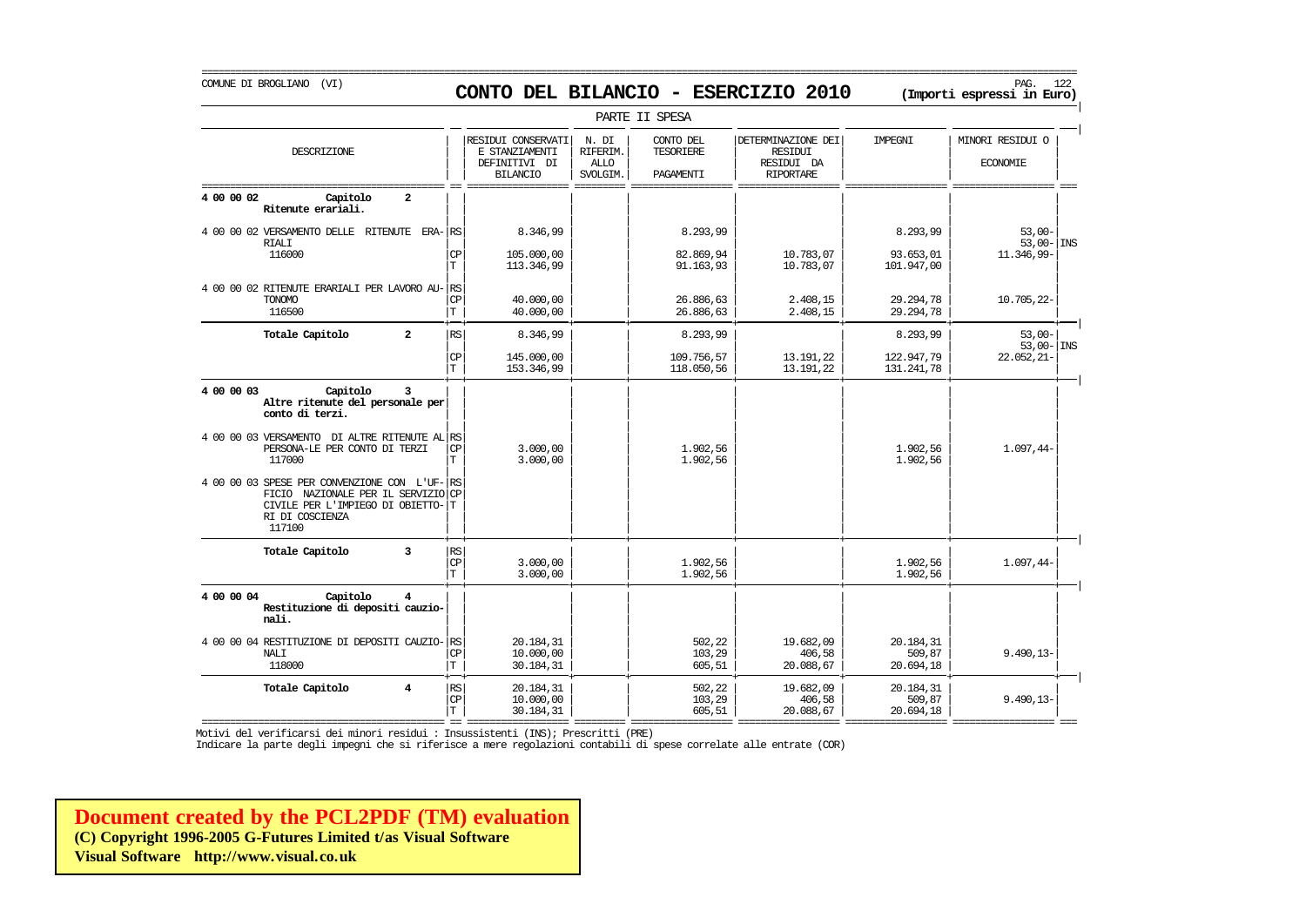COMUNE DI BROGLIANO (VI)

# CONTO DEL BILANCIO - ESERCIZIO 2010

**(Importi espressi in Euro)**

PARTE II SPESA

| DESCRIZIONE | | RESIDUI CONSERVATI E STANZIAMENTI DEFINITIVI DI BILANCIO | N. DI RIFERIM. ALLO SVOLGIM. | CONTO DEL TESORIERE PAGAMENTI | DETERMINAZIONE DEI RESIDUI RESIDUI DA RIPORTARE | IMPEGNI | MINORI RESIDUI O ECONOMIE | |
|---|---|---|---|---|---|---|---|---|
| **4 00 00 02 Capitolo 2 Ritenute erariali.** | | | | | | | | |
| 4 00 00 02 VERSAMENTO DELLE RITENUTE ERARIALI | RS | 8.346,99 | | 8.293,99 | | 8.293,99 | 53,00- | |
| | | | | | | | 53,00- | INS |
| 116000 | CP | 105.000,00 | | 82.869,94 | 10.783,07 | 93.653,01 | 11.346,99- | |
| | T | 113.346,99 | | 91.163,93 | 10.783,07 | 101.947,00 | | |
| 4 00 00 02 RITENUTE ERARIALI PER LAVORO AUTONOMO | RS | | | | | | | |
| | CP | 40.000,00 | | 26.886,63 | 2.408,15 | 29.294,78 | 10.705,22- | |
| 116500 | T | 40.000,00 | | 26.886,63 | 2.408,15 | 29.294,78 | | |
| **Totale Capitolo 2** | RS | 8.346,99 | | 8.293,99 | | 8.293,99 | 53,00- | |
| | | | | | | | 53,00- | INS |
| | CP | 145.000,00 | | 109.756,57 | 13.191,22 | 122.947,79 | 22.052,21- | |
| | T | 153.346,99 | | 118.050,56 | 13.191,22 | 131.241,78 | | |
| **4 00 00 03 Capitolo 3 Altre ritenute del personale per conto di terzi.** | | | | | | | | |
| 4 00 00 03 VERSAMENTO DI ALTRE RITENUTE AL PERSONA-LE PER CONTO DI TERZI | RS | | | | | | | |
| | CP | 3.000,00 | | 1.902,56 | | 1.902,56 | 1.097,44- | |
| 117000 | T | 3.000,00 | | 1.902,56 | | 1.902,56 | | |
| 4 00 00 03 SPESE PER CONVENZIONE CON L'UFFICIO NAZIONALE PER IL SERVIZIO CIVILE PER L'IMPIEGO DI OBIETTORI DI COSCIENZA 117100 | RS | | | | | | | |
| | CP | | | | | | | |
| | T | | | | | | | |
| **Totale Capitolo 3** | RS | | | | | | | |
| | CP | 3.000,00 | | 1.902,56 | | 1.902,56 | 1.097,44- | |
| | T | 3.000,00 | | 1.902,56 | | 1.902,56 | | |
| **4 00 00 04 Capitolo 4 Restituzione di depositi cauzionali.** | | | | | | | | |
| 4 00 00 04 RESTITUZIONE DI DEPOSITI CAUZIONALI | RS | 20.184,31 | | 502,22 | 19.682,09 | 20.184,31 | | |
| | CP | 10.000,00 | | 103,29 | 406,58 | 509,87 | 9.490,13- | |
| 118000 | T | 30.184,31 | | 605,51 | 20.088,67 | 20.694,18 | | |
| **Totale Capitolo 4** | RS | 20.184,31 | | 502,22 | 19.682,09 | 20.184,31 | | |
| | CP | 10.000,00 | | 103,29 | 406,58 | 509,87 | 9.490,13- | |
| | T | 30.184,31 | | 605,51 | 20.088,67 | 20.694,18 | | |

Motivi del verificarsi dei minori residui : Insussistenti (INS); Prescritti (PRE)

Indicare la parte degli impegni che si riferisce a mere regolazioni contabili di spese correlate alle entrate (COR)

**Document created by the PCL2PDF (TM) evaluation**
**(C) Copyright 1996-2005 G-Futures Limited t/as Visual Software**
**Visual Software http://www.visual.co.uk**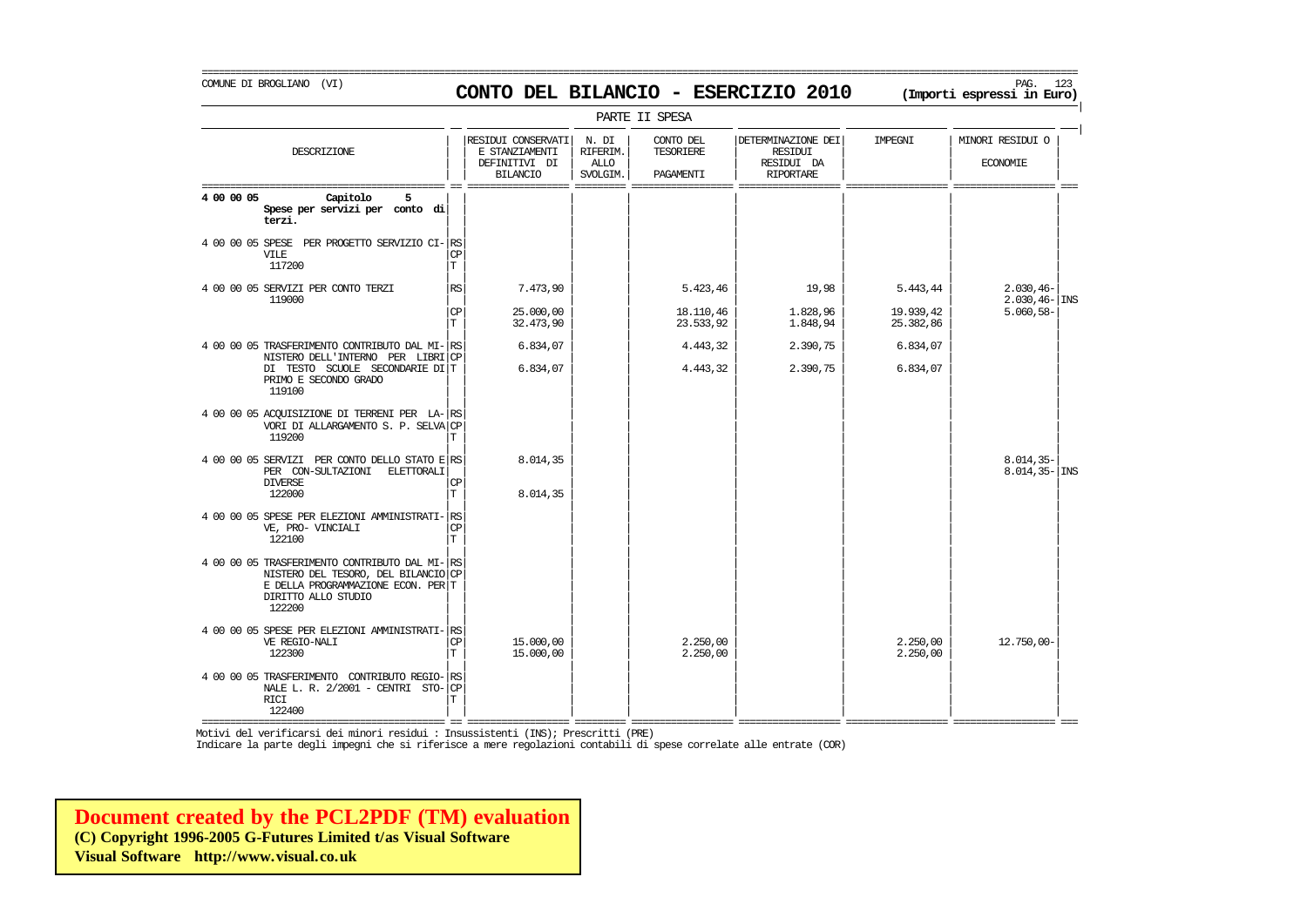COMUNE DI BROGLIANO (VI)

# CONTO DEL BILANCIO - ESERCIZIO 2010

**(Importi espressi in Euro)**

PARTE II SPESA

| DESCRIZIONE | | RESIDUI CONSERVATI E STANZIAMENTI DEFINITIVI DI BILANCIO | N. DI RIFERIM. ALLO SVOLGIM. | CONTO DEL TESORIERE PAGAMENTI | DETERMINAZIONE DEI RESIDUI RESIDUI DA RIPORTARE | IMPEGNI | MINORI RESIDUI O ECONOMIE | |
|---|---|---|---|---|---|---|---|---|
| **4 00 00 05 Capitolo 5 Spese per servizi per conto di terzi.** | | | | | | | | |
| 4 00 00 05 SPESE PER PROGETTO SERVIZIO CIVILE 117200 | RS | | | | | | | |
| | CP | | | | | | | |
| | T | | | | | | | |
| 4 00 00 05 SERVIZI PER CONTO TERZI 119000 | RS | 7.473,90 | | 5.423,46 | 19,98 | 5.443,44 | 2.030,46- | |
| | | | | | | | 2.030,46- | INS |
| | CP | 25.000,00 | | 18.110,46 | 1.828,96 | 19.939,42 | 5.060,58- | |
| | T | 32.473,90 | | 23.533,92 | 1.848,94 | 25.382,86 | | |
| 4 00 00 05 TRASFERIMENTO CONTRIBUTO DAL MINISTERO DELL'INTERNO PER LIBRI DI TESTO SCUOLE SECONDARIE DI PRIMO E SECONDO GRADO 119100 | RS | 6.834,07 | | 4.443,32 | 2.390,75 | 6.834,07 | | |
| | CP | | | | | | | |
| | T | 6.834,07 | | 4.443,32 | 2.390,75 | 6.834,07 | | |
| 4 00 00 05 ACQUISIZIONE DI TERRENI PER LAVORI DI ALLARGAMENTO S. P. SELVA 119200 | RS | | | | | | | |
| | CP | | | | | | | |
| | T | | | | | | | |
| 4 00 00 05 SERVIZI PER CONTO DELLO STATO E PER CON-SULTAZIONI ELETTORALI DIVERSE 122000 | RS | 8.014,35 | | | | | 8.014,35- | |
| | | | | | | | 8.014,35- | INS |
| | CP | | | | | | | |
| | T | 8.014,35 | | | | | | |
| 4 00 00 05 SPESE PER ELEZIONI AMMINISTRATIVE, PRO- VINCIALI 122100 | RS | | | | | | | |
| | CP | | | | | | | |
| | T | | | | | | | |
| 4 00 00 05 TRASFERIMENTO CONTRIBUTO DAL MINISTERO DEL TESORO, DEL BILANCIO E DELLA PROGRAMMAZIONE ECON. PER DIRITTO ALLO STUDIO 122200 | RS | | | | | | | |
| | CP | | | | | | | |
| | T | | | | | | | |
| 4 00 00 05 SPESE PER ELEZIONI AMMINISTRATIVE REGIO-NALI 122300 | RS | | | | | | | |
| | CP | 15.000,00 | | 2.250,00 | | 2.250,00 | 12.750,00- | |
| | T | 15.000,00 | | 2.250,00 | | 2.250,00 | | |
| 4 00 00 05 TRASFERIMENTO CONTRIBUTO REGIONALE L. R. 2/2001 - CENTRI STORICI 122400 | RS | | | | | | | |
| | CP | | | | | | | |
| | T | | | | | | | |

Motivi del verificarsi dei minori residui : Insussistenti (INS); Prescritti (PRE)

Indicare la parte degli impegni che si riferisce a mere regolazioni contabili di spese correlate alle entrate (COR)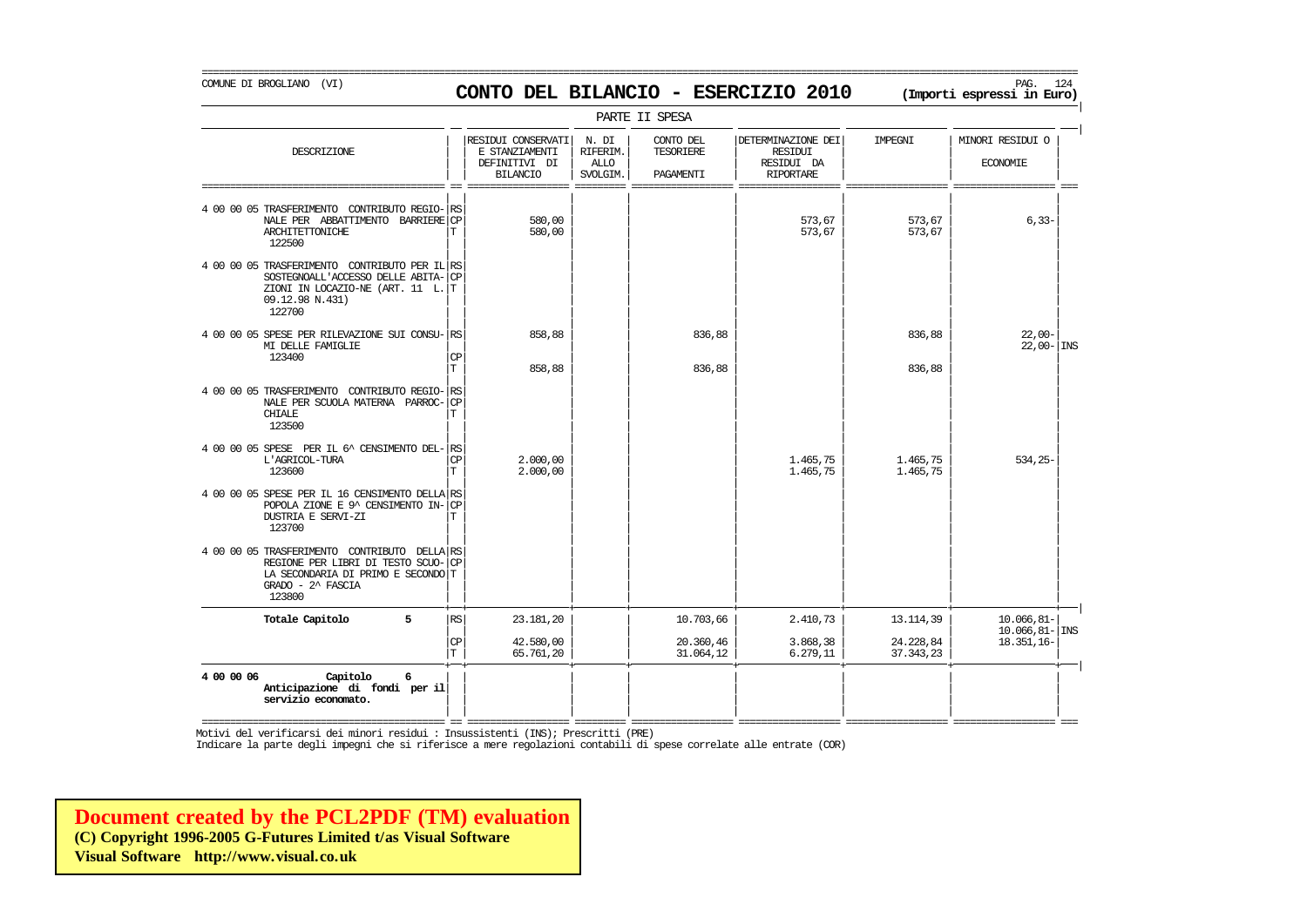COMUNE DI BROGLIANO (VI)

# CONTO DEL BILANCIO - ESERCIZIO 2010

**(Importi espressi in Euro)**

PARTE II SPESA

| DESCRIZIONE | | RESIDUI CONSERVATI E STANZIAMENTI DEFINITIVI DI BILANCIO | N. DI RIFERIM. ALLO SVOLGIM. | CONTO DEL TESORIERE PAGAMENTI | DETERMINAZIONE DEI RESIDUI RESIDUI DA RIPORTARE | IMPEGNI | MINORI RESIDUI O ECONOMIE | |
|---|---|---|---|---|---|---|---|---|
| 4 00 00 05 TRASFERIMENTO CONTRIBUTO REGIONALE PER ABBATTIMENTO BARRIERE ARCHITETTONICHE 122500 | RS | | | | | | | |
| | CP | 580,00 | | | 573,67 | 573,67 | 6,33- | |
| | T | 580,00 | | | 573,67 | 573,67 | | |
| 4 00 00 05 TRASFERIMENTO CONTRIBUTO PER IL SOSTEGNOALL'ACCESSO DELLE ABITAZIONI IN LOCAZIO-NE (ART. 11 L. 09.12.98 N.431) 122700 | RS | | | | | | | |
| | CP | | | | | | | |
| | T | | | | | | | |
| 4 00 00 05 SPESE PER RILEVAZIONE SUI CONSUMI DELLE FAMIGLIE 123400 | RS | 858,88 | | 836,88 | | 836,88 | 22,00- | |
| | | | | | | | 22,00- | INS |
| | CP | | | | | | | |
| | T | 858,88 | | 836,88 | | 836,88 | | |
| 4 00 00 05 TRASFERIMENTO CONTRIBUTO REGIONALE PER SCUOLA MATERNA PARROCCHIALE 123500 | RS | | | | | | | |
| | CP | | | | | | | |
| | T | | | | | | | |
| 4 00 00 05 SPESE PER IL 6^ CENSIMENTO DELL'AGRICOL-TURA 123600 | RS | | | | | | | |
| | CP | 2.000,00 | | | 1.465,75 | 1.465,75 | 534,25- | |
| | T | 2.000,00 | | | 1.465,75 | 1.465,75 | | |
| 4 00 00 05 SPESE PER IL 16 CENSIMENTO DELLA POPOLA ZIONE E 9^ CENSIMENTO INDUSTRIA E SERVI-ZI 123700 | RS | | | | | | | |
| | CP | | | | | | | |
| | T | | | | | | | |
| 4 00 00 05 TRASFERIMENTO CONTRIBUTO DELLA REGIONE PER LIBRI DI TESTO SCUOLA SECONDARIA DI PRIMO E SECONDO GRADO - 2^ FASCIA 123800 | RS | | | | | | | |
| | CP | | | | | | | |
| | T | | | | | | | |
| **Totale Capitolo 5** | RS | 23.181,20 | | 10.703,66 | 2.410,73 | 13.114,39 | 10.066,81- | |
| | | | | | | | 10.066,81- | INS |
| | CP | 42.580,00 | | 20.360,46 | 3.868,38 | 24.228,84 | 18.351,16- | |
| | T | 65.761,20 | | 31.064,12 | 6.279,11 | 37.343,23 | | |
| **4 00 00 06 Capitolo 6 Anticipazione di fondi per il servizio economato.** | | | | | | | | |

Motivi del verificarsi dei minori residui : Insussistenti (INS); Prescritti (PRE)
Indicare la parte degli impegni che si riferisce a mere regolazioni contabili di spese correlate alle entrate (COR)

**Document created by the PCL2PDF (TM) evaluation**
**(C) Copyright 1996-2005 G-Futures Limited t/as Visual Software**
**Visual Software http://www.visual.co.uk**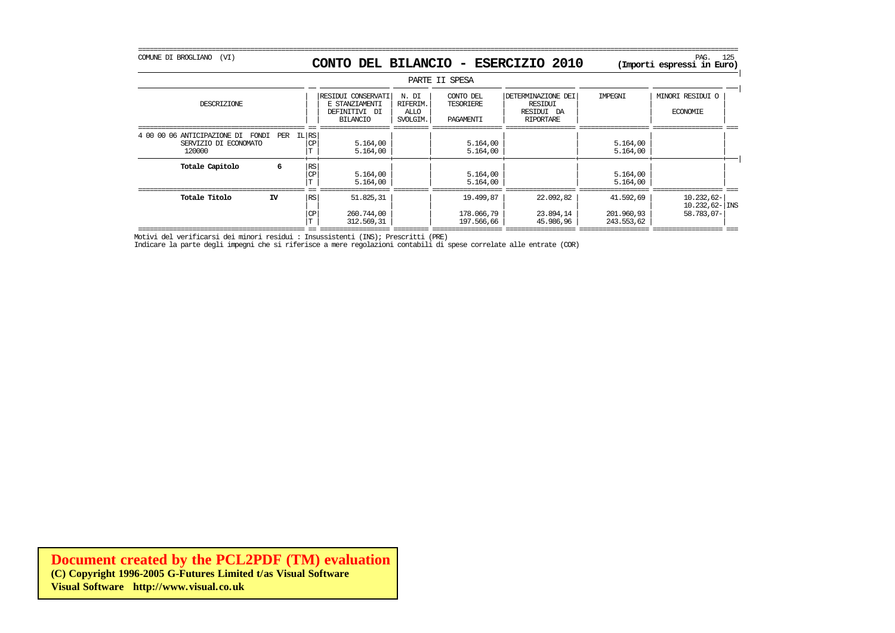COMUNE DI BROGLIANO (VI)

# CONTO DEL BILANCIO - ESERCIZIO 2010

**(Importi espressi in Euro)**

PARTE II SPESA

| DESCRIZIONE | | RESIDUI CONSERVATI E STANZIAMENTI DEFINITIVI DI BILANCIO | N. DI RIFERIM. ALLO SVOLGIM. | CONTO DEL TESORIERE PAGAMENTI | DETERMINAZIONE DEI RESIDUI RESIDUI DA RIPORTARE | IMPEGNI | MINORI RESIDUI O ECONOMIE | |
|---|---|---|---|---|---|---|---|---|
| 4 00 00 06 ANTICIPAZIONE DI FONDI PER IL SERVIZIO DI ECONOMATO 120000 | RS | | | | | | | |
| | CP | 5.164,00 | | 5.164,00 | | 5.164,00 | | |
| | T | 5.164,00 | | 5.164,00 | | 5.164,00 | | |
| **Totale Capitolo 6** | RS | | | | | | | |
| | CP | 5.164,00 | | 5.164,00 | | 5.164,00 | | |
| | T | 5.164,00 | | 5.164,00 | | 5.164,00 | | |
| **Totale Titolo IV** | RS | 51.825,31 | | 19.499,87 | 22.092,82 | 41.592,69 | 10.232,62- | |
| | | | | | | | 10.232,62- | INS |
| | CP | 260.744,00 | | 178.066,79 | 23.894,14 | 201.960,93 | 58.783,07- | |
| | T | 312.569,31 | | 197.566,66 | 45.986,96 | 243.553,62 | | |

Motivi del verificarsi dei minori residui : Insussistenti (INS); Prescritti (PRE)

Indicare la parte degli impegni che si riferisce a mere regolazioni contabili di spese correlate alle entrate (COR)

**Document created by the PCL2PDF (TM) evaluation**
**(C) Copyright 1996-2005 G-Futures Limited t/as Visual Software**
**Visual Software http://www.visual.co.uk**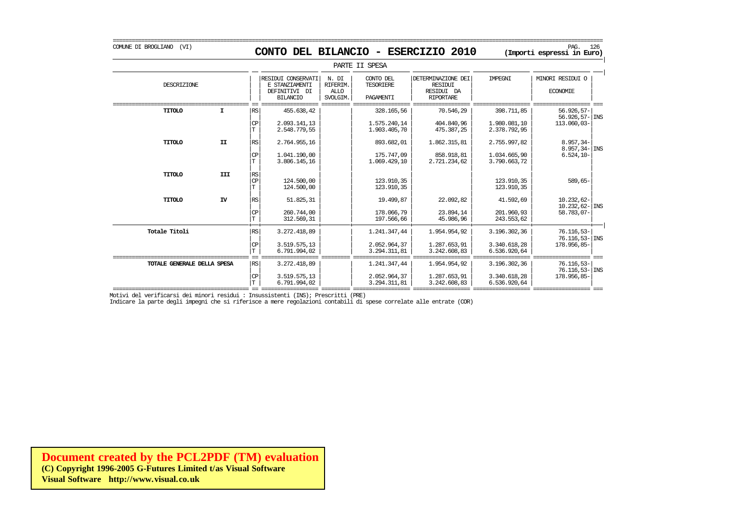COMUNE DI BROGLIANO (VI)

# CONTO DEL BILANCIO - ESERCIZIO 2010

**(Importi espressi in Euro)**

PARTE II SPESA

| DESCRIZIONE | | | RESIDUI CONSERVATI E STANZIAMENTI DEFINITIVI DI BILANCIO | N. DI RIFERIM. ALLO SVOLGIM. | CONTO DEL TESORIERE PAGAMENTI | DETERMINAZIONE DEI RESIDUI RESIDUI DA RIPORTARE | IMPEGNI | MINORI RESIDUI O ECONOMIE | |
|---|---|---|---|---|---|---|---|---|---|
| **TITOLO** | **I** | RS | 455.638,42 | | 328.165,56 | 70.546,29 | 398.711,85 | 56.926,57- | |
| | | | | | | | | 56.926,57- | INS |
| | | CP | 2.093.141,13 | | 1.575.240,14 | 404.840,96 | 1.980.081,10 | 113.060,03- | |
| | | T | 2.548.779,55 | | 1.903.405,70 | 475.387,25 | 2.378.792,95 | | |
| **TITOLO** | **II** | RS | 2.764.955,16 | | 893.682,01 | 1.862.315,81 | 2.755.997,82 | 8.957,34- | |
| | | | | | | | | 8.957,34- | INS |
| | | CP | 1.041.190,00 | | 175.747,09 | 858.918,81 | 1.034.665,90 | 6.524,10- | |
| | | T | 3.806.145,16 | | 1.069.429,10 | 2.721.234,62 | 3.790.663,72 | | |
| **TITOLO** | **III** | RS | | | | | | | |
| | | CP | 124.500,00 | | 123.910,35 | | 123.910,35 | 589,65- | |
| | | T | 124.500,00 | | 123.910,35 | | 123.910,35 | | |
| **TITOLO** | **IV** | RS | 51.825,31 | | 19.499,87 | 22.092,82 | 41.592,69 | 10.232,62- | |
| | | | | | | | | 10.232,62- | INS |
| | | CP | 260.744,00 | | 178.066,79 | 23.894,14 | 201.960,93 | 58.783,07- | |
| | | T | 312.569,31 | | 197.566,66 | 45.986,96 | 243.553,62 | | |
| **Totale Titoli** | | RS | 3.272.418,89 | | 1.241.347,44 | 1.954.954,92 | 3.196.302,36 | 76.116,53- | |
| | | | | | | | | 76.116,53- | INS |
| | | CP | 3.519.575,13 | | 2.052.964,37 | 1.287.653,91 | 3.340.618,28 | 178.956,85- | |
| | | T | 6.791.994,02 | | 3.294.311,81 | 3.242.608,83 | 6.536.920,64 | | |
| **TOTALE GENERALE DELLA SPESA** | | RS | 3.272.418,89 | | 1.241.347,44 | 1.954.954,92 | 3.196.302,36 | 76.116,53- | |
| | | | | | | | | 76.116,53- | INS |
| | | CP | 3.519.575,13 | | 2.052.964,37 | 1.287.653,91 | 3.340.618,28 | 178.956,85- | |
| | | T | 6.791.994,02 | | 3.294.311,81 | 3.242.608,83 | 6.536.920,64 | | |

Motivi del verificarsi dei minori residui : Insussistenti (INS); Prescritti (PRE)

Indicare la parte degli impegni che si riferisce a mere regolazioni contabili di spese correlate alle entrate (COR)

**Document created by the PCL2PDF (TM) evaluation**
**(C) Copyright 1996-2005 G-Futures Limited t/as Visual Software**
**Visual Software http://www.visual.co.uk**